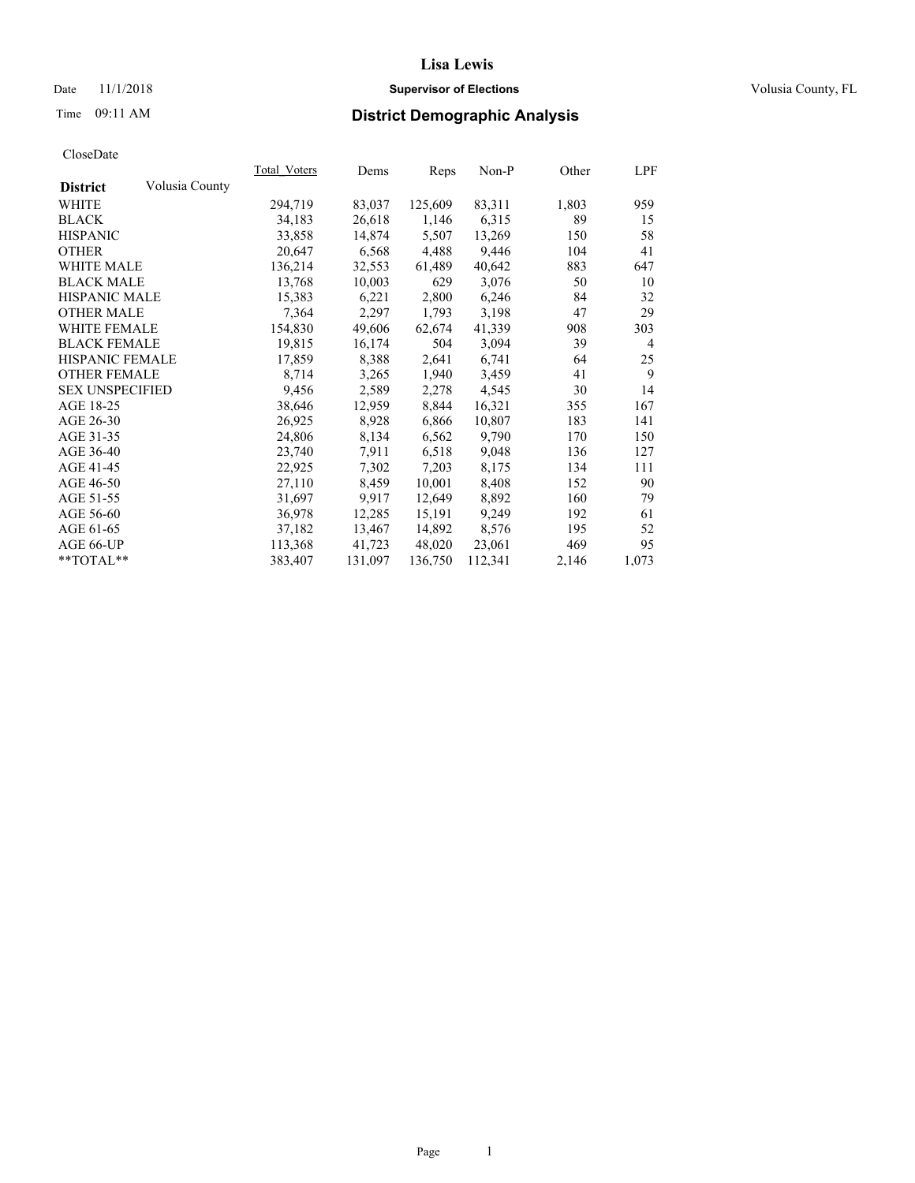# Lisa Lewis

Date 11/1/2018 **Supervisor of Elections** Volusia County, FL

Time 09:11 AM **District Demographic Analysis**

CloseDate

| District | Volusia County | Total_Voters | Dems | Reps | Non-P | Other | LPF |
|---|---|---|---|---|---|---|---|
| WHITE | | 294,719 | 83,037 | 125,609 | 83,311 | 1,803 | 959 |
| BLACK | | 34,183 | 26,618 | 1,146 | 6,315 | 89 | 15 |
| HISPANIC | | 33,858 | 14,874 | 5,507 | 13,269 | 150 | 58 |
| OTHER | | 20,647 | 6,568 | 4,488 | 9,446 | 104 | 41 |
| WHITE MALE | | 136,214 | 32,553 | 61,489 | 40,642 | 883 | 647 |
| BLACK MALE | | 13,768 | 10,003 | 629 | 3,076 | 50 | 10 |
| HISPANIC MALE | | 15,383 | 6,221 | 2,800 | 6,246 | 84 | 32 |
| OTHER MALE | | 7,364 | 2,297 | 1,793 | 3,198 | 47 | 29 |
| WHITE FEMALE | | 154,830 | 49,606 | 62,674 | 41,339 | 908 | 303 |
| BLACK FEMALE | | 19,815 | 16,174 | 504 | 3,094 | 39 | 4 |
| HISPANIC FEMALE | | 17,859 | 8,388 | 2,641 | 6,741 | 64 | 25 |
| OTHER FEMALE | | 8,714 | 3,265 | 1,940 | 3,459 | 41 | 9 |
| SEX UNSPECIFIED | | 9,456 | 2,589 | 2,278 | 4,545 | 30 | 14 |
| AGE 18-25 | | 38,646 | 12,959 | 8,844 | 16,321 | 355 | 167 |
| AGE 26-30 | | 26,925 | 8,928 | 6,866 | 10,807 | 183 | 141 |
| AGE 31-35 | | 24,806 | 8,134 | 6,562 | 9,790 | 170 | 150 |
| AGE 36-40 | | 23,740 | 7,911 | 6,518 | 9,048 | 136 | 127 |
| AGE 41-45 | | 22,925 | 7,302 | 7,203 | 8,175 | 134 | 111 |
| AGE 46-50 | | 27,110 | 8,459 | 10,001 | 8,408 | 152 | 90 |
| AGE 51-55 | | 31,697 | 9,917 | 12,649 | 8,892 | 160 | 79 |
| AGE 56-60 | | 36,978 | 12,285 | 15,191 | 9,249 | 192 | 61 |
| AGE 61-65 | | 37,182 | 13,467 | 14,892 | 8,576 | 195 | 52 |
| AGE 66-UP | | 113,368 | 41,723 | 48,020 | 23,061 | 469 | 95 |
| **TOTAL** | | 383,407 | 131,097 | 136,750 | 112,341 | 2,146 | 1,073 |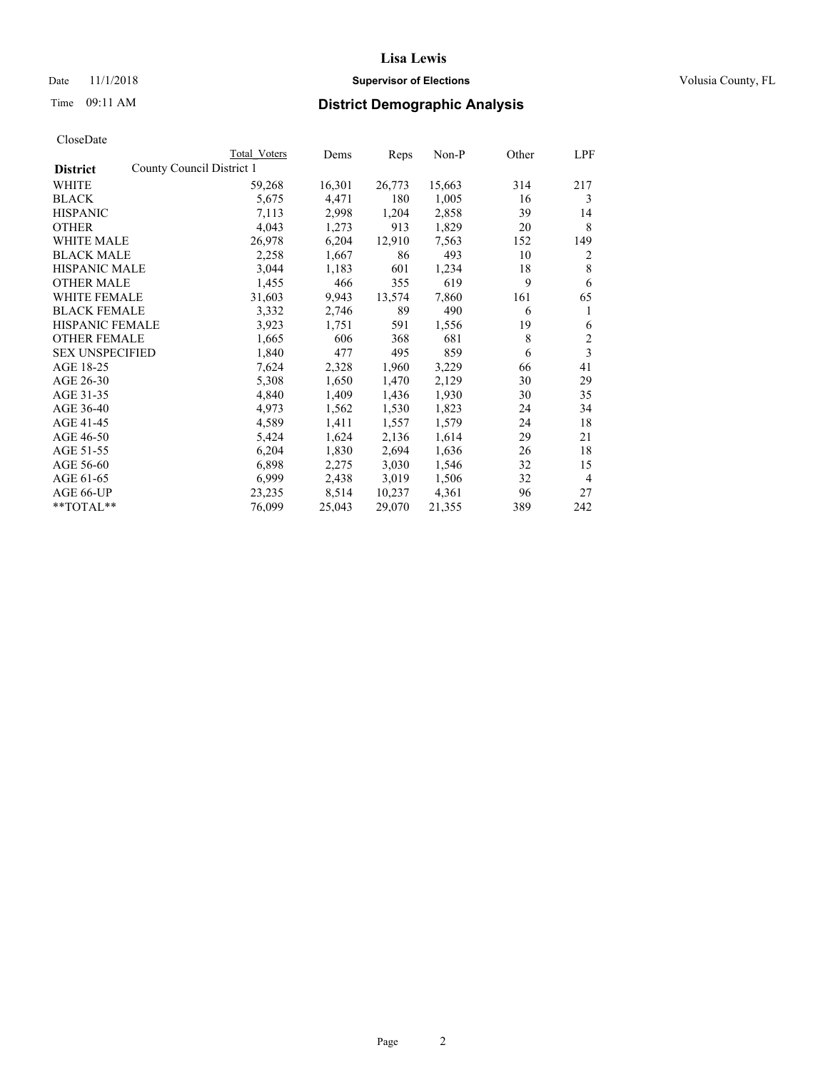# Lisa Lewis

Date 11/1/2018 **Supervisor of Elections** Volusia County, FL

Time 09:11 AM

## District Demographic Analysis

CloseDate

| District | Total Voters | Dems | Reps | Non-P | Other | LPF |
|---|---|---|---|---|---|---|
| County Council District 1 | | | | | | |
| WHITE | 59,268 | 16,301 | 26,773 | 15,663 | 314 | 217 |
| BLACK | 5,675 | 4,471 | 180 | 1,005 | 16 | 3 |
| HISPANIC | 7,113 | 2,998 | 1,204 | 2,858 | 39 | 14 |
| OTHER | 4,043 | 1,273 | 913 | 1,829 | 20 | 8 |
| WHITE MALE | 26,978 | 6,204 | 12,910 | 7,563 | 152 | 149 |
| BLACK MALE | 2,258 | 1,667 | 86 | 493 | 10 | 2 |
| HISPANIC MALE | 3,044 | 1,183 | 601 | 1,234 | 18 | 8 |
| OTHER MALE | 1,455 | 466 | 355 | 619 | 9 | 6 |
| WHITE FEMALE | 31,603 | 9,943 | 13,574 | 7,860 | 161 | 65 |
| BLACK FEMALE | 3,332 | 2,746 | 89 | 490 | 6 | 1 |
| HISPANIC FEMALE | 3,923 | 1,751 | 591 | 1,556 | 19 | 6 |
| OTHER FEMALE | 1,665 | 606 | 368 | 681 | 8 | 2 |
| SEX UNSPECIFIED | 1,840 | 477 | 495 | 859 | 6 | 3 |
| AGE 18-25 | 7,624 | 2,328 | 1,960 | 3,229 | 66 | 41 |
| AGE 26-30 | 5,308 | 1,650 | 1,470 | 2,129 | 30 | 29 |
| AGE 31-35 | 4,840 | 1,409 | 1,436 | 1,930 | 30 | 35 |
| AGE 36-40 | 4,973 | 1,562 | 1,530 | 1,823 | 24 | 34 |
| AGE 41-45 | 4,589 | 1,411 | 1,557 | 1,579 | 24 | 18 |
| AGE 46-50 | 5,424 | 1,624 | 2,136 | 1,614 | 29 | 21 |
| AGE 51-55 | 6,204 | 1,830 | 2,694 | 1,636 | 26 | 18 |
| AGE 56-60 | 6,898 | 2,275 | 3,030 | 1,546 | 32 | 15 |
| AGE 61-65 | 6,999 | 2,438 | 3,019 | 1,506 | 32 | 4 |
| AGE 66-UP | 23,235 | 8,514 | 10,237 | 4,361 | 96 | 27 |
| **TOTAL** | 76,099 | 25,043 | 29,070 | 21,355 | 389 | 242 |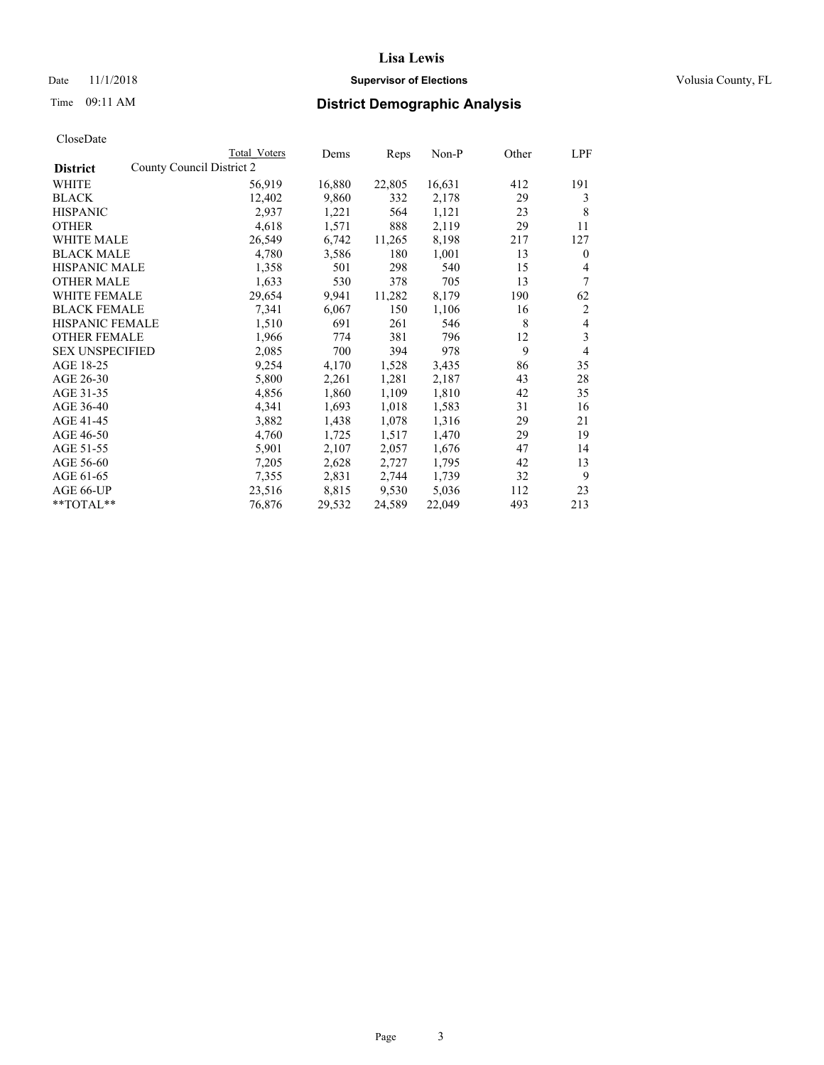# Lisa Lewis

Date 11/1/2018 **Supervisor of Elections** Volusia County, FL

Time 09:11 AM **District Demographic Analysis**

CloseDate

| District | County Council District 2 Total Voters | Dems | Reps | Non-P | Other | LPF |
|---|---|---|---|---|---|---|
| WHITE | 56,919 | 16,880 | 22,805 | 16,631 | 412 | 191 |
| BLACK | 12,402 | 9,860 | 332 | 2,178 | 29 | 3 |
| HISPANIC | 2,937 | 1,221 | 564 | 1,121 | 23 | 8 |
| OTHER | 4,618 | 1,571 | 888 | 2,119 | 29 | 11 |
| WHITE MALE | 26,549 | 6,742 | 11,265 | 8,198 | 217 | 127 |
| BLACK MALE | 4,780 | 3,586 | 180 | 1,001 | 13 | 0 |
| HISPANIC MALE | 1,358 | 501 | 298 | 540 | 15 | 4 |
| OTHER MALE | 1,633 | 530 | 378 | 705 | 13 | 7 |
| WHITE FEMALE | 29,654 | 9,941 | 11,282 | 8,179 | 190 | 62 |
| BLACK FEMALE | 7,341 | 6,067 | 150 | 1,106 | 16 | 2 |
| HISPANIC FEMALE | 1,510 | 691 | 261 | 546 | 8 | 4 |
| OTHER FEMALE | 1,966 | 774 | 381 | 796 | 12 | 3 |
| SEX UNSPECIFIED | 2,085 | 700 | 394 | 978 | 9 | 4 |
| AGE 18-25 | 9,254 | 4,170 | 1,528 | 3,435 | 86 | 35 |
| AGE 26-30 | 5,800 | 2,261 | 1,281 | 2,187 | 43 | 28 |
| AGE 31-35 | 4,856 | 1,860 | 1,109 | 1,810 | 42 | 35 |
| AGE 36-40 | 4,341 | 1,693 | 1,018 | 1,583 | 31 | 16 |
| AGE 41-45 | 3,882 | 1,438 | 1,078 | 1,316 | 29 | 21 |
| AGE 46-50 | 4,760 | 1,725 | 1,517 | 1,470 | 29 | 19 |
| AGE 51-55 | 5,901 | 2,107 | 2,057 | 1,676 | 47 | 14 |
| AGE 56-60 | 7,205 | 2,628 | 2,727 | 1,795 | 42 | 13 |
| AGE 61-65 | 7,355 | 2,831 | 2,744 | 1,739 | 32 | 9 |
| AGE 66-UP | 23,516 | 8,815 | 9,530 | 5,036 | 112 | 23 |
| **TOTAL** | 76,876 | 29,532 | 24,589 | 22,049 | 493 | 213 |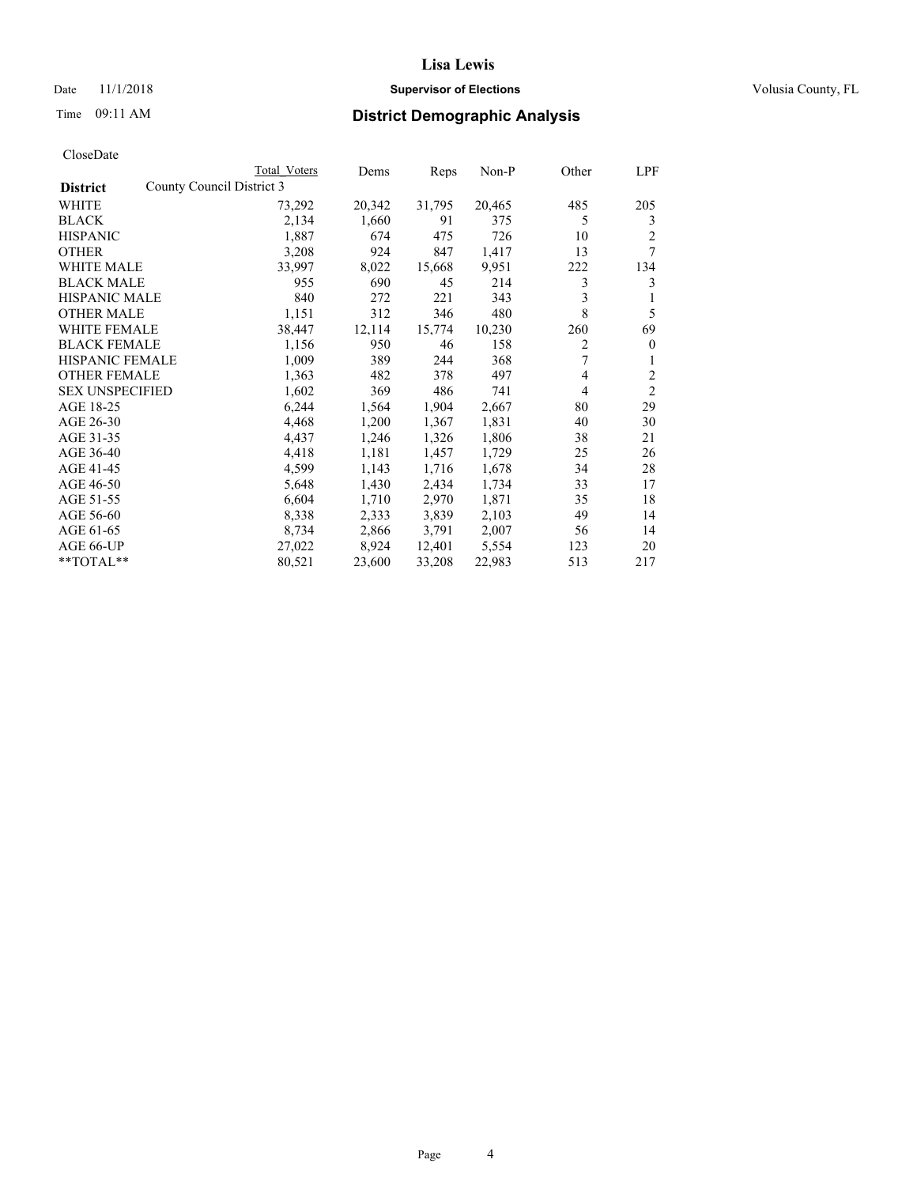# District Demographic Analysis

Lisa Lewis
Supervisor of Elections
Volusia County, FL

Date 11/1/2018
Time 09:11 AM

CloseDate

| District | Total Voters | Dems | Reps | Non-P | Other | LPF |
|---|---|---|---|---|---|---|
| County Council District 3 | | | | | | |
| WHITE | 73,292 | 20,342 | 31,795 | 20,465 | 485 | 205 |
| BLACK | 2,134 | 1,660 | 91 | 375 | 5 | 3 |
| HISPANIC | 1,887 | 674 | 475 | 726 | 10 | 2 |
| OTHER | 3,208 | 924 | 847 | 1,417 | 13 | 7 |
| WHITE MALE | 33,997 | 8,022 | 15,668 | 9,951 | 222 | 134 |
| BLACK MALE | 955 | 690 | 45 | 214 | 3 | 3 |
| HISPANIC MALE | 840 | 272 | 221 | 343 | 3 | 1 |
| OTHER MALE | 1,151 | 312 | 346 | 480 | 8 | 5 |
| WHITE FEMALE | 38,447 | 12,114 | 15,774 | 10,230 | 260 | 69 |
| BLACK FEMALE | 1,156 | 950 | 46 | 158 | 2 | 0 |
| HISPANIC FEMALE | 1,009 | 389 | 244 | 368 | 7 | 1 |
| OTHER FEMALE | 1,363 | 482 | 378 | 497 | 4 | 2 |
| SEX UNSPECIFIED | 1,602 | 369 | 486 | 741 | 4 | 2 |
| AGE 18-25 | 6,244 | 1,564 | 1,904 | 2,667 | 80 | 29 |
| AGE 26-30 | 4,468 | 1,200 | 1,367 | 1,831 | 40 | 30 |
| AGE 31-35 | 4,437 | 1,246 | 1,326 | 1,806 | 38 | 21 |
| AGE 36-40 | 4,418 | 1,181 | 1,457 | 1,729 | 25 | 26 |
| AGE 41-45 | 4,599 | 1,143 | 1,716 | 1,678 | 34 | 28 |
| AGE 46-50 | 5,648 | 1,430 | 2,434 | 1,734 | 33 | 17 |
| AGE 51-55 | 6,604 | 1,710 | 2,970 | 1,871 | 35 | 18 |
| AGE 56-60 | 8,338 | 2,333 | 3,839 | 2,103 | 49 | 14 |
| AGE 61-65 | 8,734 | 2,866 | 3,791 | 2,007 | 56 | 14 |
| AGE 66-UP | 27,022 | 8,924 | 12,401 | 5,554 | 123 | 20 |
| **TOTAL** | 80,521 | 23,600 | 33,208 | 22,983 | 513 | 217 |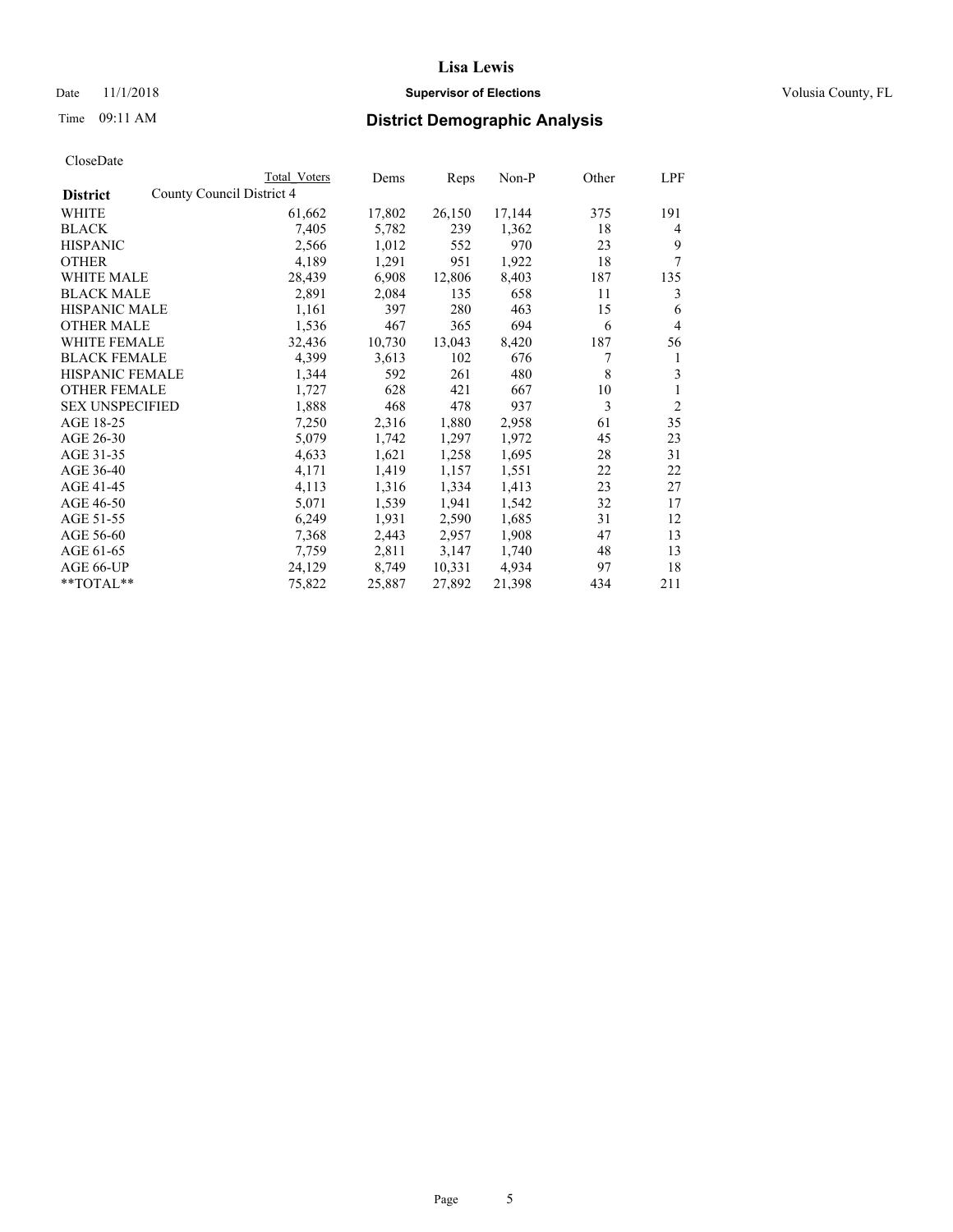# Lisa Lewis

Date 11/1/2018 **Supervisor of Elections** Volusia County, FL

Time 09:11 AM **District Demographic Analysis**

CloseDate

| District | Total Voters | Dems | Reps | Non-P | Other | LPF |
|---|---|---|---|---|---|---|
| County Council District 4 | | | | | | |
| WHITE | 61,662 | 17,802 | 26,150 | 17,144 | 375 | 191 |
| BLACK | 7,405 | 5,782 | 239 | 1,362 | 18 | 4 |
| HISPANIC | 2,566 | 1,012 | 552 | 970 | 23 | 9 |
| OTHER | 4,189 | 1,291 | 951 | 1,922 | 18 | 7 |
| WHITE MALE | 28,439 | 6,908 | 12,806 | 8,403 | 187 | 135 |
| BLACK MALE | 2,891 | 2,084 | 135 | 658 | 11 | 3 |
| HISPANIC MALE | 1,161 | 397 | 280 | 463 | 15 | 6 |
| OTHER MALE | 1,536 | 467 | 365 | 694 | 6 | 4 |
| WHITE FEMALE | 32,436 | 10,730 | 13,043 | 8,420 | 187 | 56 |
| BLACK FEMALE | 4,399 | 3,613 | 102 | 676 | 7 | 1 |
| HISPANIC FEMALE | 1,344 | 592 | 261 | 480 | 8 | 3 |
| OTHER FEMALE | 1,727 | 628 | 421 | 667 | 10 | 1 |
| SEX UNSPECIFIED | 1,888 | 468 | 478 | 937 | 3 | 2 |
| AGE 18-25 | 7,250 | 2,316 | 1,880 | 2,958 | 61 | 35 |
| AGE 26-30 | 5,079 | 1,742 | 1,297 | 1,972 | 45 | 23 |
| AGE 31-35 | 4,633 | 1,621 | 1,258 | 1,695 | 28 | 31 |
| AGE 36-40 | 4,171 | 1,419 | 1,157 | 1,551 | 22 | 22 |
| AGE 41-45 | 4,113 | 1,316 | 1,334 | 1,413 | 23 | 27 |
| AGE 46-50 | 5,071 | 1,539 | 1,941 | 1,542 | 32 | 17 |
| AGE 51-55 | 6,249 | 1,931 | 2,590 | 1,685 | 31 | 12 |
| AGE 56-60 | 7,368 | 2,443 | 2,957 | 1,908 | 47 | 13 |
| AGE 61-65 | 7,759 | 2,811 | 3,147 | 1,740 | 48 | 13 |
| AGE 66-UP | 24,129 | 8,749 | 10,331 | 4,934 | 97 | 18 |
| **TOTAL** | 75,822 | 25,887 | 27,892 | 21,398 | 434 | 211 |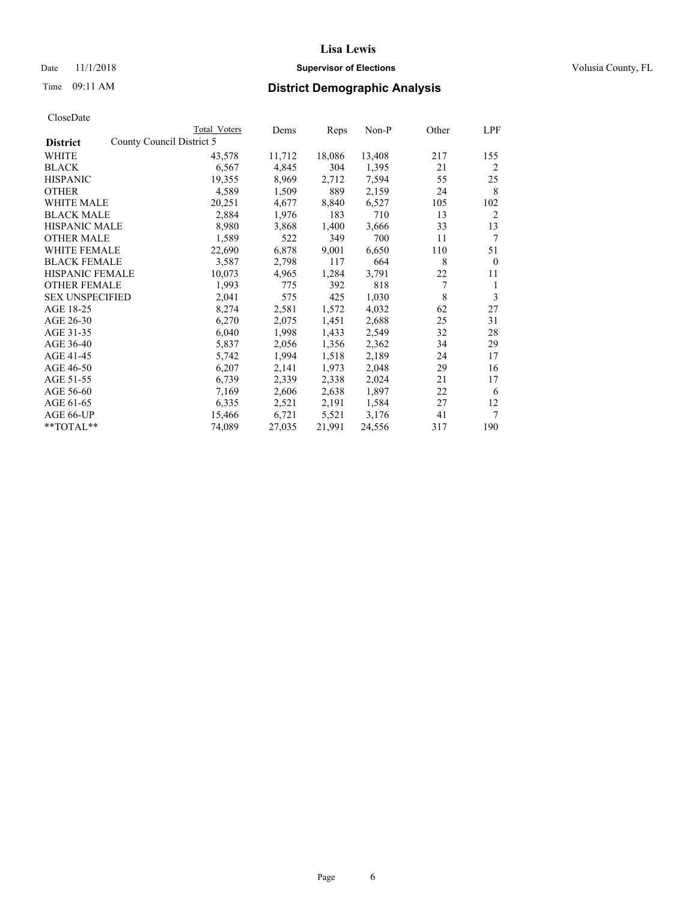# Lisa Lewis

Date 11/1/2018 **Supervisor of Elections** Volusia County, FL

Time 09:11 AM **District Demographic Analysis**

CloseDate

| **District** | Total Voters | Dems | Reps | Non-P | Other | LPF |
|---|---|---|---|---|---|---|
| County Council District 5 | | | | | | |
| WHITE | 43,578 | 11,712 | 18,086 | 13,408 | 217 | 155 |
| BLACK | 6,567 | 4,845 | 304 | 1,395 | 21 | 2 |
| HISPANIC | 19,355 | 8,969 | 2,712 | 7,594 | 55 | 25 |
| OTHER | 4,589 | 1,509 | 889 | 2,159 | 24 | 8 |
| WHITE MALE | 20,251 | 4,677 | 8,840 | 6,527 | 105 | 102 |
| BLACK MALE | 2,884 | 1,976 | 183 | 710 | 13 | 2 |
| HISPANIC MALE | 8,980 | 3,868 | 1,400 | 3,666 | 33 | 13 |
| OTHER MALE | 1,589 | 522 | 349 | 700 | 11 | 7 |
| WHITE FEMALE | 22,690 | 6,878 | 9,001 | 6,650 | 110 | 51 |
| BLACK FEMALE | 3,587 | 2,798 | 117 | 664 | 8 | 0 |
| HISPANIC FEMALE | 10,073 | 4,965 | 1,284 | 3,791 | 22 | 11 |
| OTHER FEMALE | 1,993 | 775 | 392 | 818 | 7 | 1 |
| SEX UNSPECIFIED | 2,041 | 575 | 425 | 1,030 | 8 | 3 |
| AGE 18-25 | 8,274 | 2,581 | 1,572 | 4,032 | 62 | 27 |
| AGE 26-30 | 6,270 | 2,075 | 1,451 | 2,688 | 25 | 31 |
| AGE 31-35 | 6,040 | 1,998 | 1,433 | 2,549 | 32 | 28 |
| AGE 36-40 | 5,837 | 2,056 | 1,356 | 2,362 | 34 | 29 |
| AGE 41-45 | 5,742 | 1,994 | 1,518 | 2,189 | 24 | 17 |
| AGE 46-50 | 6,207 | 2,141 | 1,973 | 2,048 | 29 | 16 |
| AGE 51-55 | 6,739 | 2,339 | 2,338 | 2,024 | 21 | 17 |
| AGE 56-60 | 7,169 | 2,606 | 2,638 | 1,897 | 22 | 6 |
| AGE 61-65 | 6,335 | 2,521 | 2,191 | 1,584 | 27 | 12 |
| AGE 66-UP | 15,466 | 6,721 | 5,521 | 3,176 | 41 | 7 |
| **TOTAL** | 74,089 | 27,035 | 21,991 | 24,556 | 317 | 190 |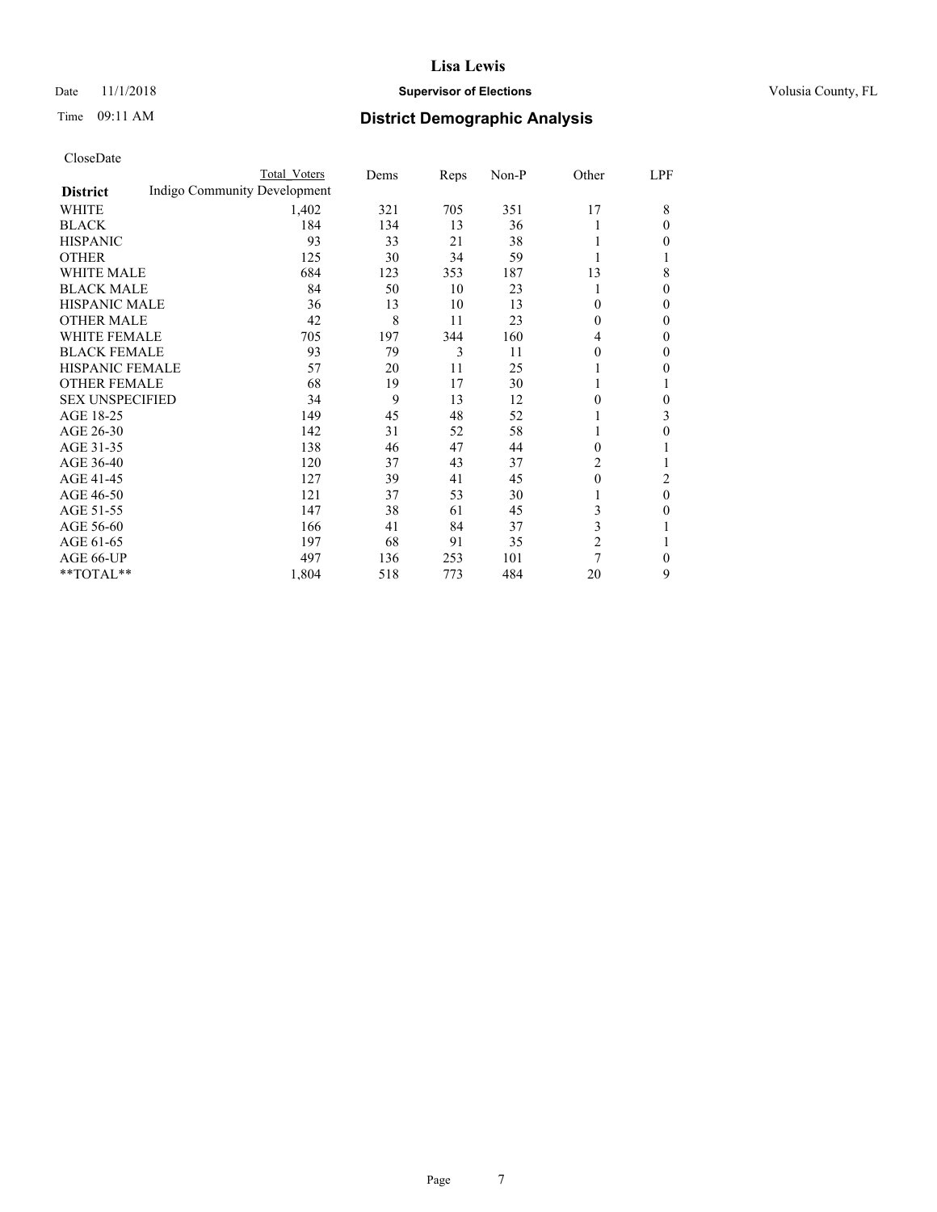# Lisa Lewis

Date 11/1/2018 **Supervisor of Elections** Volusia County, FL

Time 09:11 AM **District Demographic Analysis**

CloseDate

| District | Total Voters | Dems | Reps | Non-P | Other | LPF |
|---|---|---|---|---|---|---|
| Indigo Community Development | | | | | | |
| WHITE | 1,402 | 321 | 705 | 351 | 17 | 8 |
| BLACK | 184 | 134 | 13 | 36 | 1 | 0 |
| HISPANIC | 93 | 33 | 21 | 38 | 1 | 0 |
| OTHER | 125 | 30 | 34 | 59 | 1 | 1 |
| WHITE MALE | 684 | 123 | 353 | 187 | 13 | 8 |
| BLACK MALE | 84 | 50 | 10 | 23 | 1 | 0 |
| HISPANIC MALE | 36 | 13 | 10 | 13 | 0 | 0 |
| OTHER MALE | 42 | 8 | 11 | 23 | 0 | 0 |
| WHITE FEMALE | 705 | 197 | 344 | 160 | 4 | 0 |
| BLACK FEMALE | 93 | 79 | 3 | 11 | 0 | 0 |
| HISPANIC FEMALE | 57 | 20 | 11 | 25 | 1 | 0 |
| OTHER FEMALE | 68 | 19 | 17 | 30 | 1 | 1 |
| SEX UNSPECIFIED | 34 | 9 | 13 | 12 | 0 | 0 |
| AGE 18-25 | 149 | 45 | 48 | 52 | 1 | 3 |
| AGE 26-30 | 142 | 31 | 52 | 58 | 1 | 0 |
| AGE 31-35 | 138 | 46 | 47 | 44 | 0 | 1 |
| AGE 36-40 | 120 | 37 | 43 | 37 | 2 | 1 |
| AGE 41-45 | 127 | 39 | 41 | 45 | 0 | 2 |
| AGE 46-50 | 121 | 37 | 53 | 30 | 1 | 0 |
| AGE 51-55 | 147 | 38 | 61 | 45 | 3 | 0 |
| AGE 56-60 | 166 | 41 | 84 | 37 | 3 | 1 |
| AGE 61-65 | 197 | 68 | 91 | 35 | 2 | 1 |
| AGE 66-UP | 497 | 136 | 253 | 101 | 7 | 0 |
| **TOTAL** | 1,804 | 518 | 773 | 484 | 20 | 9 |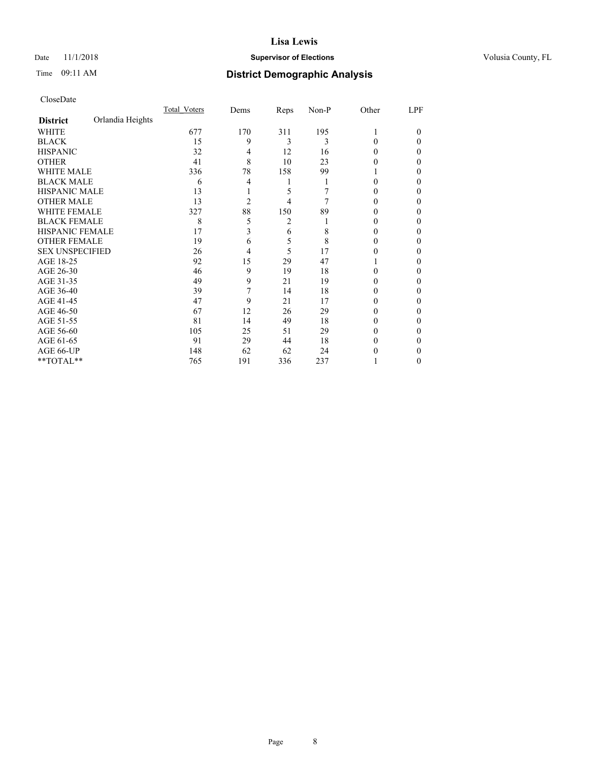# Lisa Lewis

Date 11/1/2018 **Supervisor of Elections** Volusia County, FL

Time 09:11 AM **District Demographic Analysis**

CloseDate

| **District** Orlandia Heights | Total_Voters | Dems | Reps | Non-P | Other | LPF |
|---|---|---|---|---|---|---|
| WHITE | 677 | 170 | 311 | 195 | 1 | 0 |
| BLACK | 15 | 9 | 3 | 3 | 0 | 0 |
| HISPANIC | 32 | 4 | 12 | 16 | 0 | 0 |
| OTHER | 41 | 8 | 10 | 23 | 0 | 0 |
| WHITE MALE | 336 | 78 | 158 | 99 | 1 | 0 |
| BLACK MALE | 6 | 4 | 1 | 1 | 0 | 0 |
| HISPANIC MALE | 13 | 1 | 5 | 7 | 0 | 0 |
| OTHER MALE | 13 | 2 | 4 | 7 | 0 | 0 |
| WHITE FEMALE | 327 | 88 | 150 | 89 | 0 | 0 |
| BLACK FEMALE | 8 | 5 | 2 | 1 | 0 | 0 |
| HISPANIC FEMALE | 17 | 3 | 6 | 8 | 0 | 0 |
| OTHER FEMALE | 19 | 6 | 5 | 8 | 0 | 0 |
| SEX UNSPECIFIED | 26 | 4 | 5 | 17 | 0 | 0 |
| AGE 18-25 | 92 | 15 | 29 | 47 | 1 | 0 |
| AGE 26-30 | 46 | 9 | 19 | 18 | 0 | 0 |
| AGE 31-35 | 49 | 9 | 21 | 19 | 0 | 0 |
| AGE 36-40 | 39 | 7 | 14 | 18 | 0 | 0 |
| AGE 41-45 | 47 | 9 | 21 | 17 | 0 | 0 |
| AGE 46-50 | 67 | 12 | 26 | 29 | 0 | 0 |
| AGE 51-55 | 81 | 14 | 49 | 18 | 0 | 0 |
| AGE 56-60 | 105 | 25 | 51 | 29 | 0 | 0 |
| AGE 61-65 | 91 | 29 | 44 | 18 | 0 | 0 |
| AGE 66-UP | 148 | 62 | 62 | 24 | 0 | 0 |
| **TOTAL** | 765 | 191 | 336 | 237 | 1 | 0 |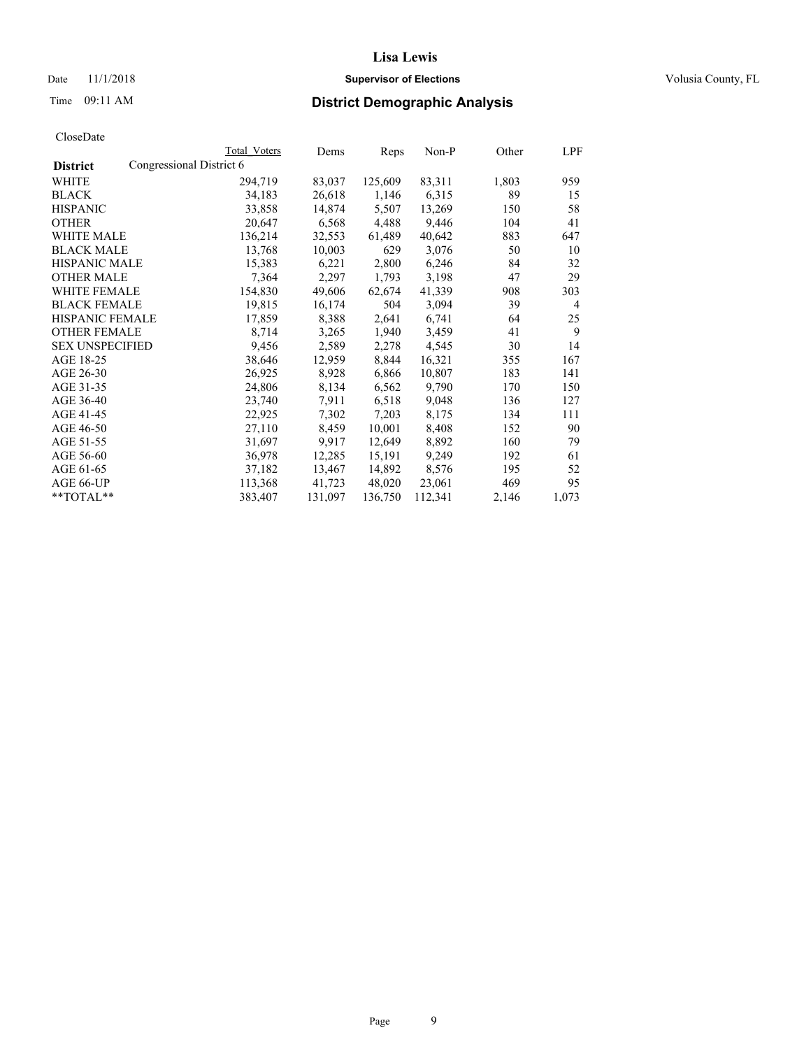Lisa Lewis

Date 11/1/2018 **Supervisor of Elections** Volusia County, FL

Time 09:11 AM

## District Demographic Analysis

CloseDate

| **District** | Total Voters | Dems | Reps | Non-P | Other | LPF |
|---|---|---|---|---|---|---|
| Congressional District 6 | | | | | | |
| WHITE | 294,719 | 83,037 | 125,609 | 83,311 | 1,803 | 959 |
| BLACK | 34,183 | 26,618 | 1,146 | 6,315 | 89 | 15 |
| HISPANIC | 33,858 | 14,874 | 5,507 | 13,269 | 150 | 58 |
| OTHER | 20,647 | 6,568 | 4,488 | 9,446 | 104 | 41 |
| WHITE MALE | 136,214 | 32,553 | 61,489 | 40,642 | 883 | 647 |
| BLACK MALE | 13,768 | 10,003 | 629 | 3,076 | 50 | 10 |
| HISPANIC MALE | 15,383 | 6,221 | 2,800 | 6,246 | 84 | 32 |
| OTHER MALE | 7,364 | 2,297 | 1,793 | 3,198 | 47 | 29 |
| WHITE FEMALE | 154,830 | 49,606 | 62,674 | 41,339 | 908 | 303 |
| BLACK FEMALE | 19,815 | 16,174 | 504 | 3,094 | 39 | 4 |
| HISPANIC FEMALE | 17,859 | 8,388 | 2,641 | 6,741 | 64 | 25 |
| OTHER FEMALE | 8,714 | 3,265 | 1,940 | 3,459 | 41 | 9 |
| SEX UNSPECIFIED | 9,456 | 2,589 | 2,278 | 4,545 | 30 | 14 |
| AGE 18-25 | 38,646 | 12,959 | 8,844 | 16,321 | 355 | 167 |
| AGE 26-30 | 26,925 | 8,928 | 6,866 | 10,807 | 183 | 141 |
| AGE 31-35 | 24,806 | 8,134 | 6,562 | 9,790 | 170 | 150 |
| AGE 36-40 | 23,740 | 7,911 | 6,518 | 9,048 | 136 | 127 |
| AGE 41-45 | 22,925 | 7,302 | 7,203 | 8,175 | 134 | 111 |
| AGE 46-50 | 27,110 | 8,459 | 10,001 | 8,408 | 152 | 90 |
| AGE 51-55 | 31,697 | 9,917 | 12,649 | 8,892 | 160 | 79 |
| AGE 56-60 | 36,978 | 12,285 | 15,191 | 9,249 | 192 | 61 |
| AGE 61-65 | 37,182 | 13,467 | 14,892 | 8,576 | 195 | 52 |
| AGE 66-UP | 113,368 | 41,723 | 48,020 | 23,061 | 469 | 95 |
| **TOTAL** | 383,407 | 131,097 | 136,750 | 112,341 | 2,146 | 1,073 |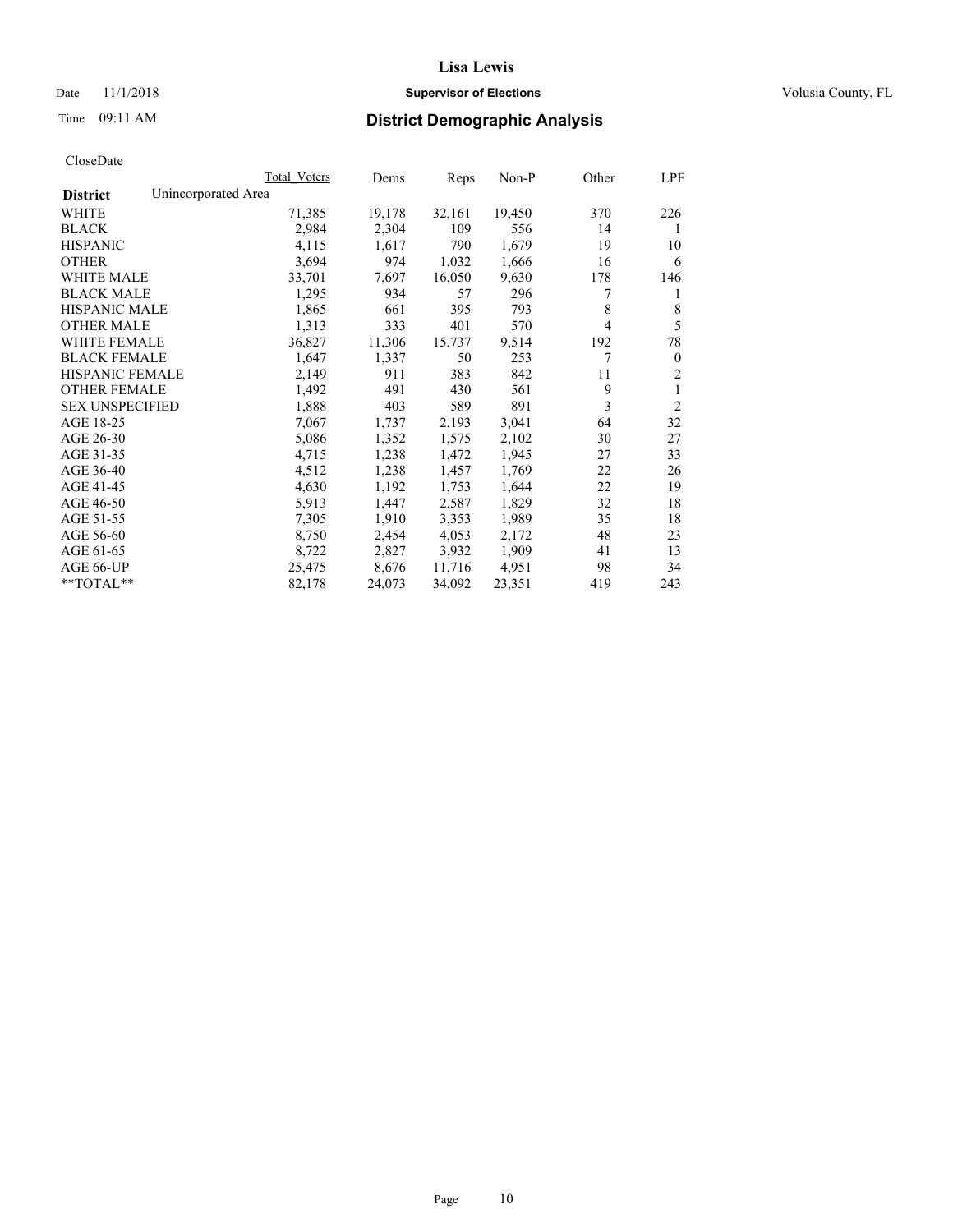# Lisa Lewis

Date 11/1/2018 **Supervisor of Elections** Volusia County, FL

Time 09:11 AM **District Demographic Analysis**

CloseDate

| **District** Unincorporated Area | Total Voters | Dems | Reps | Non-P | Other | LPF |
|---|---|---|---|---|---|---|
| WHITE | 71,385 | 19,178 | 32,161 | 19,450 | 370 | 226 |
| BLACK | 2,984 | 2,304 | 109 | 556 | 14 | 1 |
| HISPANIC | 4,115 | 1,617 | 790 | 1,679 | 19 | 10 |
| OTHER | 3,694 | 974 | 1,032 | 1,666 | 16 | 6 |
| WHITE MALE | 33,701 | 7,697 | 16,050 | 9,630 | 178 | 146 |
| BLACK MALE | 1,295 | 934 | 57 | 296 | 7 | 1 |
| HISPANIC MALE | 1,865 | 661 | 395 | 793 | 8 | 8 |
| OTHER MALE | 1,313 | 333 | 401 | 570 | 4 | 5 |
| WHITE FEMALE | 36,827 | 11,306 | 15,737 | 9,514 | 192 | 78 |
| BLACK FEMALE | 1,647 | 1,337 | 50 | 253 | 7 | 0 |
| HISPANIC FEMALE | 2,149 | 911 | 383 | 842 | 11 | 2 |
| OTHER FEMALE | 1,492 | 491 | 430 | 561 | 9 | 1 |
| SEX UNSPECIFIED | 1,888 | 403 | 589 | 891 | 3 | 2 |
| AGE 18-25 | 7,067 | 1,737 | 2,193 | 3,041 | 64 | 32 |
| AGE 26-30 | 5,086 | 1,352 | 1,575 | 2,102 | 30 | 27 |
| AGE 31-35 | 4,715 | 1,238 | 1,472 | 1,945 | 27 | 33 |
| AGE 36-40 | 4,512 | 1,238 | 1,457 | 1,769 | 22 | 26 |
| AGE 41-45 | 4,630 | 1,192 | 1,753 | 1,644 | 22 | 19 |
| AGE 46-50 | 5,913 | 1,447 | 2,587 | 1,829 | 32 | 18 |
| AGE 51-55 | 7,305 | 1,910 | 3,353 | 1,989 | 35 | 18 |
| AGE 56-60 | 8,750 | 2,454 | 4,053 | 2,172 | 48 | 23 |
| AGE 61-65 | 8,722 | 2,827 | 3,932 | 1,909 | 41 | 13 |
| AGE 66-UP | 25,475 | 8,676 | 11,716 | 4,951 | 98 | 34 |
| **TOTAL** | 82,178 | 24,073 | 34,092 | 23,351 | 419 | 243 |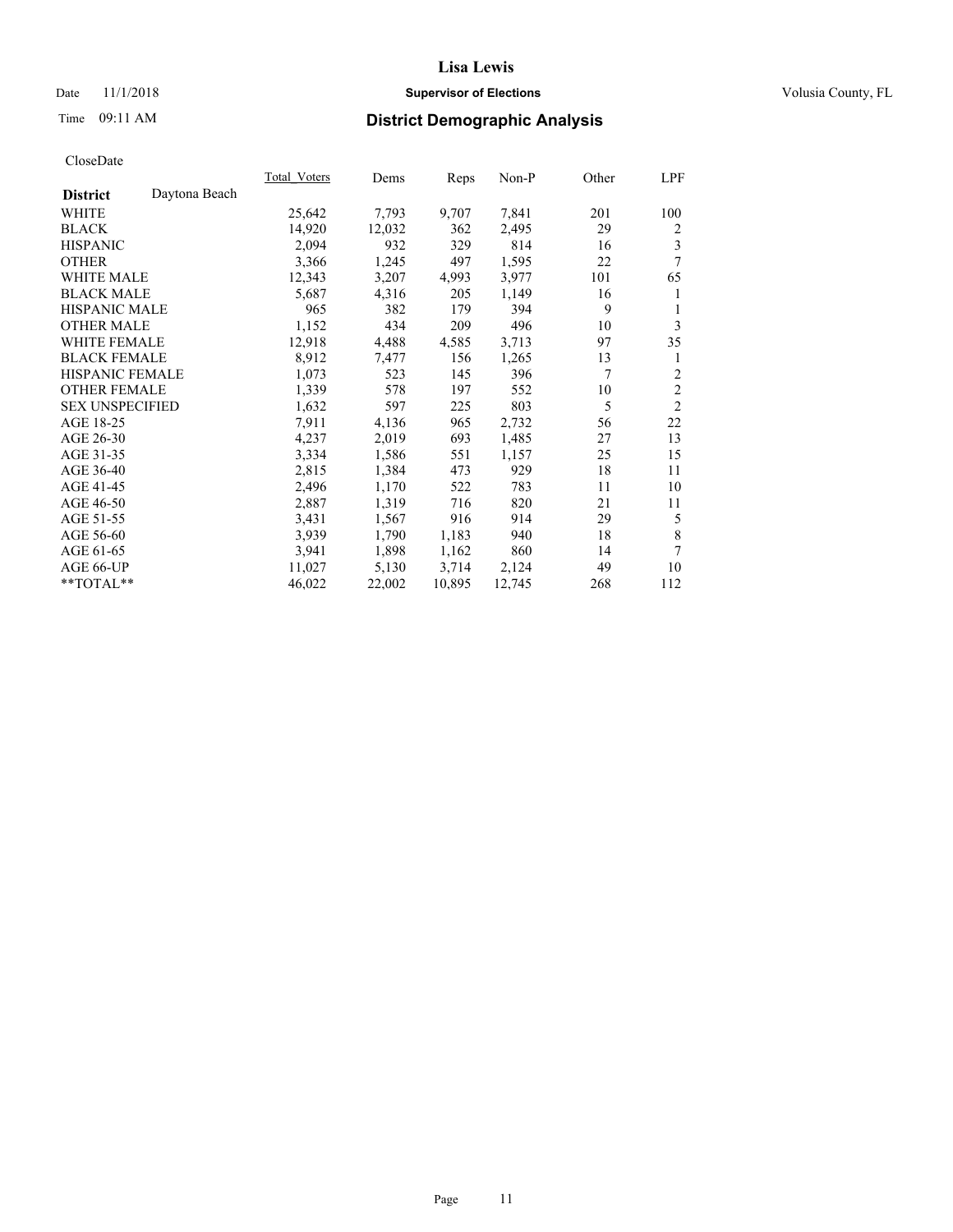# Lisa Lewis

Date 11/1/2018 **Supervisor of Elections** Volusia County, FL

Time 09:11 AM **District Demographic Analysis**

CloseDate

| District | Daytona Beach | Total_Voters | Dems | Reps | Non-P | Other | LPF |
|---|---|---|---|---|---|---|---|
| WHITE | | 25,642 | 7,793 | 9,707 | 7,841 | 201 | 100 |
| BLACK | | 14,920 | 12,032 | 362 | 2,495 | 29 | 2 |
| HISPANIC | | 2,094 | 932 | 329 | 814 | 16 | 3 |
| OTHER | | 3,366 | 1,245 | 497 | 1,595 | 22 | 7 |
| WHITE MALE | | 12,343 | 3,207 | 4,993 | 3,977 | 101 | 65 |
| BLACK MALE | | 5,687 | 4,316 | 205 | 1,149 | 16 | 1 |
| HISPANIC MALE | | 965 | 382 | 179 | 394 | 9 | 1 |
| OTHER MALE | | 1,152 | 434 | 209 | 496 | 10 | 3 |
| WHITE FEMALE | | 12,918 | 4,488 | 4,585 | 3,713 | 97 | 35 |
| BLACK FEMALE | | 8,912 | 7,477 | 156 | 1,265 | 13 | 1 |
| HISPANIC FEMALE | | 1,073 | 523 | 145 | 396 | 7 | 2 |
| OTHER FEMALE | | 1,339 | 578 | 197 | 552 | 10 | 2 |
| SEX UNSPECIFIED | | 1,632 | 597 | 225 | 803 | 5 | 2 |
| AGE 18-25 | | 7,911 | 4,136 | 965 | 2,732 | 56 | 22 |
| AGE 26-30 | | 4,237 | 2,019 | 693 | 1,485 | 27 | 13 |
| AGE 31-35 | | 3,334 | 1,586 | 551 | 1,157 | 25 | 15 |
| AGE 36-40 | | 2,815 | 1,384 | 473 | 929 | 18 | 11 |
| AGE 41-45 | | 2,496 | 1,170 | 522 | 783 | 11 | 10 |
| AGE 46-50 | | 2,887 | 1,319 | 716 | 820 | 21 | 11 |
| AGE 51-55 | | 3,431 | 1,567 | 916 | 914 | 29 | 5 |
| AGE 56-60 | | 3,939 | 1,790 | 1,183 | 940 | 18 | 8 |
| AGE 61-65 | | 3,941 | 1,898 | 1,162 | 860 | 14 | 7 |
| AGE 66-UP | | 11,027 | 5,130 | 3,714 | 2,124 | 49 | 10 |
| **TOTAL** | | 46,022 | 22,002 | 10,895 | 12,745 | 268 | 112 |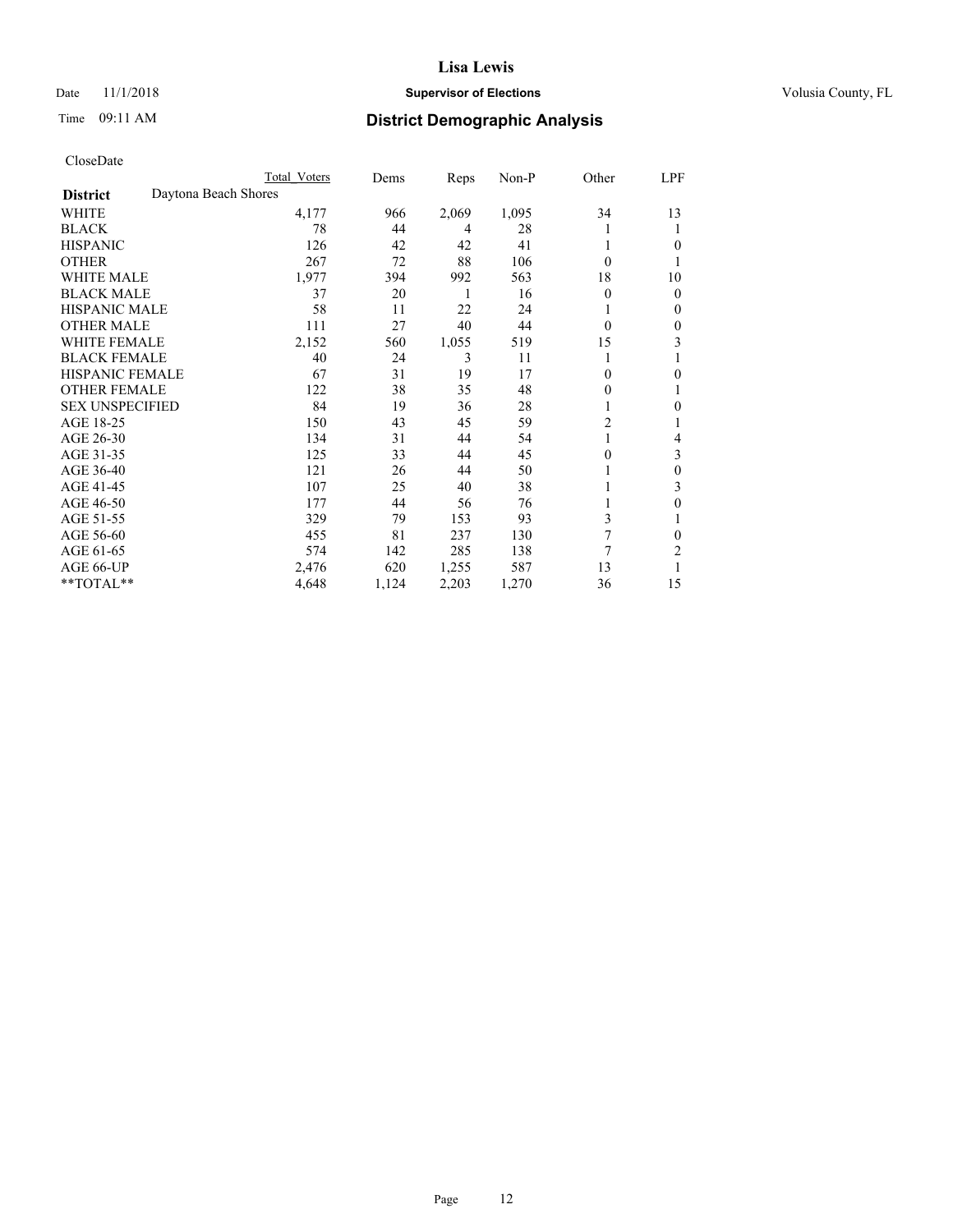# Lisa Lewis

Date 11/1/2018 **Supervisor of Elections** Volusia County, FL

Time 09:11 AM **District Demographic Analysis**

CloseDate

| | Total Voters | Dems | Reps | Non-P | Other | LPF |
|---|---|---|---|---|---|---|
| **District** Daytona Beach Shores | | | | | | |
| WHITE | 4,177 | 966 | 2,069 | 1,095 | 34 | 13 |
| BLACK | 78 | 44 | 4 | 28 | 1 | 1 |
| HISPANIC | 126 | 42 | 42 | 41 | 1 | 0 |
| OTHER | 267 | 72 | 88 | 106 | 0 | 1 |
| WHITE MALE | 1,977 | 394 | 992 | 563 | 18 | 10 |
| BLACK MALE | 37 | 20 | 1 | 16 | 0 | 0 |
| HISPANIC MALE | 58 | 11 | 22 | 24 | 1 | 0 |
| OTHER MALE | 111 | 27 | 40 | 44 | 0 | 0 |
| WHITE FEMALE | 2,152 | 560 | 1,055 | 519 | 15 | 3 |
| BLACK FEMALE | 40 | 24 | 3 | 11 | 1 | 1 |
| HISPANIC FEMALE | 67 | 31 | 19 | 17 | 0 | 0 |
| OTHER FEMALE | 122 | 38 | 35 | 48 | 0 | 1 |
| SEX UNSPECIFIED | 84 | 19 | 36 | 28 | 1 | 0 |
| AGE 18-25 | 150 | 43 | 45 | 59 | 2 | 1 |
| AGE 26-30 | 134 | 31 | 44 | 54 | 1 | 4 |
| AGE 31-35 | 125 | 33 | 44 | 45 | 0 | 3 |
| AGE 36-40 | 121 | 26 | 44 | 50 | 1 | 0 |
| AGE 41-45 | 107 | 25 | 40 | 38 | 1 | 3 |
| AGE 46-50 | 177 | 44 | 56 | 76 | 1 | 0 |
| AGE 51-55 | 329 | 79 | 153 | 93 | 3 | 1 |
| AGE 56-60 | 455 | 81 | 237 | 130 | 7 | 0 |
| AGE 61-65 | 574 | 142 | 285 | 138 | 7 | 2 |
| AGE 66-UP | 2,476 | 620 | 1,255 | 587 | 13 | 1 |
| **TOTAL** | 4,648 | 1,124 | 2,203 | 1,270 | 36 | 15 |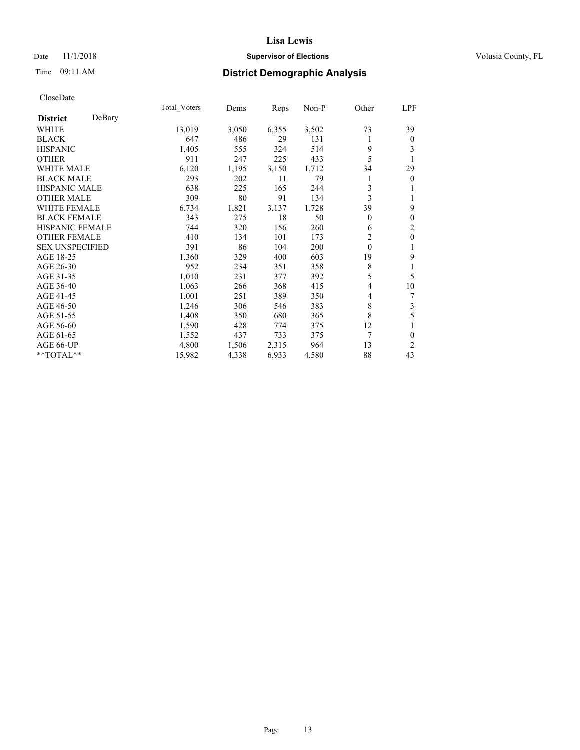# Lisa Lewis

Date 11/1/2018 **Supervisor of Elections** Volusia County, FL

Time 09:11 AM **District Demographic Analysis**

CloseDate

| **District** DeBary | Total_Voters | Dems | Reps | Non-P | Other | LPF |
|---|---|---|---|---|---|---|
| WHITE | 13,019 | 3,050 | 6,355 | 3,502 | 73 | 39 |
| BLACK | 647 | 486 | 29 | 131 | 1 | 0 |
| HISPANIC | 1,405 | 555 | 324 | 514 | 9 | 3 |
| OTHER | 911 | 247 | 225 | 433 | 5 | 1 |
| WHITE MALE | 6,120 | 1,195 | 3,150 | 1,712 | 34 | 29 |
| BLACK MALE | 293 | 202 | 11 | 79 | 1 | 0 |
| HISPANIC MALE | 638 | 225 | 165 | 244 | 3 | 1 |
| OTHER MALE | 309 | 80 | 91 | 134 | 3 | 1 |
| WHITE FEMALE | 6,734 | 1,821 | 3,137 | 1,728 | 39 | 9 |
| BLACK FEMALE | 343 | 275 | 18 | 50 | 0 | 0 |
| HISPANIC FEMALE | 744 | 320 | 156 | 260 | 6 | 2 |
| OTHER FEMALE | 410 | 134 | 101 | 173 | 2 | 0 |
| SEX UNSPECIFIED | 391 | 86 | 104 | 200 | 0 | 1 |
| AGE 18-25 | 1,360 | 329 | 400 | 603 | 19 | 9 |
| AGE 26-30 | 952 | 234 | 351 | 358 | 8 | 1 |
| AGE 31-35 | 1,010 | 231 | 377 | 392 | 5 | 5 |
| AGE 36-40 | 1,063 | 266 | 368 | 415 | 4 | 10 |
| AGE 41-45 | 1,001 | 251 | 389 | 350 | 4 | 7 |
| AGE 46-50 | 1,246 | 306 | 546 | 383 | 8 | 3 |
| AGE 51-55 | 1,408 | 350 | 680 | 365 | 8 | 5 |
| AGE 56-60 | 1,590 | 428 | 774 | 375 | 12 | 1 |
| AGE 61-65 | 1,552 | 437 | 733 | 375 | 7 | 0 |
| AGE 66-UP | 4,800 | 1,506 | 2,315 | 964 | 13 | 2 |
| **TOTAL** | 15,982 | 4,338 | 6,933 | 4,580 | 88 | 43 |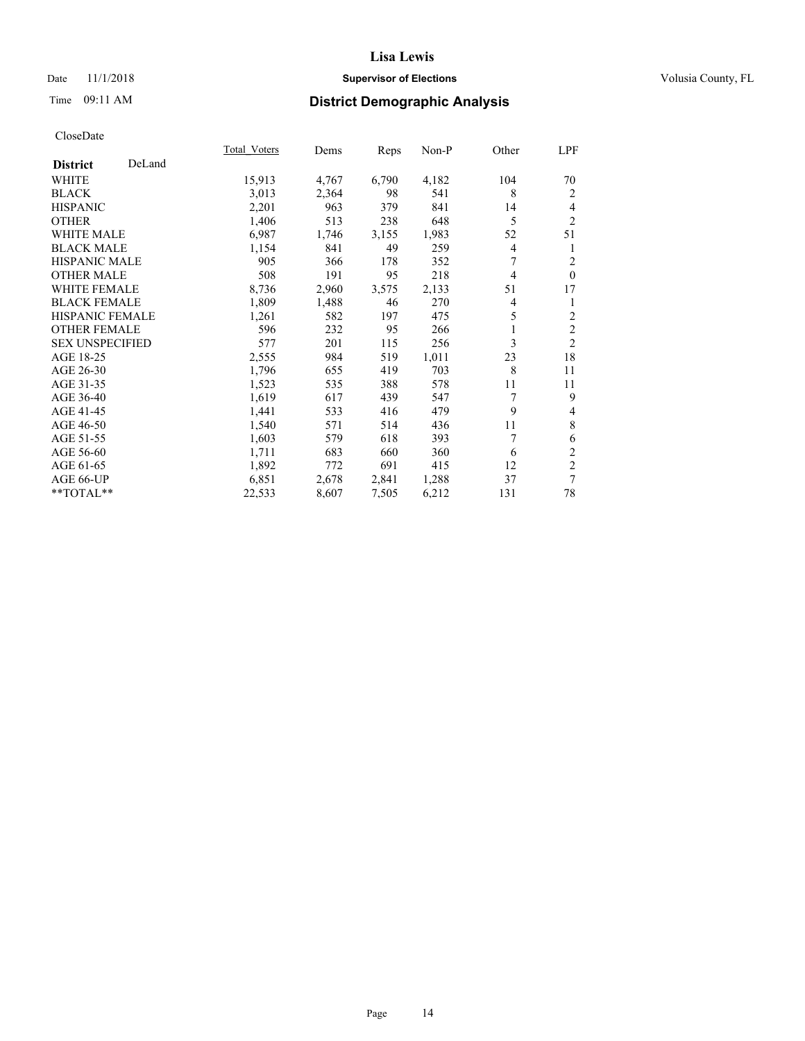# Lisa Lewis

Date 11/1/2018 **Supervisor of Elections** Volusia County, FL

Time 09:11 AM **District Demographic Analysis**

CloseDate

| **District** DeLand | Total_Voters | Dems | Reps | Non-P | Other | LPF |
|---|---|---|---|---|---|---|
| WHITE | 15,913 | 4,767 | 6,790 | 4,182 | 104 | 70 |
| BLACK | 3,013 | 2,364 | 98 | 541 | 8 | 2 |
| HISPANIC | 2,201 | 963 | 379 | 841 | 14 | 4 |
| OTHER | 1,406 | 513 | 238 | 648 | 5 | 2 |
| WHITE MALE | 6,987 | 1,746 | 3,155 | 1,983 | 52 | 51 |
| BLACK MALE | 1,154 | 841 | 49 | 259 | 4 | 1 |
| HISPANIC MALE | 905 | 366 | 178 | 352 | 7 | 2 |
| OTHER MALE | 508 | 191 | 95 | 218 | 4 | 0 |
| WHITE FEMALE | 8,736 | 2,960 | 3,575 | 2,133 | 51 | 17 |
| BLACK FEMALE | 1,809 | 1,488 | 46 | 270 | 4 | 1 |
| HISPANIC FEMALE | 1,261 | 582 | 197 | 475 | 5 | 2 |
| OTHER FEMALE | 596 | 232 | 95 | 266 | 1 | 2 |
| SEX UNSPECIFIED | 577 | 201 | 115 | 256 | 3 | 2 |
| AGE 18-25 | 2,555 | 984 | 519 | 1,011 | 23 | 18 |
| AGE 26-30 | 1,796 | 655 | 419 | 703 | 8 | 11 |
| AGE 31-35 | 1,523 | 535 | 388 | 578 | 11 | 11 |
| AGE 36-40 | 1,619 | 617 | 439 | 547 | 7 | 9 |
| AGE 41-45 | 1,441 | 533 | 416 | 479 | 9 | 4 |
| AGE 46-50 | 1,540 | 571 | 514 | 436 | 11 | 8 |
| AGE 51-55 | 1,603 | 579 | 618 | 393 | 7 | 6 |
| AGE 56-60 | 1,711 | 683 | 660 | 360 | 6 | 2 |
| AGE 61-65 | 1,892 | 772 | 691 | 415 | 12 | 2 |
| AGE 66-UP | 6,851 | 2,678 | 2,841 | 1,288 | 37 | 7 |
| **TOTAL** | 22,533 | 8,607 | 7,505 | 6,212 | 131 | 78 |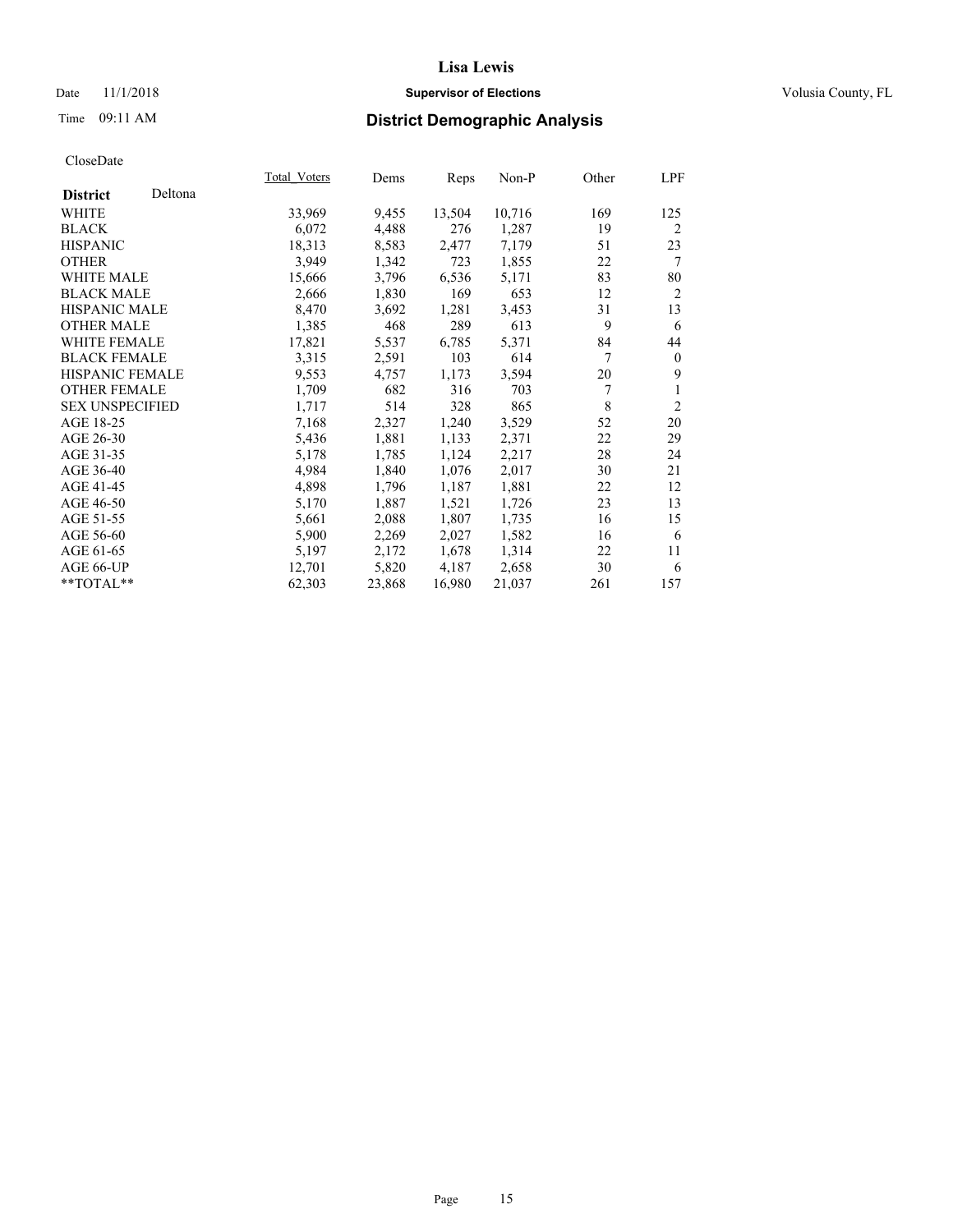# Lisa Lewis

Date 11/1/2018 **Supervisor of Elections** Volusia County, FL

Time 09:11 AM **District Demographic Analysis**

CloseDate

| **District** Deltona | Total Voters | Dems | Reps | Non-P | Other | LPF |
|---|---|---|---|---|---|---|
| WHITE | 33,969 | 9,455 | 13,504 | 10,716 | 169 | 125 |
| BLACK | 6,072 | 4,488 | 276 | 1,287 | 19 | 2 |
| HISPANIC | 18,313 | 8,583 | 2,477 | 7,179 | 51 | 23 |
| OTHER | 3,949 | 1,342 | 723 | 1,855 | 22 | 7 |
| WHITE MALE | 15,666 | 3,796 | 6,536 | 5,171 | 83 | 80 |
| BLACK MALE | 2,666 | 1,830 | 169 | 653 | 12 | 2 |
| HISPANIC MALE | 8,470 | 3,692 | 1,281 | 3,453 | 31 | 13 |
| OTHER MALE | 1,385 | 468 | 289 | 613 | 9 | 6 |
| WHITE FEMALE | 17,821 | 5,537 | 6,785 | 5,371 | 84 | 44 |
| BLACK FEMALE | 3,315 | 2,591 | 103 | 614 | 7 | 0 |
| HISPANIC FEMALE | 9,553 | 4,757 | 1,173 | 3,594 | 20 | 9 |
| OTHER FEMALE | 1,709 | 682 | 316 | 703 | 7 | 1 |
| SEX UNSPECIFIED | 1,717 | 514 | 328 | 865 | 8 | 2 |
| AGE 18-25 | 7,168 | 2,327 | 1,240 | 3,529 | 52 | 20 |
| AGE 26-30 | 5,436 | 1,881 | 1,133 | 2,371 | 22 | 29 |
| AGE 31-35 | 5,178 | 1,785 | 1,124 | 2,217 | 28 | 24 |
| AGE 36-40 | 4,984 | 1,840 | 1,076 | 2,017 | 30 | 21 |
| AGE 41-45 | 4,898 | 1,796 | 1,187 | 1,881 | 22 | 12 |
| AGE 46-50 | 5,170 | 1,887 | 1,521 | 1,726 | 23 | 13 |
| AGE 51-55 | 5,661 | 2,088 | 1,807 | 1,735 | 16 | 15 |
| AGE 56-60 | 5,900 | 2,269 | 2,027 | 1,582 | 16 | 6 |
| AGE 61-65 | 5,197 | 2,172 | 1,678 | 1,314 | 22 | 11 |
| AGE 66-UP | 12,701 | 5,820 | 4,187 | 2,658 | 30 | 6 |
| **TOTAL** | 62,303 | 23,868 | 16,980 | 21,037 | 261 | 157 |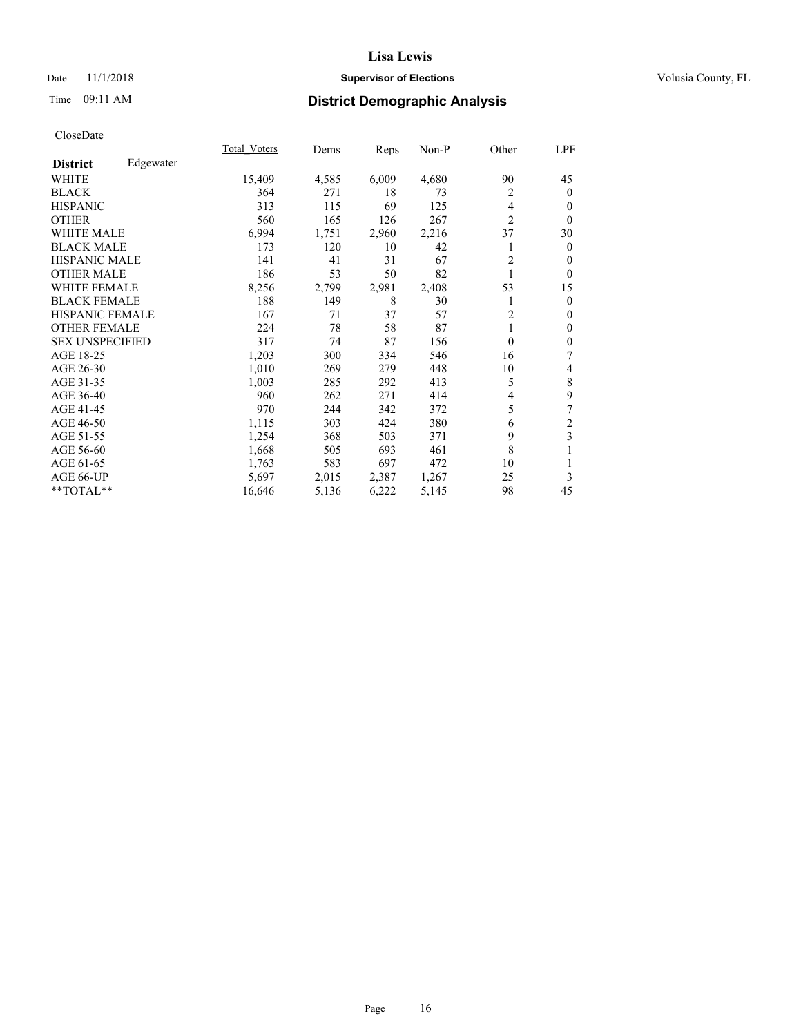**Lisa Lewis**

Date 11/1/2018 **Supervisor of Elections** Volusia County, FL

Time 09:11 AM

## District Demographic Analysis

CloseDate

| District: Edgewater | Total_Voters | Dems | Reps | Non-P | Other | LPF |
|---|---|---|---|---|---|---|
| WHITE | 15,409 | 4,585 | 6,009 | 4,680 | 90 | 45 |
| BLACK | 364 | 271 | 18 | 73 | 2 | 0 |
| HISPANIC | 313 | 115 | 69 | 125 | 4 | 0 |
| OTHER | 560 | 165 | 126 | 267 | 2 | 0 |
| WHITE MALE | 6,994 | 1,751 | 2,960 | 2,216 | 37 | 30 |
| BLACK MALE | 173 | 120 | 10 | 42 | 1 | 0 |
| HISPANIC MALE | 141 | 41 | 31 | 67 | 2 | 0 |
| OTHER MALE | 186 | 53 | 50 | 82 | 1 | 0 |
| WHITE FEMALE | 8,256 | 2,799 | 2,981 | 2,408 | 53 | 15 |
| BLACK FEMALE | 188 | 149 | 8 | 30 | 1 | 0 |
| HISPANIC FEMALE | 167 | 71 | 37 | 57 | 2 | 0 |
| OTHER FEMALE | 224 | 78 | 58 | 87 | 1 | 0 |
| SEX UNSPECIFIED | 317 | 74 | 87 | 156 | 0 | 0 |
| AGE 18-25 | 1,203 | 300 | 334 | 546 | 16 | 7 |
| AGE 26-30 | 1,010 | 269 | 279 | 448 | 10 | 4 |
| AGE 31-35 | 1,003 | 285 | 292 | 413 | 5 | 8 |
| AGE 36-40 | 960 | 262 | 271 | 414 | 4 | 9 |
| AGE 41-45 | 970 | 244 | 342 | 372 | 5 | 7 |
| AGE 46-50 | 1,115 | 303 | 424 | 380 | 6 | 2 |
| AGE 51-55 | 1,254 | 368 | 503 | 371 | 9 | 3 |
| AGE 56-60 | 1,668 | 505 | 693 | 461 | 8 | 1 |
| AGE 61-65 | 1,763 | 583 | 697 | 472 | 10 | 1 |
| AGE 66-UP | 5,697 | 2,015 | 2,387 | 1,267 | 25 | 3 |
| **TOTAL** | 16,646 | 5,136 | 6,222 | 5,145 | 98 | 45 |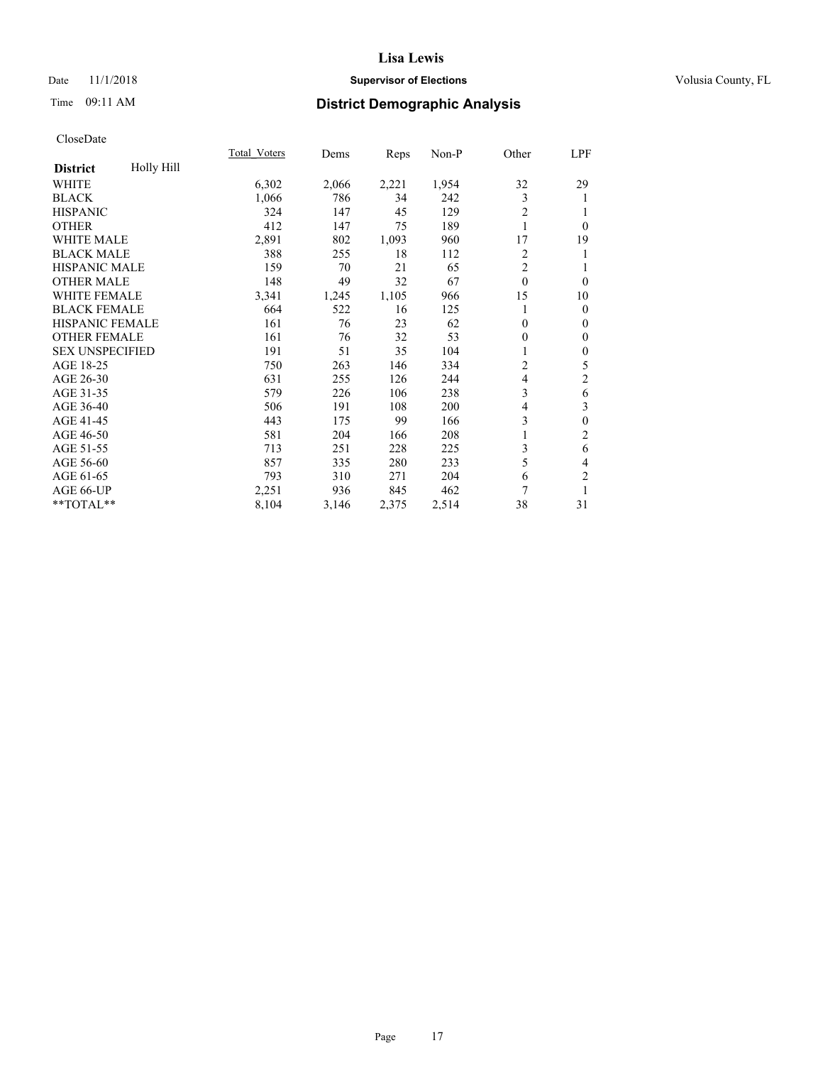# Lisa Lewis

Date 11/1/2018 **Supervisor of Elections** Volusia County, FL

Time 09:11 AM **District Demographic Analysis**

CloseDate

| **District** Holly Hill | Total Voters | Dems | Reps | Non-P | Other | LPF |
|---|---|---|---|---|---|---|
| WHITE | 6,302 | 2,066 | 2,221 | 1,954 | 32 | 29 |
| BLACK | 1,066 | 786 | 34 | 242 | 3 | 1 |
| HISPANIC | 324 | 147 | 45 | 129 | 2 | 1 |
| OTHER | 412 | 147 | 75 | 189 | 1 | 0 |
| WHITE MALE | 2,891 | 802 | 1,093 | 960 | 17 | 19 |
| BLACK MALE | 388 | 255 | 18 | 112 | 2 | 1 |
| HISPANIC MALE | 159 | 70 | 21 | 65 | 2 | 1 |
| OTHER MALE | 148 | 49 | 32 | 67 | 0 | 0 |
| WHITE FEMALE | 3,341 | 1,245 | 1,105 | 966 | 15 | 10 |
| BLACK FEMALE | 664 | 522 | 16 | 125 | 1 | 0 |
| HISPANIC FEMALE | 161 | 76 | 23 | 62 | 0 | 0 |
| OTHER FEMALE | 161 | 76 | 32 | 53 | 0 | 0 |
| SEX UNSPECIFIED | 191 | 51 | 35 | 104 | 1 | 0 |
| AGE 18-25 | 750 | 263 | 146 | 334 | 2 | 5 |
| AGE 26-30 | 631 | 255 | 126 | 244 | 4 | 2 |
| AGE 31-35 | 579 | 226 | 106 | 238 | 3 | 6 |
| AGE 36-40 | 506 | 191 | 108 | 200 | 4 | 3 |
| AGE 41-45 | 443 | 175 | 99 | 166 | 3 | 0 |
| AGE 46-50 | 581 | 204 | 166 | 208 | 1 | 2 |
| AGE 51-55 | 713 | 251 | 228 | 225 | 3 | 6 |
| AGE 56-60 | 857 | 335 | 280 | 233 | 5 | 4 |
| AGE 61-65 | 793 | 310 | 271 | 204 | 6 | 2 |
| AGE 66-UP | 2,251 | 936 | 845 | 462 | 7 | 1 |
| **TOTAL** | 8,104 | 3,146 | 2,375 | 2,514 | 38 | 31 |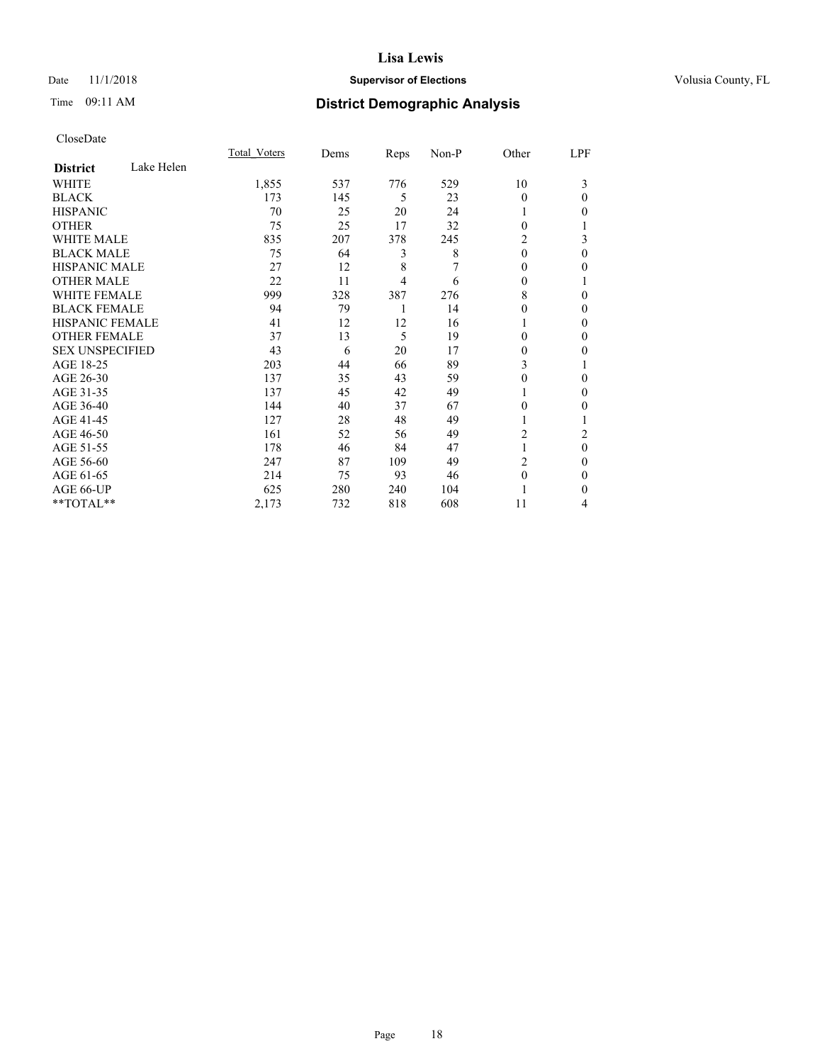# Lisa Lewis

Date 11/1/2018 **Supervisor of Elections** Volusia County, FL

Time 09:11 AM **District Demographic Analysis**

CloseDate

| | Total_Voters | Dems | Reps | Non-P | Other | LPF |
|---|---|---|---|---|---|---|
| **District** Lake Helen | | | | | | |
| WHITE | 1,855 | 537 | 776 | 529 | 10 | 3 |
| BLACK | 173 | 145 | 5 | 23 | 0 | 0 |
| HISPANIC | 70 | 25 | 20 | 24 | 1 | 0 |
| OTHER | 75 | 25 | 17 | 32 | 0 | 1 |
| WHITE MALE | 835 | 207 | 378 | 245 | 2 | 3 |
| BLACK MALE | 75 | 64 | 3 | 8 | 0 | 0 |
| HISPANIC MALE | 27 | 12 | 8 | 7 | 0 | 0 |
| OTHER MALE | 22 | 11 | 4 | 6 | 0 | 1 |
| WHITE FEMALE | 999 | 328 | 387 | 276 | 8 | 0 |
| BLACK FEMALE | 94 | 79 | 1 | 14 | 0 | 0 |
| HISPANIC FEMALE | 41 | 12 | 12 | 16 | 1 | 0 |
| OTHER FEMALE | 37 | 13 | 5 | 19 | 0 | 0 |
| SEX UNSPECIFIED | 43 | 6 | 20 | 17 | 0 | 0 |
| AGE 18-25 | 203 | 44 | 66 | 89 | 3 | 1 |
| AGE 26-30 | 137 | 35 | 43 | 59 | 0 | 0 |
| AGE 31-35 | 137 | 45 | 42 | 49 | 1 | 0 |
| AGE 36-40 | 144 | 40 | 37 | 67 | 0 | 0 |
| AGE 41-45 | 127 | 28 | 48 | 49 | 1 | 1 |
| AGE 46-50 | 161 | 52 | 56 | 49 | 2 | 2 |
| AGE 51-55 | 178 | 46 | 84 | 47 | 1 | 0 |
| AGE 56-60 | 247 | 87 | 109 | 49 | 2 | 0 |
| AGE 61-65 | 214 | 75 | 93 | 46 | 0 | 0 |
| AGE 66-UP | 625 | 280 | 240 | 104 | 1 | 0 |
| **TOTAL** | 2,173 | 732 | 818 | 608 | 11 | 4 |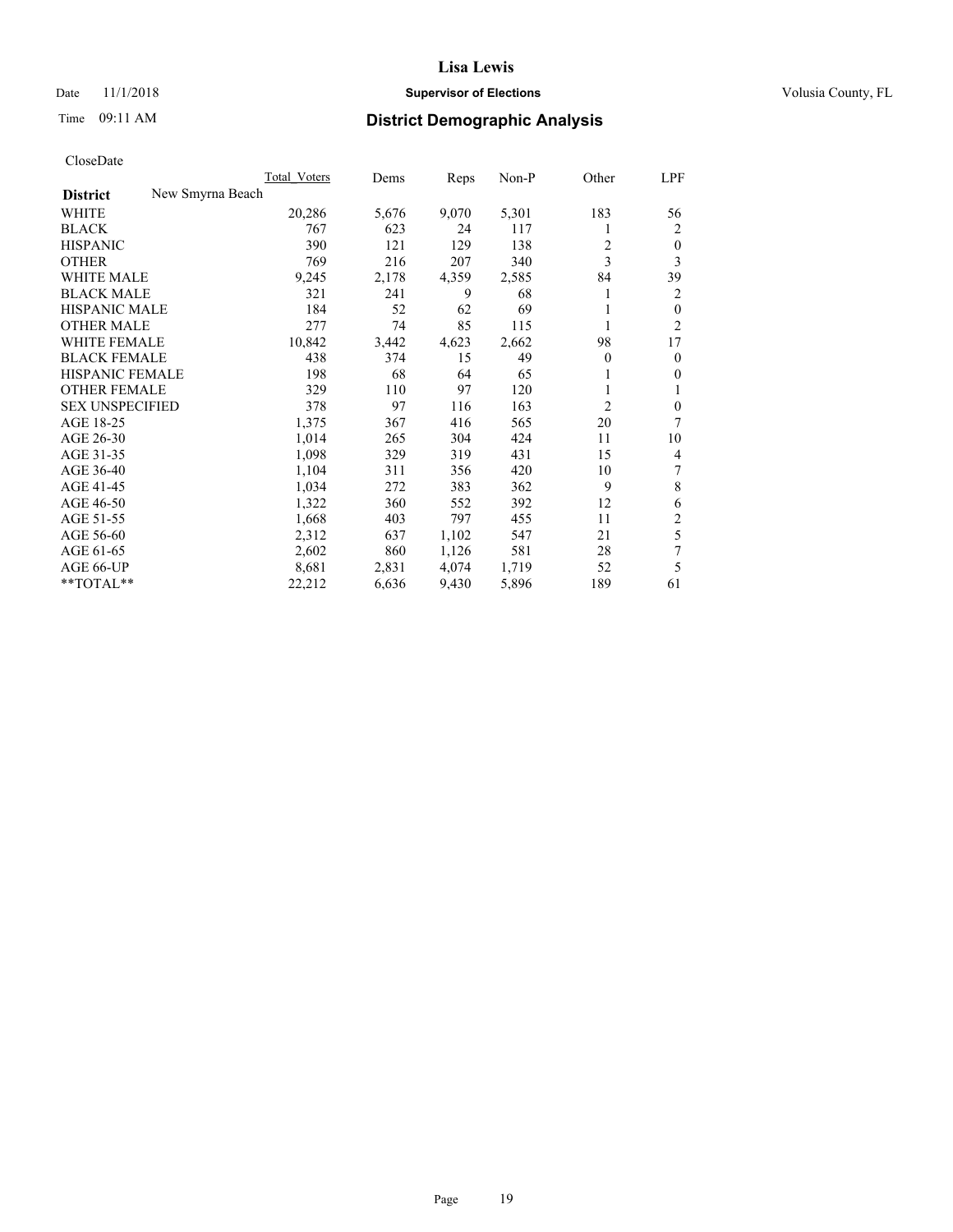# Lisa Lewis

Date 11/1/2018 **Supervisor of Elections** Volusia County, FL

Time 09:11 AM **District Demographic Analysis**

CloseDate

| | Total_Voters | Dems | Reps | Non-P | Other | LPF |
|---|---|---|---|---|---|---|
| **District** New Smyrna Beach | | | | | | |
| WHITE | 20,286 | 5,676 | 9,070 | 5,301 | 183 | 56 |
| BLACK | 767 | 623 | 24 | 117 | 1 | 2 |
| HISPANIC | 390 | 121 | 129 | 138 | 2 | 0 |
| OTHER | 769 | 216 | 207 | 340 | 3 | 3 |
| WHITE MALE | 9,245 | 2,178 | 4,359 | 2,585 | 84 | 39 |
| BLACK MALE | 321 | 241 | 9 | 68 | 1 | 2 |
| HISPANIC MALE | 184 | 52 | 62 | 69 | 1 | 0 |
| OTHER MALE | 277 | 74 | 85 | 115 | 1 | 2 |
| WHITE FEMALE | 10,842 | 3,442 | 4,623 | 2,662 | 98 | 17 |
| BLACK FEMALE | 438 | 374 | 15 | 49 | 0 | 0 |
| HISPANIC FEMALE | 198 | 68 | 64 | 65 | 1 | 0 |
| OTHER FEMALE | 329 | 110 | 97 | 120 | 1 | 1 |
| SEX UNSPECIFIED | 378 | 97 | 116 | 163 | 2 | 0 |
| AGE 18-25 | 1,375 | 367 | 416 | 565 | 20 | 7 |
| AGE 26-30 | 1,014 | 265 | 304 | 424 | 11 | 10 |
| AGE 31-35 | 1,098 | 329 | 319 | 431 | 15 | 4 |
| AGE 36-40 | 1,104 | 311 | 356 | 420 | 10 | 7 |
| AGE 41-45 | 1,034 | 272 | 383 | 362 | 9 | 8 |
| AGE 46-50 | 1,322 | 360 | 552 | 392 | 12 | 6 |
| AGE 51-55 | 1,668 | 403 | 797 | 455 | 11 | 2 |
| AGE 56-60 | 2,312 | 637 | 1,102 | 547 | 21 | 5 |
| AGE 61-65 | 2,602 | 860 | 1,126 | 581 | 28 | 7 |
| AGE 66-UP | 8,681 | 2,831 | 4,074 | 1,719 | 52 | 5 |
| **TOTAL** | 22,212 | 6,636 | 9,430 | 5,896 | 189 | 61 |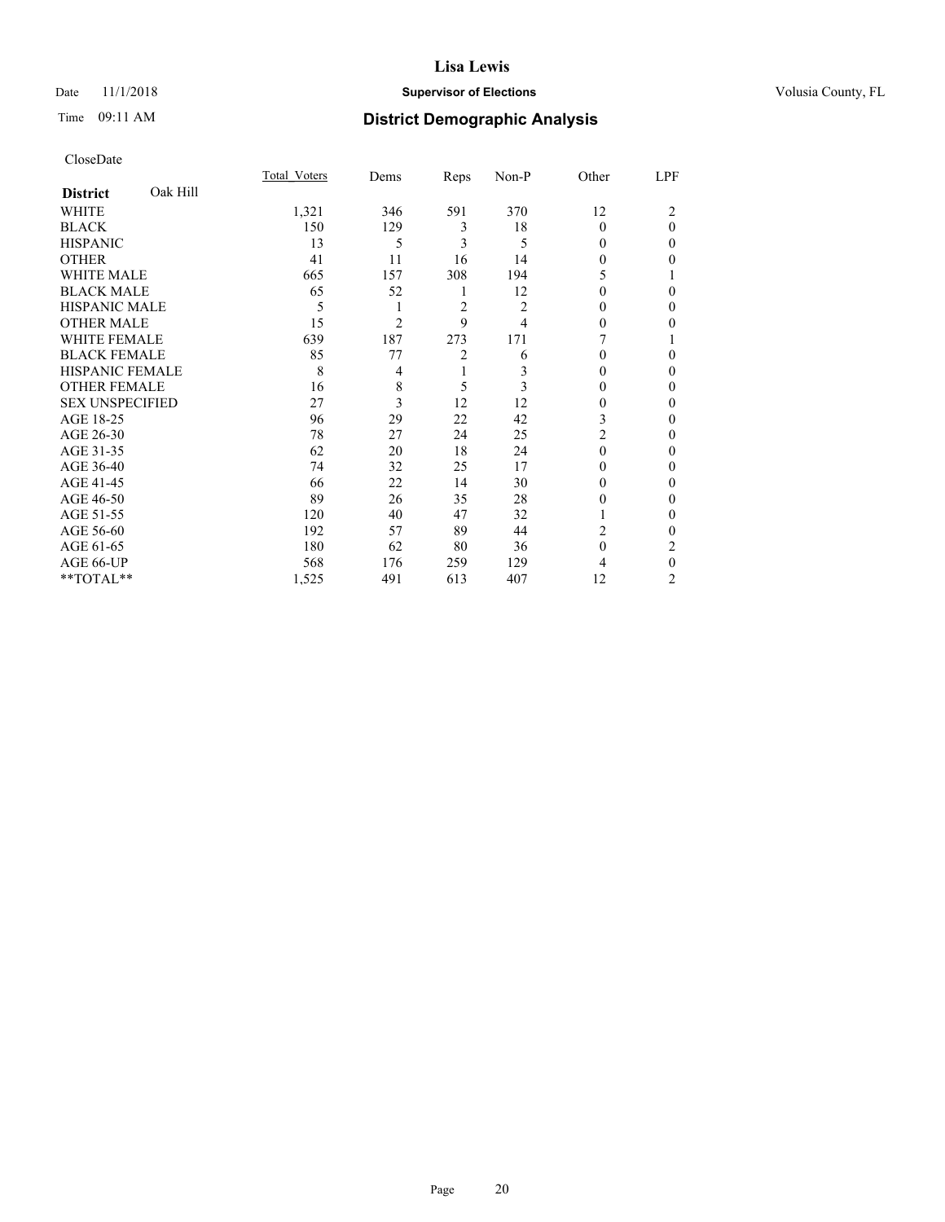# Lisa Lewis

Date 11/1/2018 **Supervisor of Elections** Volusia County, FL

Time 09:11 AM **District Demographic Analysis**

CloseDate

| **District** Oak Hill | Total_Voters | Dems | Reps | Non-P | Other | LPF |
|---|---|---|---|---|---|---|
| WHITE | 1,321 | 346 | 591 | 370 | 12 | 2 |
| BLACK | 150 | 129 | 3 | 18 | 0 | 0 |
| HISPANIC | 13 | 5 | 3 | 5 | 0 | 0 |
| OTHER | 41 | 11 | 16 | 14 | 0 | 0 |
| WHITE MALE | 665 | 157 | 308 | 194 | 5 | 1 |
| BLACK MALE | 65 | 52 | 1 | 12 | 0 | 0 |
| HISPANIC MALE | 5 | 1 | 2 | 2 | 0 | 0 |
| OTHER MALE | 15 | 2 | 9 | 4 | 0 | 0 |
| WHITE FEMALE | 639 | 187 | 273 | 171 | 7 | 1 |
| BLACK FEMALE | 85 | 77 | 2 | 6 | 0 | 0 |
| HISPANIC FEMALE | 8 | 4 | 1 | 3 | 0 | 0 |
| OTHER FEMALE | 16 | 8 | 5 | 3 | 0 | 0 |
| SEX UNSPECIFIED | 27 | 3 | 12 | 12 | 0 | 0 |
| AGE 18-25 | 96 | 29 | 22 | 42 | 3 | 0 |
| AGE 26-30 | 78 | 27 | 24 | 25 | 2 | 0 |
| AGE 31-35 | 62 | 20 | 18 | 24 | 0 | 0 |
| AGE 36-40 | 74 | 32 | 25 | 17 | 0 | 0 |
| AGE 41-45 | 66 | 22 | 14 | 30 | 0 | 0 |
| AGE 46-50 | 89 | 26 | 35 | 28 | 0 | 0 |
| AGE 51-55 | 120 | 40 | 47 | 32 | 1 | 0 |
| AGE 56-60 | 192 | 57 | 89 | 44 | 2 | 0 |
| AGE 61-65 | 180 | 62 | 80 | 36 | 0 | 2 |
| AGE 66-UP | 568 | 176 | 259 | 129 | 4 | 0 |
| **TOTAL** | 1,525 | 491 | 613 | 407 | 12 | 2 |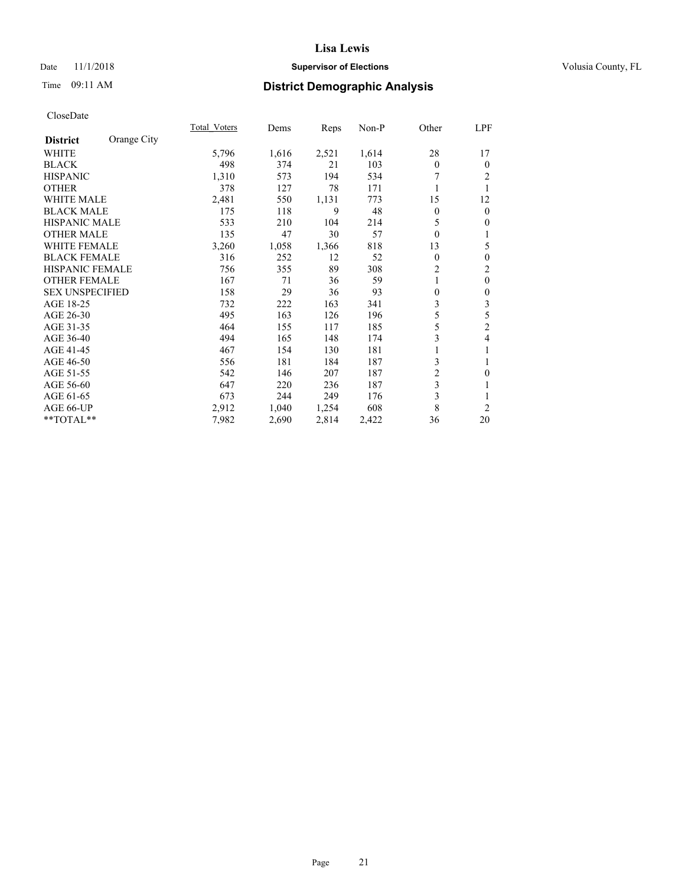# Lisa Lewis

Date 11/1/2018 **Supervisor of Elections** Volusia County, FL

Time 09:11 AM **District Demographic Analysis**

CloseDate

| **District** Orange City | Total Voters | Dems | Reps | Non-P | Other | LPF |
|---|---|---|---|---|---|---|
| WHITE | 5,796 | 1,616 | 2,521 | 1,614 | 28 | 17 |
| BLACK | 498 | 374 | 21 | 103 | 0 | 0 |
| HISPANIC | 1,310 | 573 | 194 | 534 | 7 | 2 |
| OTHER | 378 | 127 | 78 | 171 | 1 | 1 |
| WHITE MALE | 2,481 | 550 | 1,131 | 773 | 15 | 12 |
| BLACK MALE | 175 | 118 | 9 | 48 | 0 | 0 |
| HISPANIC MALE | 533 | 210 | 104 | 214 | 5 | 0 |
| OTHER MALE | 135 | 47 | 30 | 57 | 0 | 1 |
| WHITE FEMALE | 3,260 | 1,058 | 1,366 | 818 | 13 | 5 |
| BLACK FEMALE | 316 | 252 | 12 | 52 | 0 | 0 |
| HISPANIC FEMALE | 756 | 355 | 89 | 308 | 2 | 2 |
| OTHER FEMALE | 167 | 71 | 36 | 59 | 1 | 0 |
| SEX UNSPECIFIED | 158 | 29 | 36 | 93 | 0 | 0 |
| AGE 18-25 | 732 | 222 | 163 | 341 | 3 | 3 |
| AGE 26-30 | 495 | 163 | 126 | 196 | 5 | 5 |
| AGE 31-35 | 464 | 155 | 117 | 185 | 5 | 2 |
| AGE 36-40 | 494 | 165 | 148 | 174 | 3 | 4 |
| AGE 41-45 | 467 | 154 | 130 | 181 | 1 | 1 |
| AGE 46-50 | 556 | 181 | 184 | 187 | 3 | 1 |
| AGE 51-55 | 542 | 146 | 207 | 187 | 2 | 0 |
| AGE 56-60 | 647 | 220 | 236 | 187 | 3 | 1 |
| AGE 61-65 | 673 | 244 | 249 | 176 | 3 | 1 |
| AGE 66-UP | 2,912 | 1,040 | 1,254 | 608 | 8 | 2 |
| **TOTAL** | 7,982 | 2,690 | 2,814 | 2,422 | 36 | 20 |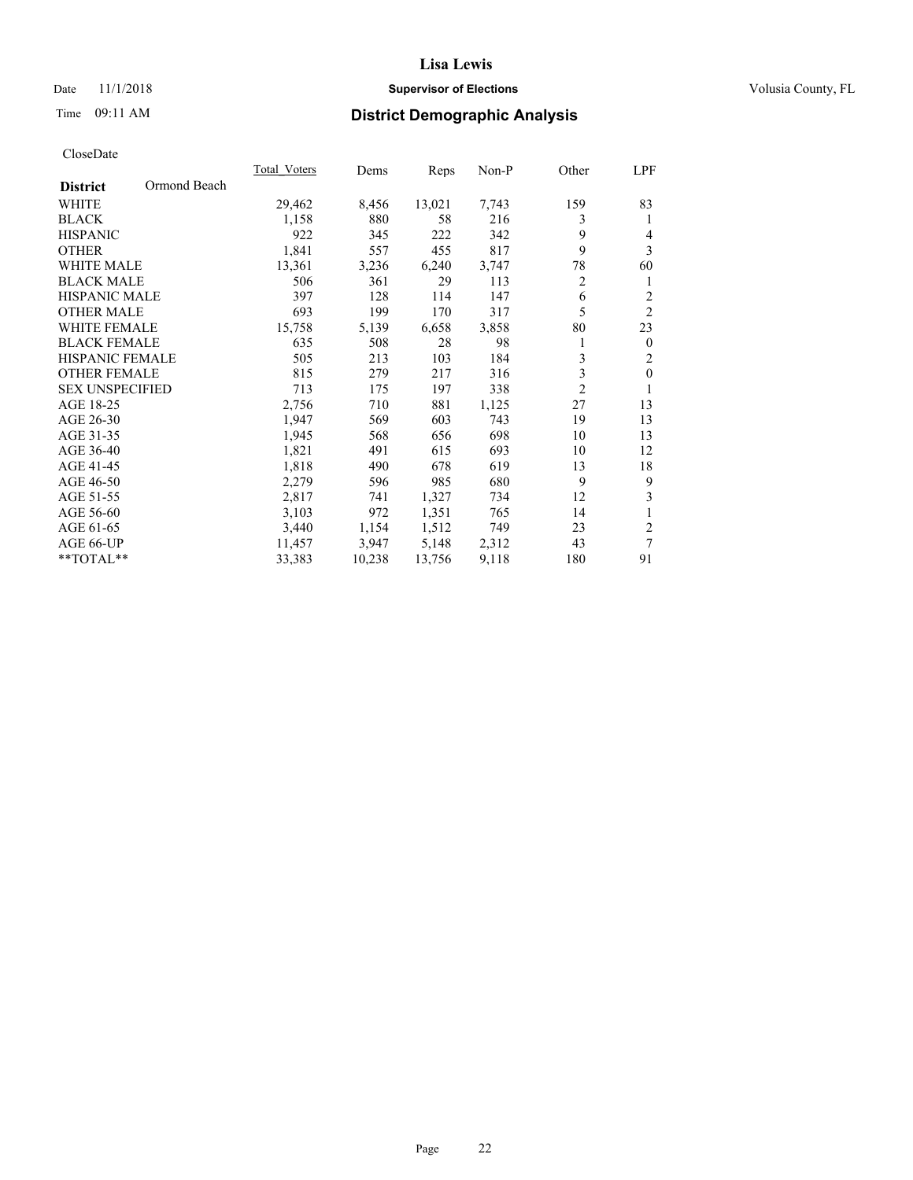# Lisa Lewis

Date 11/1/2018 **Supervisor of Elections** Volusia County, FL

Time 09:11 AM

## District Demographic Analysis

CloseDate

| **District** Ormond Beach | Total_Voters | Dems | Reps | Non-P | Other | LPF |
|---|---|---|---|---|---|---|
| WHITE | 29,462 | 8,456 | 13,021 | 7,743 | 159 | 83 |
| BLACK | 1,158 | 880 | 58 | 216 | 3 | 1 |
| HISPANIC | 922 | 345 | 222 | 342 | 9 | 4 |
| OTHER | 1,841 | 557 | 455 | 817 | 9 | 3 |
| WHITE MALE | 13,361 | 3,236 | 6,240 | 3,747 | 78 | 60 |
| BLACK MALE | 506 | 361 | 29 | 113 | 2 | 1 |
| HISPANIC MALE | 397 | 128 | 114 | 147 | 6 | 2 |
| OTHER MALE | 693 | 199 | 170 | 317 | 5 | 2 |
| WHITE FEMALE | 15,758 | 5,139 | 6,658 | 3,858 | 80 | 23 |
| BLACK FEMALE | 635 | 508 | 28 | 98 | 1 | 0 |
| HISPANIC FEMALE | 505 | 213 | 103 | 184 | 3 | 2 |
| OTHER FEMALE | 815 | 279 | 217 | 316 | 3 | 0 |
| SEX UNSPECIFIED | 713 | 175 | 197 | 338 | 2 | 1 |
| AGE 18-25 | 2,756 | 710 | 881 | 1,125 | 27 | 13 |
| AGE 26-30 | 1,947 | 569 | 603 | 743 | 19 | 13 |
| AGE 31-35 | 1,945 | 568 | 656 | 698 | 10 | 13 |
| AGE 36-40 | 1,821 | 491 | 615 | 693 | 10 | 12 |
| AGE 41-45 | 1,818 | 490 | 678 | 619 | 13 | 18 |
| AGE 46-50 | 2,279 | 596 | 985 | 680 | 9 | 9 |
| AGE 51-55 | 2,817 | 741 | 1,327 | 734 | 12 | 3 |
| AGE 56-60 | 3,103 | 972 | 1,351 | 765 | 14 | 1 |
| AGE 61-65 | 3,440 | 1,154 | 1,512 | 749 | 23 | 2 |
| AGE 66-UP | 11,457 | 3,947 | 5,148 | 2,312 | 43 | 7 |
| **TOTAL** | 33,383 | 10,238 | 13,756 | 9,118 | 180 | 91 |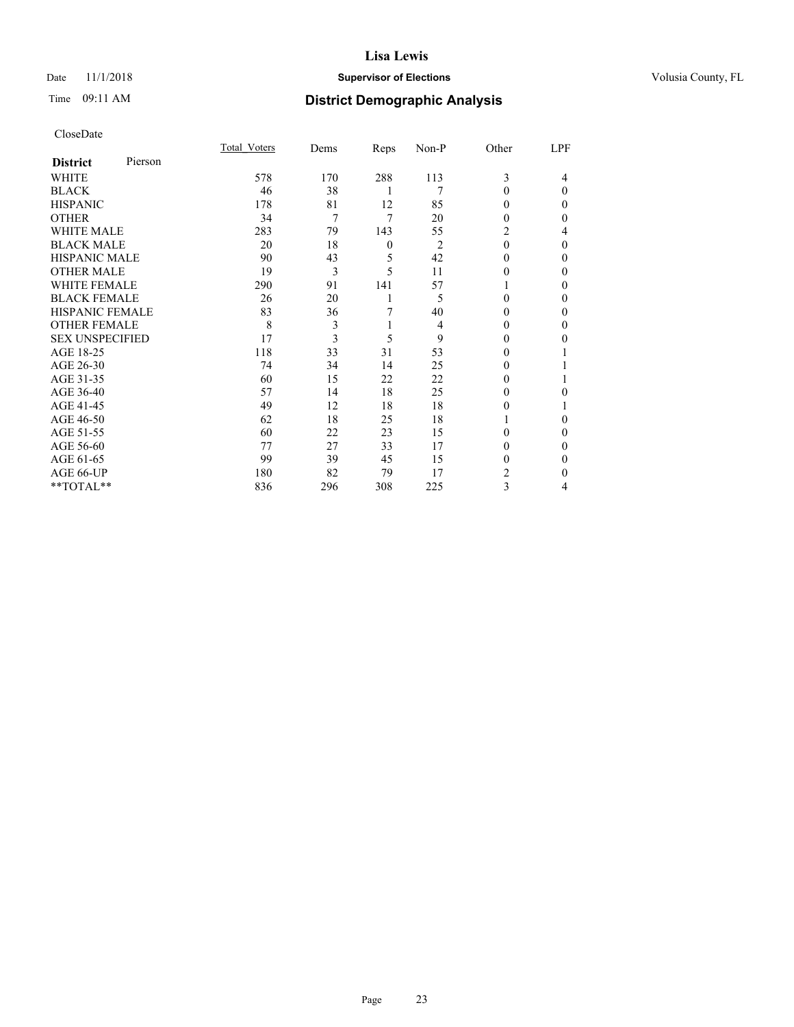# Lisa Lewis

Date 11/1/2018 **Supervisor of Elections** Volusia County, FL

Time 09:11 AM **District Demographic Analysis**

CloseDate

| **District** Pierson | Total_Voters | Dems | Reps | Non-P | Other | LPF |
|---|---|---|---|---|---|---|
| WHITE | 578 | 170 | 288 | 113 | 3 | 4 |
| BLACK | 46 | 38 | 1 | 7 | 0 | 0 |
| HISPANIC | 178 | 81 | 12 | 85 | 0 | 0 |
| OTHER | 34 | 7 | 7 | 20 | 0 | 0 |
| WHITE MALE | 283 | 79 | 143 | 55 | 2 | 4 |
| BLACK MALE | 20 | 18 | 0 | 2 | 0 | 0 |
| HISPANIC MALE | 90 | 43 | 5 | 42 | 0 | 0 |
| OTHER MALE | 19 | 3 | 5 | 11 | 0 | 0 |
| WHITE FEMALE | 290 | 91 | 141 | 57 | 1 | 0 |
| BLACK FEMALE | 26 | 20 | 1 | 5 | 0 | 0 |
| HISPANIC FEMALE | 83 | 36 | 7 | 40 | 0 | 0 |
| OTHER FEMALE | 8 | 3 | 1 | 4 | 0 | 0 |
| SEX UNSPECIFIED | 17 | 3 | 5 | 9 | 0 | 0 |
| AGE 18-25 | 118 | 33 | 31 | 53 | 0 | 1 |
| AGE 26-30 | 74 | 34 | 14 | 25 | 0 | 1 |
| AGE 31-35 | 60 | 15 | 22 | 22 | 0 | 1 |
| AGE 36-40 | 57 | 14 | 18 | 25 | 0 | 0 |
| AGE 41-45 | 49 | 12 | 18 | 18 | 0 | 1 |
| AGE 46-50 | 62 | 18 | 25 | 18 | 1 | 0 |
| AGE 51-55 | 60 | 22 | 23 | 15 | 0 | 0 |
| AGE 56-60 | 77 | 27 | 33 | 17 | 0 | 0 |
| AGE 61-65 | 99 | 39 | 45 | 15 | 0 | 0 |
| AGE 66-UP | 180 | 82 | 79 | 17 | 2 | 0 |
| **TOTAL** | 836 | 296 | 308 | 225 | 3 | 4 |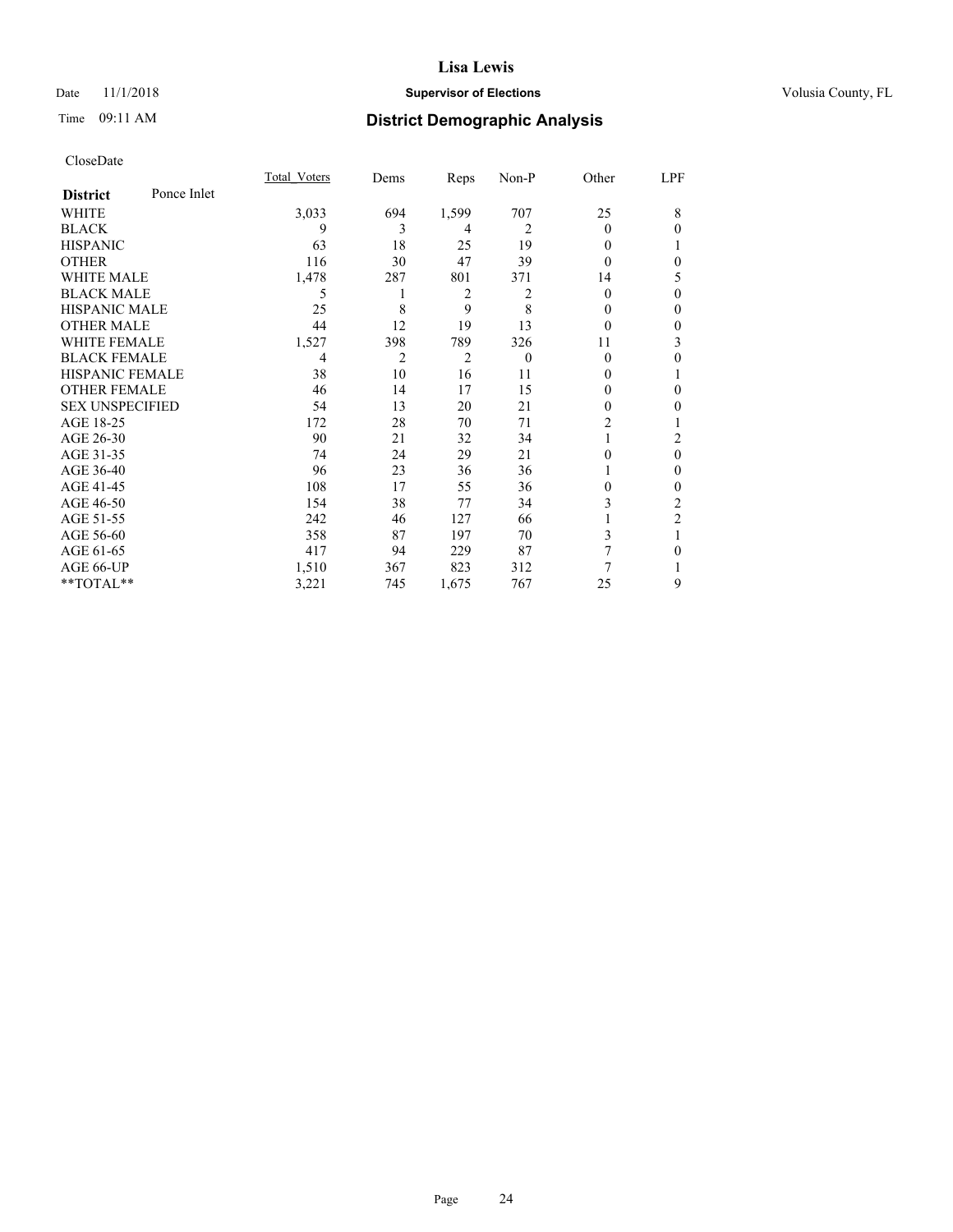# Lisa Lewis

Date 11/1/2018 **Supervisor of Elections** Volusia County, FL

Time 09:11 AM

## District Demographic Analysis

CloseDate

| **District** Ponce Inlet | Total_Voters | Dems | Reps | Non-P | Other | LPF |
|---|---|---|---|---|---|---|
| WHITE | 3,033 | 694 | 1,599 | 707 | 25 | 8 |
| BLACK | 9 | 3 | 4 | 2 | 0 | 0 |
| HISPANIC | 63 | 18 | 25 | 19 | 0 | 1 |
| OTHER | 116 | 30 | 47 | 39 | 0 | 0 |
| WHITE MALE | 1,478 | 287 | 801 | 371 | 14 | 5 |
| BLACK MALE | 5 | 1 | 2 | 2 | 0 | 0 |
| HISPANIC MALE | 25 | 8 | 9 | 8 | 0 | 0 |
| OTHER MALE | 44 | 12 | 19 | 13 | 0 | 0 |
| WHITE FEMALE | 1,527 | 398 | 789 | 326 | 11 | 3 |
| BLACK FEMALE | 4 | 2 | 2 | 0 | 0 | 0 |
| HISPANIC FEMALE | 38 | 10 | 16 | 11 | 0 | 1 |
| OTHER FEMALE | 46 | 14 | 17 | 15 | 0 | 0 |
| SEX UNSPECIFIED | 54 | 13 | 20 | 21 | 0 | 0 |
| AGE 18-25 | 172 | 28 | 70 | 71 | 2 | 1 |
| AGE 26-30 | 90 | 21 | 32 | 34 | 1 | 2 |
| AGE 31-35 | 74 | 24 | 29 | 21 | 0 | 0 |
| AGE 36-40 | 96 | 23 | 36 | 36 | 1 | 0 |
| AGE 41-45 | 108 | 17 | 55 | 36 | 0 | 0 |
| AGE 46-50 | 154 | 38 | 77 | 34 | 3 | 2 |
| AGE 51-55 | 242 | 46 | 127 | 66 | 1 | 2 |
| AGE 56-60 | 358 | 87 | 197 | 70 | 3 | 1 |
| AGE 61-65 | 417 | 94 | 229 | 87 | 7 | 0 |
| AGE 66-UP | 1,510 | 367 | 823 | 312 | 7 | 1 |
| **TOTAL** | 3,221 | 745 | 1,675 | 767 | 25 | 9 |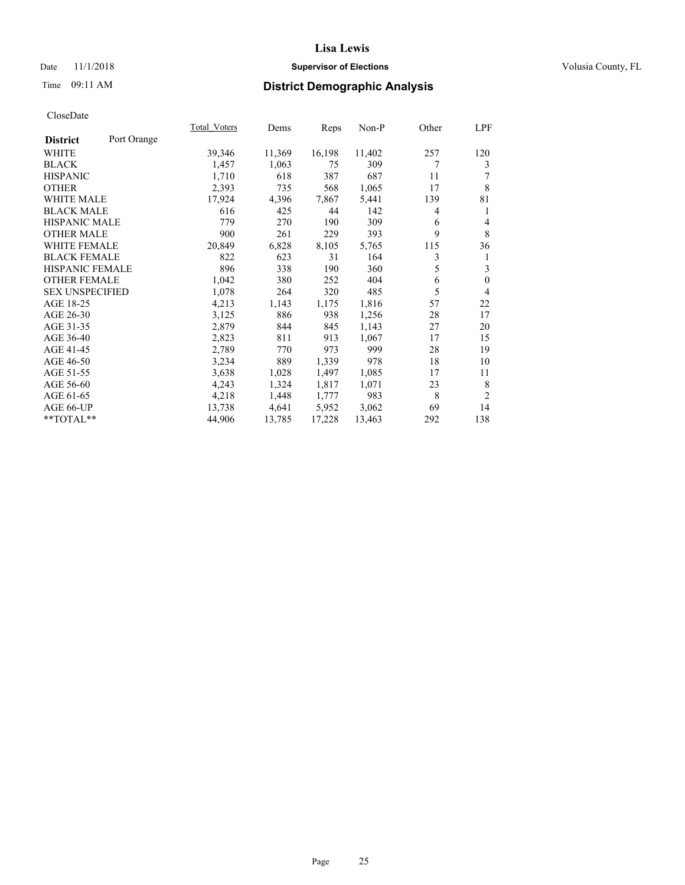# Lisa Lewis

Date 11/1/2018 **Supervisor of Elections** Volusia County, FL

Time 09:11 AM **District Demographic Analysis**

CloseDate

| **District** Port Orange | Total_Voters | Dems | Reps | Non-P | Other | LPF |
|---|---|---|---|---|---|---|
| WHITE | 39,346 | 11,369 | 16,198 | 11,402 | 257 | 120 |
| BLACK | 1,457 | 1,063 | 75 | 309 | 7 | 3 |
| HISPANIC | 1,710 | 618 | 387 | 687 | 11 | 7 |
| OTHER | 2,393 | 735 | 568 | 1,065 | 17 | 8 |
| WHITE MALE | 17,924 | 4,396 | 7,867 | 5,441 | 139 | 81 |
| BLACK MALE | 616 | 425 | 44 | 142 | 4 | 1 |
| HISPANIC MALE | 779 | 270 | 190 | 309 | 6 | 4 |
| OTHER MALE | 900 | 261 | 229 | 393 | 9 | 8 |
| WHITE FEMALE | 20,849 | 6,828 | 8,105 | 5,765 | 115 | 36 |
| BLACK FEMALE | 822 | 623 | 31 | 164 | 3 | 1 |
| HISPANIC FEMALE | 896 | 338 | 190 | 360 | 5 | 3 |
| OTHER FEMALE | 1,042 | 380 | 252 | 404 | 6 | 0 |
| SEX UNSPECIFIED | 1,078 | 264 | 320 | 485 | 5 | 4 |
| AGE 18-25 | 4,213 | 1,143 | 1,175 | 1,816 | 57 | 22 |
| AGE 26-30 | 3,125 | 886 | 938 | 1,256 | 28 | 17 |
| AGE 31-35 | 2,879 | 844 | 845 | 1,143 | 27 | 20 |
| AGE 36-40 | 2,823 | 811 | 913 | 1,067 | 17 | 15 |
| AGE 41-45 | 2,789 | 770 | 973 | 999 | 28 | 19 |
| AGE 46-50 | 3,234 | 889 | 1,339 | 978 | 18 | 10 |
| AGE 51-55 | 3,638 | 1,028 | 1,497 | 1,085 | 17 | 11 |
| AGE 56-60 | 4,243 | 1,324 | 1,817 | 1,071 | 23 | 8 |
| AGE 61-65 | 4,218 | 1,448 | 1,777 | 983 | 8 | 2 |
| AGE 66-UP | 13,738 | 4,641 | 5,952 | 3,062 | 69 | 14 |
| **TOTAL** | 44,906 | 13,785 | 17,228 | 13,463 | 292 | 138 |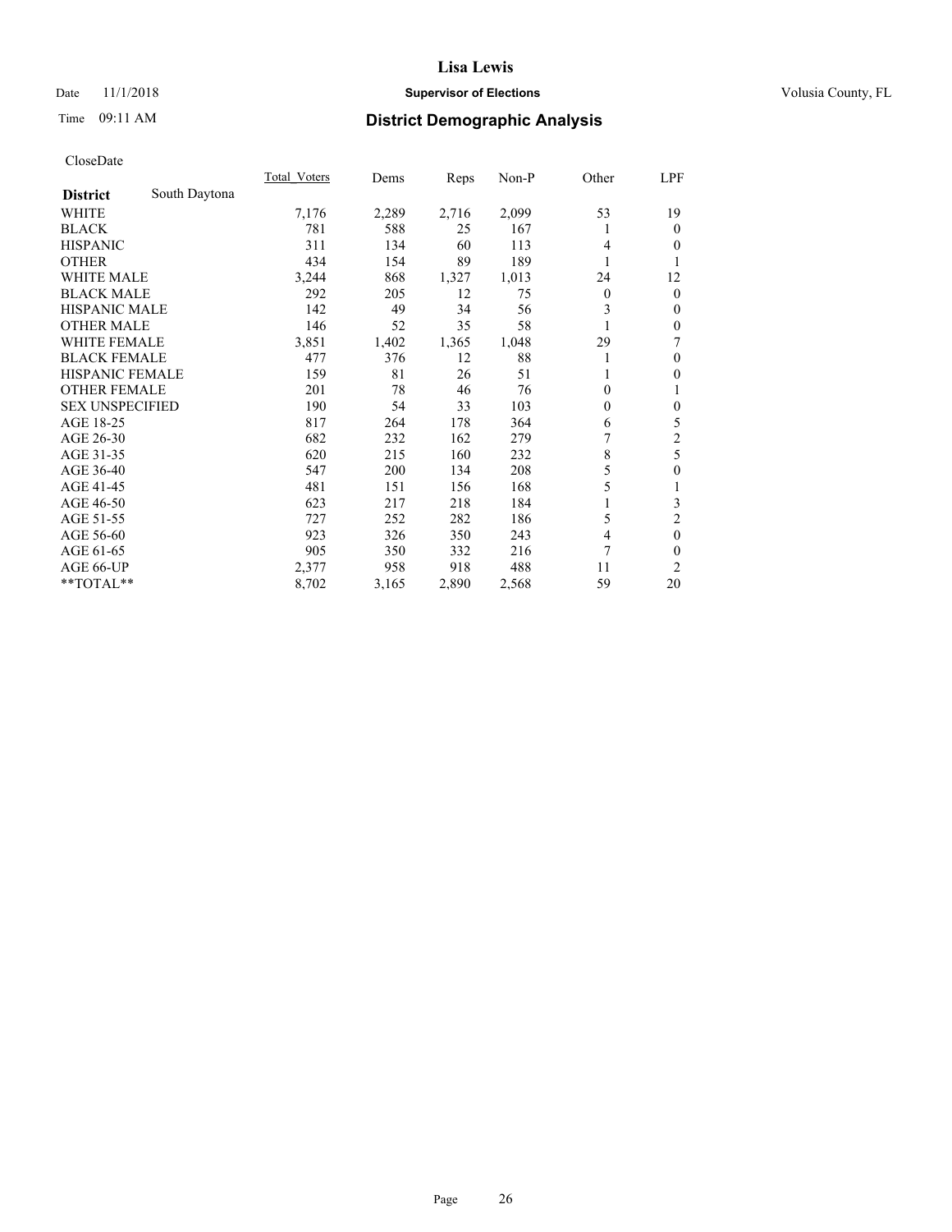# Lisa Lewis

Date 11/1/2018 **Supervisor of Elections** Volusia County, FL

Time 09:11 AM **District Demographic Analysis**

CloseDate

| **District** South Daytona | Total_Voters | Dems | Reps | Non-P | Other | LPF |
|---|---|---|---|---|---|---|
| WHITE | 7,176 | 2,289 | 2,716 | 2,099 | 53 | 19 |
| BLACK | 781 | 588 | 25 | 167 | 1 | 0 |
| HISPANIC | 311 | 134 | 60 | 113 | 4 | 0 |
| OTHER | 434 | 154 | 89 | 189 | 1 | 1 |
| WHITE MALE | 3,244 | 868 | 1,327 | 1,013 | 24 | 12 |
| BLACK MALE | 292 | 205 | 12 | 75 | 0 | 0 |
| HISPANIC MALE | 142 | 49 | 34 | 56 | 3 | 0 |
| OTHER MALE | 146 | 52 | 35 | 58 | 1 | 0 |
| WHITE FEMALE | 3,851 | 1,402 | 1,365 | 1,048 | 29 | 7 |
| BLACK FEMALE | 477 | 376 | 12 | 88 | 1 | 0 |
| HISPANIC FEMALE | 159 | 81 | 26 | 51 | 1 | 0 |
| OTHER FEMALE | 201 | 78 | 46 | 76 | 0 | 1 |
| SEX UNSPECIFIED | 190 | 54 | 33 | 103 | 0 | 0 |
| AGE 18-25 | 817 | 264 | 178 | 364 | 6 | 5 |
| AGE 26-30 | 682 | 232 | 162 | 279 | 7 | 2 |
| AGE 31-35 | 620 | 215 | 160 | 232 | 8 | 5 |
| AGE 36-40 | 547 | 200 | 134 | 208 | 5 | 0 |
| AGE 41-45 | 481 | 151 | 156 | 168 | 5 | 1 |
| AGE 46-50 | 623 | 217 | 218 | 184 | 1 | 3 |
| AGE 51-55 | 727 | 252 | 282 | 186 | 5 | 2 |
| AGE 56-60 | 923 | 326 | 350 | 243 | 4 | 0 |
| AGE 61-65 | 905 | 350 | 332 | 216 | 7 | 0 |
| AGE 66-UP | 2,377 | 958 | 918 | 488 | 11 | 2 |
| **TOTAL** | 8,702 | 3,165 | 2,890 | 2,568 | 59 | 20 |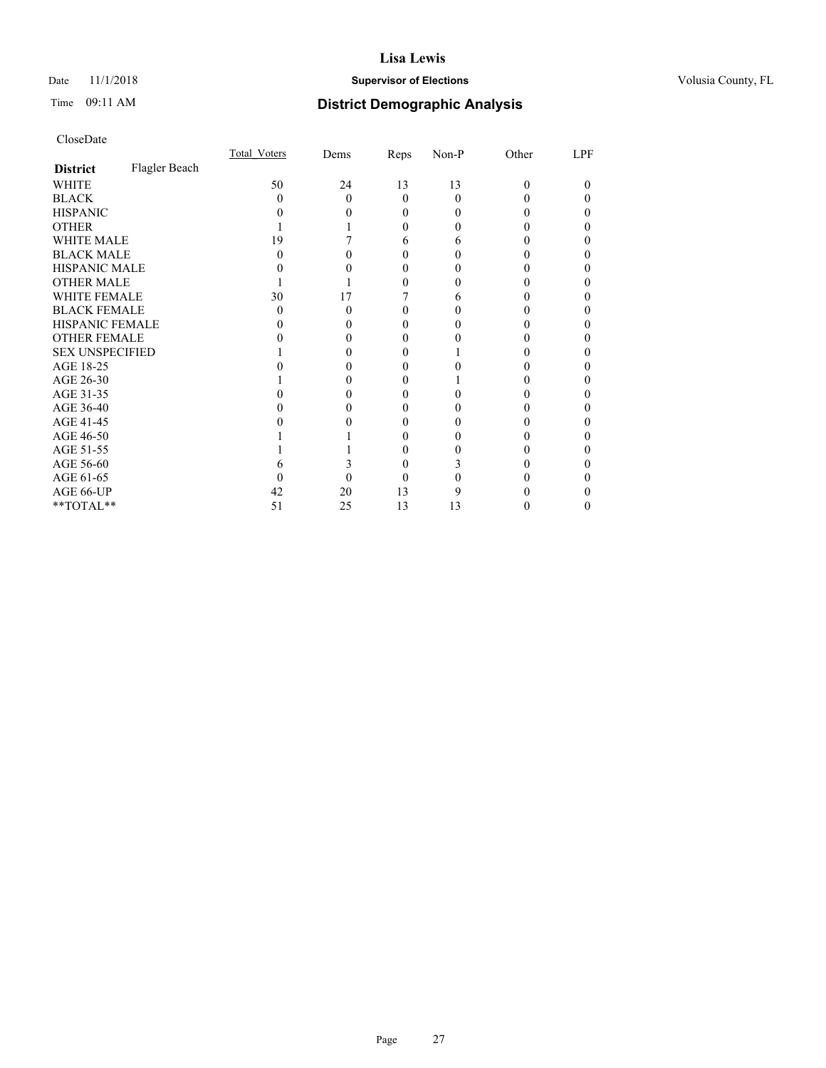# Lisa Lewis

Date 11/1/2018 **Supervisor of Elections** Volusia County, FL

Time 09:11 AM **District Demographic Analysis**

CloseDate

| **District** Flagler Beach | Total_Voters | Dems | Reps | Non-P | Other | LPF |
|---|---|---|---|---|---|---|
| WHITE | 50 | 24 | 13 | 13 | 0 | 0 |
| BLACK | 0 | 0 | 0 | 0 | 0 | 0 |
| HISPANIC | 0 | 0 | 0 | 0 | 0 | 0 |
| OTHER | 1 | 1 | 0 | 0 | 0 | 0 |
| WHITE MALE | 19 | 7 | 6 | 6 | 0 | 0 |
| BLACK MALE | 0 | 0 | 0 | 0 | 0 | 0 |
| HISPANIC MALE | 0 | 0 | 0 | 0 | 0 | 0 |
| OTHER MALE | 1 | 1 | 0 | 0 | 0 | 0 |
| WHITE FEMALE | 30 | 17 | 7 | 6 | 0 | 0 |
| BLACK FEMALE | 0 | 0 | 0 | 0 | 0 | 0 |
| HISPANIC FEMALE | 0 | 0 | 0 | 0 | 0 | 0 |
| OTHER FEMALE | 0 | 0 | 0 | 0 | 0 | 0 |
| SEX UNSPECIFIED | 1 | 0 | 0 | 1 | 0 | 0 |
| AGE 18-25 | 0 | 0 | 0 | 0 | 0 | 0 |
| AGE 26-30 | 1 | 0 | 0 | 1 | 0 | 0 |
| AGE 31-35 | 0 | 0 | 0 | 0 | 0 | 0 |
| AGE 36-40 | 0 | 0 | 0 | 0 | 0 | 0 |
| AGE 41-45 | 0 | 0 | 0 | 0 | 0 | 0 |
| AGE 46-50 | 1 | 1 | 0 | 0 | 0 | 0 |
| AGE 51-55 | 1 | 1 | 0 | 0 | 0 | 0 |
| AGE 56-60 | 6 | 3 | 0 | 3 | 0 | 0 |
| AGE 61-65 | 0 | 0 | 0 | 0 | 0 | 0 |
| AGE 66-UP | 42 | 20 | 13 | 9 | 0 | 0 |
| **TOTAL** | 51 | 25 | 13 | 13 | 0 | 0 |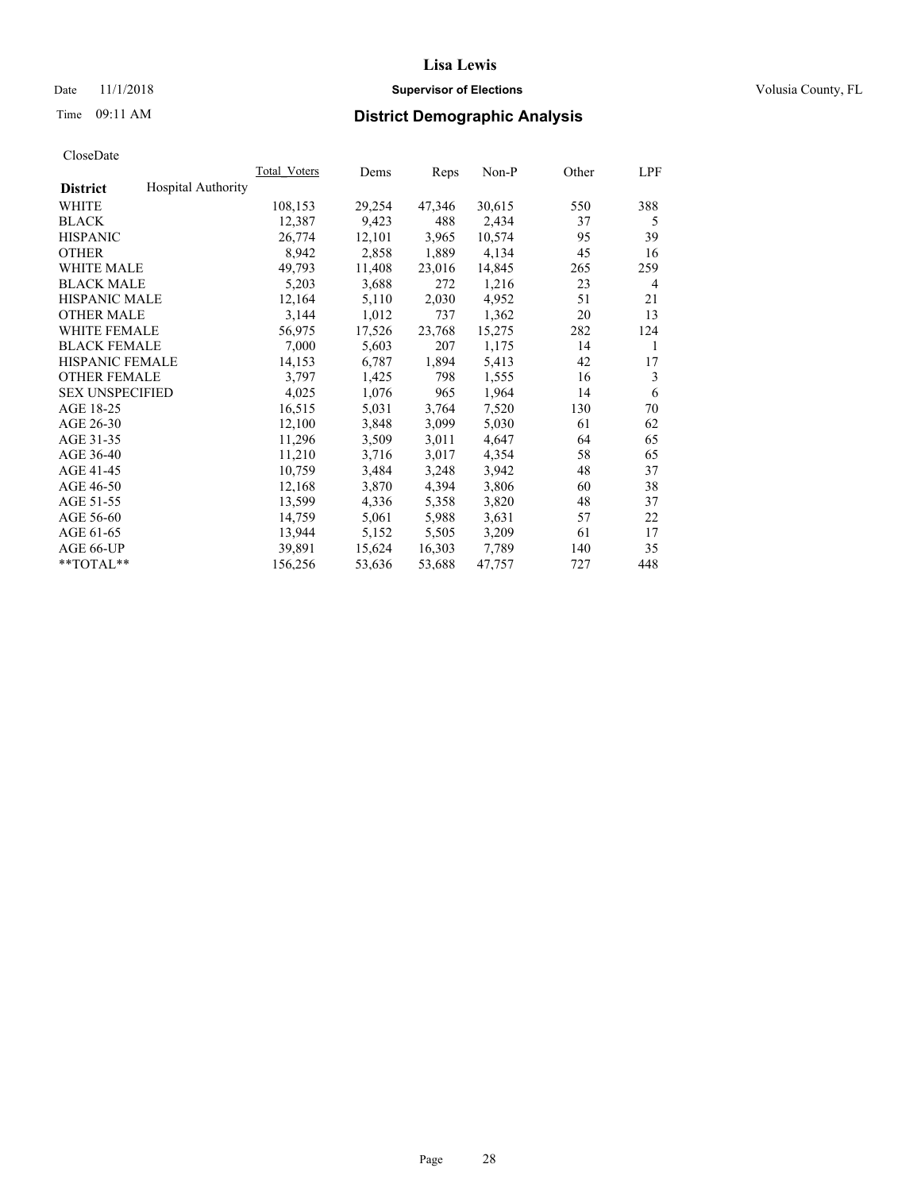# District Demographic Analysis

CloseDate

| District | Hospital Authority | Total_Voters | Dems | Reps | Non-P | Other | LPF |
|---|---|---|---|---|---|---|---|
| WHITE | | 108,153 | 29,254 | 47,346 | 30,615 | 550 | 388 |
| BLACK | | 12,387 | 9,423 | 488 | 2,434 | 37 | 5 |
| HISPANIC | | 26,774 | 12,101 | 3,965 | 10,574 | 95 | 39 |
| OTHER | | 8,942 | 2,858 | 1,889 | 4,134 | 45 | 16 |
| WHITE MALE | | 49,793 | 11,408 | 23,016 | 14,845 | 265 | 259 |
| BLACK MALE | | 5,203 | 3,688 | 272 | 1,216 | 23 | 4 |
| HISPANIC MALE | | 12,164 | 5,110 | 2,030 | 4,952 | 51 | 21 |
| OTHER MALE | | 3,144 | 1,012 | 737 | 1,362 | 20 | 13 |
| WHITE FEMALE | | 56,975 | 17,526 | 23,768 | 15,275 | 282 | 124 |
| BLACK FEMALE | | 7,000 | 5,603 | 207 | 1,175 | 14 | 1 |
| HISPANIC FEMALE | | 14,153 | 6,787 | 1,894 | 5,413 | 42 | 17 |
| OTHER FEMALE | | 3,797 | 1,425 | 798 | 1,555 | 16 | 3 |
| SEX UNSPECIFIED | | 4,025 | 1,076 | 965 | 1,964 | 14 | 6 |
| AGE 18-25 | | 16,515 | 5,031 | 3,764 | 7,520 | 130 | 70 |
| AGE 26-30 | | 12,100 | 3,848 | 3,099 | 5,030 | 61 | 62 |
| AGE 31-35 | | 11,296 | 3,509 | 3,011 | 4,647 | 64 | 65 |
| AGE 36-40 | | 11,210 | 3,716 | 3,017 | 4,354 | 58 | 65 |
| AGE 41-45 | | 10,759 | 3,484 | 3,248 | 3,942 | 48 | 37 |
| AGE 46-50 | | 12,168 | 3,870 | 4,394 | 3,806 | 60 | 38 |
| AGE 51-55 | | 13,599 | 4,336 | 5,358 | 3,820 | 48 | 37 |
| AGE 56-60 | | 14,759 | 5,061 | 5,988 | 3,631 | 57 | 22 |
| AGE 61-65 | | 13,944 | 5,152 | 5,505 | 3,209 | 61 | 17 |
| AGE 66-UP | | 39,891 | 15,624 | 16,303 | 7,789 | 140 | 35 |
| **TOTAL** | | 156,256 | 53,636 | 53,688 | 47,757 | 727 | 448 |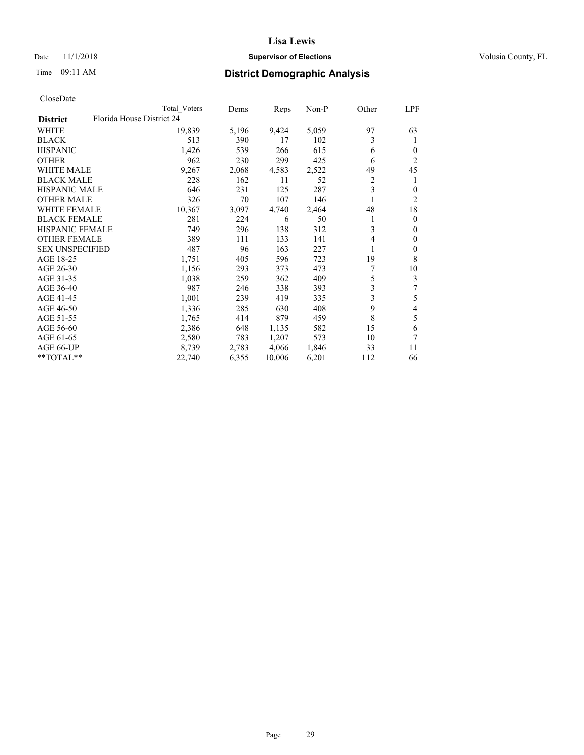# Lisa Lewis

Date 11/1/2018 — **Supervisor of Elections** — Volusia County, FL

Time 09:11 AM — **District Demographic Analysis**

CloseDate

| | Total Voters | Dems | Reps | Non-P | Other | LPF |
|---|---|---|---|---|---|---|
| **District** Florida House District 24 | | | | | | |
| WHITE | 19,839 | 5,196 | 9,424 | 5,059 | 97 | 63 |
| BLACK | 513 | 390 | 17 | 102 | 3 | 1 |
| HISPANIC | 1,426 | 539 | 266 | 615 | 6 | 0 |
| OTHER | 962 | 230 | 299 | 425 | 6 | 2 |
| WHITE MALE | 9,267 | 2,068 | 4,583 | 2,522 | 49 | 45 |
| BLACK MALE | 228 | 162 | 11 | 52 | 2 | 1 |
| HISPANIC MALE | 646 | 231 | 125 | 287 | 3 | 0 |
| OTHER MALE | 326 | 70 | 107 | 146 | 1 | 2 |
| WHITE FEMALE | 10,367 | 3,097 | 4,740 | 2,464 | 48 | 18 |
| BLACK FEMALE | 281 | 224 | 6 | 50 | 1 | 0 |
| HISPANIC FEMALE | 749 | 296 | 138 | 312 | 3 | 0 |
| OTHER FEMALE | 389 | 111 | 133 | 141 | 4 | 0 |
| SEX UNSPECIFIED | 487 | 96 | 163 | 227 | 1 | 0 |
| AGE 18-25 | 1,751 | 405 | 596 | 723 | 19 | 8 |
| AGE 26-30 | 1,156 | 293 | 373 | 473 | 7 | 10 |
| AGE 31-35 | 1,038 | 259 | 362 | 409 | 5 | 3 |
| AGE 36-40 | 987 | 246 | 338 | 393 | 3 | 7 |
| AGE 41-45 | 1,001 | 239 | 419 | 335 | 3 | 5 |
| AGE 46-50 | 1,336 | 285 | 630 | 408 | 9 | 4 |
| AGE 51-55 | 1,765 | 414 | 879 | 459 | 8 | 5 |
| AGE 56-60 | 2,386 | 648 | 1,135 | 582 | 15 | 6 |
| AGE 61-65 | 2,580 | 783 | 1,207 | 573 | 10 | 7 |
| AGE 66-UP | 8,739 | 2,783 | 4,066 | 1,846 | 33 | 11 |
| **TOTAL** | 22,740 | 6,355 | 10,006 | 6,201 | 112 | 66 |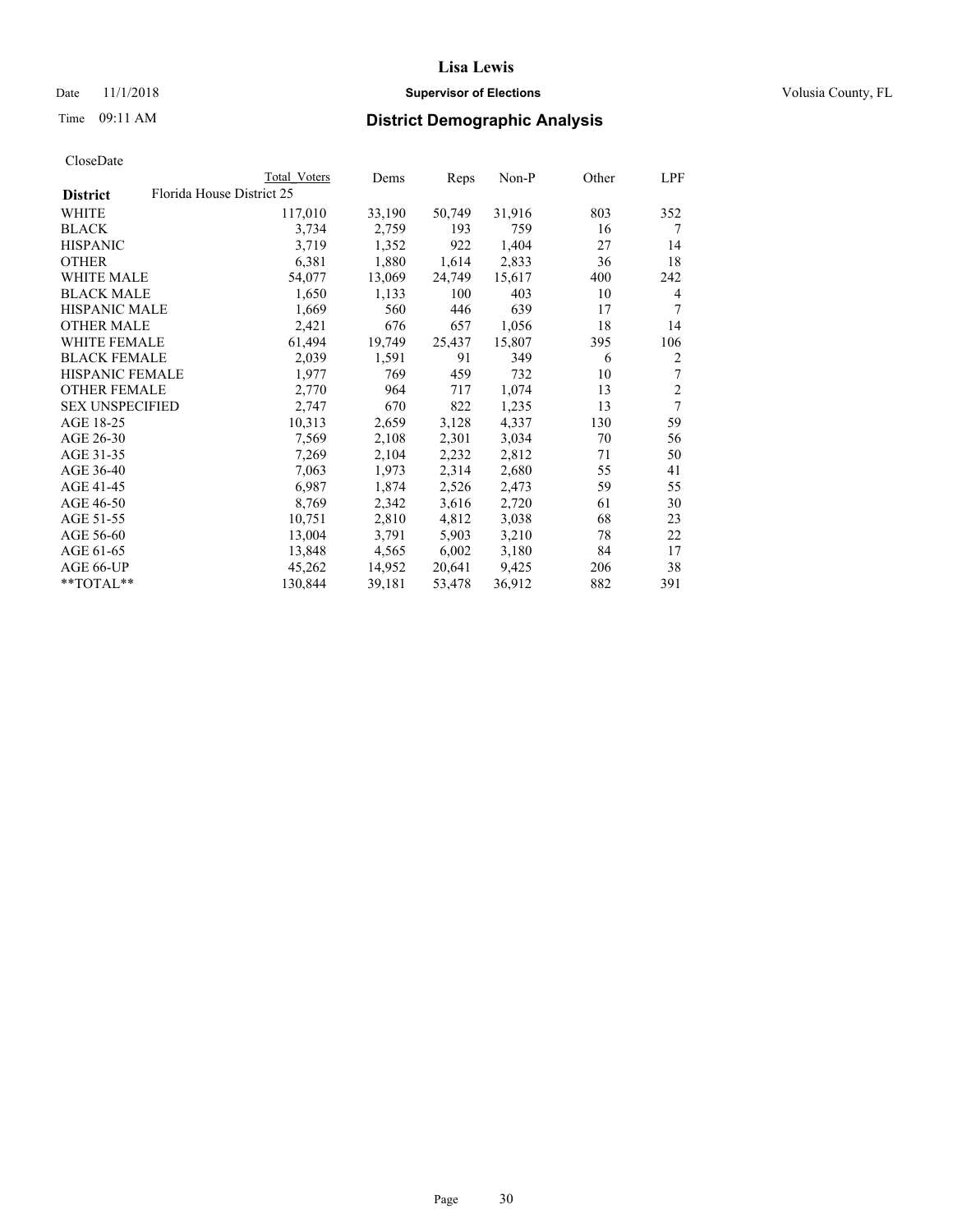# Lisa Lewis

Date 11/1/2018 **Supervisor of Elections** Volusia County, FL

Time 09:11 AM **District Demographic Analysis**

CloseDate

| | Total Voters | Dems | Reps | Non-P | Other | LPF |
|---|---|---|---|---|---|---|
| **District** Florida House District 25 | | | | | | |
| WHITE | 117,010 | 33,190 | 50,749 | 31,916 | 803 | 352 |
| BLACK | 3,734 | 2,759 | 193 | 759 | 16 | 7 |
| HISPANIC | 3,719 | 1,352 | 922 | 1,404 | 27 | 14 |
| OTHER | 6,381 | 1,880 | 1,614 | 2,833 | 36 | 18 |
| WHITE MALE | 54,077 | 13,069 | 24,749 | 15,617 | 400 | 242 |
| BLACK MALE | 1,650 | 1,133 | 100 | 403 | 10 | 4 |
| HISPANIC MALE | 1,669 | 560 | 446 | 639 | 17 | 7 |
| OTHER MALE | 2,421 | 676 | 657 | 1,056 | 18 | 14 |
| WHITE FEMALE | 61,494 | 19,749 | 25,437 | 15,807 | 395 | 106 |
| BLACK FEMALE | 2,039 | 1,591 | 91 | 349 | 6 | 2 |
| HISPANIC FEMALE | 1,977 | 769 | 459 | 732 | 10 | 7 |
| OTHER FEMALE | 2,770 | 964 | 717 | 1,074 | 13 | 2 |
| SEX UNSPECIFIED | 2,747 | 670 | 822 | 1,235 | 13 | 7 |
| AGE 18-25 | 10,313 | 2,659 | 3,128 | 4,337 | 130 | 59 |
| AGE 26-30 | 7,569 | 2,108 | 2,301 | 3,034 | 70 | 56 |
| AGE 31-35 | 7,269 | 2,104 | 2,232 | 2,812 | 71 | 50 |
| AGE 36-40 | 7,063 | 1,973 | 2,314 | 2,680 | 55 | 41 |
| AGE 41-45 | 6,987 | 1,874 | 2,526 | 2,473 | 59 | 55 |
| AGE 46-50 | 8,769 | 2,342 | 3,616 | 2,720 | 61 | 30 |
| AGE 51-55 | 10,751 | 2,810 | 4,812 | 3,038 | 68 | 23 |
| AGE 56-60 | 13,004 | 3,791 | 5,903 | 3,210 | 78 | 22 |
| AGE 61-65 | 13,848 | 4,565 | 6,002 | 3,180 | 84 | 17 |
| AGE 66-UP | 45,262 | 14,952 | 20,641 | 9,425 | 206 | 38 |
| **TOTAL** | 130,844 | 39,181 | 53,478 | 36,912 | 882 | 391 |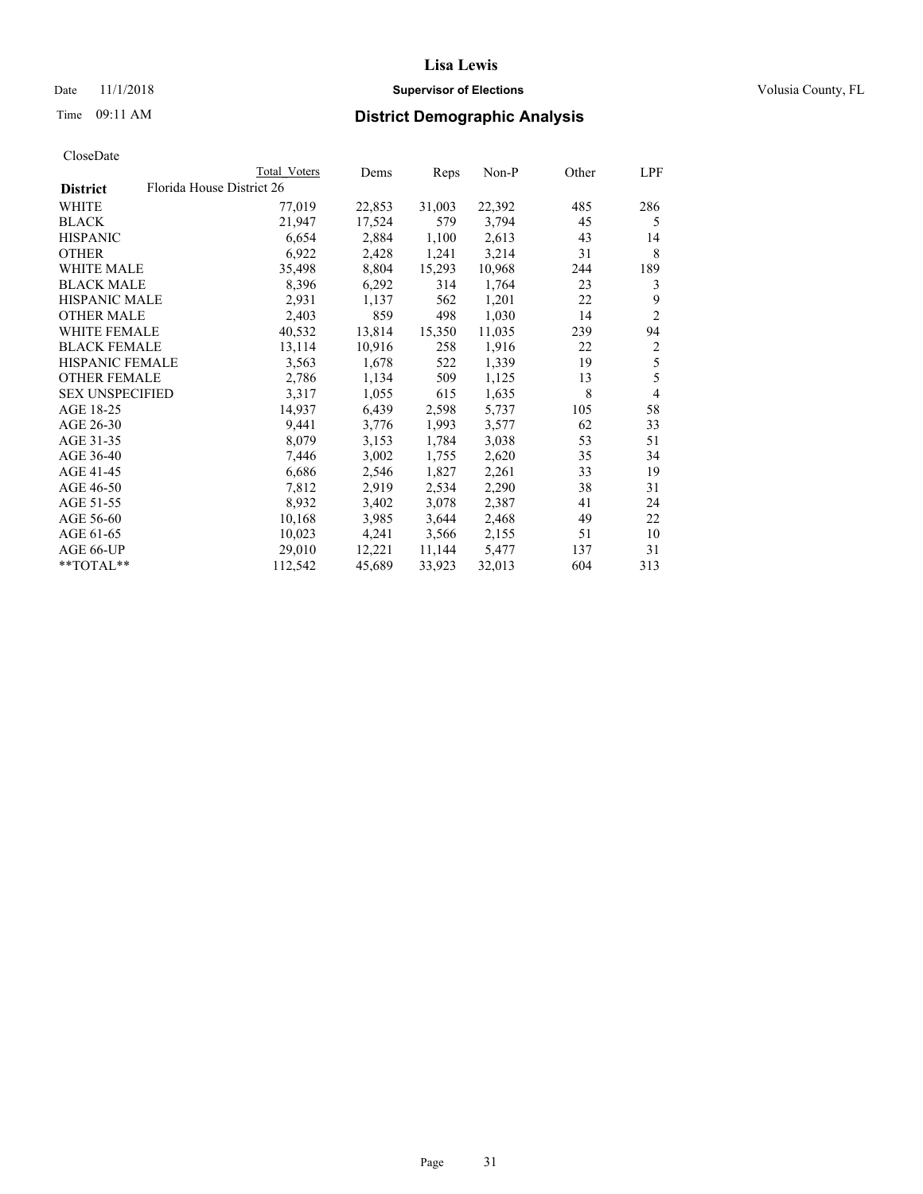# Lisa Lewis

Date 11/1/2018 **Supervisor of Elections** Volusia County, FL

Time 09:11 AM **District Demographic Analysis**

CloseDate

| District | Florida House District 26 Total Voters | Dems | Reps | Non-P | Other | LPF |
|---|---|---|---|---|---|---|
| WHITE | 77,019 | 22,853 | 31,003 | 22,392 | 485 | 286 |
| BLACK | 21,947 | 17,524 | 579 | 3,794 | 45 | 5 |
| HISPANIC | 6,654 | 2,884 | 1,100 | 2,613 | 43 | 14 |
| OTHER | 6,922 | 2,428 | 1,241 | 3,214 | 31 | 8 |
| WHITE MALE | 35,498 | 8,804 | 15,293 | 10,968 | 244 | 189 |
| BLACK MALE | 8,396 | 6,292 | 314 | 1,764 | 23 | 3 |
| HISPANIC MALE | 2,931 | 1,137 | 562 | 1,201 | 22 | 9 |
| OTHER MALE | 2,403 | 859 | 498 | 1,030 | 14 | 2 |
| WHITE FEMALE | 40,532 | 13,814 | 15,350 | 11,035 | 239 | 94 |
| BLACK FEMALE | 13,114 | 10,916 | 258 | 1,916 | 22 | 2 |
| HISPANIC FEMALE | 3,563 | 1,678 | 522 | 1,339 | 19 | 5 |
| OTHER FEMALE | 2,786 | 1,134 | 509 | 1,125 | 13 | 5 |
| SEX UNSPECIFIED | 3,317 | 1,055 | 615 | 1,635 | 8 | 4 |
| AGE 18-25 | 14,937 | 6,439 | 2,598 | 5,737 | 105 | 58 |
| AGE 26-30 | 9,441 | 3,776 | 1,993 | 3,577 | 62 | 33 |
| AGE 31-35 | 8,079 | 3,153 | 1,784 | 3,038 | 53 | 51 |
| AGE 36-40 | 7,446 | 3,002 | 1,755 | 2,620 | 35 | 34 |
| AGE 41-45 | 6,686 | 2,546 | 1,827 | 2,261 | 33 | 19 |
| AGE 46-50 | 7,812 | 2,919 | 2,534 | 2,290 | 38 | 31 |
| AGE 51-55 | 8,932 | 3,402 | 3,078 | 2,387 | 41 | 24 |
| AGE 56-60 | 10,168 | 3,985 | 3,644 | 2,468 | 49 | 22 |
| AGE 61-65 | 10,023 | 4,241 | 3,566 | 2,155 | 51 | 10 |
| AGE 66-UP | 29,010 | 12,221 | 11,144 | 5,477 | 137 | 31 |
| **TOTAL** | 112,542 | 45,689 | 33,923 | 32,013 | 604 | 313 |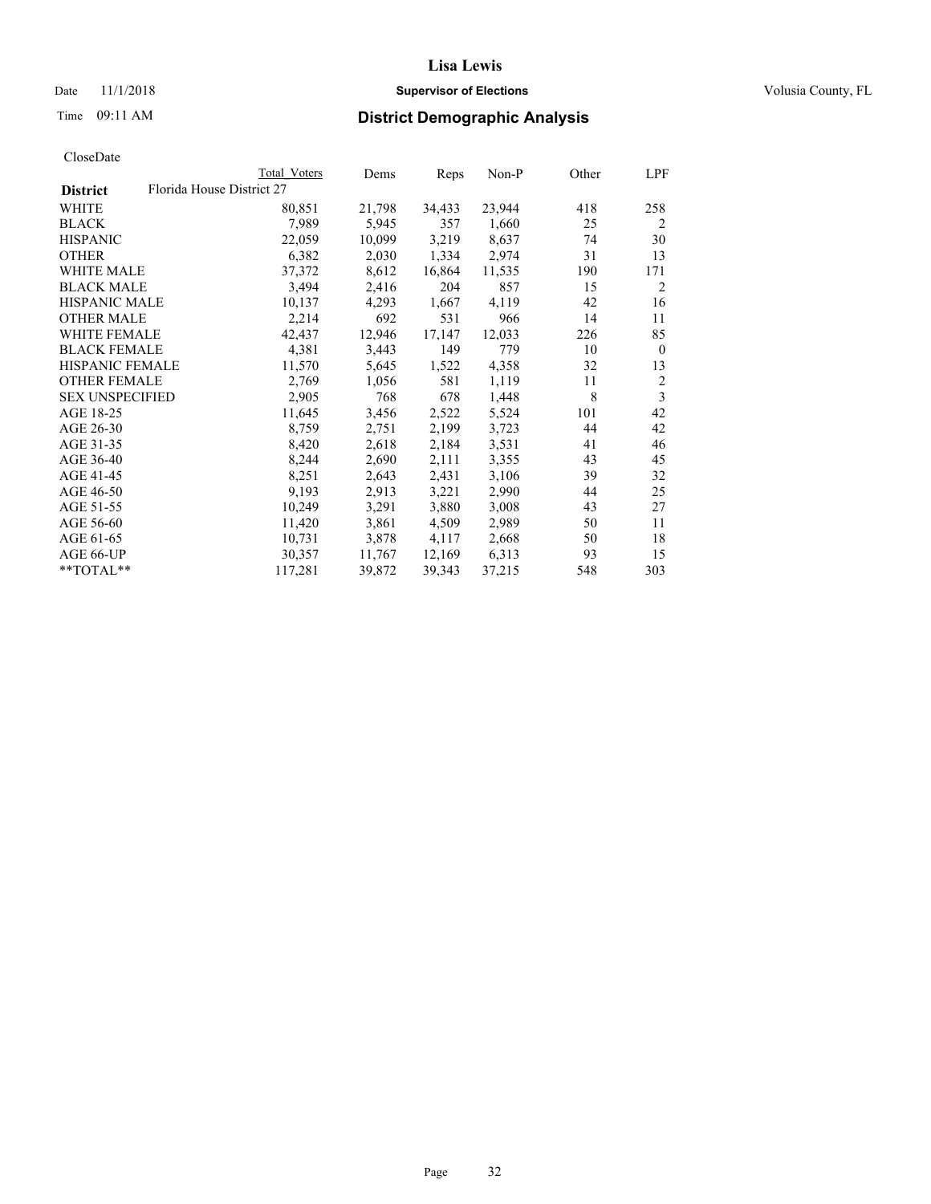# Lisa Lewis

## Supervisor of Elections

Date 11/1/2018 — Volusia County, FL

Time 09:11 AM

## District Demographic Analysis

CloseDate

| District | Total Voters | Dems | Reps | Non-P | Other | LPF |
|---|---|---|---|---|---|---|
| Florida House District 27 | | | | | | |
| WHITE | 80,851 | 21,798 | 34,433 | 23,944 | 418 | 258 |
| BLACK | 7,989 | 5,945 | 357 | 1,660 | 25 | 2 |
| HISPANIC | 22,059 | 10,099 | 3,219 | 8,637 | 74 | 30 |
| OTHER | 6,382 | 2,030 | 1,334 | 2,974 | 31 | 13 |
| WHITE MALE | 37,372 | 8,612 | 16,864 | 11,535 | 190 | 171 |
| BLACK MALE | 3,494 | 2,416 | 204 | 857 | 15 | 2 |
| HISPANIC MALE | 10,137 | 4,293 | 1,667 | 4,119 | 42 | 16 |
| OTHER MALE | 2,214 | 692 | 531 | 966 | 14 | 11 |
| WHITE FEMALE | 42,437 | 12,946 | 17,147 | 12,033 | 226 | 85 |
| BLACK FEMALE | 4,381 | 3,443 | 149 | 779 | 10 | 0 |
| HISPANIC FEMALE | 11,570 | 5,645 | 1,522 | 4,358 | 32 | 13 |
| OTHER FEMALE | 2,769 | 1,056 | 581 | 1,119 | 11 | 2 |
| SEX UNSPECIFIED | 2,905 | 768 | 678 | 1,448 | 8 | 3 |
| AGE 18-25 | 11,645 | 3,456 | 2,522 | 5,524 | 101 | 42 |
| AGE 26-30 | 8,759 | 2,751 | 2,199 | 3,723 | 44 | 42 |
| AGE 31-35 | 8,420 | 2,618 | 2,184 | 3,531 | 41 | 46 |
| AGE 36-40 | 8,244 | 2,690 | 2,111 | 3,355 | 43 | 45 |
| AGE 41-45 | 8,251 | 2,643 | 2,431 | 3,106 | 39 | 32 |
| AGE 46-50 | 9,193 | 2,913 | 3,221 | 2,990 | 44 | 25 |
| AGE 51-55 | 10,249 | 3,291 | 3,880 | 3,008 | 43 | 27 |
| AGE 56-60 | 11,420 | 3,861 | 4,509 | 2,989 | 50 | 11 |
| AGE 61-65 | 10,731 | 3,878 | 4,117 | 2,668 | 50 | 18 |
| AGE 66-UP | 30,357 | 11,767 | 12,169 | 6,313 | 93 | 15 |
| **TOTAL** | 117,281 | 39,872 | 39,343 | 37,215 | 548 | 303 |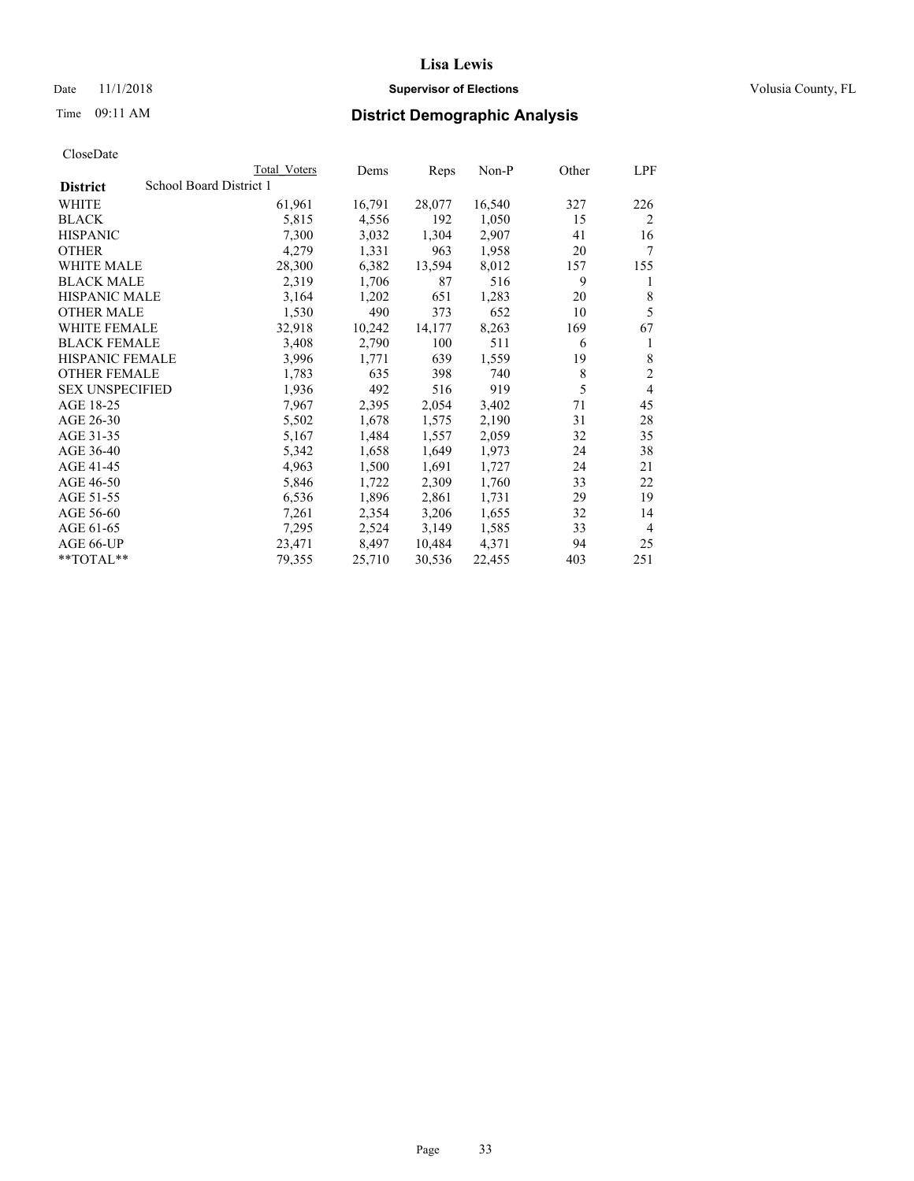# Lisa Lewis

Date 11/1/2018 **Supervisor of Elections** Volusia County, FL

Time 09:11 AM **District Demographic Analysis**

CloseDate

| | Total Voters | Dems | Reps | Non-P | Other | LPF |
|---|---|---|---|---|---|---|
| **District** School Board District 1 | | | | | | |
| WHITE | 61,961 | 16,791 | 28,077 | 16,540 | 327 | 226 |
| BLACK | 5,815 | 4,556 | 192 | 1,050 | 15 | 2 |
| HISPANIC | 7,300 | 3,032 | 1,304 | 2,907 | 41 | 16 |
| OTHER | 4,279 | 1,331 | 963 | 1,958 | 20 | 7 |
| WHITE MALE | 28,300 | 6,382 | 13,594 | 8,012 | 157 | 155 |
| BLACK MALE | 2,319 | 1,706 | 87 | 516 | 9 | 1 |
| HISPANIC MALE | 3,164 | 1,202 | 651 | 1,283 | 20 | 8 |
| OTHER MALE | 1,530 | 490 | 373 | 652 | 10 | 5 |
| WHITE FEMALE | 32,918 | 10,242 | 14,177 | 8,263 | 169 | 67 |
| BLACK FEMALE | 3,408 | 2,790 | 100 | 511 | 6 | 1 |
| HISPANIC FEMALE | 3,996 | 1,771 | 639 | 1,559 | 19 | 8 |
| OTHER FEMALE | 1,783 | 635 | 398 | 740 | 8 | 2 |
| SEX UNSPECIFIED | 1,936 | 492 | 516 | 919 | 5 | 4 |
| AGE 18-25 | 7,967 | 2,395 | 2,054 | 3,402 | 71 | 45 |
| AGE 26-30 | 5,502 | 1,678 | 1,575 | 2,190 | 31 | 28 |
| AGE 31-35 | 5,167 | 1,484 | 1,557 | 2,059 | 32 | 35 |
| AGE 36-40 | 5,342 | 1,658 | 1,649 | 1,973 | 24 | 38 |
| AGE 41-45 | 4,963 | 1,500 | 1,691 | 1,727 | 24 | 21 |
| AGE 46-50 | 5,846 | 1,722 | 2,309 | 1,760 | 33 | 22 |
| AGE 51-55 | 6,536 | 1,896 | 2,861 | 1,731 | 29 | 19 |
| AGE 56-60 | 7,261 | 2,354 | 3,206 | 1,655 | 32 | 14 |
| AGE 61-65 | 7,295 | 2,524 | 3,149 | 1,585 | 33 | 4 |
| AGE 66-UP | 23,471 | 8,497 | 10,484 | 4,371 | 94 | 25 |
| **TOTAL** | 79,355 | 25,710 | 30,536 | 22,455 | 403 | 251 |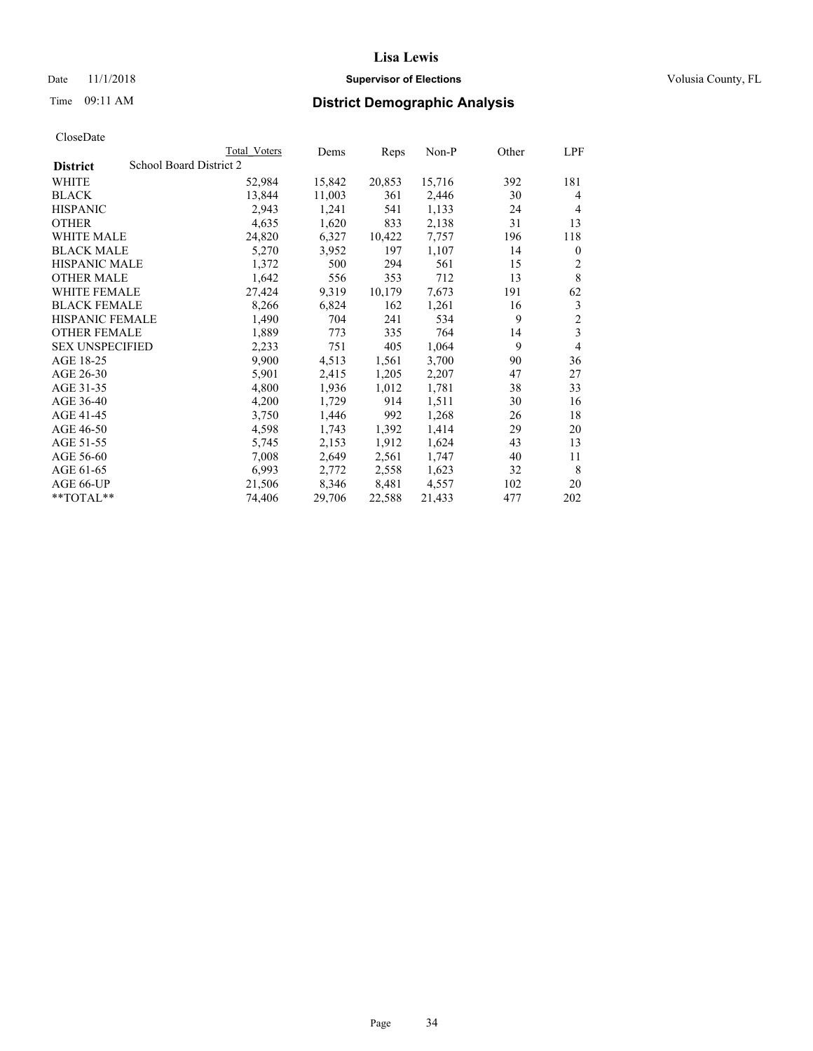# Lisa Lewis

Date 11/1/2018 **Supervisor of Elections** Volusia County, FL

Time 09:11 AM **District Demographic Analysis**

CloseDate

| District | School Board District 2 | Total Voters | Dems | Reps | Non-P | Other | LPF |
|---|---|---|---|---|---|---|---|
| WHITE | | 52,984 | 15,842 | 20,853 | 15,716 | 392 | 181 |
| BLACK | | 13,844 | 11,003 | 361 | 2,446 | 30 | 4 |
| HISPANIC | | 2,943 | 1,241 | 541 | 1,133 | 24 | 4 |
| OTHER | | 4,635 | 1,620 | 833 | 2,138 | 31 | 13 |
| WHITE MALE | | 24,820 | 6,327 | 10,422 | 7,757 | 196 | 118 |
| BLACK MALE | | 5,270 | 3,952 | 197 | 1,107 | 14 | 0 |
| HISPANIC MALE | | 1,372 | 500 | 294 | 561 | 15 | 2 |
| OTHER MALE | | 1,642 | 556 | 353 | 712 | 13 | 8 |
| WHITE FEMALE | | 27,424 | 9,319 | 10,179 | 7,673 | 191 | 62 |
| BLACK FEMALE | | 8,266 | 6,824 | 162 | 1,261 | 16 | 3 |
| HISPANIC FEMALE | | 1,490 | 704 | 241 | 534 | 9 | 2 |
| OTHER FEMALE | | 1,889 | 773 | 335 | 764 | 14 | 3 |
| SEX UNSPECIFIED | | 2,233 | 751 | 405 | 1,064 | 9 | 4 |
| AGE 18-25 | | 9,900 | 4,513 | 1,561 | 3,700 | 90 | 36 |
| AGE 26-30 | | 5,901 | 2,415 | 1,205 | 2,207 | 47 | 27 |
| AGE 31-35 | | 4,800 | 1,936 | 1,012 | 1,781 | 38 | 33 |
| AGE 36-40 | | 4,200 | 1,729 | 914 | 1,511 | 30 | 16 |
| AGE 41-45 | | 3,750 | 1,446 | 992 | 1,268 | 26 | 18 |
| AGE 46-50 | | 4,598 | 1,743 | 1,392 | 1,414 | 29 | 20 |
| AGE 51-55 | | 5,745 | 2,153 | 1,912 | 1,624 | 43 | 13 |
| AGE 56-60 | | 7,008 | 2,649 | 2,561 | 1,747 | 40 | 11 |
| AGE 61-65 | | 6,993 | 2,772 | 2,558 | 1,623 | 32 | 8 |
| AGE 66-UP | | 21,506 | 8,346 | 8,481 | 4,557 | 102 | 20 |
| **TOTAL** | | 74,406 | 29,706 | 22,588 | 21,433 | 477 | 202 |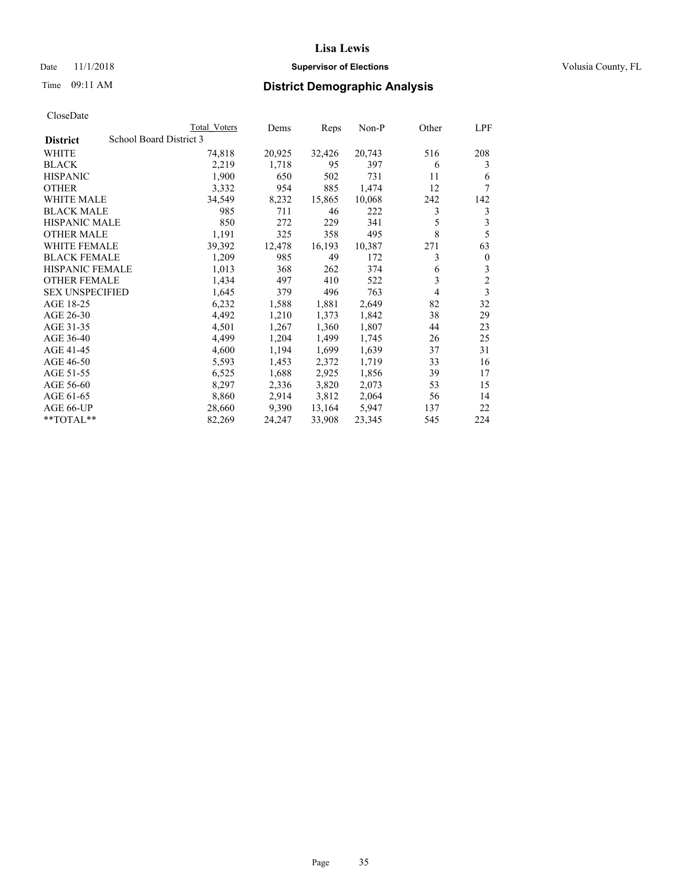# Lisa Lewis

Date 11/1/2018 **Supervisor of Elections** Volusia County, FL

Time 09:11 AM **District Demographic Analysis**

CloseDate

| District | School Board District 3 | Total Voters | Dems | Reps | Non-P | Other | LPF |
|---|---|---|---|---|---|---|---|
| WHITE | | 74,818 | 20,925 | 32,426 | 20,743 | 516 | 208 |
| BLACK | | 2,219 | 1,718 | 95 | 397 | 6 | 3 |
| HISPANIC | | 1,900 | 650 | 502 | 731 | 11 | 6 |
| OTHER | | 3,332 | 954 | 885 | 1,474 | 12 | 7 |
| WHITE MALE | | 34,549 | 8,232 | 15,865 | 10,068 | 242 | 142 |
| BLACK MALE | | 985 | 711 | 46 | 222 | 3 | 3 |
| HISPANIC MALE | | 850 | 272 | 229 | 341 | 5 | 3 |
| OTHER MALE | | 1,191 | 325 | 358 | 495 | 8 | 5 |
| WHITE FEMALE | | 39,392 | 12,478 | 16,193 | 10,387 | 271 | 63 |
| BLACK FEMALE | | 1,209 | 985 | 49 | 172 | 3 | 0 |
| HISPANIC FEMALE | | 1,013 | 368 | 262 | 374 | 6 | 3 |
| OTHER FEMALE | | 1,434 | 497 | 410 | 522 | 3 | 2 |
| SEX UNSPECIFIED | | 1,645 | 379 | 496 | 763 | 4 | 3 |
| AGE 18-25 | | 6,232 | 1,588 | 1,881 | 2,649 | 82 | 32 |
| AGE 26-30 | | 4,492 | 1,210 | 1,373 | 1,842 | 38 | 29 |
| AGE 31-35 | | 4,501 | 1,267 | 1,360 | 1,807 | 44 | 23 |
| AGE 36-40 | | 4,499 | 1,204 | 1,499 | 1,745 | 26 | 25 |
| AGE 41-45 | | 4,600 | 1,194 | 1,699 | 1,639 | 37 | 31 |
| AGE 46-50 | | 5,593 | 1,453 | 2,372 | 1,719 | 33 | 16 |
| AGE 51-55 | | 6,525 | 1,688 | 2,925 | 1,856 | 39 | 17 |
| AGE 56-60 | | 8,297 | 2,336 | 3,820 | 2,073 | 53 | 15 |
| AGE 61-65 | | 8,860 | 2,914 | 3,812 | 2,064 | 56 | 14 |
| AGE 66-UP | | 28,660 | 9,390 | 13,164 | 5,947 | 137 | 22 |
| **TOTAL** | | 82,269 | 24,247 | 33,908 | 23,345 | 545 | 224 |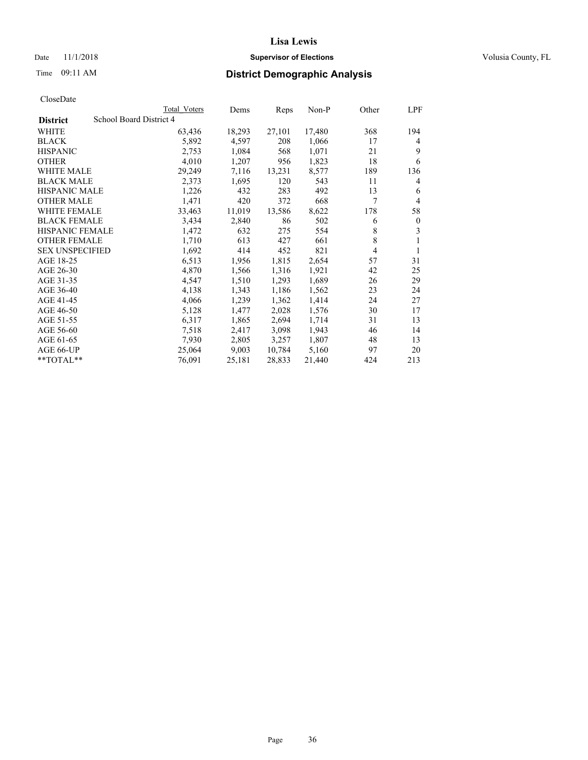Lisa Lewis

Date 11/1/2018 **Supervisor of Elections** Volusia County, FL

Time 09:11 AM **District Demographic Analysis**

CloseDate

| **District** | Total Voters | Dems | Reps | Non-P | Other | LPF |
|---|---|---|---|---|---|---|
| School Board District 4 | | | | | | |
| WHITE | 63,436 | 18,293 | 27,101 | 17,480 | 368 | 194 |
| BLACK | 5,892 | 4,597 | 208 | 1,066 | 17 | 4 |
| HISPANIC | 2,753 | 1,084 | 568 | 1,071 | 21 | 9 |
| OTHER | 4,010 | 1,207 | 956 | 1,823 | 18 | 6 |
| WHITE MALE | 29,249 | 7,116 | 13,231 | 8,577 | 189 | 136 |
| BLACK MALE | 2,373 | 1,695 | 120 | 543 | 11 | 4 |
| HISPANIC MALE | 1,226 | 432 | 283 | 492 | 13 | 6 |
| OTHER MALE | 1,471 | 420 | 372 | 668 | 7 | 4 |
| WHITE FEMALE | 33,463 | 11,019 | 13,586 | 8,622 | 178 | 58 |
| BLACK FEMALE | 3,434 | 2,840 | 86 | 502 | 6 | 0 |
| HISPANIC FEMALE | 1,472 | 632 | 275 | 554 | 8 | 3 |
| OTHER FEMALE | 1,710 | 613 | 427 | 661 | 8 | 1 |
| SEX UNSPECIFIED | 1,692 | 414 | 452 | 821 | 4 | 1 |
| AGE 18-25 | 6,513 | 1,956 | 1,815 | 2,654 | 57 | 31 |
| AGE 26-30 | 4,870 | 1,566 | 1,316 | 1,921 | 42 | 25 |
| AGE 31-35 | 4,547 | 1,510 | 1,293 | 1,689 | 26 | 29 |
| AGE 36-40 | 4,138 | 1,343 | 1,186 | 1,562 | 23 | 24 |
| AGE 41-45 | 4,066 | 1,239 | 1,362 | 1,414 | 24 | 27 |
| AGE 46-50 | 5,128 | 1,477 | 2,028 | 1,576 | 30 | 17 |
| AGE 51-55 | 6,317 | 1,865 | 2,694 | 1,714 | 31 | 13 |
| AGE 56-60 | 7,518 | 2,417 | 3,098 | 1,943 | 46 | 14 |
| AGE 61-65 | 7,930 | 2,805 | 3,257 | 1,807 | 48 | 13 |
| AGE 66-UP | 25,064 | 9,003 | 10,784 | 5,160 | 97 | 20 |
| **TOTAL** | 76,091 | 25,181 | 28,833 | 21,440 | 424 | 213 |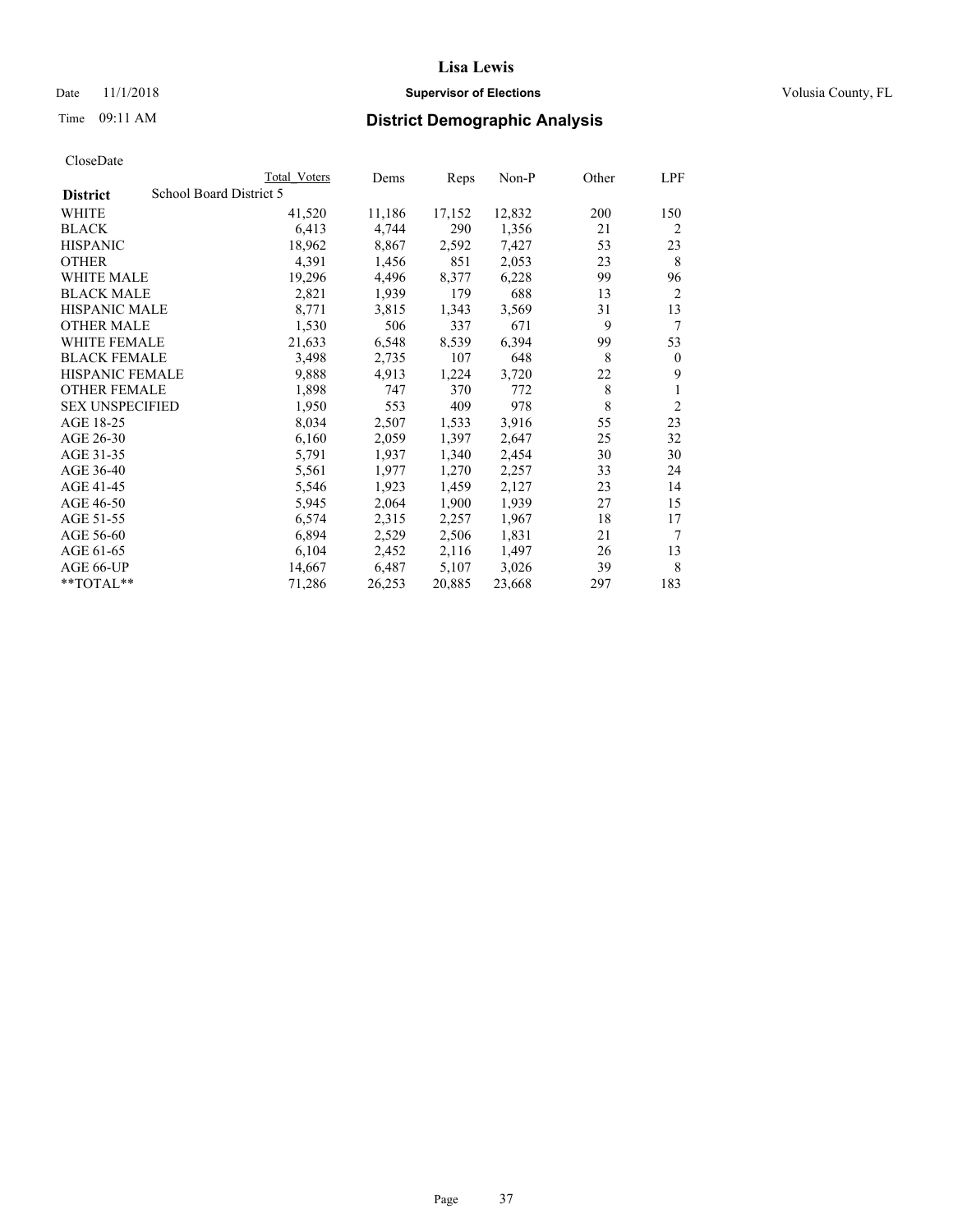Lisa Lewis

Date 11/1/2018 **Supervisor of Elections** Volusia County, FL

Time 09:11 AM **District Demographic Analysis**

CloseDate

| District | School Board District 5 | Total Voters | Dems | Reps | Non-P | Other | LPF |
|---|---|---|---|---|---|---|---|
| WHITE | | 41,520 | 11,186 | 17,152 | 12,832 | 200 | 150 |
| BLACK | | 6,413 | 4,744 | 290 | 1,356 | 21 | 2 |
| HISPANIC | | 18,962 | 8,867 | 2,592 | 7,427 | 53 | 23 |
| OTHER | | 4,391 | 1,456 | 851 | 2,053 | 23 | 8 |
| WHITE MALE | | 19,296 | 4,496 | 8,377 | 6,228 | 99 | 96 |
| BLACK MALE | | 2,821 | 1,939 | 179 | 688 | 13 | 2 |
| HISPANIC MALE | | 8,771 | 3,815 | 1,343 | 3,569 | 31 | 13 |
| OTHER MALE | | 1,530 | 506 | 337 | 671 | 9 | 7 |
| WHITE FEMALE | | 21,633 | 6,548 | 8,539 | 6,394 | 99 | 53 |
| BLACK FEMALE | | 3,498 | 2,735 | 107 | 648 | 8 | 0 |
| HISPANIC FEMALE | | 9,888 | 4,913 | 1,224 | 3,720 | 22 | 9 |
| OTHER FEMALE | | 1,898 | 747 | 370 | 772 | 8 | 1 |
| SEX UNSPECIFIED | | 1,950 | 553 | 409 | 978 | 8 | 2 |
| AGE 18-25 | | 8,034 | 2,507 | 1,533 | 3,916 | 55 | 23 |
| AGE 26-30 | | 6,160 | 2,059 | 1,397 | 2,647 | 25 | 32 |
| AGE 31-35 | | 5,791 | 1,937 | 1,340 | 2,454 | 30 | 30 |
| AGE 36-40 | | 5,561 | 1,977 | 1,270 | 2,257 | 33 | 24 |
| AGE 41-45 | | 5,546 | 1,923 | 1,459 | 2,127 | 23 | 14 |
| AGE 46-50 | | 5,945 | 2,064 | 1,900 | 1,939 | 27 | 15 |
| AGE 51-55 | | 6,574 | 2,315 | 2,257 | 1,967 | 18 | 17 |
| AGE 56-60 | | 6,894 | 2,529 | 2,506 | 1,831 | 21 | 7 |
| AGE 61-65 | | 6,104 | 2,452 | 2,116 | 1,497 | 26 | 13 |
| AGE 66-UP | | 14,667 | 6,487 | 5,107 | 3,026 | 39 | 8 |
| **TOTAL** | | 71,286 | 26,253 | 20,885 | 23,668 | 297 | 183 |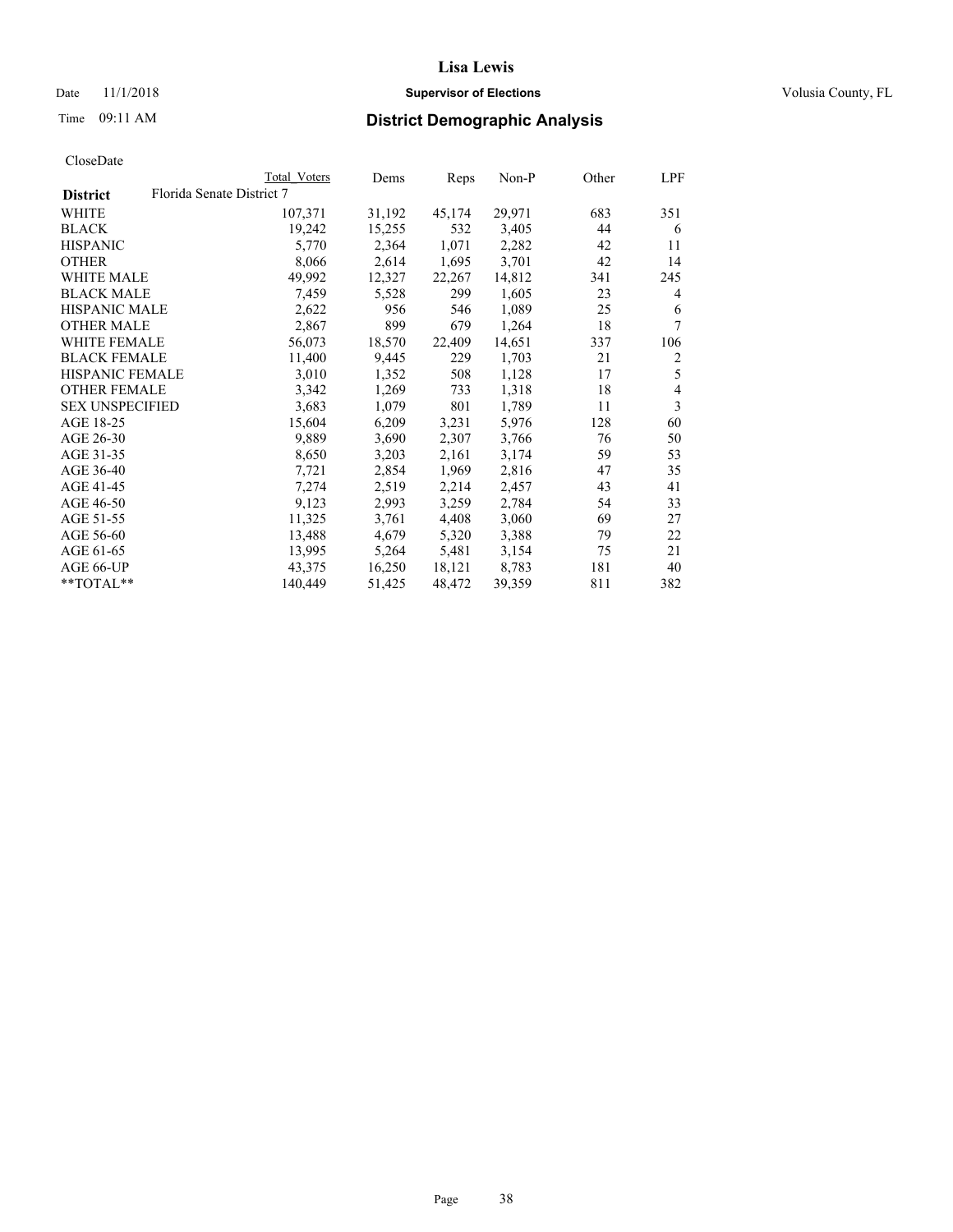# Lisa Lewis

Date 11/1/2018 **Supervisor of Elections** Volusia County, FL

Time 09:11 AM **District Demographic Analysis**

CloseDate

| District | Florida Senate District 7 | Total Voters | Dems | Reps | Non-P | Other | LPF |
|---|---|---|---|---|---|---|---|
| WHITE | | 107,371 | 31,192 | 45,174 | 29,971 | 683 | 351 |
| BLACK | | 19,242 | 15,255 | 532 | 3,405 | 44 | 6 |
| HISPANIC | | 5,770 | 2,364 | 1,071 | 2,282 | 42 | 11 |
| OTHER | | 8,066 | 2,614 | 1,695 | 3,701 | 42 | 14 |
| WHITE MALE | | 49,992 | 12,327 | 22,267 | 14,812 | 341 | 245 |
| BLACK MALE | | 7,459 | 5,528 | 299 | 1,605 | 23 | 4 |
| HISPANIC MALE | | 2,622 | 956 | 546 | 1,089 | 25 | 6 |
| OTHER MALE | | 2,867 | 899 | 679 | 1,264 | 18 | 7 |
| WHITE FEMALE | | 56,073 | 18,570 | 22,409 | 14,651 | 337 | 106 |
| BLACK FEMALE | | 11,400 | 9,445 | 229 | 1,703 | 21 | 2 |
| HISPANIC FEMALE | | 3,010 | 1,352 | 508 | 1,128 | 17 | 5 |
| OTHER FEMALE | | 3,342 | 1,269 | 733 | 1,318 | 18 | 4 |
| SEX UNSPECIFIED | | 3,683 | 1,079 | 801 | 1,789 | 11 | 3 |
| AGE 18-25 | | 15,604 | 6,209 | 3,231 | 5,976 | 128 | 60 |
| AGE 26-30 | | 9,889 | 3,690 | 2,307 | 3,766 | 76 | 50 |
| AGE 31-35 | | 8,650 | 3,203 | 2,161 | 3,174 | 59 | 53 |
| AGE 36-40 | | 7,721 | 2,854 | 1,969 | 2,816 | 47 | 35 |
| AGE 41-45 | | 7,274 | 2,519 | 2,214 | 2,457 | 43 | 41 |
| AGE 46-50 | | 9,123 | 2,993 | 3,259 | 2,784 | 54 | 33 |
| AGE 51-55 | | 11,325 | 3,761 | 4,408 | 3,060 | 69 | 27 |
| AGE 56-60 | | 13,488 | 4,679 | 5,320 | 3,388 | 79 | 22 |
| AGE 61-65 | | 13,995 | 5,264 | 5,481 | 3,154 | 75 | 21 |
| AGE 66-UP | | 43,375 | 16,250 | 18,121 | 8,783 | 181 | 40 |
| **TOTAL** | | 140,449 | 51,425 | 48,472 | 39,359 | 811 | 382 |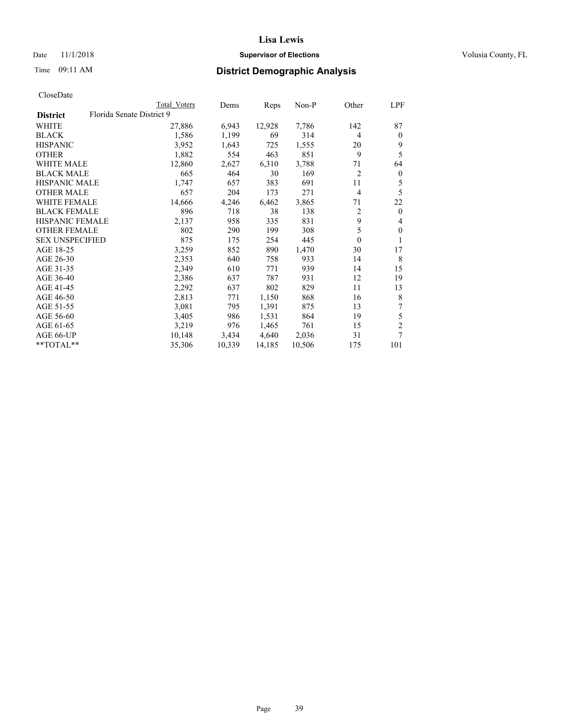Lisa Lewis

Date 11/1/2018 **Supervisor of Elections** Volusia County, FL

Time 09:11 AM **District Demographic Analysis**

CloseDate

| | Total Voters | Dems | Reps | Non-P | Other | LPF |
|---|---|---|---|---|---|---|
| **District** Florida Senate District 9 | | | | | | |
| WHITE | 27,886 | 6,943 | 12,928 | 7,786 | 142 | 87 |
| BLACK | 1,586 | 1,199 | 69 | 314 | 4 | 0 |
| HISPANIC | 3,952 | 1,643 | 725 | 1,555 | 20 | 9 |
| OTHER | 1,882 | 554 | 463 | 851 | 9 | 5 |
| WHITE MALE | 12,860 | 2,627 | 6,310 | 3,788 | 71 | 64 |
| BLACK MALE | 665 | 464 | 30 | 169 | 2 | 0 |
| HISPANIC MALE | 1,747 | 657 | 383 | 691 | 11 | 5 |
| OTHER MALE | 657 | 204 | 173 | 271 | 4 | 5 |
| WHITE FEMALE | 14,666 | 4,246 | 6,462 | 3,865 | 71 | 22 |
| BLACK FEMALE | 896 | 718 | 38 | 138 | 2 | 0 |
| HISPANIC FEMALE | 2,137 | 958 | 335 | 831 | 9 | 4 |
| OTHER FEMALE | 802 | 290 | 199 | 308 | 5 | 0 |
| SEX UNSPECIFIED | 875 | 175 | 254 | 445 | 0 | 1 |
| AGE 18-25 | 3,259 | 852 | 890 | 1,470 | 30 | 17 |
| AGE 26-30 | 2,353 | 640 | 758 | 933 | 14 | 8 |
| AGE 31-35 | 2,349 | 610 | 771 | 939 | 14 | 15 |
| AGE 36-40 | 2,386 | 637 | 787 | 931 | 12 | 19 |
| AGE 41-45 | 2,292 | 637 | 802 | 829 | 11 | 13 |
| AGE 46-50 | 2,813 | 771 | 1,150 | 868 | 16 | 8 |
| AGE 51-55 | 3,081 | 795 | 1,391 | 875 | 13 | 7 |
| AGE 56-60 | 3,405 | 986 | 1,531 | 864 | 19 | 5 |
| AGE 61-65 | 3,219 | 976 | 1,465 | 761 | 15 | 2 |
| AGE 66-UP | 10,148 | 3,434 | 4,640 | 2,036 | 31 | 7 |
| **TOTAL** | 35,306 | 10,339 | 14,185 | 10,506 | 175 | 101 |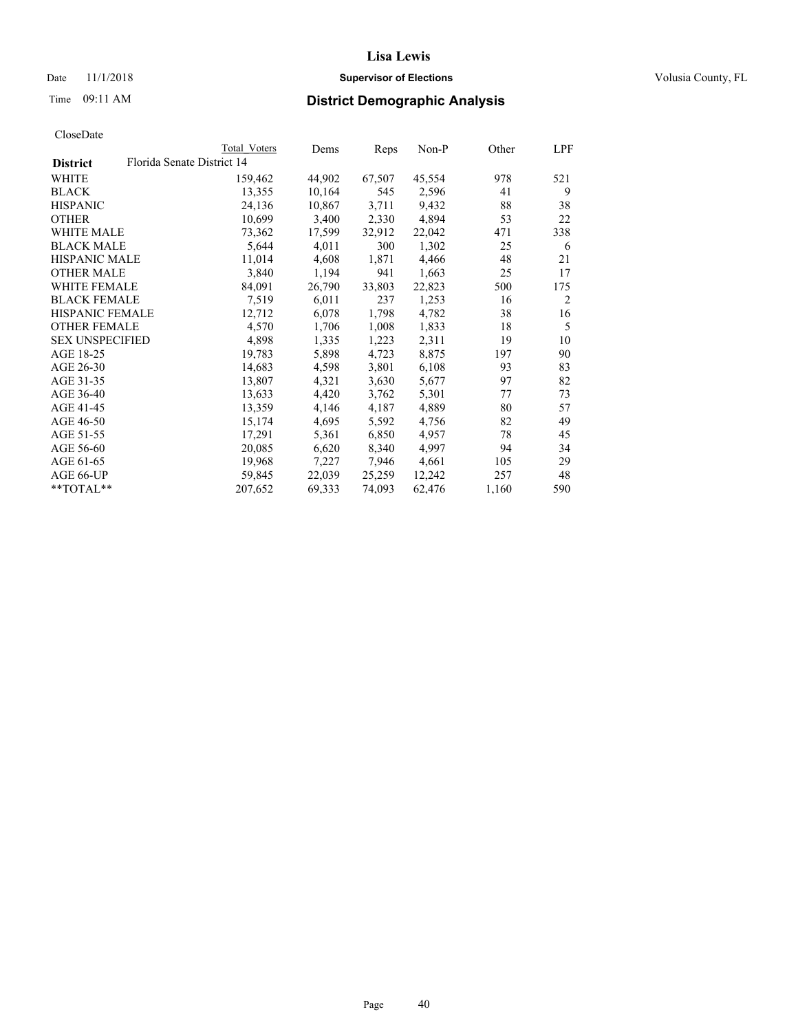# Lisa Lewis

Date 11/1/2018 **Supervisor of Elections** Volusia County, FL

Time 09:11 AM

## District Demographic Analysis

CloseDate

| | Total Voters | Dems | Reps | Non-P | Other | LPF |
|---|---|---|---|---|---|---|
| **District** Florida Senate District 14 | | | | | | |
| WHITE | 159,462 | 44,902 | 67,507 | 45,554 | 978 | 521 |
| BLACK | 13,355 | 10,164 | 545 | 2,596 | 41 | 9 |
| HISPANIC | 24,136 | 10,867 | 3,711 | 9,432 | 88 | 38 |
| OTHER | 10,699 | 3,400 | 2,330 | 4,894 | 53 | 22 |
| WHITE MALE | 73,362 | 17,599 | 32,912 | 22,042 | 471 | 338 |
| BLACK MALE | 5,644 | 4,011 | 300 | 1,302 | 25 | 6 |
| HISPANIC MALE | 11,014 | 4,608 | 1,871 | 4,466 | 48 | 21 |
| OTHER MALE | 3,840 | 1,194 | 941 | 1,663 | 25 | 17 |
| WHITE FEMALE | 84,091 | 26,790 | 33,803 | 22,823 | 500 | 175 |
| BLACK FEMALE | 7,519 | 6,011 | 237 | 1,253 | 16 | 2 |
| HISPANIC FEMALE | 12,712 | 6,078 | 1,798 | 4,782 | 38 | 16 |
| OTHER FEMALE | 4,570 | 1,706 | 1,008 | 1,833 | 18 | 5 |
| SEX UNSPECIFIED | 4,898 | 1,335 | 1,223 | 2,311 | 19 | 10 |
| AGE 18-25 | 19,783 | 5,898 | 4,723 | 8,875 | 197 | 90 |
| AGE 26-30 | 14,683 | 4,598 | 3,801 | 6,108 | 93 | 83 |
| AGE 31-35 | 13,807 | 4,321 | 3,630 | 5,677 | 97 | 82 |
| AGE 36-40 | 13,633 | 4,420 | 3,762 | 5,301 | 77 | 73 |
| AGE 41-45 | 13,359 | 4,146 | 4,187 | 4,889 | 80 | 57 |
| AGE 46-50 | 15,174 | 4,695 | 5,592 | 4,756 | 82 | 49 |
| AGE 51-55 | 17,291 | 5,361 | 6,850 | 4,957 | 78 | 45 |
| AGE 56-60 | 20,085 | 6,620 | 8,340 | 4,997 | 94 | 34 |
| AGE 61-65 | 19,968 | 7,227 | 7,946 | 4,661 | 105 | 29 |
| AGE 66-UP | 59,845 | 22,039 | 25,259 | 12,242 | 257 | 48 |
| **TOTAL** | 207,652 | 69,333 | 74,093 | 62,476 | 1,160 | 590 |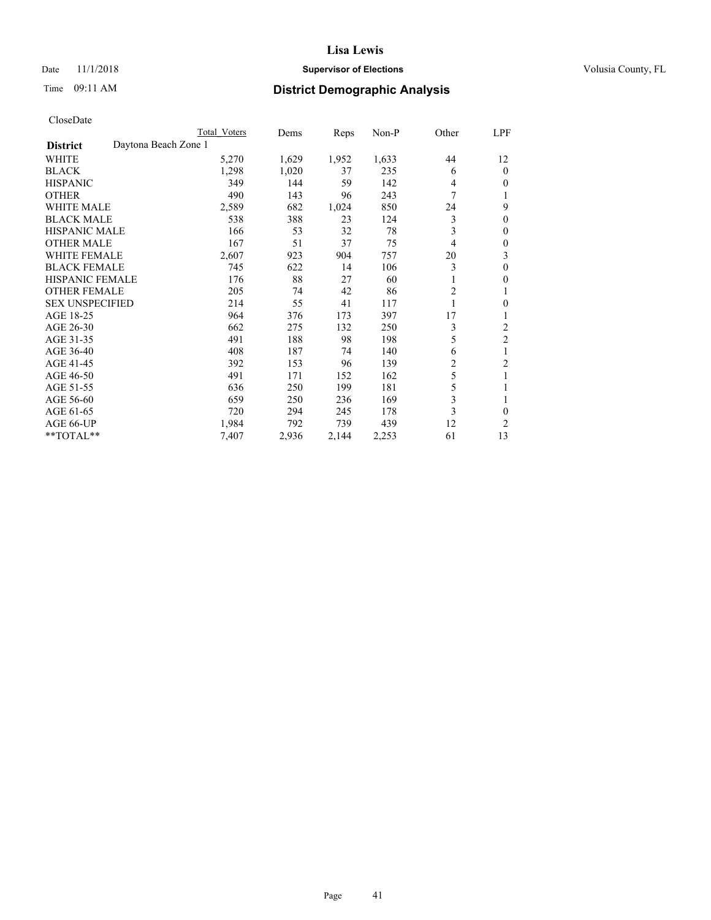Date 11/1/2018

Time 09:11 AM

**Lisa Lewis**

**Supervisor of Elections**

Volusia County, FL

## District Demographic Analysis

CloseDate

| District | Daytona Beach Zone 1 | Total Voters | Dems | Reps | Non-P | Other | LPF |
|---|---|---|---|---|---|---|---|
| WHITE | | 5,270 | 1,629 | 1,952 | 1,633 | 44 | 12 |
| BLACK | | 1,298 | 1,020 | 37 | 235 | 6 | 0 |
| HISPANIC | | 349 | 144 | 59 | 142 | 4 | 0 |
| OTHER | | 490 | 143 | 96 | 243 | 7 | 1 |
| WHITE MALE | | 2,589 | 682 | 1,024 | 850 | 24 | 9 |
| BLACK MALE | | 538 | 388 | 23 | 124 | 3 | 0 |
| HISPANIC MALE | | 166 | 53 | 32 | 78 | 3 | 0 |
| OTHER MALE | | 167 | 51 | 37 | 75 | 4 | 0 |
| WHITE FEMALE | | 2,607 | 923 | 904 | 757 | 20 | 3 |
| BLACK FEMALE | | 745 | 622 | 14 | 106 | 3 | 0 |
| HISPANIC FEMALE | | 176 | 88 | 27 | 60 | 1 | 0 |
| OTHER FEMALE | | 205 | 74 | 42 | 86 | 2 | 1 |
| SEX UNSPECIFIED | | 214 | 55 | 41 | 117 | 1 | 0 |
| AGE 18-25 | | 964 | 376 | 173 | 397 | 17 | 1 |
| AGE 26-30 | | 662 | 275 | 132 | 250 | 3 | 2 |
| AGE 31-35 | | 491 | 188 | 98 | 198 | 5 | 2 |
| AGE 36-40 | | 408 | 187 | 74 | 140 | 6 | 1 |
| AGE 41-45 | | 392 | 153 | 96 | 139 | 2 | 2 |
| AGE 46-50 | | 491 | 171 | 152 | 162 | 5 | 1 |
| AGE 51-55 | | 636 | 250 | 199 | 181 | 5 | 1 |
| AGE 56-60 | | 659 | 250 | 236 | 169 | 3 | 1 |
| AGE 61-65 | | 720 | 294 | 245 | 178 | 3 | 0 |
| AGE 66-UP | | 1,984 | 792 | 739 | 439 | 12 | 2 |
| **TOTAL** | | 7,407 | 2,936 | 2,144 | 2,253 | 61 | 13 |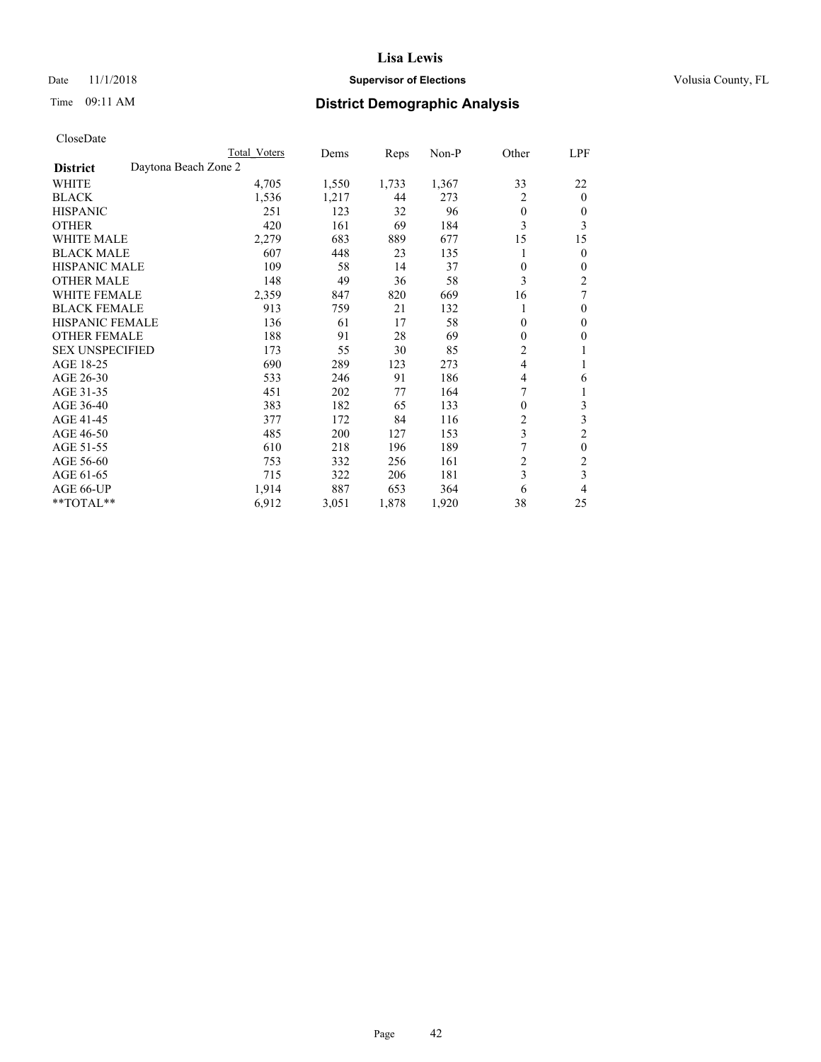# Lisa Lewis

Date 11/1/2018 **Supervisor of Elections** Volusia County, FL

Time 09:11 AM **District Demographic Analysis**

CloseDate

| District | Daytona Beach Zone 2 | Total Voters | Dems | Reps | Non-P | Other | LPF |
|---|---|---|---|---|---|---|---|
| WHITE | | 4,705 | 1,550 | 1,733 | 1,367 | 33 | 22 |
| BLACK | | 1,536 | 1,217 | 44 | 273 | 2 | 0 |
| HISPANIC | | 251 | 123 | 32 | 96 | 0 | 0 |
| OTHER | | 420 | 161 | 69 | 184 | 3 | 3 |
| WHITE MALE | | 2,279 | 683 | 889 | 677 | 15 | 15 |
| BLACK MALE | | 607 | 448 | 23 | 135 | 1 | 0 |
| HISPANIC MALE | | 109 | 58 | 14 | 37 | 0 | 0 |
| OTHER MALE | | 148 | 49 | 36 | 58 | 3 | 2 |
| WHITE FEMALE | | 2,359 | 847 | 820 | 669 | 16 | 7 |
| BLACK FEMALE | | 913 | 759 | 21 | 132 | 1 | 0 |
| HISPANIC FEMALE | | 136 | 61 | 17 | 58 | 0 | 0 |
| OTHER FEMALE | | 188 | 91 | 28 | 69 | 0 | 0 |
| SEX UNSPECIFIED | | 173 | 55 | 30 | 85 | 2 | 1 |
| AGE 18-25 | | 690 | 289 | 123 | 273 | 4 | 1 |
| AGE 26-30 | | 533 | 246 | 91 | 186 | 4 | 6 |
| AGE 31-35 | | 451 | 202 | 77 | 164 | 7 | 1 |
| AGE 36-40 | | 383 | 182 | 65 | 133 | 0 | 3 |
| AGE 41-45 | | 377 | 172 | 84 | 116 | 2 | 3 |
| AGE 46-50 | | 485 | 200 | 127 | 153 | 3 | 2 |
| AGE 51-55 | | 610 | 218 | 196 | 189 | 7 | 0 |
| AGE 56-60 | | 753 | 332 | 256 | 161 | 2 | 2 |
| AGE 61-65 | | 715 | 322 | 206 | 181 | 3 | 3 |
| AGE 66-UP | | 1,914 | 887 | 653 | 364 | 6 | 4 |
| **TOTAL** | | 6,912 | 3,051 | 1,878 | 1,920 | 38 | 25 |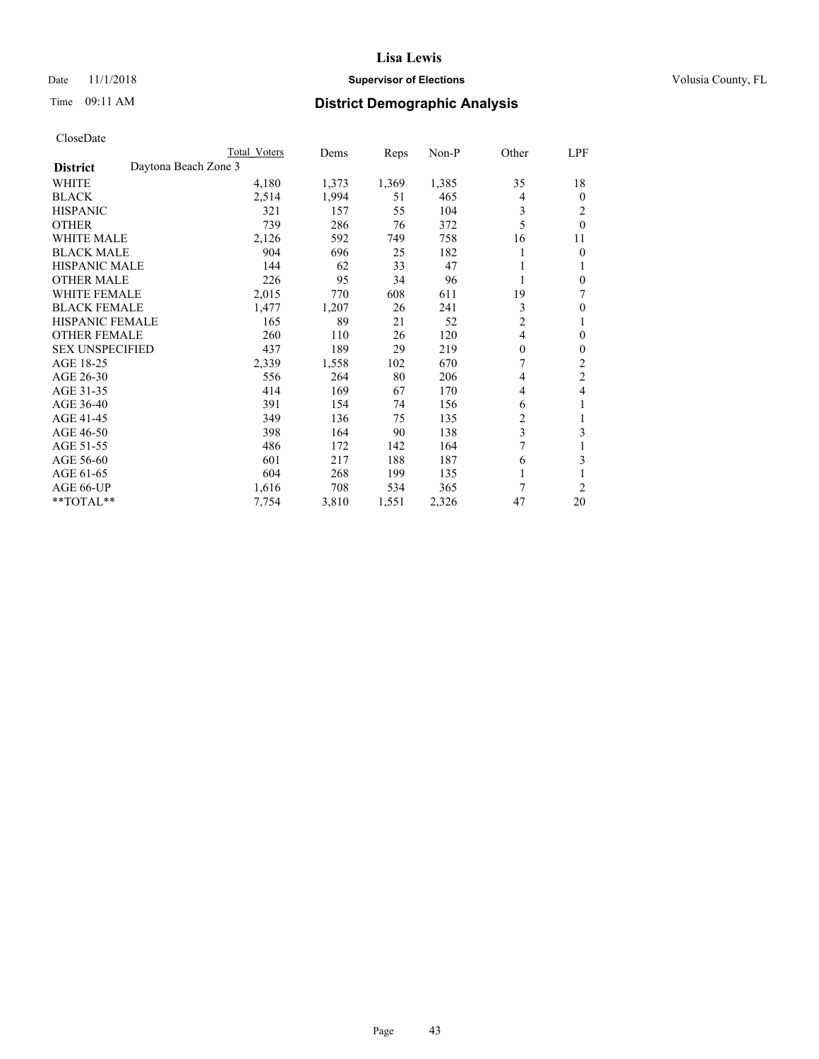# Lisa Lewis

Date 11/1/2018 **Supervisor of Elections** Volusia County, FL

Time 09:11 AM **District Demographic Analysis**

CloseDate

| District | Total Voters | Dems | Reps | Non-P | Other | LPF |
|---|---|---|---|---|---|---|
| Daytona Beach Zone 3 | | | | | | |
| WHITE | 4,180 | 1,373 | 1,369 | 1,385 | 35 | 18 |
| BLACK | 2,514 | 1,994 | 51 | 465 | 4 | 0 |
| HISPANIC | 321 | 157 | 55 | 104 | 3 | 2 |
| OTHER | 739 | 286 | 76 | 372 | 5 | 0 |
| WHITE MALE | 2,126 | 592 | 749 | 758 | 16 | 11 |
| BLACK MALE | 904 | 696 | 25 | 182 | 1 | 0 |
| HISPANIC MALE | 144 | 62 | 33 | 47 | 1 | 1 |
| OTHER MALE | 226 | 95 | 34 | 96 | 1 | 0 |
| WHITE FEMALE | 2,015 | 770 | 608 | 611 | 19 | 7 |
| BLACK FEMALE | 1,477 | 1,207 | 26 | 241 | 3 | 0 |
| HISPANIC FEMALE | 165 | 89 | 21 | 52 | 2 | 1 |
| OTHER FEMALE | 260 | 110 | 26 | 120 | 4 | 0 |
| SEX UNSPECIFIED | 437 | 189 | 29 | 219 | 0 | 0 |
| AGE 18-25 | 2,339 | 1,558 | 102 | 670 | 7 | 2 |
| AGE 26-30 | 556 | 264 | 80 | 206 | 4 | 2 |
| AGE 31-35 | 414 | 169 | 67 | 170 | 4 | 4 |
| AGE 36-40 | 391 | 154 | 74 | 156 | 6 | 1 |
| AGE 41-45 | 349 | 136 | 75 | 135 | 2 | 1 |
| AGE 46-50 | 398 | 164 | 90 | 138 | 3 | 3 |
| AGE 51-55 | 486 | 172 | 142 | 164 | 7 | 1 |
| AGE 56-60 | 601 | 217 | 188 | 187 | 6 | 3 |
| AGE 61-65 | 604 | 268 | 199 | 135 | 1 | 1 |
| AGE 66-UP | 1,616 | 708 | 534 | 365 | 7 | 2 |
| **TOTAL** | 7,754 | 3,810 | 1,551 | 2,326 | 47 | 20 |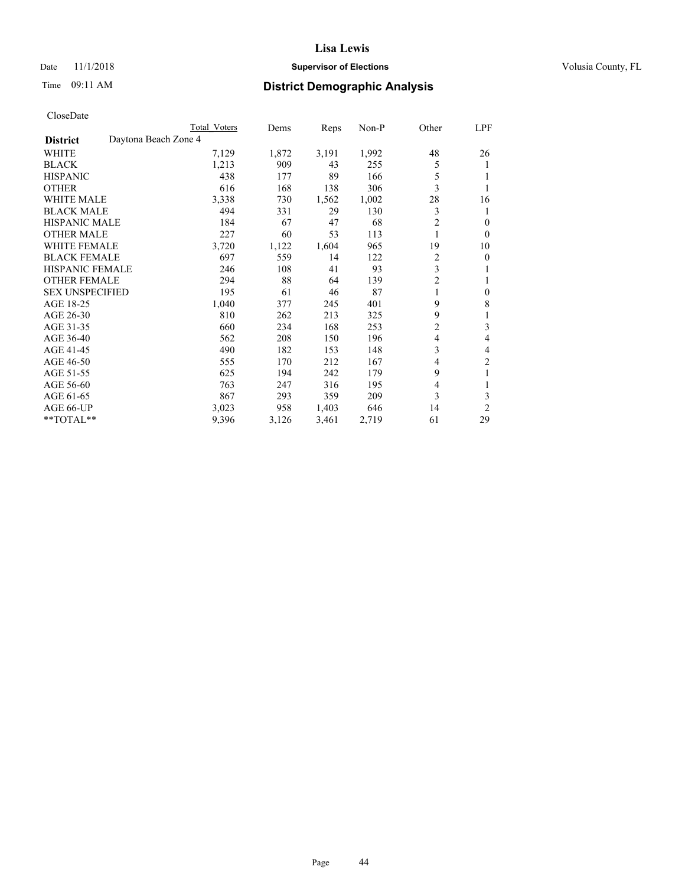Lisa Lewis

Date 11/1/2018 **Supervisor of Elections** Volusia County, FL

Time 09:11 AM **District Demographic Analysis**

CloseDate

| | Total Voters | Dems | Reps | Non-P | Other | LPF |
|---|---|---|---|---|---|---|
| **District** Daytona Beach Zone 4 | | | | | | |
| WHITE | 7,129 | 1,872 | 3,191 | 1,992 | 48 | 26 |
| BLACK | 1,213 | 909 | 43 | 255 | 5 | 1 |
| HISPANIC | 438 | 177 | 89 | 166 | 5 | 1 |
| OTHER | 616 | 168 | 138 | 306 | 3 | 1 |
| WHITE MALE | 3,338 | 730 | 1,562 | 1,002 | 28 | 16 |
| BLACK MALE | 494 | 331 | 29 | 130 | 3 | 1 |
| HISPANIC MALE | 184 | 67 | 47 | 68 | 2 | 0 |
| OTHER MALE | 227 | 60 | 53 | 113 | 1 | 0 |
| WHITE FEMALE | 3,720 | 1,122 | 1,604 | 965 | 19 | 10 |
| BLACK FEMALE | 697 | 559 | 14 | 122 | 2 | 0 |
| HISPANIC FEMALE | 246 | 108 | 41 | 93 | 3 | 1 |
| OTHER FEMALE | 294 | 88 | 64 | 139 | 2 | 1 |
| SEX UNSPECIFIED | 195 | 61 | 46 | 87 | 1 | 0 |
| AGE 18-25 | 1,040 | 377 | 245 | 401 | 9 | 8 |
| AGE 26-30 | 810 | 262 | 213 | 325 | 9 | 1 |
| AGE 31-35 | 660 | 234 | 168 | 253 | 2 | 3 |
| AGE 36-40 | 562 | 208 | 150 | 196 | 4 | 4 |
| AGE 41-45 | 490 | 182 | 153 | 148 | 3 | 4 |
| AGE 46-50 | 555 | 170 | 212 | 167 | 4 | 2 |
| AGE 51-55 | 625 | 194 | 242 | 179 | 9 | 1 |
| AGE 56-60 | 763 | 247 | 316 | 195 | 4 | 1 |
| AGE 61-65 | 867 | 293 | 359 | 209 | 3 | 3 |
| AGE 66-UP | 3,023 | 958 | 1,403 | 646 | 14 | 2 |
| **TOTAL** | 9,396 | 3,126 | 3,461 | 2,719 | 61 | 29 |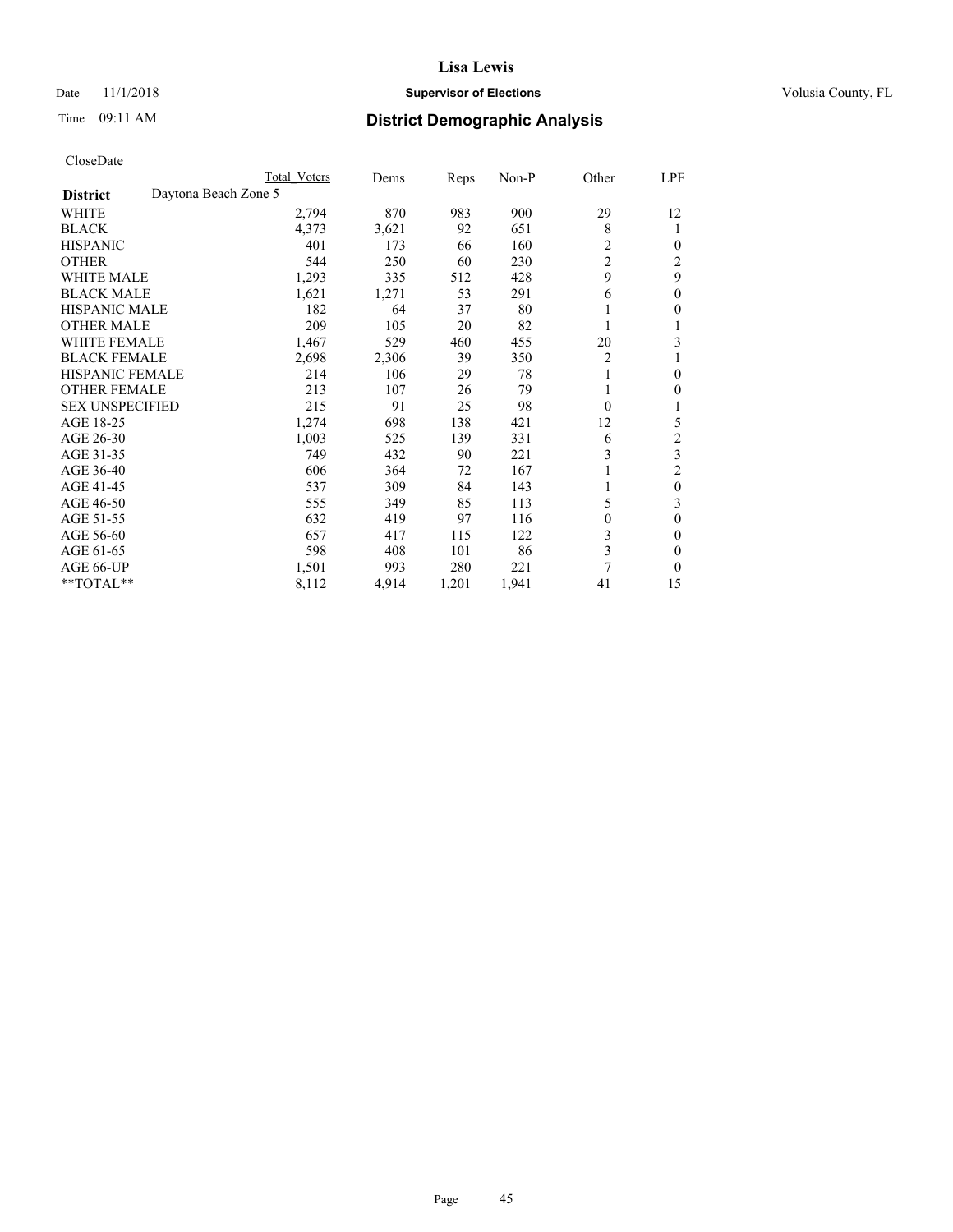# Lisa Lewis

Date 11/1/2018 **Supervisor of Elections** Volusia County, FL

Time 09:11 AM **District Demographic Analysis**

CloseDate

| District | Daytona Beach Zone 5 | Total Voters | Dems | Reps | Non-P | Other | LPF |
|---|---|---|---|---|---|---|---|
| WHITE | | 2,794 | 870 | 983 | 900 | 29 | 12 |
| BLACK | | 4,373 | 3,621 | 92 | 651 | 8 | 1 |
| HISPANIC | | 401 | 173 | 66 | 160 | 2 | 0 |
| OTHER | | 544 | 250 | 60 | 230 | 2 | 2 |
| WHITE MALE | | 1,293 | 335 | 512 | 428 | 9 | 9 |
| BLACK MALE | | 1,621 | 1,271 | 53 | 291 | 6 | 0 |
| HISPANIC MALE | | 182 | 64 | 37 | 80 | 1 | 0 |
| OTHER MALE | | 209 | 105 | 20 | 82 | 1 | 1 |
| WHITE FEMALE | | 1,467 | 529 | 460 | 455 | 20 | 3 |
| BLACK FEMALE | | 2,698 | 2,306 | 39 | 350 | 2 | 1 |
| HISPANIC FEMALE | | 214 | 106 | 29 | 78 | 1 | 0 |
| OTHER FEMALE | | 213 | 107 | 26 | 79 | 1 | 0 |
| SEX UNSPECIFIED | | 215 | 91 | 25 | 98 | 0 | 1 |
| AGE 18-25 | | 1,274 | 698 | 138 | 421 | 12 | 5 |
| AGE 26-30 | | 1,003 | 525 | 139 | 331 | 6 | 2 |
| AGE 31-35 | | 749 | 432 | 90 | 221 | 3 | 3 |
| AGE 36-40 | | 606 | 364 | 72 | 167 | 1 | 2 |
| AGE 41-45 | | 537 | 309 | 84 | 143 | 1 | 0 |
| AGE 46-50 | | 555 | 349 | 85 | 113 | 5 | 3 |
| AGE 51-55 | | 632 | 419 | 97 | 116 | 0 | 0 |
| AGE 56-60 | | 657 | 417 | 115 | 122 | 3 | 0 |
| AGE 61-65 | | 598 | 408 | 101 | 86 | 3 | 0 |
| AGE 66-UP | | 1,501 | 993 | 280 | 221 | 7 | 0 |
| **TOTAL** | | 8,112 | 4,914 | 1,201 | 1,941 | 41 | 15 |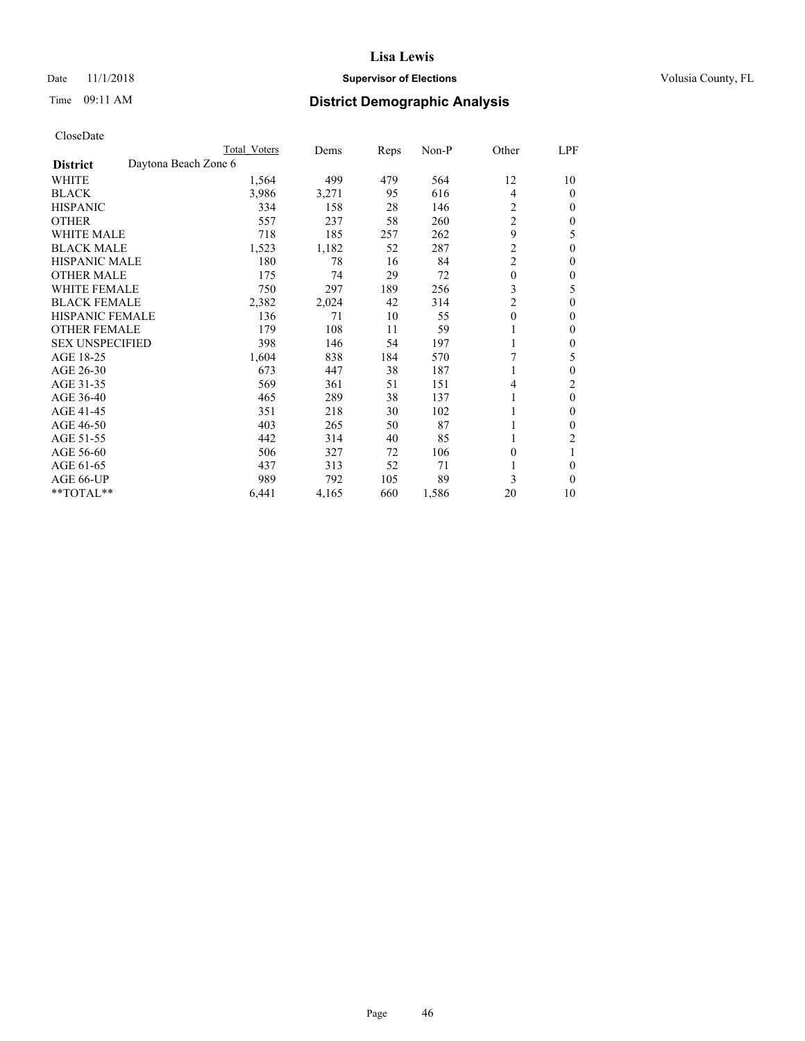CloseDate

| | Total Voters | Dems | Reps | Non-P | Other | LPF |
|---|---|---|---|---|---|---|
| **District** Daytona Beach Zone 6 | | | | | | |
| WHITE | 1,564 | 499 | 479 | 564 | 12 | 10 |
| BLACK | 3,986 | 3,271 | 95 | 616 | 4 | 0 |
| HISPANIC | 334 | 158 | 28 | 146 | 2 | 0 |
| OTHER | 557 | 237 | 58 | 260 | 2 | 0 |
| WHITE MALE | 718 | 185 | 257 | 262 | 9 | 5 |
| BLACK MALE | 1,523 | 1,182 | 52 | 287 | 2 | 0 |
| HISPANIC MALE | 180 | 78 | 16 | 84 | 2 | 0 |
| OTHER MALE | 175 | 74 | 29 | 72 | 0 | 0 |
| WHITE FEMALE | 750 | 297 | 189 | 256 | 3 | 5 |
| BLACK FEMALE | 2,382 | 2,024 | 42 | 314 | 2 | 0 |
| HISPANIC FEMALE | 136 | 71 | 10 | 55 | 0 | 0 |
| OTHER FEMALE | 179 | 108 | 11 | 59 | 1 | 0 |
| SEX UNSPECIFIED | 398 | 146 | 54 | 197 | 1 | 0 |
| AGE 18-25 | 1,604 | 838 | 184 | 570 | 7 | 5 |
| AGE 26-30 | 673 | 447 | 38 | 187 | 1 | 0 |
| AGE 31-35 | 569 | 361 | 51 | 151 | 4 | 2 |
| AGE 36-40 | 465 | 289 | 38 | 137 | 1 | 0 |
| AGE 41-45 | 351 | 218 | 30 | 102 | 1 | 0 |
| AGE 46-50 | 403 | 265 | 50 | 87 | 1 | 0 |
| AGE 51-55 | 442 | 314 | 40 | 85 | 1 | 2 |
| AGE 56-60 | 506 | 327 | 72 | 106 | 0 | 1 |
| AGE 61-65 | 437 | 313 | 52 | 71 | 1 | 0 |
| AGE 66-UP | 989 | 792 | 105 | 89 | 3 | 0 |
| **TOTAL** | 6,441 | 4,165 | 660 | 1,586 | 20 | 10 |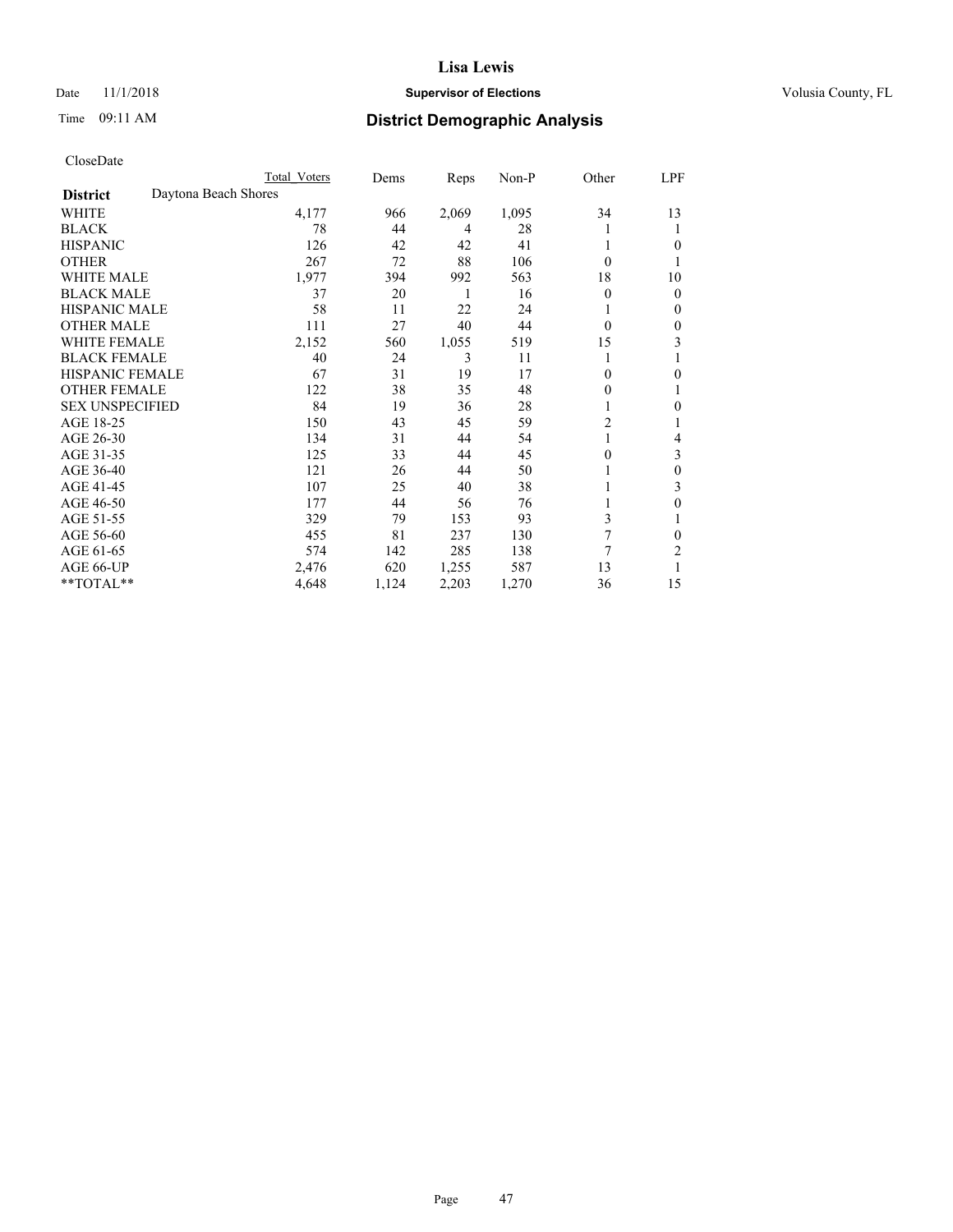# Lisa Lewis

Date 11/1/2018 **Supervisor of Elections** Volusia County, FL

Time 09:11 AM **District Demographic Analysis**

CloseDate

| | Total Voters | Dems | Reps | Non-P | Other | LPF |
|---|---|---|---|---|---|---|
| **District** Daytona Beach Shores | | | | | | |
| WHITE | 4,177 | 966 | 2,069 | 1,095 | 34 | 13 |
| BLACK | 78 | 44 | 4 | 28 | 1 | 1 |
| HISPANIC | 126 | 42 | 42 | 41 | 1 | 0 |
| OTHER | 267 | 72 | 88 | 106 | 0 | 1 |
| WHITE MALE | 1,977 | 394 | 992 | 563 | 18 | 10 |
| BLACK MALE | 37 | 20 | 1 | 16 | 0 | 0 |
| HISPANIC MALE | 58 | 11 | 22 | 24 | 1 | 0 |
| OTHER MALE | 111 | 27 | 40 | 44 | 0 | 0 |
| WHITE FEMALE | 2,152 | 560 | 1,055 | 519 | 15 | 3 |
| BLACK FEMALE | 40 | 24 | 3 | 11 | 1 | 1 |
| HISPANIC FEMALE | 67 | 31 | 19 | 17 | 0 | 0 |
| OTHER FEMALE | 122 | 38 | 35 | 48 | 0 | 1 |
| SEX UNSPECIFIED | 84 | 19 | 36 | 28 | 1 | 0 |
| AGE 18-25 | 150 | 43 | 45 | 59 | 2 | 1 |
| AGE 26-30 | 134 | 31 | 44 | 54 | 1 | 4 |
| AGE 31-35 | 125 | 33 | 44 | 45 | 0 | 3 |
| AGE 36-40 | 121 | 26 | 44 | 50 | 1 | 0 |
| AGE 41-45 | 107 | 25 | 40 | 38 | 1 | 3 |
| AGE 46-50 | 177 | 44 | 56 | 76 | 1 | 0 |
| AGE 51-55 | 329 | 79 | 153 | 93 | 3 | 1 |
| AGE 56-60 | 455 | 81 | 237 | 130 | 7 | 0 |
| AGE 61-65 | 574 | 142 | 285 | 138 | 7 | 2 |
| AGE 66-UP | 2,476 | 620 | 1,255 | 587 | 13 | 1 |
| **TOTAL** | 4,648 | 1,124 | 2,203 | 1,270 | 36 | 15 |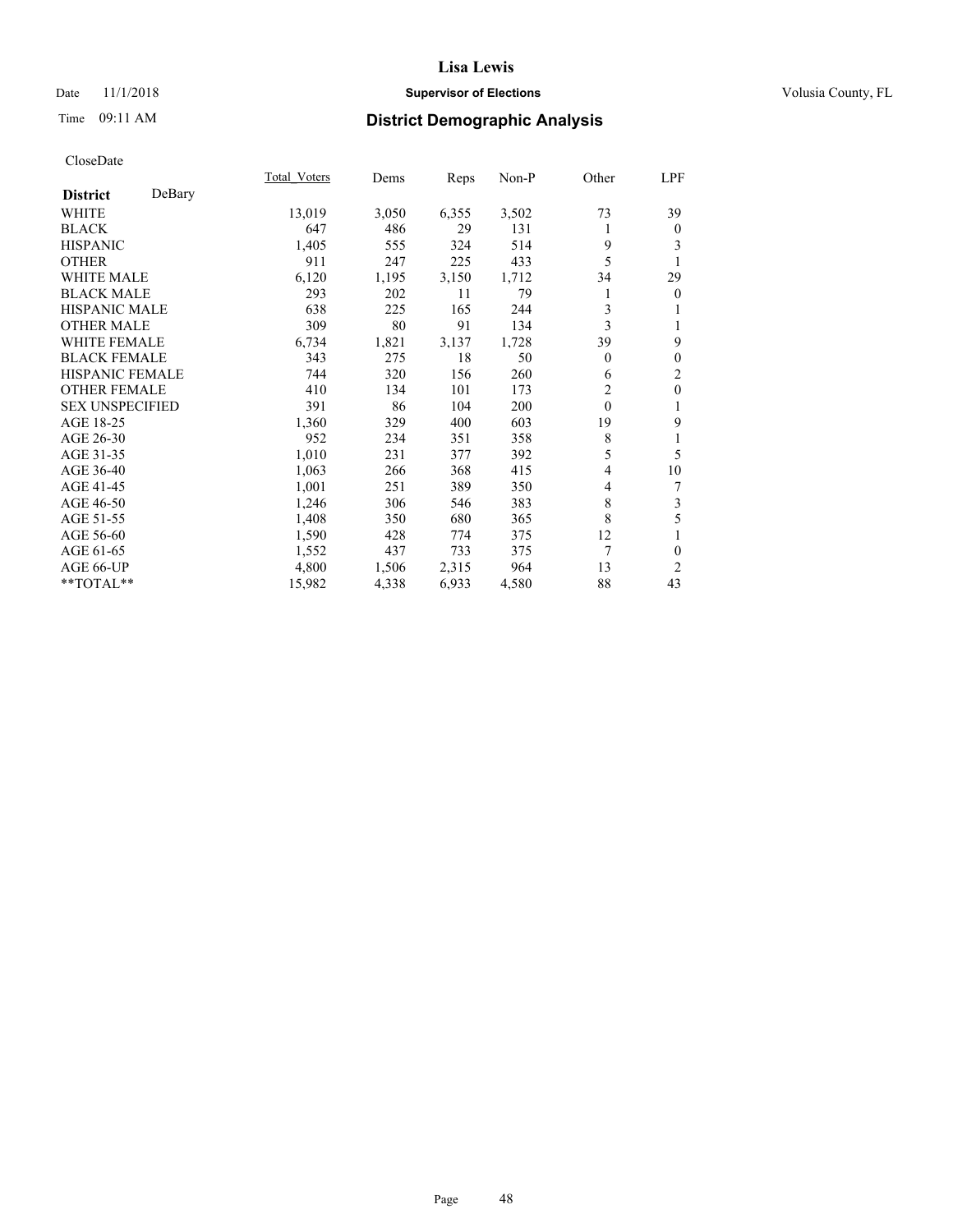Lisa Lewis

Date 11/1/2018 **Supervisor of Elections** Volusia County, FL

Time 09:11 AM **District Demographic Analysis**

CloseDate

| **District** DeBary | Total_Voters | Dems | Reps | Non-P | Other | LPF |
|---|---|---|---|---|---|---|
| WHITE | 13,019 | 3,050 | 6,355 | 3,502 | 73 | 39 |
| BLACK | 647 | 486 | 29 | 131 | 1 | 0 |
| HISPANIC | 1,405 | 555 | 324 | 514 | 9 | 3 |
| OTHER | 911 | 247 | 225 | 433 | 5 | 1 |
| WHITE MALE | 6,120 | 1,195 | 3,150 | 1,712 | 34 | 29 |
| BLACK MALE | 293 | 202 | 11 | 79 | 1 | 0 |
| HISPANIC MALE | 638 | 225 | 165 | 244 | 3 | 1 |
| OTHER MALE | 309 | 80 | 91 | 134 | 3 | 1 |
| WHITE FEMALE | 6,734 | 1,821 | 3,137 | 1,728 | 39 | 9 |
| BLACK FEMALE | 343 | 275 | 18 | 50 | 0 | 0 |
| HISPANIC FEMALE | 744 | 320 | 156 | 260 | 6 | 2 |
| OTHER FEMALE | 410 | 134 | 101 | 173 | 2 | 0 |
| SEX UNSPECIFIED | 391 | 86 | 104 | 200 | 0 | 1 |
| AGE 18-25 | 1,360 | 329 | 400 | 603 | 19 | 9 |
| AGE 26-30 | 952 | 234 | 351 | 358 | 8 | 1 |
| AGE 31-35 | 1,010 | 231 | 377 | 392 | 5 | 5 |
| AGE 36-40 | 1,063 | 266 | 368 | 415 | 4 | 10 |
| AGE 41-45 | 1,001 | 251 | 389 | 350 | 4 | 7 |
| AGE 46-50 | 1,246 | 306 | 546 | 383 | 8 | 3 |
| AGE 51-55 | 1,408 | 350 | 680 | 365 | 8 | 5 |
| AGE 56-60 | 1,590 | 428 | 774 | 375 | 12 | 1 |
| AGE 61-65 | 1,552 | 437 | 733 | 375 | 7 | 0 |
| AGE 66-UP | 4,800 | 1,506 | 2,315 | 964 | 13 | 2 |
| **TOTAL** | 15,982 | 4,338 | 6,933 | 4,580 | 88 | 43 |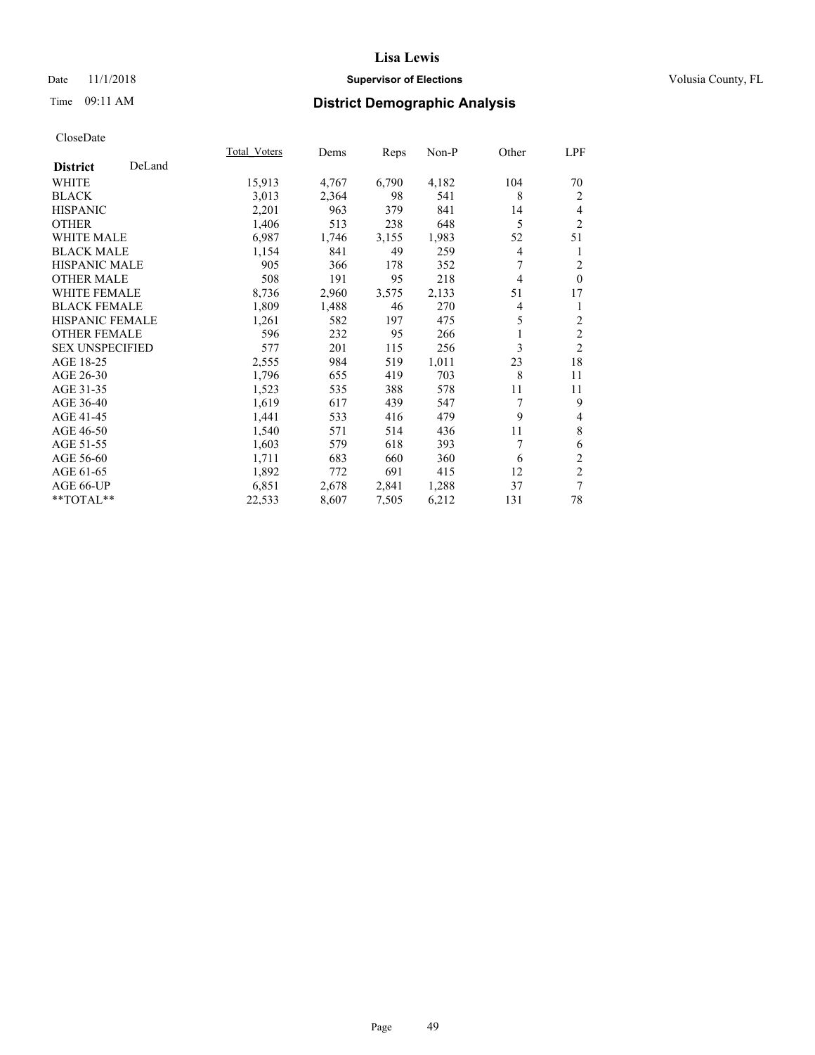# Lisa Lewis

Date 11/1/2018 **Supervisor of Elections** Volusia County, FL

Time 09:11 AM **District Demographic Analysis**

CloseDate

| **District** DeLand | Total_Voters | Dems | Reps | Non-P | Other | LPF |
|---|---|---|---|---|---|---|
| WHITE | 15,913 | 4,767 | 6,790 | 4,182 | 104 | 70 |
| BLACK | 3,013 | 2,364 | 98 | 541 | 8 | 2 |
| HISPANIC | 2,201 | 963 | 379 | 841 | 14 | 4 |
| OTHER | 1,406 | 513 | 238 | 648 | 5 | 2 |
| WHITE MALE | 6,987 | 1,746 | 3,155 | 1,983 | 52 | 51 |
| BLACK MALE | 1,154 | 841 | 49 | 259 | 4 | 1 |
| HISPANIC MALE | 905 | 366 | 178 | 352 | 7 | 2 |
| OTHER MALE | 508 | 191 | 95 | 218 | 4 | 0 |
| WHITE FEMALE | 8,736 | 2,960 | 3,575 | 2,133 | 51 | 17 |
| BLACK FEMALE | 1,809 | 1,488 | 46 | 270 | 4 | 1 |
| HISPANIC FEMALE | 1,261 | 582 | 197 | 475 | 5 | 2 |
| OTHER FEMALE | 596 | 232 | 95 | 266 | 1 | 2 |
| SEX UNSPECIFIED | 577 | 201 | 115 | 256 | 3 | 2 |
| AGE 18-25 | 2,555 | 984 | 519 | 1,011 | 23 | 18 |
| AGE 26-30 | 1,796 | 655 | 419 | 703 | 8 | 11 |
| AGE 31-35 | 1,523 | 535 | 388 | 578 | 11 | 11 |
| AGE 36-40 | 1,619 | 617 | 439 | 547 | 7 | 9 |
| AGE 41-45 | 1,441 | 533 | 416 | 479 | 9 | 4 |
| AGE 46-50 | 1,540 | 571 | 514 | 436 | 11 | 8 |
| AGE 51-55 | 1,603 | 579 | 618 | 393 | 7 | 6 |
| AGE 56-60 | 1,711 | 683 | 660 | 360 | 6 | 2 |
| AGE 61-65 | 1,892 | 772 | 691 | 415 | 12 | 2 |
| AGE 66-UP | 6,851 | 2,678 | 2,841 | 1,288 | 37 | 7 |
| **TOTAL** | 22,533 | 8,607 | 7,505 | 6,212 | 131 | 78 |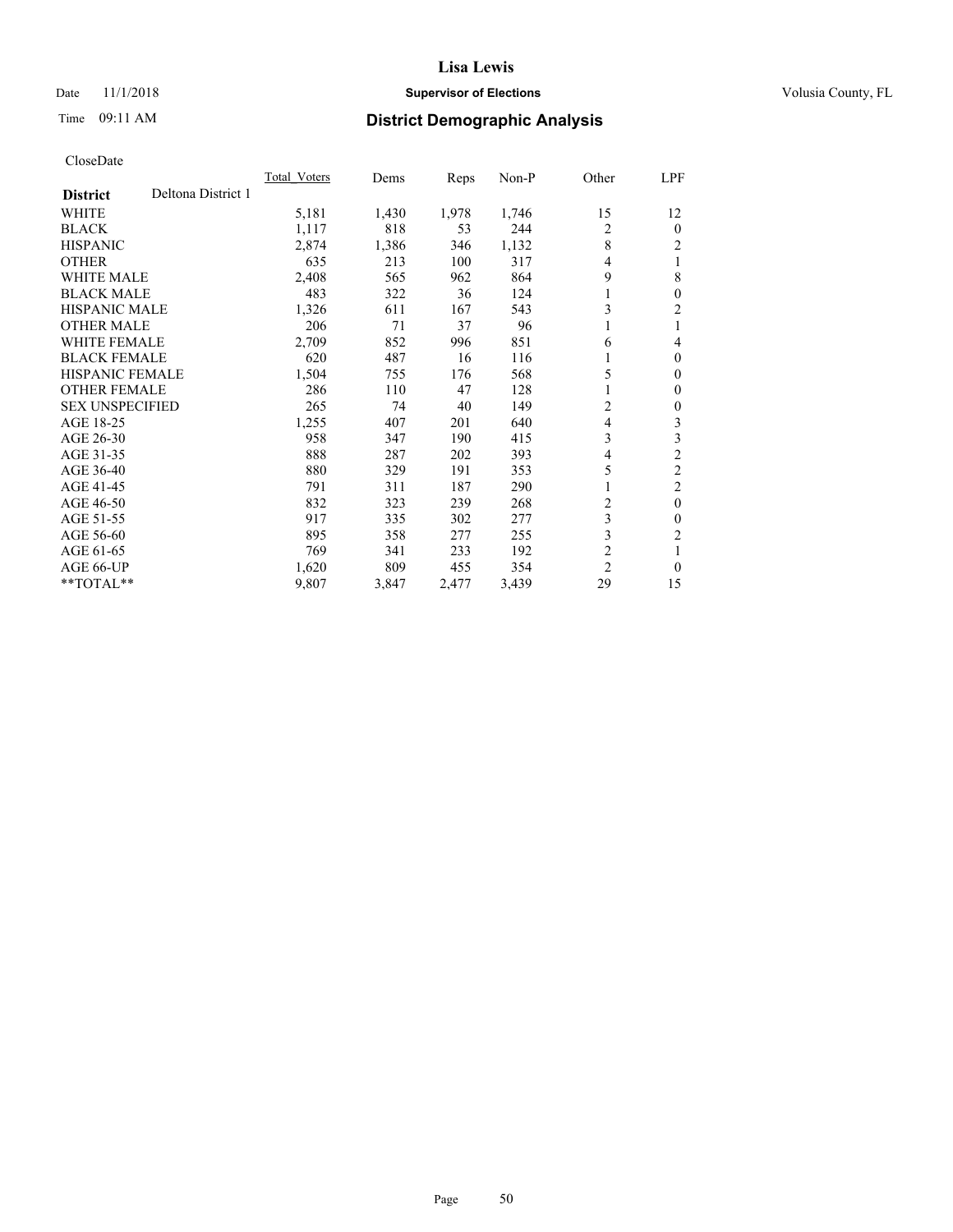# Lisa Lewis

Date 11/1/2018 **Supervisor of Elections** Volusia County, FL

Time 09:11 AM **District Demographic Analysis**

CloseDate

| District | Deltona District 1 | Total_Voters | Dems | Reps | Non-P | Other | LPF |
|---|---|---|---|---|---|---|---|
| WHITE | | 5,181 | 1,430 | 1,978 | 1,746 | 15 | 12 |
| BLACK | | 1,117 | 818 | 53 | 244 | 2 | 0 |
| HISPANIC | | 2,874 | 1,386 | 346 | 1,132 | 8 | 2 |
| OTHER | | 635 | 213 | 100 | 317 | 4 | 1 |
| WHITE MALE | | 2,408 | 565 | 962 | 864 | 9 | 8 |
| BLACK MALE | | 483 | 322 | 36 | 124 | 1 | 0 |
| HISPANIC MALE | | 1,326 | 611 | 167 | 543 | 3 | 2 |
| OTHER MALE | | 206 | 71 | 37 | 96 | 1 | 1 |
| WHITE FEMALE | | 2,709 | 852 | 996 | 851 | 6 | 4 |
| BLACK FEMALE | | 620 | 487 | 16 | 116 | 1 | 0 |
| HISPANIC FEMALE | | 1,504 | 755 | 176 | 568 | 5 | 0 |
| OTHER FEMALE | | 286 | 110 | 47 | 128 | 1 | 0 |
| SEX UNSPECIFIED | | 265 | 74 | 40 | 149 | 2 | 0 |
| AGE 18-25 | | 1,255 | 407 | 201 | 640 | 4 | 3 |
| AGE 26-30 | | 958 | 347 | 190 | 415 | 3 | 3 |
| AGE 31-35 | | 888 | 287 | 202 | 393 | 4 | 2 |
| AGE 36-40 | | 880 | 329 | 191 | 353 | 5 | 2 |
| AGE 41-45 | | 791 | 311 | 187 | 290 | 1 | 2 |
| AGE 46-50 | | 832 | 323 | 239 | 268 | 2 | 0 |
| AGE 51-55 | | 917 | 335 | 302 | 277 | 3 | 0 |
| AGE 56-60 | | 895 | 358 | 277 | 255 | 3 | 2 |
| AGE 61-65 | | 769 | 341 | 233 | 192 | 2 | 1 |
| AGE 66-UP | | 1,620 | 809 | 455 | 354 | 2 | 0 |
| **TOTAL** | | 9,807 | 3,847 | 2,477 | 3,439 | 29 | 15 |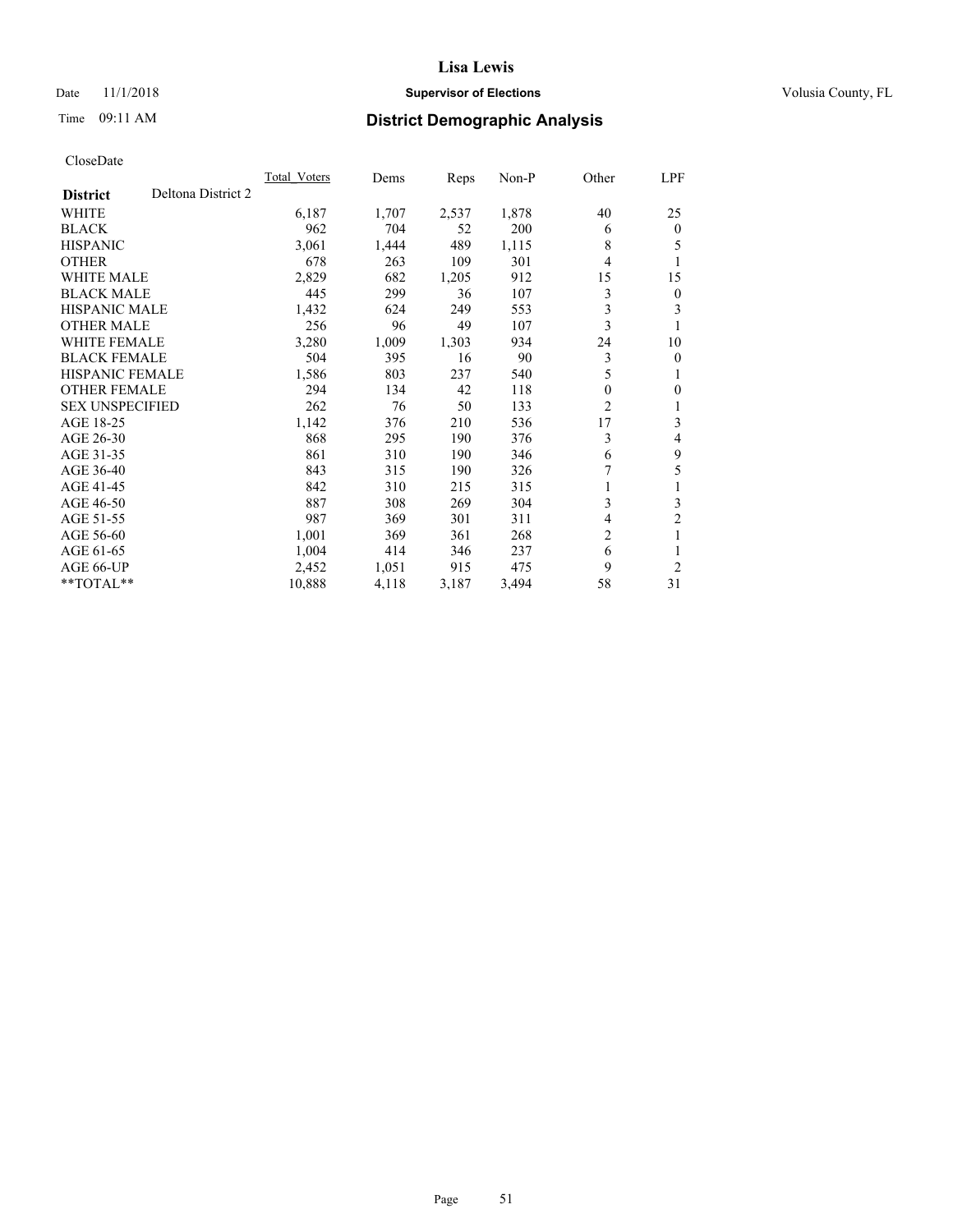**Lisa Lewis**

Date 11/1/2018 **Supervisor of Elections** Volusia County, FL

Time 09:11 AM

## District Demographic Analysis

CloseDate

| **District** Deltona District 2 | Total_Voters | Dems | Reps | Non-P | Other | LPF |
|---|---|---|---|---|---|---|
| WHITE | 6,187 | 1,707 | 2,537 | 1,878 | 40 | 25 |
| BLACK | 962 | 704 | 52 | 200 | 6 | 0 |
| HISPANIC | 3,061 | 1,444 | 489 | 1,115 | 8 | 5 |
| OTHER | 678 | 263 | 109 | 301 | 4 | 1 |
| WHITE MALE | 2,829 | 682 | 1,205 | 912 | 15 | 15 |
| BLACK MALE | 445 | 299 | 36 | 107 | 3 | 0 |
| HISPANIC MALE | 1,432 | 624 | 249 | 553 | 3 | 3 |
| OTHER MALE | 256 | 96 | 49 | 107 | 3 | 1 |
| WHITE FEMALE | 3,280 | 1,009 | 1,303 | 934 | 24 | 10 |
| BLACK FEMALE | 504 | 395 | 16 | 90 | 3 | 0 |
| HISPANIC FEMALE | 1,586 | 803 | 237 | 540 | 5 | 1 |
| OTHER FEMALE | 294 | 134 | 42 | 118 | 0 | 0 |
| SEX UNSPECIFIED | 262 | 76 | 50 | 133 | 2 | 1 |
| AGE 18-25 | 1,142 | 376 | 210 | 536 | 17 | 3 |
| AGE 26-30 | 868 | 295 | 190 | 376 | 3 | 4 |
| AGE 31-35 | 861 | 310 | 190 | 346 | 6 | 9 |
| AGE 36-40 | 843 | 315 | 190 | 326 | 7 | 5 |
| AGE 41-45 | 842 | 310 | 215 | 315 | 1 | 1 |
| AGE 46-50 | 887 | 308 | 269 | 304 | 3 | 3 |
| AGE 51-55 | 987 | 369 | 301 | 311 | 4 | 2 |
| AGE 56-60 | 1,001 | 369 | 361 | 268 | 2 | 1 |
| AGE 61-65 | 1,004 | 414 | 346 | 237 | 6 | 1 |
| AGE 66-UP | 2,452 | 1,051 | 915 | 475 | 9 | 2 |
| **TOTAL** | 10,888 | 4,118 | 3,187 | 3,494 | 58 | 31 |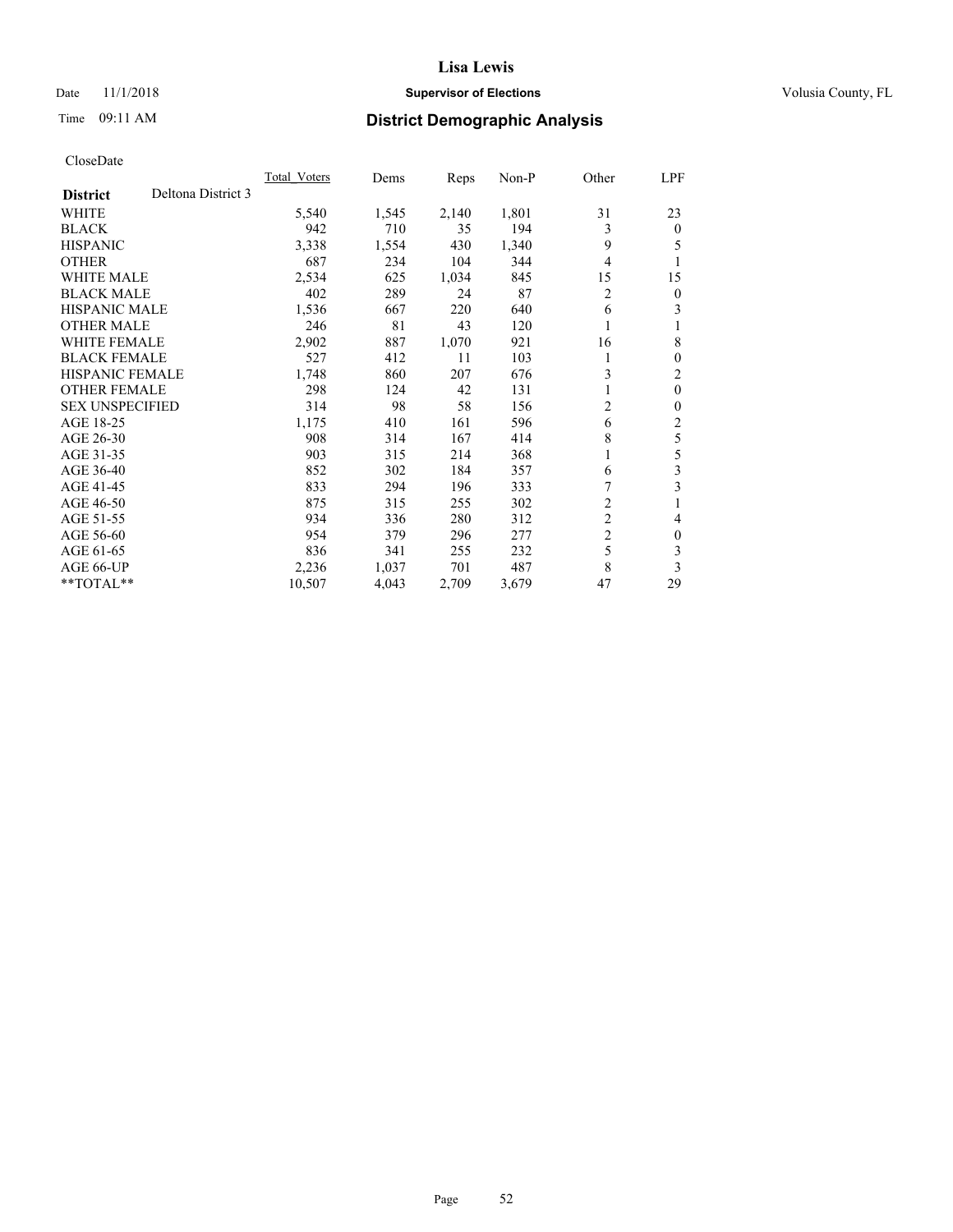CloseDate

| District | Deltona District 3 | Total_Voters | Dems | Reps | Non-P | Other | LPF |
|---|---|---|---|---|---|---|---|
| WHITE | | 5,540 | 1,545 | 2,140 | 1,801 | 31 | 23 |
| BLACK | | 942 | 710 | 35 | 194 | 3 | 0 |
| HISPANIC | | 3,338 | 1,554 | 430 | 1,340 | 9 | 5 |
| OTHER | | 687 | 234 | 104 | 344 | 4 | 1 |
| WHITE MALE | | 2,534 | 625 | 1,034 | 845 | 15 | 15 |
| BLACK MALE | | 402 | 289 | 24 | 87 | 2 | 0 |
| HISPANIC MALE | | 1,536 | 667 | 220 | 640 | 6 | 3 |
| OTHER MALE | | 246 | 81 | 43 | 120 | 1 | 1 |
| WHITE FEMALE | | 2,902 | 887 | 1,070 | 921 | 16 | 8 |
| BLACK FEMALE | | 527 | 412 | 11 | 103 | 1 | 0 |
| HISPANIC FEMALE | | 1,748 | 860 | 207 | 676 | 3 | 2 |
| OTHER FEMALE | | 298 | 124 | 42 | 131 | 1 | 0 |
| SEX UNSPECIFIED | | 314 | 98 | 58 | 156 | 2 | 0 |
| AGE 18-25 | | 1,175 | 410 | 161 | 596 | 6 | 2 |
| AGE 26-30 | | 908 | 314 | 167 | 414 | 8 | 5 |
| AGE 31-35 | | 903 | 315 | 214 | 368 | 1 | 5 |
| AGE 36-40 | | 852 | 302 | 184 | 357 | 6 | 3 |
| AGE 41-45 | | 833 | 294 | 196 | 333 | 7 | 3 |
| AGE 46-50 | | 875 | 315 | 255 | 302 | 2 | 1 |
| AGE 51-55 | | 934 | 336 | 280 | 312 | 2 | 4 |
| AGE 56-60 | | 954 | 379 | 296 | 277 | 2 | 0 |
| AGE 61-65 | | 836 | 341 | 255 | 232 | 5 | 3 |
| AGE 66-UP | | 2,236 | 1,037 | 701 | 487 | 8 | 3 |
| **TOTAL** | | 10,507 | 4,043 | 2,709 | 3,679 | 47 | 29 |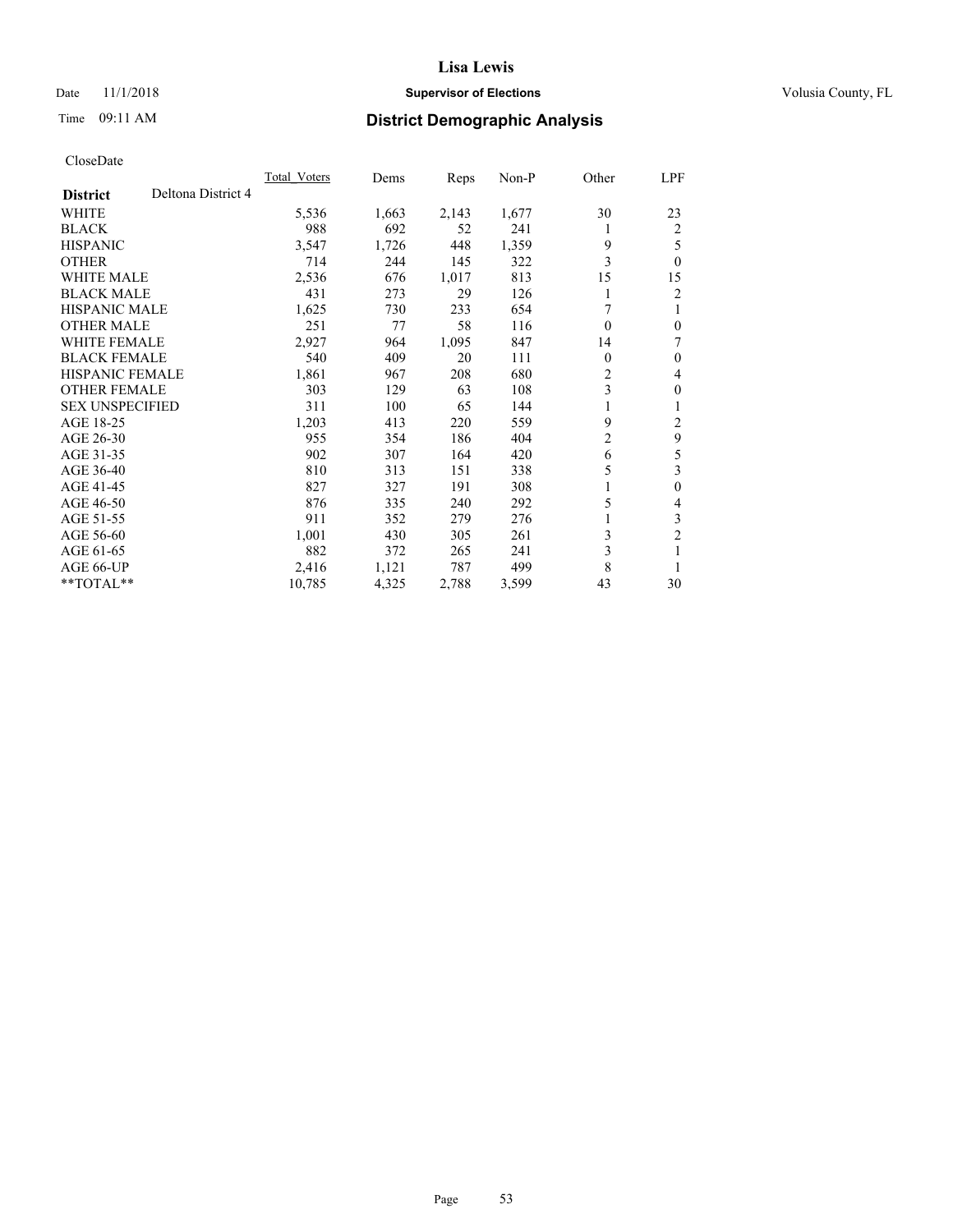# Lisa Lewis

Date 11/1/2018 **Supervisor of Elections** Volusia County, FL

Time 09:11 AM **District Demographic Analysis**

CloseDate

| **District** Deltona District 4 | Total_Voters | Dems | Reps | Non-P | Other | LPF |
|---|---|---|---|---|---|---|
| WHITE | 5,536 | 1,663 | 2,143 | 1,677 | 30 | 23 |
| BLACK | 988 | 692 | 52 | 241 | 1 | 2 |
| HISPANIC | 3,547 | 1,726 | 448 | 1,359 | 9 | 5 |
| OTHER | 714 | 244 | 145 | 322 | 3 | 0 |
| WHITE MALE | 2,536 | 676 | 1,017 | 813 | 15 | 15 |
| BLACK MALE | 431 | 273 | 29 | 126 | 1 | 2 |
| HISPANIC MALE | 1,625 | 730 | 233 | 654 | 7 | 1 |
| OTHER MALE | 251 | 77 | 58 | 116 | 0 | 0 |
| WHITE FEMALE | 2,927 | 964 | 1,095 | 847 | 14 | 7 |
| BLACK FEMALE | 540 | 409 | 20 | 111 | 0 | 0 |
| HISPANIC FEMALE | 1,861 | 967 | 208 | 680 | 2 | 4 |
| OTHER FEMALE | 303 | 129 | 63 | 108 | 3 | 0 |
| SEX UNSPECIFIED | 311 | 100 | 65 | 144 | 1 | 1 |
| AGE 18-25 | 1,203 | 413 | 220 | 559 | 9 | 2 |
| AGE 26-30 | 955 | 354 | 186 | 404 | 2 | 9 |
| AGE 31-35 | 902 | 307 | 164 | 420 | 6 | 5 |
| AGE 36-40 | 810 | 313 | 151 | 338 | 5 | 3 |
| AGE 41-45 | 827 | 327 | 191 | 308 | 1 | 0 |
| AGE 46-50 | 876 | 335 | 240 | 292 | 5 | 4 |
| AGE 51-55 | 911 | 352 | 279 | 276 | 1 | 3 |
| AGE 56-60 | 1,001 | 430 | 305 | 261 | 3 | 2 |
| AGE 61-65 | 882 | 372 | 265 | 241 | 3 | 1 |
| AGE 66-UP | 2,416 | 1,121 | 787 | 499 | 8 | 1 |
| **TOTAL** | 10,785 | 4,325 | 2,788 | 3,599 | 43 | 30 |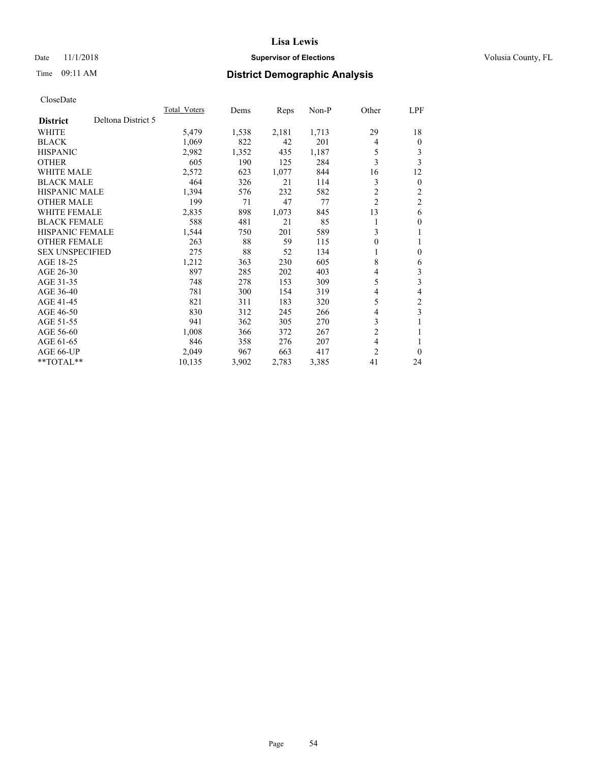CloseDate

| District | Deltona District 5 | Total_Voters | Dems | Reps | Non-P | Other | LPF |
|---|---|---|---|---|---|---|---|
| WHITE | | 5,479 | 1,538 | 2,181 | 1,713 | 29 | 18 |
| BLACK | | 1,069 | 822 | 42 | 201 | 4 | 0 |
| HISPANIC | | 2,982 | 1,352 | 435 | 1,187 | 5 | 3 |
| OTHER | | 605 | 190 | 125 | 284 | 3 | 3 |
| WHITE MALE | | 2,572 | 623 | 1,077 | 844 | 16 | 12 |
| BLACK MALE | | 464 | 326 | 21 | 114 | 3 | 0 |
| HISPANIC MALE | | 1,394 | 576 | 232 | 582 | 2 | 2 |
| OTHER MALE | | 199 | 71 | 47 | 77 | 2 | 2 |
| WHITE FEMALE | | 2,835 | 898 | 1,073 | 845 | 13 | 6 |
| BLACK FEMALE | | 588 | 481 | 21 | 85 | 1 | 0 |
| HISPANIC FEMALE | | 1,544 | 750 | 201 | 589 | 3 | 1 |
| OTHER FEMALE | | 263 | 88 | 59 | 115 | 0 | 1 |
| SEX UNSPECIFIED | | 275 | 88 | 52 | 134 | 1 | 0 |
| AGE 18-25 | | 1,212 | 363 | 230 | 605 | 8 | 6 |
| AGE 26-30 | | 897 | 285 | 202 | 403 | 4 | 3 |
| AGE 31-35 | | 748 | 278 | 153 | 309 | 5 | 3 |
| AGE 36-40 | | 781 | 300 | 154 | 319 | 4 | 4 |
| AGE 41-45 | | 821 | 311 | 183 | 320 | 5 | 2 |
| AGE 46-50 | | 830 | 312 | 245 | 266 | 4 | 3 |
| AGE 51-55 | | 941 | 362 | 305 | 270 | 3 | 1 |
| AGE 56-60 | | 1,008 | 366 | 372 | 267 | 2 | 1 |
| AGE 61-65 | | 846 | 358 | 276 | 207 | 4 | 1 |
| AGE 66-UP | | 2,049 | 967 | 663 | 417 | 2 | 0 |
| **TOTAL** | | 10,135 | 3,902 | 2,783 | 3,385 | 41 | 24 |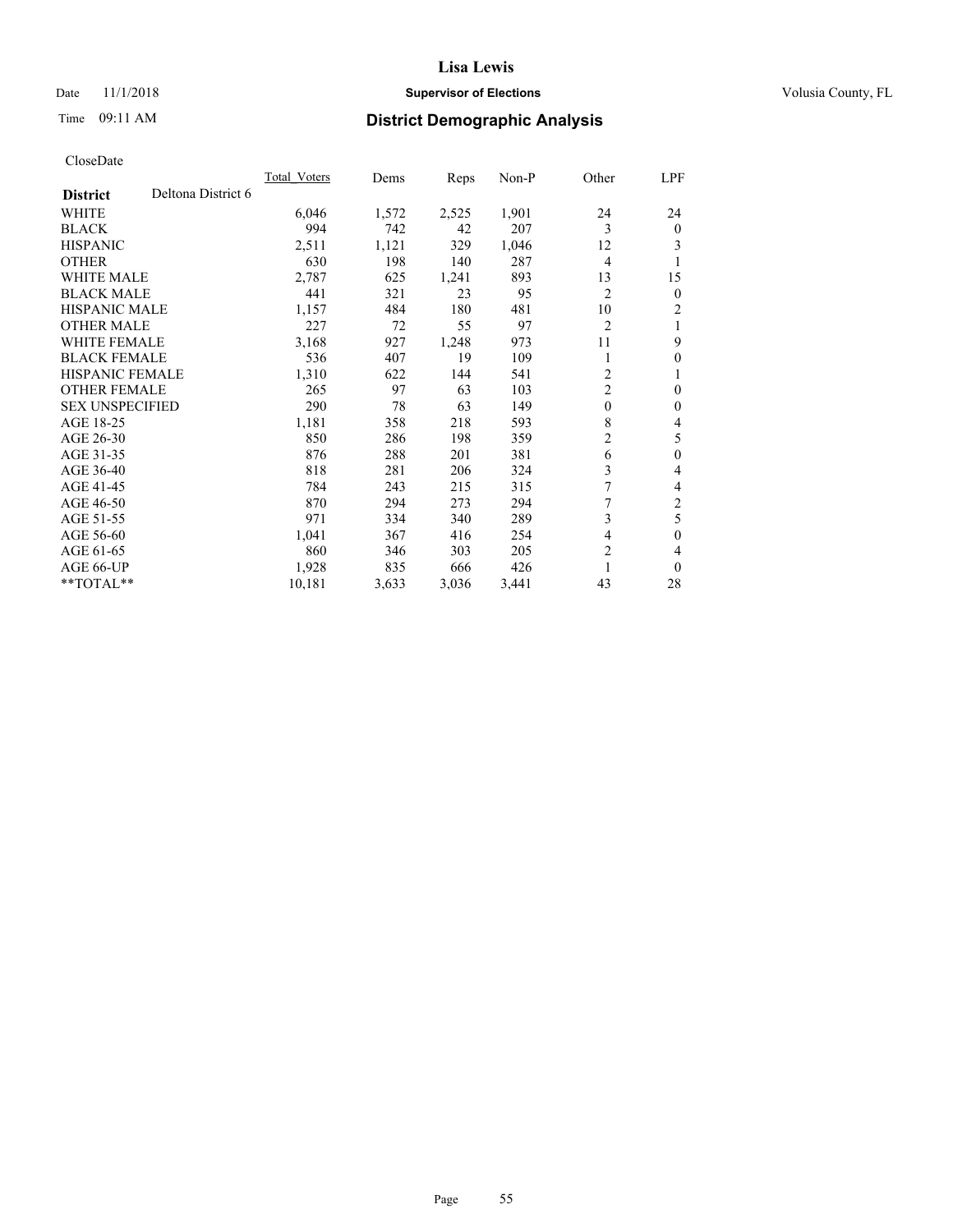# Lisa Lewis

Date 11/1/2018 **Supervisor of Elections** Volusia County, FL

Time 09:11 AM **District Demographic Analysis**

CloseDate

| **District** Deltona District 6 | Total_Voters | Dems | Reps | Non-P | Other | LPF |
|---|---|---|---|---|---|---|
| WHITE | 6,046 | 1,572 | 2,525 | 1,901 | 24 | 24 |
| BLACK | 994 | 742 | 42 | 207 | 3 | 0 |
| HISPANIC | 2,511 | 1,121 | 329 | 1,046 | 12 | 3 |
| OTHER | 630 | 198 | 140 | 287 | 4 | 1 |
| WHITE MALE | 2,787 | 625 | 1,241 | 893 | 13 | 15 |
| BLACK MALE | 441 | 321 | 23 | 95 | 2 | 0 |
| HISPANIC MALE | 1,157 | 484 | 180 | 481 | 10 | 2 |
| OTHER MALE | 227 | 72 | 55 | 97 | 2 | 1 |
| WHITE FEMALE | 3,168 | 927 | 1,248 | 973 | 11 | 9 |
| BLACK FEMALE | 536 | 407 | 19 | 109 | 1 | 0 |
| HISPANIC FEMALE | 1,310 | 622 | 144 | 541 | 2 | 1 |
| OTHER FEMALE | 265 | 97 | 63 | 103 | 2 | 0 |
| SEX UNSPECIFIED | 290 | 78 | 63 | 149 | 0 | 0 |
| AGE 18-25 | 1,181 | 358 | 218 | 593 | 8 | 4 |
| AGE 26-30 | 850 | 286 | 198 | 359 | 2 | 5 |
| AGE 31-35 | 876 | 288 | 201 | 381 | 6 | 0 |
| AGE 36-40 | 818 | 281 | 206 | 324 | 3 | 4 |
| AGE 41-45 | 784 | 243 | 215 | 315 | 7 | 4 |
| AGE 46-50 | 870 | 294 | 273 | 294 | 7 | 2 |
| AGE 51-55 | 971 | 334 | 340 | 289 | 3 | 5 |
| AGE 56-60 | 1,041 | 367 | 416 | 254 | 4 | 0 |
| AGE 61-65 | 860 | 346 | 303 | 205 | 2 | 4 |
| AGE 66-UP | 1,928 | 835 | 666 | 426 | 1 | 0 |
| **TOTAL** | 10,181 | 3,633 | 3,036 | 3,441 | 43 | 28 |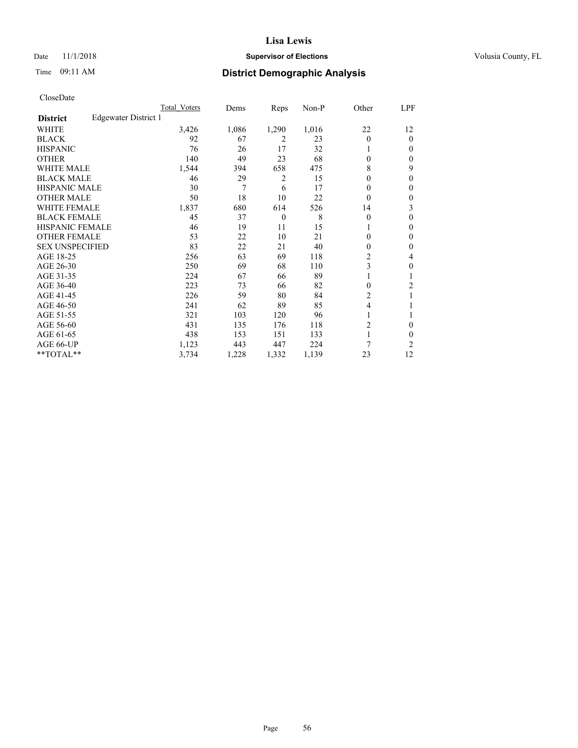CloseDate

| District | Edgewater District 1 | Total Voters | Dems | Reps | Non-P | Other | LPF |
|---|---|---|---|---|---|---|---|
| WHITE | | 3,426 | 1,086 | 1,290 | 1,016 | 22 | 12 |
| BLACK | | 92 | 67 | 2 | 23 | 0 | 0 |
| HISPANIC | | 76 | 26 | 17 | 32 | 1 | 0 |
| OTHER | | 140 | 49 | 23 | 68 | 0 | 0 |
| WHITE MALE | | 1,544 | 394 | 658 | 475 | 8 | 9 |
| BLACK MALE | | 46 | 29 | 2 | 15 | 0 | 0 |
| HISPANIC MALE | | 30 | 7 | 6 | 17 | 0 | 0 |
| OTHER MALE | | 50 | 18 | 10 | 22 | 0 | 0 |
| WHITE FEMALE | | 1,837 | 680 | 614 | 526 | 14 | 3 |
| BLACK FEMALE | | 45 | 37 | 0 | 8 | 0 | 0 |
| HISPANIC FEMALE | | 46 | 19 | 11 | 15 | 1 | 0 |
| OTHER FEMALE | | 53 | 22 | 10 | 21 | 0 | 0 |
| SEX UNSPECIFIED | | 83 | 22 | 21 | 40 | 0 | 0 |
| AGE 18-25 | | 256 | 63 | 69 | 118 | 2 | 4 |
| AGE 26-30 | | 250 | 69 | 68 | 110 | 3 | 0 |
| AGE 31-35 | | 224 | 67 | 66 | 89 | 1 | 1 |
| AGE 36-40 | | 223 | 73 | 66 | 82 | 0 | 2 |
| AGE 41-45 | | 226 | 59 | 80 | 84 | 2 | 1 |
| AGE 46-50 | | 241 | 62 | 89 | 85 | 4 | 1 |
| AGE 51-55 | | 321 | 103 | 120 | 96 | 1 | 1 |
| AGE 56-60 | | 431 | 135 | 176 | 118 | 2 | 0 |
| AGE 61-65 | | 438 | 153 | 151 | 133 | 1 | 0 |
| AGE 66-UP | | 1,123 | 443 | 447 | 224 | 7 | 2 |
| **TOTAL** | | 3,734 | 1,228 | 1,332 | 1,139 | 23 | 12 |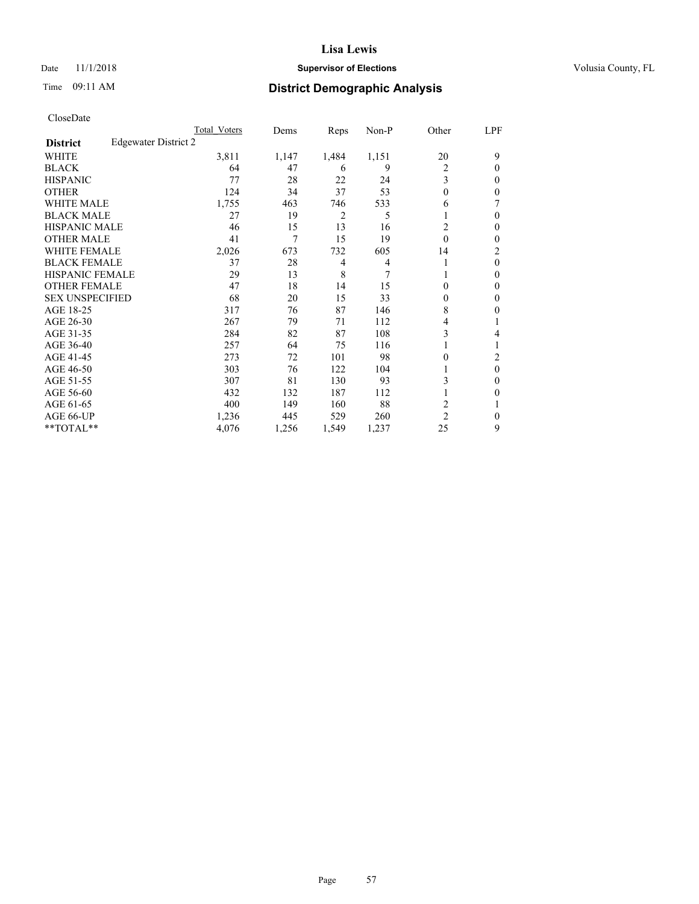# Lisa Lewis

Date 11/1/2018 **Supervisor of Elections** Volusia County, FL

Time 09:11 AM **District Demographic Analysis**

CloseDate

| | Total Voters | Dems | Reps | Non-P | Other | LPF |
|---|---|---|---|---|---|---|
| **District** Edgewater District 2 | | | | | | |
| WHITE | 3,811 | 1,147 | 1,484 | 1,151 | 20 | 9 |
| BLACK | 64 | 47 | 6 | 9 | 2 | 0 |
| HISPANIC | 77 | 28 | 22 | 24 | 3 | 0 |
| OTHER | 124 | 34 | 37 | 53 | 0 | 0 |
| WHITE MALE | 1,755 | 463 | 746 | 533 | 6 | 7 |
| BLACK MALE | 27 | 19 | 2 | 5 | 1 | 0 |
| HISPANIC MALE | 46 | 15 | 13 | 16 | 2 | 0 |
| OTHER MALE | 41 | 7 | 15 | 19 | 0 | 0 |
| WHITE FEMALE | 2,026 | 673 | 732 | 605 | 14 | 2 |
| BLACK FEMALE | 37 | 28 | 4 | 4 | 1 | 0 |
| HISPANIC FEMALE | 29 | 13 | 8 | 7 | 1 | 0 |
| OTHER FEMALE | 47 | 18 | 14 | 15 | 0 | 0 |
| SEX UNSPECIFIED | 68 | 20 | 15 | 33 | 0 | 0 |
| AGE 18-25 | 317 | 76 | 87 | 146 | 8 | 0 |
| AGE 26-30 | 267 | 79 | 71 | 112 | 4 | 1 |
| AGE 31-35 | 284 | 82 | 87 | 108 | 3 | 4 |
| AGE 36-40 | 257 | 64 | 75 | 116 | 1 | 1 |
| AGE 41-45 | 273 | 72 | 101 | 98 | 0 | 2 |
| AGE 46-50 | 303 | 76 | 122 | 104 | 1 | 0 |
| AGE 51-55 | 307 | 81 | 130 | 93 | 3 | 0 |
| AGE 56-60 | 432 | 132 | 187 | 112 | 1 | 0 |
| AGE 61-65 | 400 | 149 | 160 | 88 | 2 | 1 |
| AGE 66-UP | 1,236 | 445 | 529 | 260 | 2 | 0 |
| **TOTAL** | 4,076 | 1,256 | 1,549 | 1,237 | 25 | 9 |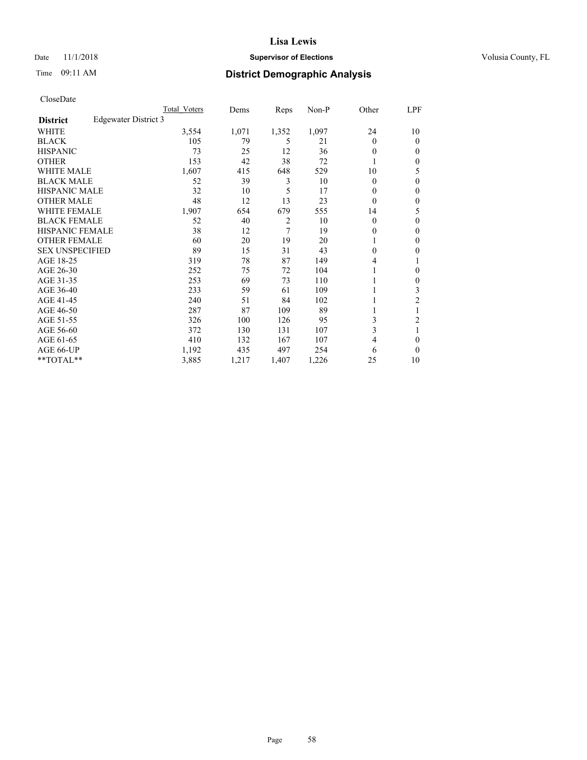# Lisa Lewis

Date 11/1/2018 **Supervisor of Elections** Volusia County, FL

Time 09:11 AM **District Demographic Analysis**

CloseDate

| | Total Voters | Dems | Reps | Non-P | Other | LPF |
|---|---|---|---|---|---|---|
| **District** Edgewater District 3 | | | | | | |
| WHITE | 3,554 | 1,071 | 1,352 | 1,097 | 24 | 10 |
| BLACK | 105 | 79 | 5 | 21 | 0 | 0 |
| HISPANIC | 73 | 25 | 12 | 36 | 0 | 0 |
| OTHER | 153 | 42 | 38 | 72 | 1 | 0 |
| WHITE MALE | 1,607 | 415 | 648 | 529 | 10 | 5 |
| BLACK MALE | 52 | 39 | 3 | 10 | 0 | 0 |
| HISPANIC MALE | 32 | 10 | 5 | 17 | 0 | 0 |
| OTHER MALE | 48 | 12 | 13 | 23 | 0 | 0 |
| WHITE FEMALE | 1,907 | 654 | 679 | 555 | 14 | 5 |
| BLACK FEMALE | 52 | 40 | 2 | 10 | 0 | 0 |
| HISPANIC FEMALE | 38 | 12 | 7 | 19 | 0 | 0 |
| OTHER FEMALE | 60 | 20 | 19 | 20 | 1 | 0 |
| SEX UNSPECIFIED | 89 | 15 | 31 | 43 | 0 | 0 |
| AGE 18-25 | 319 | 78 | 87 | 149 | 4 | 1 |
| AGE 26-30 | 252 | 75 | 72 | 104 | 1 | 0 |
| AGE 31-35 | 253 | 69 | 73 | 110 | 1 | 0 |
| AGE 36-40 | 233 | 59 | 61 | 109 | 1 | 3 |
| AGE 41-45 | 240 | 51 | 84 | 102 | 1 | 2 |
| AGE 46-50 | 287 | 87 | 109 | 89 | 1 | 1 |
| AGE 51-55 | 326 | 100 | 126 | 95 | 3 | 2 |
| AGE 56-60 | 372 | 130 | 131 | 107 | 3 | 1 |
| AGE 61-65 | 410 | 132 | 167 | 107 | 4 | 0 |
| AGE 66-UP | 1,192 | 435 | 497 | 254 | 6 | 0 |
| **TOTAL** | 3,885 | 1,217 | 1,407 | 1,226 | 25 | 10 |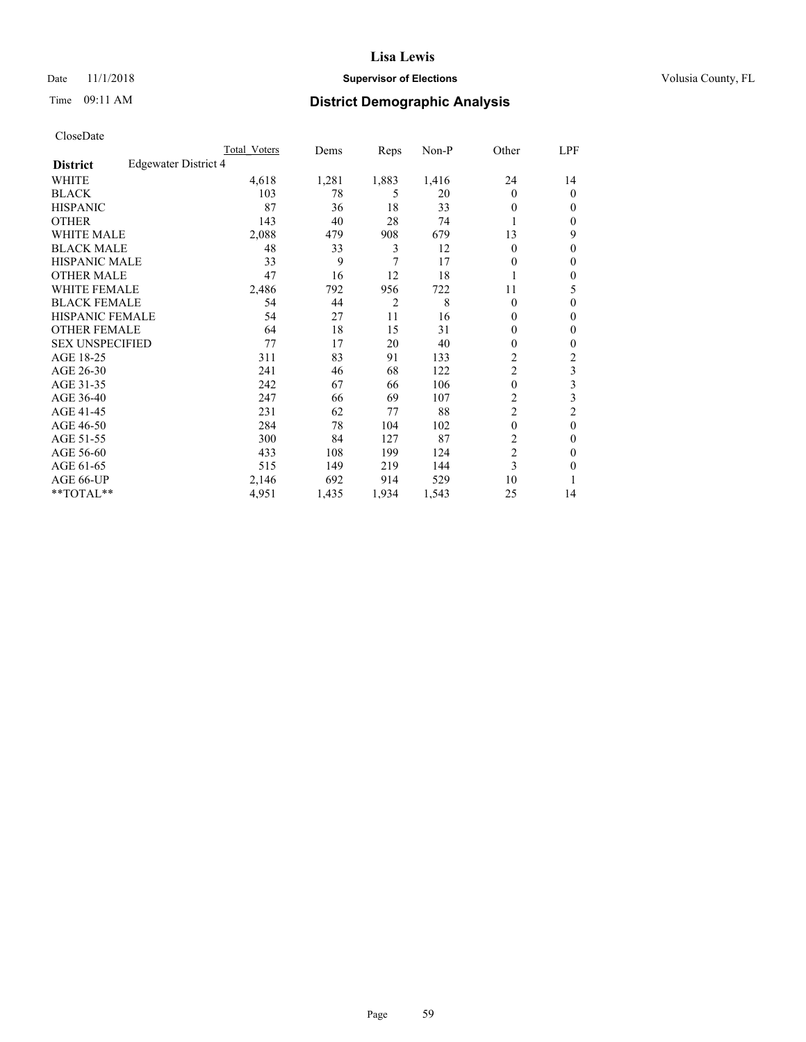# Lisa Lewis

Date 11/1/2018 **Supervisor of Elections** Volusia County, FL

Time 09:11 AM **District Demographic Analysis**

CloseDate

| | Total Voters | Dems | Reps | Non-P | Other | LPF |
|---|---|---|---|---|---|---|
| **District** Edgewater District 4 | | | | | | |
| WHITE | 4,618 | 1,281 | 1,883 | 1,416 | 24 | 14 |
| BLACK | 103 | 78 | 5 | 20 | 0 | 0 |
| HISPANIC | 87 | 36 | 18 | 33 | 0 | 0 |
| OTHER | 143 | 40 | 28 | 74 | 1 | 0 |
| WHITE MALE | 2,088 | 479 | 908 | 679 | 13 | 9 |
| BLACK MALE | 48 | 33 | 3 | 12 | 0 | 0 |
| HISPANIC MALE | 33 | 9 | 7 | 17 | 0 | 0 |
| OTHER MALE | 47 | 16 | 12 | 18 | 1 | 0 |
| WHITE FEMALE | 2,486 | 792 | 956 | 722 | 11 | 5 |
| BLACK FEMALE | 54 | 44 | 2 | 8 | 0 | 0 |
| HISPANIC FEMALE | 54 | 27 | 11 | 16 | 0 | 0 |
| OTHER FEMALE | 64 | 18 | 15 | 31 | 0 | 0 |
| SEX UNSPECIFIED | 77 | 17 | 20 | 40 | 0 | 0 |
| AGE 18-25 | 311 | 83 | 91 | 133 | 2 | 2 |
| AGE 26-30 | 241 | 46 | 68 | 122 | 2 | 3 |
| AGE 31-35 | 242 | 67 | 66 | 106 | 0 | 3 |
| AGE 36-40 | 247 | 66 | 69 | 107 | 2 | 3 |
| AGE 41-45 | 231 | 62 | 77 | 88 | 2 | 2 |
| AGE 46-50 | 284 | 78 | 104 | 102 | 0 | 0 |
| AGE 51-55 | 300 | 84 | 127 | 87 | 2 | 0 |
| AGE 56-60 | 433 | 108 | 199 | 124 | 2 | 0 |
| AGE 61-65 | 515 | 149 | 219 | 144 | 3 | 0 |
| AGE 66-UP | 2,146 | 692 | 914 | 529 | 10 | 1 |
| **TOTAL** | 4,951 | 1,435 | 1,934 | 1,543 | 25 | 14 |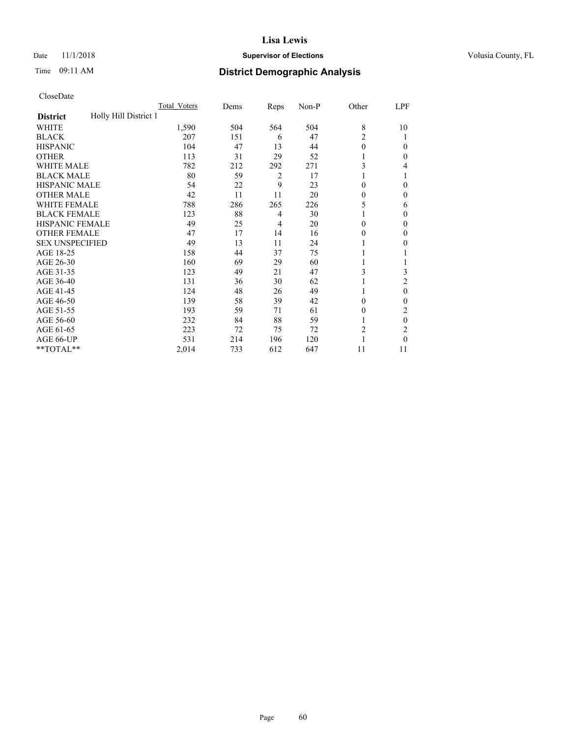# Lisa Lewis

Date 11/1/2018 **Supervisor of Elections** Volusia County, FL

Time 09:11 AM **District Demographic Analysis**

CloseDate

| **District** Holly Hill District 1 | Total_Voters | Dems | Reps | Non-P | Other | LPF |
|---|---|---|---|---|---|---|
| WHITE | 1,590 | 504 | 564 | 504 | 8 | 10 |
| BLACK | 207 | 151 | 6 | 47 | 2 | 1 |
| HISPANIC | 104 | 47 | 13 | 44 | 0 | 0 |
| OTHER | 113 | 31 | 29 | 52 | 1 | 0 |
| WHITE MALE | 782 | 212 | 292 | 271 | 3 | 4 |
| BLACK MALE | 80 | 59 | 2 | 17 | 1 | 1 |
| HISPANIC MALE | 54 | 22 | 9 | 23 | 0 | 0 |
| OTHER MALE | 42 | 11 | 11 | 20 | 0 | 0 |
| WHITE FEMALE | 788 | 286 | 265 | 226 | 5 | 6 |
| BLACK FEMALE | 123 | 88 | 4 | 30 | 1 | 0 |
| HISPANIC FEMALE | 49 | 25 | 4 | 20 | 0 | 0 |
| OTHER FEMALE | 47 | 17 | 14 | 16 | 0 | 0 |
| SEX UNSPECIFIED | 49 | 13 | 11 | 24 | 1 | 0 |
| AGE 18-25 | 158 | 44 | 37 | 75 | 1 | 1 |
| AGE 26-30 | 160 | 69 | 29 | 60 | 1 | 1 |
| AGE 31-35 | 123 | 49 | 21 | 47 | 3 | 3 |
| AGE 36-40 | 131 | 36 | 30 | 62 | 1 | 2 |
| AGE 41-45 | 124 | 48 | 26 | 49 | 1 | 0 |
| AGE 46-50 | 139 | 58 | 39 | 42 | 0 | 0 |
| AGE 51-55 | 193 | 59 | 71 | 61 | 0 | 2 |
| AGE 56-60 | 232 | 84 | 88 | 59 | 1 | 0 |
| AGE 61-65 | 223 | 72 | 75 | 72 | 2 | 2 |
| AGE 66-UP | 531 | 214 | 196 | 120 | 1 | 0 |
| **TOTAL** | 2,014 | 733 | 612 | 647 | 11 | 11 |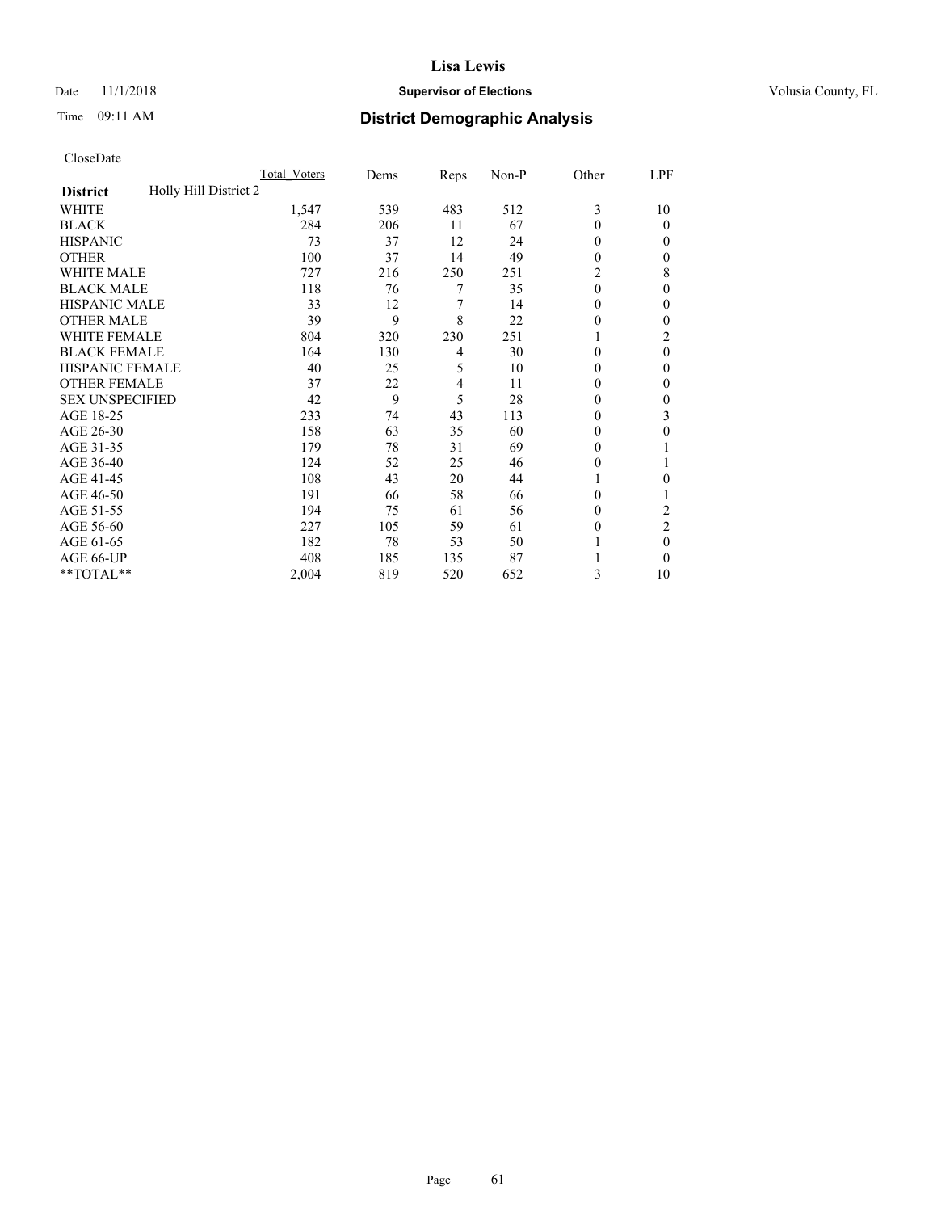# Lisa Lewis

Date 11/1/2018 **Supervisor of Elections** Volusia County, FL

Time 09:11 AM **District Demographic Analysis**

CloseDate

| | Total_Voters | Dems | Reps | Non-P | Other | LPF |
|---|---|---|---|---|---|---|
| **District** Holly Hill District 2 | | | | | | |
| WHITE | 1,547 | 539 | 483 | 512 | 3 | 10 |
| BLACK | 284 | 206 | 11 | 67 | 0 | 0 |
| HISPANIC | 73 | 37 | 12 | 24 | 0 | 0 |
| OTHER | 100 | 37 | 14 | 49 | 0 | 0 |
| WHITE MALE | 727 | 216 | 250 | 251 | 2 | 8 |
| BLACK MALE | 118 | 76 | 7 | 35 | 0 | 0 |
| HISPANIC MALE | 33 | 12 | 7 | 14 | 0 | 0 |
| OTHER MALE | 39 | 9 | 8 | 22 | 0 | 0 |
| WHITE FEMALE | 804 | 320 | 230 | 251 | 1 | 2 |
| BLACK FEMALE | 164 | 130 | 4 | 30 | 0 | 0 |
| HISPANIC FEMALE | 40 | 25 | 5 | 10 | 0 | 0 |
| OTHER FEMALE | 37 | 22 | 4 | 11 | 0 | 0 |
| SEX UNSPECIFIED | 42 | 9 | 5 | 28 | 0 | 0 |
| AGE 18-25 | 233 | 74 | 43 | 113 | 0 | 3 |
| AGE 26-30 | 158 | 63 | 35 | 60 | 0 | 0 |
| AGE 31-35 | 179 | 78 | 31 | 69 | 0 | 1 |
| AGE 36-40 | 124 | 52 | 25 | 46 | 0 | 1 |
| AGE 41-45 | 108 | 43 | 20 | 44 | 1 | 0 |
| AGE 46-50 | 191 | 66 | 58 | 66 | 0 | 1 |
| AGE 51-55 | 194 | 75 | 61 | 56 | 0 | 2 |
| AGE 56-60 | 227 | 105 | 59 | 61 | 0 | 2 |
| AGE 61-65 | 182 | 78 | 53 | 50 | 1 | 0 |
| AGE 66-UP | 408 | 185 | 135 | 87 | 1 | 0 |
| **TOTAL** | 2,004 | 819 | 520 | 652 | 3 | 10 |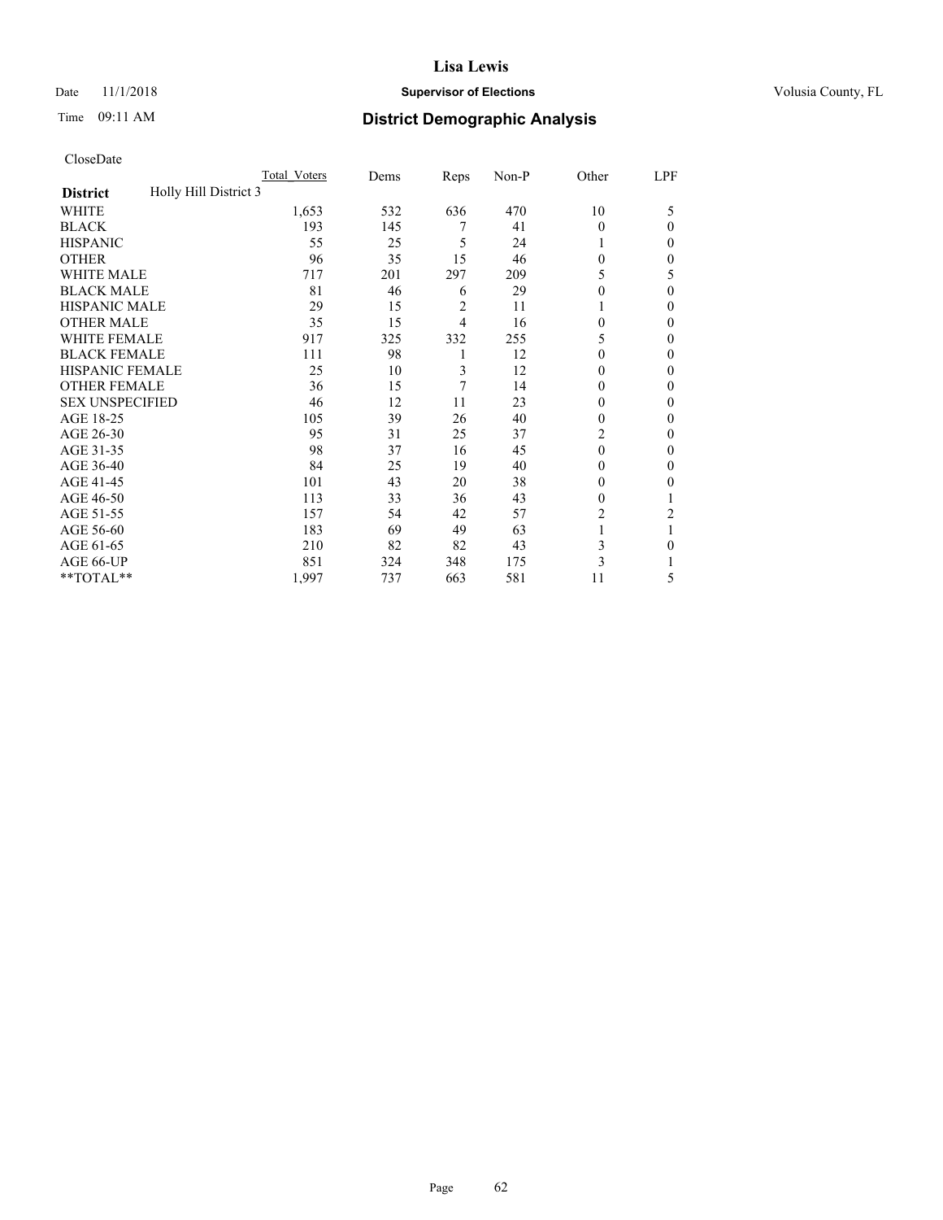# Lisa Lewis

Date 11/1/2018 **Supervisor of Elections** Volusia County, FL

Time 09:11 AM **District Demographic Analysis**

CloseDate

| | Total_Voters | Dems | Reps | Non-P | Other | LPF |
|---|---|---|---|---|---|---|
| **District** Holly Hill District 3 | | | | | | |
| WHITE | 1,653 | 532 | 636 | 470 | 10 | 5 |
| BLACK | 193 | 145 | 7 | 41 | 0 | 0 |
| HISPANIC | 55 | 25 | 5 | 24 | 1 | 0 |
| OTHER | 96 | 35 | 15 | 46 | 0 | 0 |
| WHITE MALE | 717 | 201 | 297 | 209 | 5 | 5 |
| BLACK MALE | 81 | 46 | 6 | 29 | 0 | 0 |
| HISPANIC MALE | 29 | 15 | 2 | 11 | 1 | 0 |
| OTHER MALE | 35 | 15 | 4 | 16 | 0 | 0 |
| WHITE FEMALE | 917 | 325 | 332 | 255 | 5 | 0 |
| BLACK FEMALE | 111 | 98 | 1 | 12 | 0 | 0 |
| HISPANIC FEMALE | 25 | 10 | 3 | 12 | 0 | 0 |
| OTHER FEMALE | 36 | 15 | 7 | 14 | 0 | 0 |
| SEX UNSPECIFIED | 46 | 12 | 11 | 23 | 0 | 0 |
| AGE 18-25 | 105 | 39 | 26 | 40 | 0 | 0 |
| AGE 26-30 | 95 | 31 | 25 | 37 | 2 | 0 |
| AGE 31-35 | 98 | 37 | 16 | 45 | 0 | 0 |
| AGE 36-40 | 84 | 25 | 19 | 40 | 0 | 0 |
| AGE 41-45 | 101 | 43 | 20 | 38 | 0 | 0 |
| AGE 46-50 | 113 | 33 | 36 | 43 | 0 | 1 |
| AGE 51-55 | 157 | 54 | 42 | 57 | 2 | 2 |
| AGE 56-60 | 183 | 69 | 49 | 63 | 1 | 1 |
| AGE 61-65 | 210 | 82 | 82 | 43 | 3 | 0 |
| AGE 66-UP | 851 | 324 | 348 | 175 | 3 | 1 |
| **TOTAL** | 1,997 | 737 | 663 | 581 | 11 | 5 |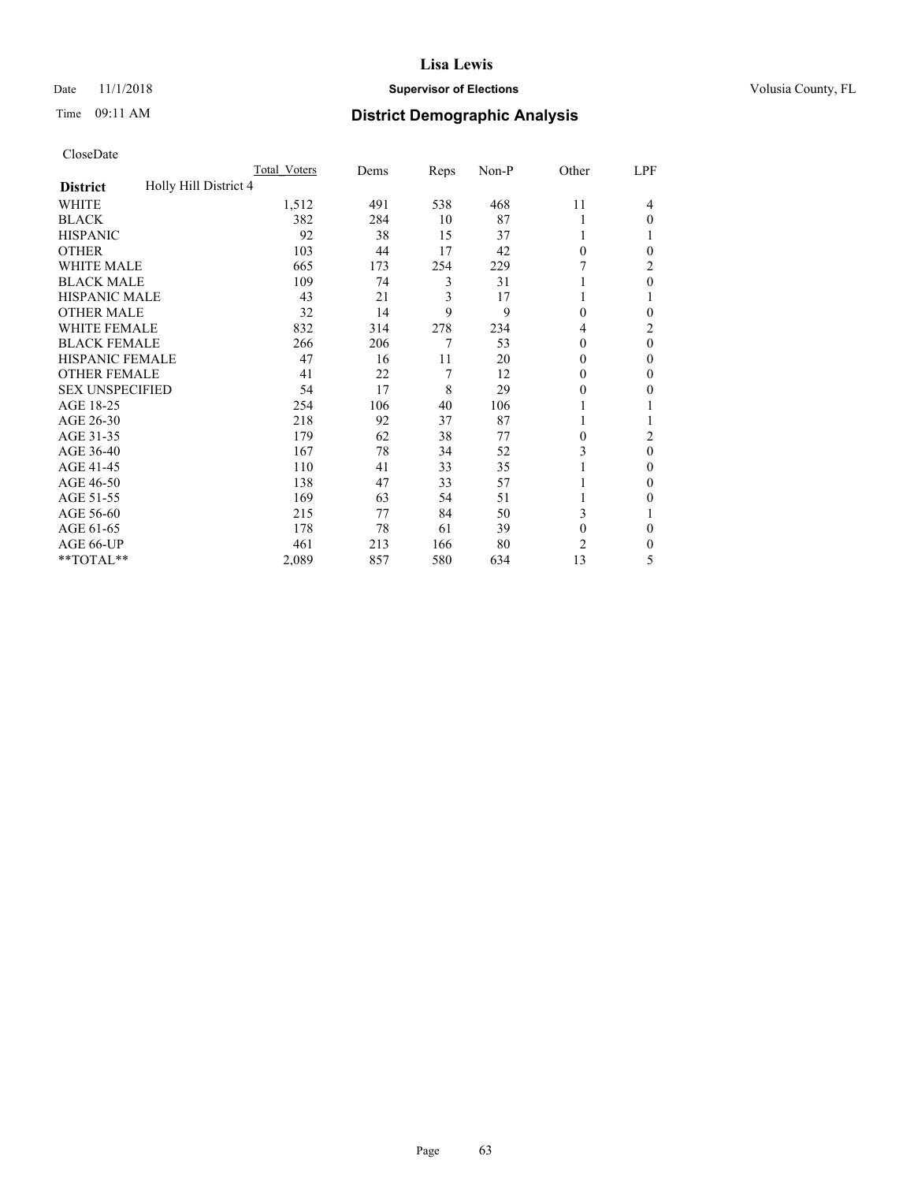Lisa Lewis

Date 11/1/2018 **Supervisor of Elections** Volusia County, FL

Time 09:11 AM **District Demographic Analysis**

CloseDate

| | Total_Voters | Dems | Reps | Non-P | Other | LPF |
|---|---|---|---|---|---|---|
| **District** Holly Hill District 4 | | | | | | |
| WHITE | 1,512 | 491 | 538 | 468 | 11 | 4 |
| BLACK | 382 | 284 | 10 | 87 | 1 | 0 |
| HISPANIC | 92 | 38 | 15 | 37 | 1 | 1 |
| OTHER | 103 | 44 | 17 | 42 | 0 | 0 |
| WHITE MALE | 665 | 173 | 254 | 229 | 7 | 2 |
| BLACK MALE | 109 | 74 | 3 | 31 | 1 | 0 |
| HISPANIC MALE | 43 | 21 | 3 | 17 | 1 | 1 |
| OTHER MALE | 32 | 14 | 9 | 9 | 0 | 0 |
| WHITE FEMALE | 832 | 314 | 278 | 234 | 4 | 2 |
| BLACK FEMALE | 266 | 206 | 7 | 53 | 0 | 0 |
| HISPANIC FEMALE | 47 | 16 | 11 | 20 | 0 | 0 |
| OTHER FEMALE | 41 | 22 | 7 | 12 | 0 | 0 |
| SEX UNSPECIFIED | 54 | 17 | 8 | 29 | 0 | 0 |
| AGE 18-25 | 254 | 106 | 40 | 106 | 1 | 1 |
| AGE 26-30 | 218 | 92 | 37 | 87 | 1 | 1 |
| AGE 31-35 | 179 | 62 | 38 | 77 | 0 | 2 |
| AGE 36-40 | 167 | 78 | 34 | 52 | 3 | 0 |
| AGE 41-45 | 110 | 41 | 33 | 35 | 1 | 0 |
| AGE 46-50 | 138 | 47 | 33 | 57 | 1 | 0 |
| AGE 51-55 | 169 | 63 | 54 | 51 | 1 | 0 |
| AGE 56-60 | 215 | 77 | 84 | 50 | 3 | 1 |
| AGE 61-65 | 178 | 78 | 61 | 39 | 0 | 0 |
| AGE 66-UP | 461 | 213 | 166 | 80 | 2 | 0 |
| **TOTAL** | 2,089 | 857 | 580 | 634 | 13 | 5 |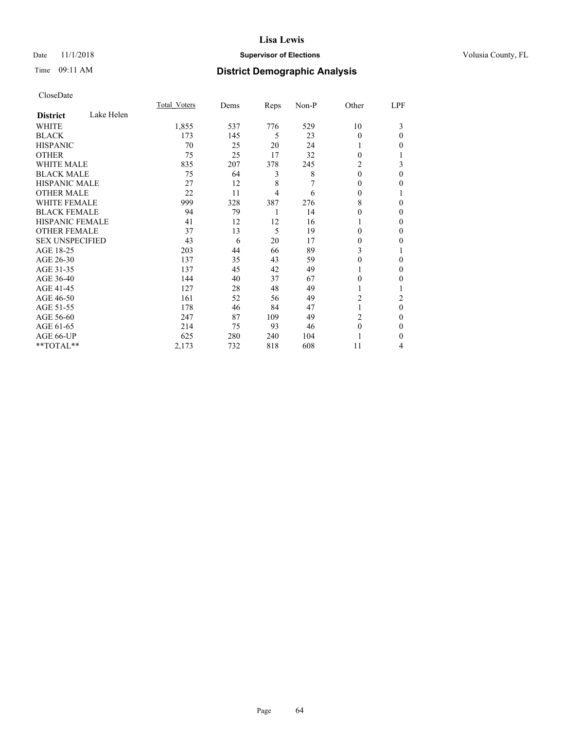# Lisa Lewis

Date 11/1/2018 **Supervisor of Elections** Volusia County, FL

Time 09:11 AM **District Demographic Analysis**

CloseDate

| District: Lake Helen | Total_Voters | Dems | Reps | Non-P | Other | LPF |
|---|---|---|---|---|---|---|
| WHITE | 1,855 | 537 | 776 | 529 | 10 | 3 |
| BLACK | 173 | 145 | 5 | 23 | 0 | 0 |
| HISPANIC | 70 | 25 | 20 | 24 | 1 | 0 |
| OTHER | 75 | 25 | 17 | 32 | 0 | 1 |
| WHITE MALE | 835 | 207 | 378 | 245 | 2 | 3 |
| BLACK MALE | 75 | 64 | 3 | 8 | 0 | 0 |
| HISPANIC MALE | 27 | 12 | 8 | 7 | 0 | 0 |
| OTHER MALE | 22 | 11 | 4 | 6 | 0 | 1 |
| WHITE FEMALE | 999 | 328 | 387 | 276 | 8 | 0 |
| BLACK FEMALE | 94 | 79 | 1 | 14 | 0 | 0 |
| HISPANIC FEMALE | 41 | 12 | 12 | 16 | 1 | 0 |
| OTHER FEMALE | 37 | 13 | 5 | 19 | 0 | 0 |
| SEX UNSPECIFIED | 43 | 6 | 20 | 17 | 0 | 0 |
| AGE 18-25 | 203 | 44 | 66 | 89 | 3 | 1 |
| AGE 26-30 | 137 | 35 | 43 | 59 | 0 | 0 |
| AGE 31-35 | 137 | 45 | 42 | 49 | 1 | 0 |
| AGE 36-40 | 144 | 40 | 37 | 67 | 0 | 0 |
| AGE 41-45 | 127 | 28 | 48 | 49 | 1 | 1 |
| AGE 46-50 | 161 | 52 | 56 | 49 | 2 | 2 |
| AGE 51-55 | 178 | 46 | 84 | 47 | 1 | 0 |
| AGE 56-60 | 247 | 87 | 109 | 49 | 2 | 0 |
| AGE 61-65 | 214 | 75 | 93 | 46 | 0 | 0 |
| AGE 66-UP | 625 | 280 | 240 | 104 | 1 | 0 |
| **TOTAL** | 2,173 | 732 | 818 | 608 | 11 | 4 |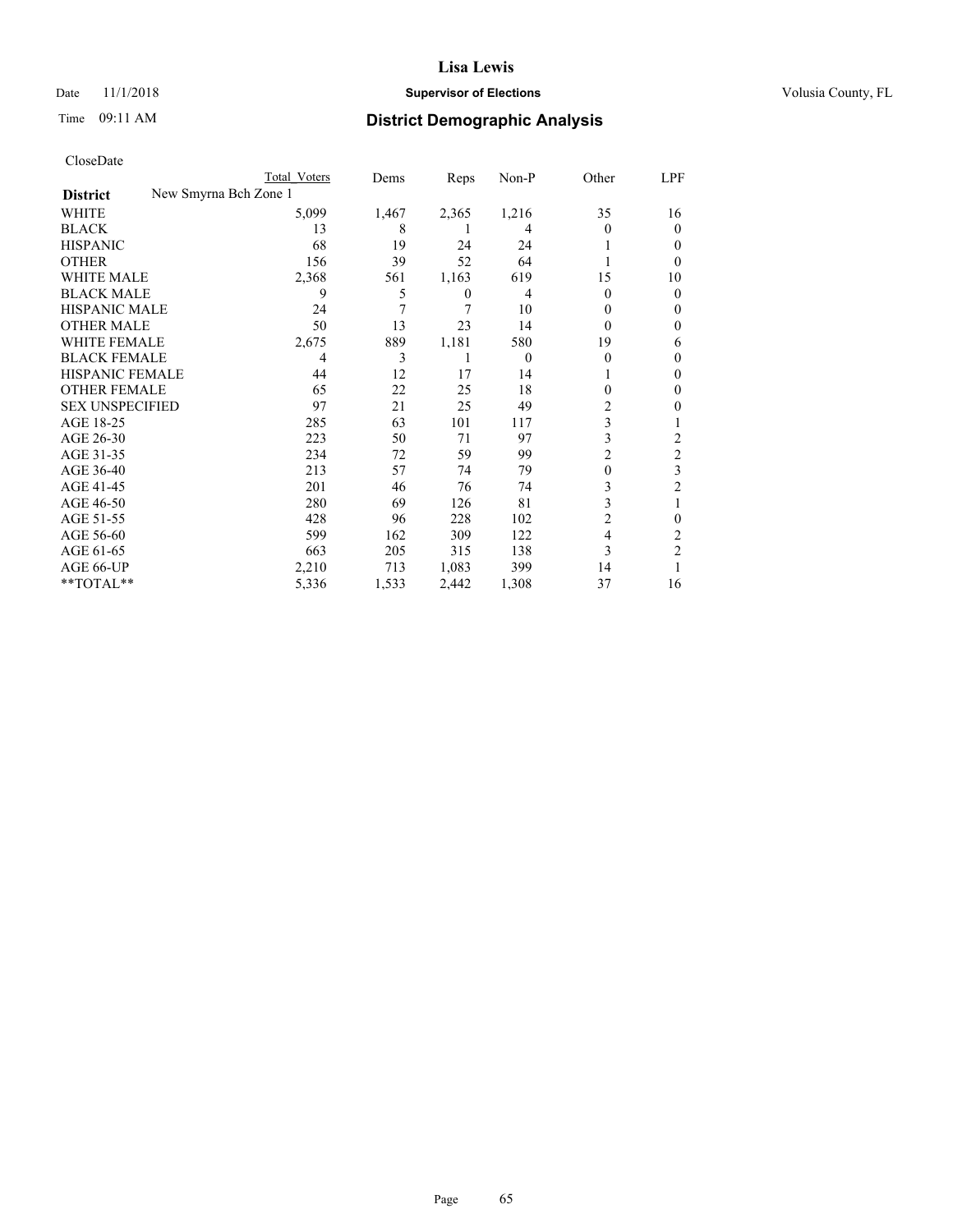# Lisa Lewis

Date 11/1/2018 **Supervisor of Elections** Volusia County, FL

Time 09:11 AM **District Demographic Analysis**

CloseDate

| | Total Voters | Dems | Reps | Non-P | Other | LPF |
|---|---|---|---|---|---|---|
| **District** New Smyrna Bch Zone 1 | | | | | | |
| WHITE | 5,099 | 1,467 | 2,365 | 1,216 | 35 | 16 |
| BLACK | 13 | 8 | 1 | 4 | 0 | 0 |
| HISPANIC | 68 | 19 | 24 | 24 | 1 | 0 |
| OTHER | 156 | 39 | 52 | 64 | 1 | 0 |
| WHITE MALE | 2,368 | 561 | 1,163 | 619 | 15 | 10 |
| BLACK MALE | 9 | 5 | 0 | 4 | 0 | 0 |
| HISPANIC MALE | 24 | 7 | 7 | 10 | 0 | 0 |
| OTHER MALE | 50 | 13 | 23 | 14 | 0 | 0 |
| WHITE FEMALE | 2,675 | 889 | 1,181 | 580 | 19 | 6 |
| BLACK FEMALE | 4 | 3 | 1 | 0 | 0 | 0 |
| HISPANIC FEMALE | 44 | 12 | 17 | 14 | 1 | 0 |
| OTHER FEMALE | 65 | 22 | 25 | 18 | 0 | 0 |
| SEX UNSPECIFIED | 97 | 21 | 25 | 49 | 2 | 0 |
| AGE 18-25 | 285 | 63 | 101 | 117 | 3 | 1 |
| AGE 26-30 | 223 | 50 | 71 | 97 | 3 | 2 |
| AGE 31-35 | 234 | 72 | 59 | 99 | 2 | 2 |
| AGE 36-40 | 213 | 57 | 74 | 79 | 0 | 3 |
| AGE 41-45 | 201 | 46 | 76 | 74 | 3 | 2 |
| AGE 46-50 | 280 | 69 | 126 | 81 | 3 | 1 |
| AGE 51-55 | 428 | 96 | 228 | 102 | 2 | 0 |
| AGE 56-60 | 599 | 162 | 309 | 122 | 4 | 2 |
| AGE 61-65 | 663 | 205 | 315 | 138 | 3 | 2 |
| AGE 66-UP | 2,210 | 713 | 1,083 | 399 | 14 | 1 |
| **TOTAL** | 5,336 | 1,533 | 2,442 | 1,308 | 37 | 16 |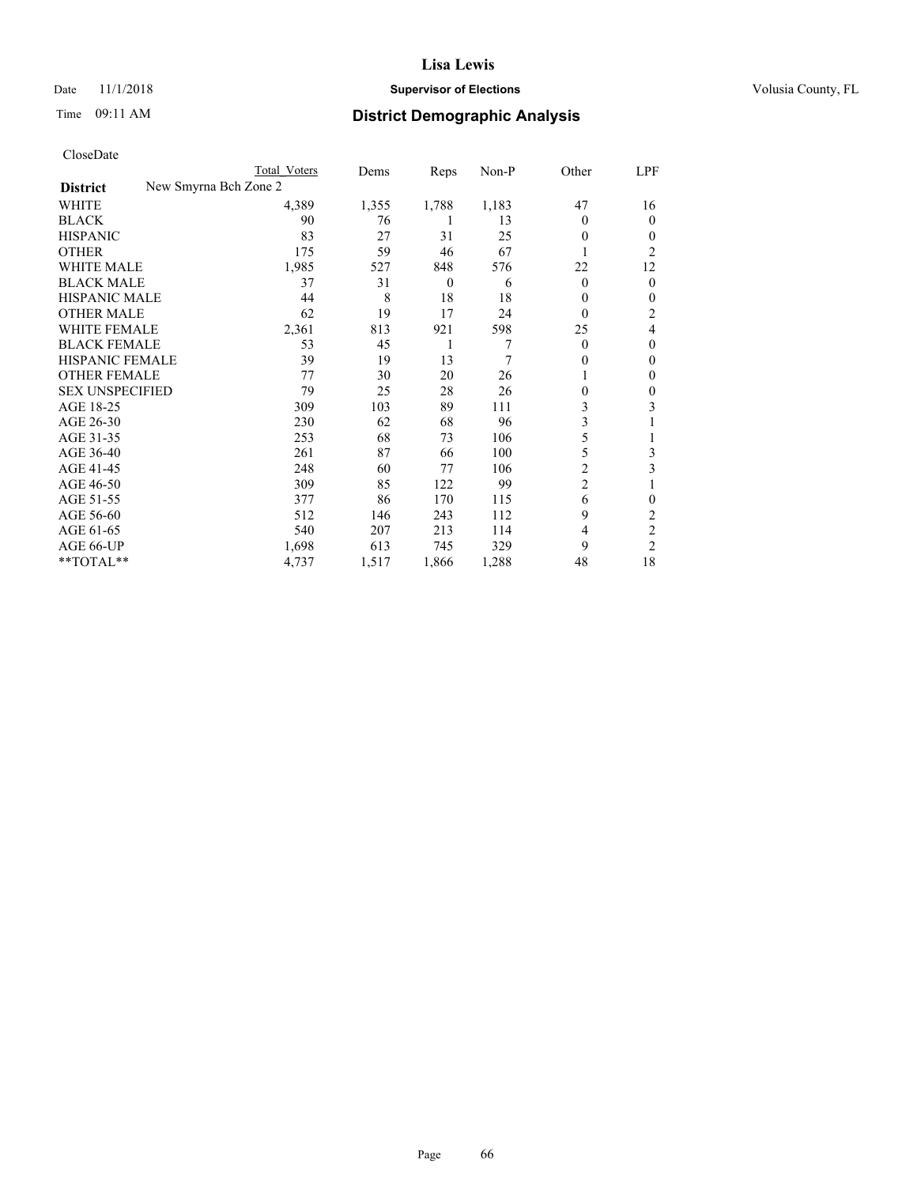# Lisa Lewis

Date 11/1/2018 | **Supervisor of Elections** | Volusia County, FL

Time 09:11 AM | **District Demographic Analysis**

CloseDate

| | Total Voters | Dems | Reps | Non-P | Other | LPF |
|---|---|---|---|---|---|---|
| **District** New Smyrna Bch Zone 2 | | | | | | |
| WHITE | 4,389 | 1,355 | 1,788 | 1,183 | 47 | 16 |
| BLACK | 90 | 76 | 1 | 13 | 0 | 0 |
| HISPANIC | 83 | 27 | 31 | 25 | 0 | 0 |
| OTHER | 175 | 59 | 46 | 67 | 1 | 2 |
| WHITE MALE | 1,985 | 527 | 848 | 576 | 22 | 12 |
| BLACK MALE | 37 | 31 | 0 | 6 | 0 | 0 |
| HISPANIC MALE | 44 | 8 | 18 | 18 | 0 | 0 |
| OTHER MALE | 62 | 19 | 17 | 24 | 0 | 2 |
| WHITE FEMALE | 2,361 | 813 | 921 | 598 | 25 | 4 |
| BLACK FEMALE | 53 | 45 | 1 | 7 | 0 | 0 |
| HISPANIC FEMALE | 39 | 19 | 13 | 7 | 0 | 0 |
| OTHER FEMALE | 77 | 30 | 20 | 26 | 1 | 0 |
| SEX UNSPECIFIED | 79 | 25 | 28 | 26 | 0 | 0 |
| AGE 18-25 | 309 | 103 | 89 | 111 | 3 | 3 |
| AGE 26-30 | 230 | 62 | 68 | 96 | 3 | 1 |
| AGE 31-35 | 253 | 68 | 73 | 106 | 5 | 1 |
| AGE 36-40 | 261 | 87 | 66 | 100 | 5 | 3 |
| AGE 41-45 | 248 | 60 | 77 | 106 | 2 | 3 |
| AGE 46-50 | 309 | 85 | 122 | 99 | 2 | 1 |
| AGE 51-55 | 377 | 86 | 170 | 115 | 6 | 0 |
| AGE 56-60 | 512 | 146 | 243 | 112 | 9 | 2 |
| AGE 61-65 | 540 | 207 | 213 | 114 | 4 | 2 |
| AGE 66-UP | 1,698 | 613 | 745 | 329 | 9 | 2 |
| **TOTAL** | 4,737 | 1,517 | 1,866 | 1,288 | 48 | 18 |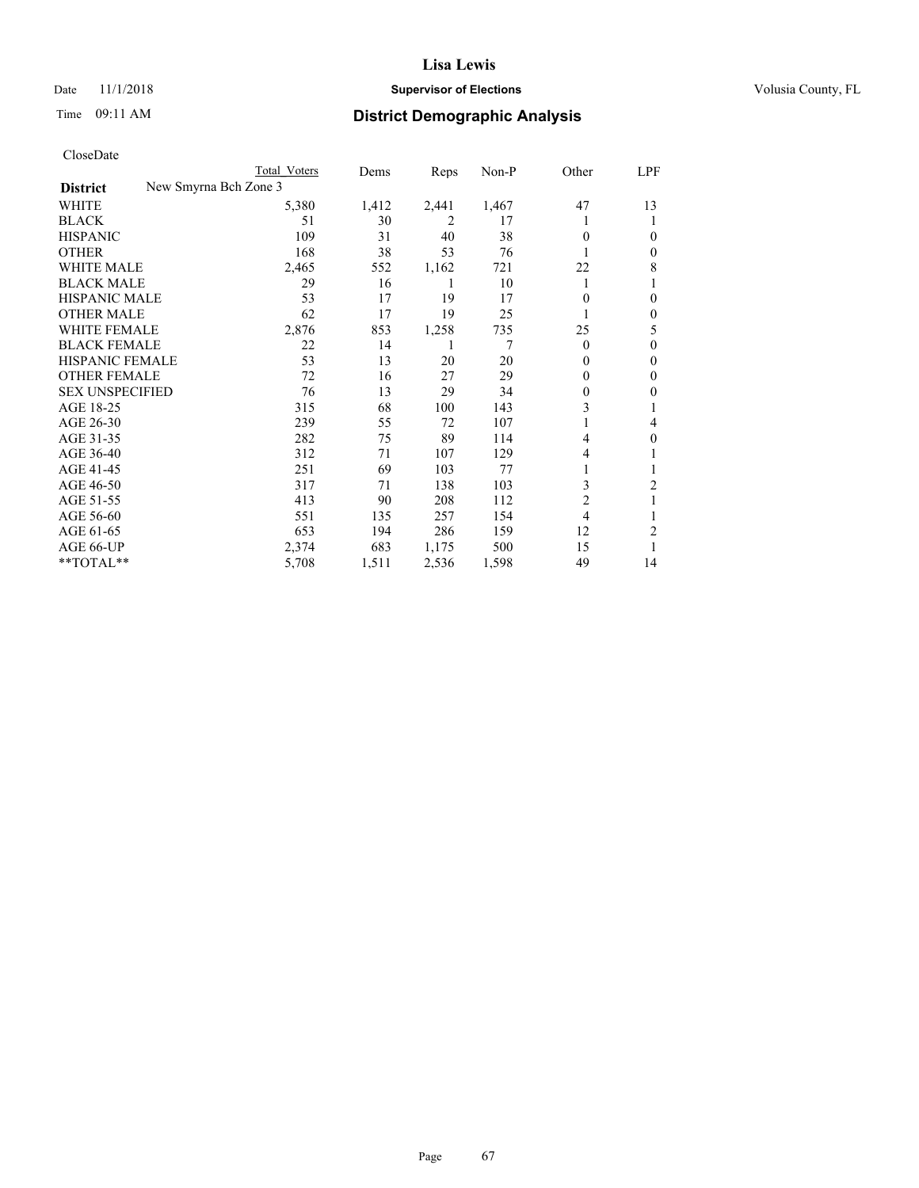# Lisa Lewis

Date 11/1/2018 **Supervisor of Elections** Volusia County, FL

Time 09:11 AM **District Demographic Analysis**

CloseDate

| | Total Voters | Dems | Reps | Non-P | Other | LPF |
|---|---|---|---|---|---|---|
| **District** New Smyrna Bch Zone 3 | | | | | | |
| WHITE | 5,380 | 1,412 | 2,441 | 1,467 | 47 | 13 |
| BLACK | 51 | 30 | 2 | 17 | 1 | 1 |
| HISPANIC | 109 | 31 | 40 | 38 | 0 | 0 |
| OTHER | 168 | 38 | 53 | 76 | 1 | 0 |
| WHITE MALE | 2,465 | 552 | 1,162 | 721 | 22 | 8 |
| BLACK MALE | 29 | 16 | 1 | 10 | 1 | 1 |
| HISPANIC MALE | 53 | 17 | 19 | 17 | 0 | 0 |
| OTHER MALE | 62 | 17 | 19 | 25 | 1 | 0 |
| WHITE FEMALE | 2,876 | 853 | 1,258 | 735 | 25 | 5 |
| BLACK FEMALE | 22 | 14 | 1 | 7 | 0 | 0 |
| HISPANIC FEMALE | 53 | 13 | 20 | 20 | 0 | 0 |
| OTHER FEMALE | 72 | 16 | 27 | 29 | 0 | 0 |
| SEX UNSPECIFIED | 76 | 13 | 29 | 34 | 0 | 0 |
| AGE 18-25 | 315 | 68 | 100 | 143 | 3 | 1 |
| AGE 26-30 | 239 | 55 | 72 | 107 | 1 | 4 |
| AGE 31-35 | 282 | 75 | 89 | 114 | 4 | 0 |
| AGE 36-40 | 312 | 71 | 107 | 129 | 4 | 1 |
| AGE 41-45 | 251 | 69 | 103 | 77 | 1 | 1 |
| AGE 46-50 | 317 | 71 | 138 | 103 | 3 | 2 |
| AGE 51-55 | 413 | 90 | 208 | 112 | 2 | 1 |
| AGE 56-60 | 551 | 135 | 257 | 154 | 4 | 1 |
| AGE 61-65 | 653 | 194 | 286 | 159 | 12 | 2 |
| AGE 66-UP | 2,374 | 683 | 1,175 | 500 | 15 | 1 |
| **TOTAL** | 5,708 | 1,511 | 2,536 | 1,598 | 49 | 14 |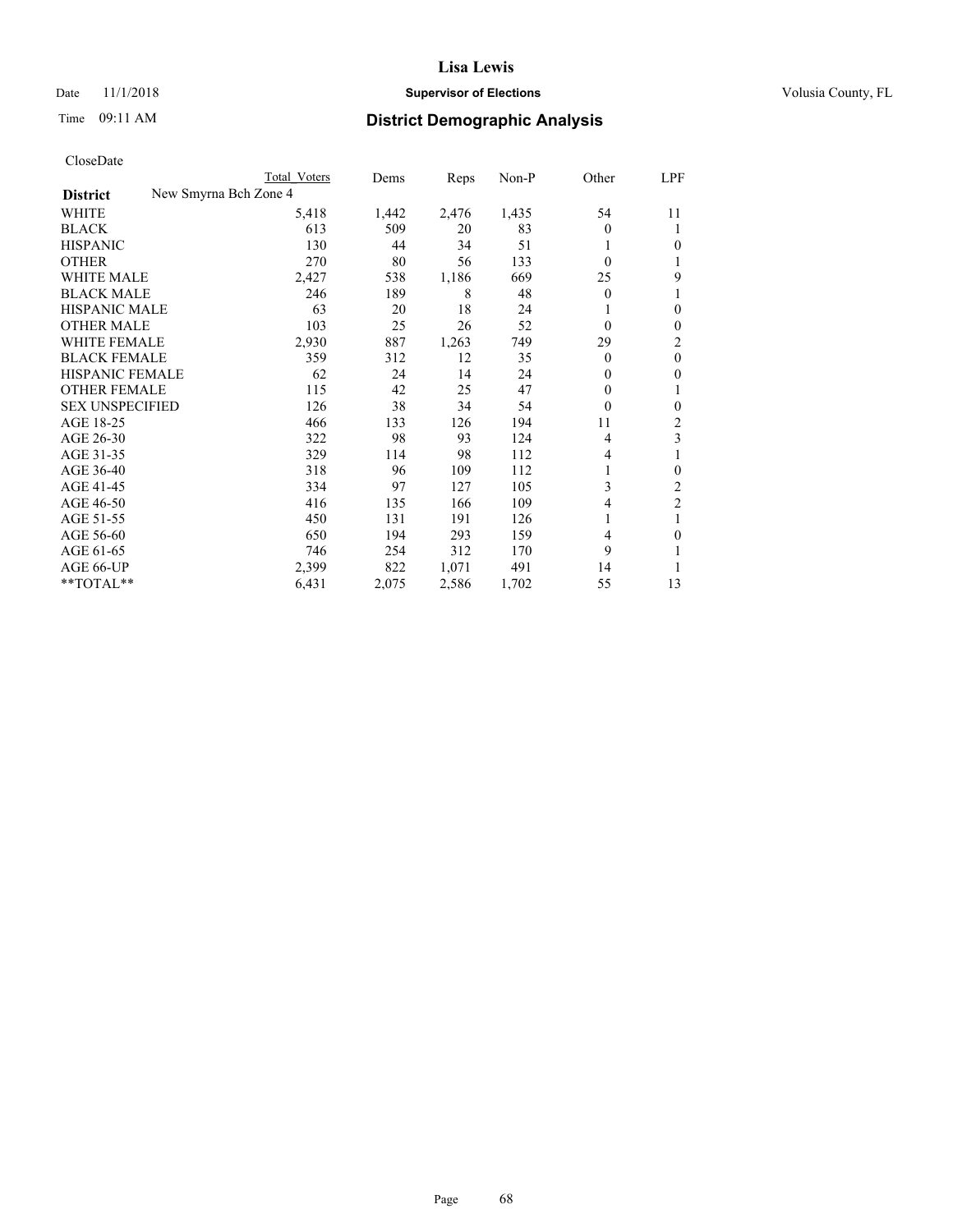CloseDate

| District | New Smyrna Bch Zone 4 | Total Voters | Dems | Reps | Non-P | Other | LPF |
|---|---|---|---|---|---|---|---|
| WHITE | | 5,418 | 1,442 | 2,476 | 1,435 | 54 | 11 |
| BLACK | | 613 | 509 | 20 | 83 | 0 | 1 |
| HISPANIC | | 130 | 44 | 34 | 51 | 1 | 0 |
| OTHER | | 270 | 80 | 56 | 133 | 0 | 1 |
| WHITE MALE | | 2,427 | 538 | 1,186 | 669 | 25 | 9 |
| BLACK MALE | | 246 | 189 | 8 | 48 | 0 | 1 |
| HISPANIC MALE | | 63 | 20 | 18 | 24 | 1 | 0 |
| OTHER MALE | | 103 | 25 | 26 | 52 | 0 | 0 |
| WHITE FEMALE | | 2,930 | 887 | 1,263 | 749 | 29 | 2 |
| BLACK FEMALE | | 359 | 312 | 12 | 35 | 0 | 0 |
| HISPANIC FEMALE | | 62 | 24 | 14 | 24 | 0 | 0 |
| OTHER FEMALE | | 115 | 42 | 25 | 47 | 0 | 1 |
| SEX UNSPECIFIED | | 126 | 38 | 34 | 54 | 0 | 0 |
| AGE 18-25 | | 466 | 133 | 126 | 194 | 11 | 2 |
| AGE 26-30 | | 322 | 98 | 93 | 124 | 4 | 3 |
| AGE 31-35 | | 329 | 114 | 98 | 112 | 4 | 1 |
| AGE 36-40 | | 318 | 96 | 109 | 112 | 1 | 0 |
| AGE 41-45 | | 334 | 97 | 127 | 105 | 3 | 2 |
| AGE 46-50 | | 416 | 135 | 166 | 109 | 4 | 2 |
| AGE 51-55 | | 450 | 131 | 191 | 126 | 1 | 1 |
| AGE 56-60 | | 650 | 194 | 293 | 159 | 4 | 0 |
| AGE 61-65 | | 746 | 254 | 312 | 170 | 9 | 1 |
| AGE 66-UP | | 2,399 | 822 | 1,071 | 491 | 14 | 1 |
| **TOTAL** | | 6,431 | 2,075 | 2,586 | 1,702 | 55 | 13 |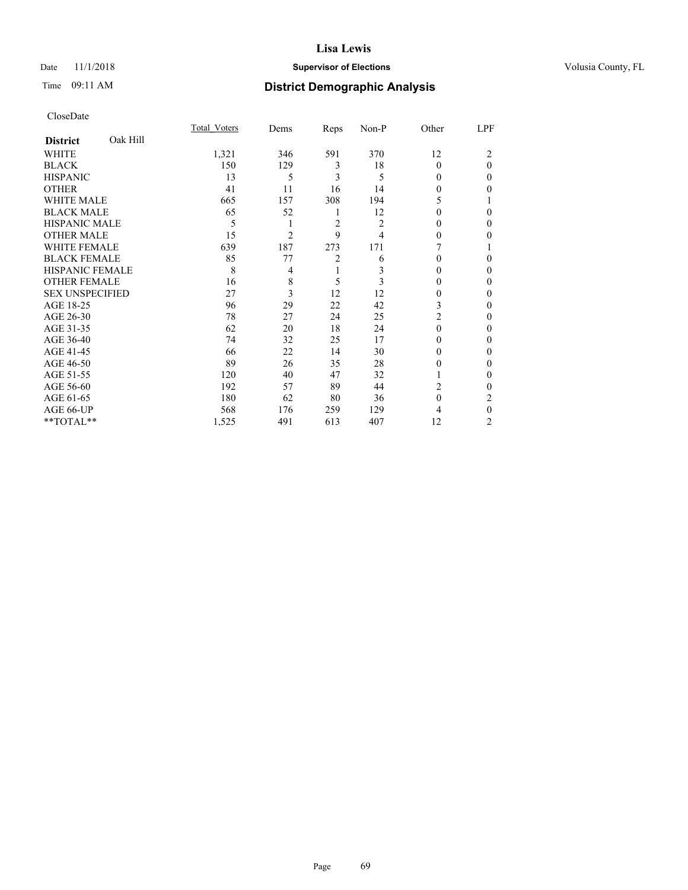# Lisa Lewis

Date 11/1/2018 **Supervisor of Elections** Volusia County, FL

Time 09:11 AM **District Demographic Analysis**

CloseDate

| **District** Oak Hill | Total_Voters | Dems | Reps | Non-P | Other | LPF |
|---|---|---|---|---|---|---|
| WHITE | 1,321 | 346 | 591 | 370 | 12 | 2 |
| BLACK | 150 | 129 | 3 | 18 | 0 | 0 |
| HISPANIC | 13 | 5 | 3 | 5 | 0 | 0 |
| OTHER | 41 | 11 | 16 | 14 | 0 | 0 |
| WHITE MALE | 665 | 157 | 308 | 194 | 5 | 1 |
| BLACK MALE | 65 | 52 | 1 | 12 | 0 | 0 |
| HISPANIC MALE | 5 | 1 | 2 | 2 | 0 | 0 |
| OTHER MALE | 15 | 2 | 9 | 4 | 0 | 0 |
| WHITE FEMALE | 639 | 187 | 273 | 171 | 7 | 1 |
| BLACK FEMALE | 85 | 77 | 2 | 6 | 0 | 0 |
| HISPANIC FEMALE | 8 | 4 | 1 | 3 | 0 | 0 |
| OTHER FEMALE | 16 | 8 | 5 | 3 | 0 | 0 |
| SEX UNSPECIFIED | 27 | 3 | 12 | 12 | 0 | 0 |
| AGE 18-25 | 96 | 29 | 22 | 42 | 3 | 0 |
| AGE 26-30 | 78 | 27 | 24 | 25 | 2 | 0 |
| AGE 31-35 | 62 | 20 | 18 | 24 | 0 | 0 |
| AGE 36-40 | 74 | 32 | 25 | 17 | 0 | 0 |
| AGE 41-45 | 66 | 22 | 14 | 30 | 0 | 0 |
| AGE 46-50 | 89 | 26 | 35 | 28 | 0 | 0 |
| AGE 51-55 | 120 | 40 | 47 | 32 | 1 | 0 |
| AGE 56-60 | 192 | 57 | 89 | 44 | 2 | 0 |
| AGE 61-65 | 180 | 62 | 80 | 36 | 0 | 2 |
| AGE 66-UP | 568 | 176 | 259 | 129 | 4 | 0 |
| **TOTAL** | 1,525 | 491 | 613 | 407 | 12 | 2 |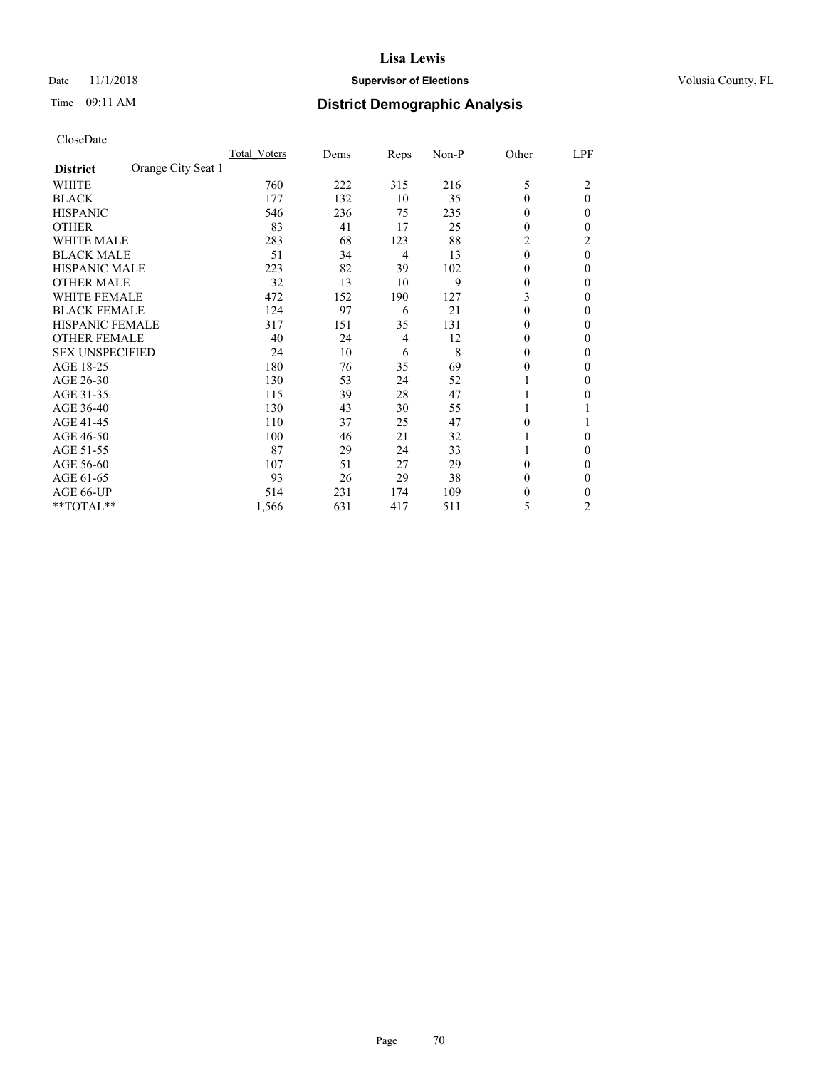# Lisa Lewis

Date 11/1/2018 **Supervisor of Elections** Volusia County, FL

Time 09:11 AM **District Demographic Analysis**

CloseDate

| **District** Orange City Seat 1 | Total_Voters | Dems | Reps | Non-P | Other | LPF |
|---|---|---|---|---|---|---|
| WHITE | 760 | 222 | 315 | 216 | 5 | 2 |
| BLACK | 177 | 132 | 10 | 35 | 0 | 0 |
| HISPANIC | 546 | 236 | 75 | 235 | 0 | 0 |
| OTHER | 83 | 41 | 17 | 25 | 0 | 0 |
| WHITE MALE | 283 | 68 | 123 | 88 | 2 | 2 |
| BLACK MALE | 51 | 34 | 4 | 13 | 0 | 0 |
| HISPANIC MALE | 223 | 82 | 39 | 102 | 0 | 0 |
| OTHER MALE | 32 | 13 | 10 | 9 | 0 | 0 |
| WHITE FEMALE | 472 | 152 | 190 | 127 | 3 | 0 |
| BLACK FEMALE | 124 | 97 | 6 | 21 | 0 | 0 |
| HISPANIC FEMALE | 317 | 151 | 35 | 131 | 0 | 0 |
| OTHER FEMALE | 40 | 24 | 4 | 12 | 0 | 0 |
| SEX UNSPECIFIED | 24 | 10 | 6 | 8 | 0 | 0 |
| AGE 18-25 | 180 | 76 | 35 | 69 | 0 | 0 |
| AGE 26-30 | 130 | 53 | 24 | 52 | 1 | 0 |
| AGE 31-35 | 115 | 39 | 28 | 47 | 1 | 0 |
| AGE 36-40 | 130 | 43 | 30 | 55 | 1 | 1 |
| AGE 41-45 | 110 | 37 | 25 | 47 | 0 | 1 |
| AGE 46-50 | 100 | 46 | 21 | 32 | 1 | 0 |
| AGE 51-55 | 87 | 29 | 24 | 33 | 1 | 0 |
| AGE 56-60 | 107 | 51 | 27 | 29 | 0 | 0 |
| AGE 61-65 | 93 | 26 | 29 | 38 | 0 | 0 |
| AGE 66-UP | 514 | 231 | 174 | 109 | 0 | 0 |
| **TOTAL** | 1,566 | 631 | 417 | 511 | 5 | 2 |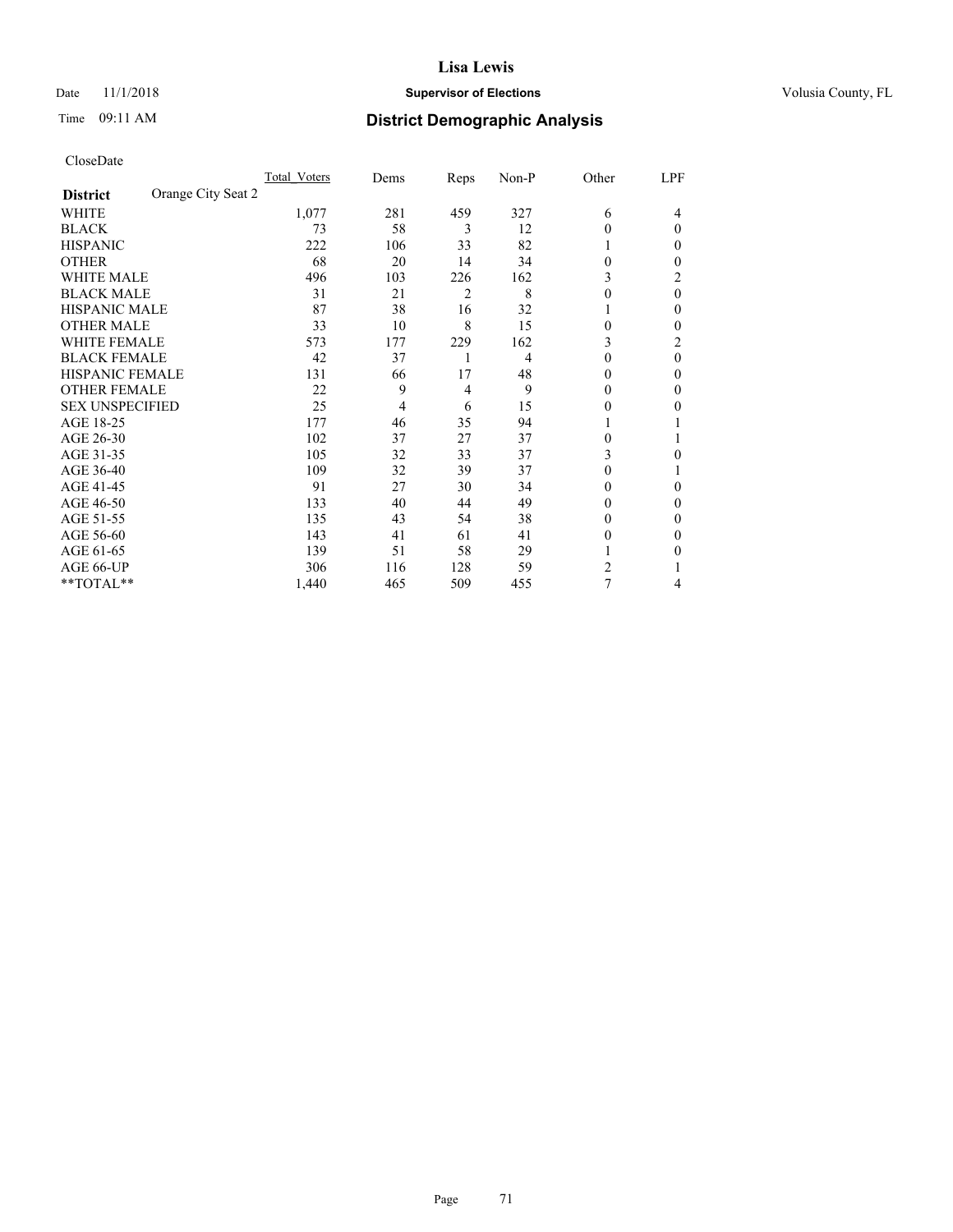# Lisa Lewis

Date 11/1/2018 **Supervisor of Elections** Volusia County, FL

Time 09:11 AM **District Demographic Analysis**

CloseDate

| **District** Orange City Seat 2 | Total Voters | Dems | Reps | Non-P | Other | LPF |
|---|---|---|---|---|---|---|
| WHITE | 1,077 | 281 | 459 | 327 | 6 | 4 |
| BLACK | 73 | 58 | 3 | 12 | 0 | 0 |
| HISPANIC | 222 | 106 | 33 | 82 | 1 | 0 |
| OTHER | 68 | 20 | 14 | 34 | 0 | 0 |
| WHITE MALE | 496 | 103 | 226 | 162 | 3 | 2 |
| BLACK MALE | 31 | 21 | 2 | 8 | 0 | 0 |
| HISPANIC MALE | 87 | 38 | 16 | 32 | 1 | 0 |
| OTHER MALE | 33 | 10 | 8 | 15 | 0 | 0 |
| WHITE FEMALE | 573 | 177 | 229 | 162 | 3 | 2 |
| BLACK FEMALE | 42 | 37 | 1 | 4 | 0 | 0 |
| HISPANIC FEMALE | 131 | 66 | 17 | 48 | 0 | 0 |
| OTHER FEMALE | 22 | 9 | 4 | 9 | 0 | 0 |
| SEX UNSPECIFIED | 25 | 4 | 6 | 15 | 0 | 0 |
| AGE 18-25 | 177 | 46 | 35 | 94 | 1 | 1 |
| AGE 26-30 | 102 | 37 | 27 | 37 | 0 | 1 |
| AGE 31-35 | 105 | 32 | 33 | 37 | 3 | 0 |
| AGE 36-40 | 109 | 32 | 39 | 37 | 0 | 1 |
| AGE 41-45 | 91 | 27 | 30 | 34 | 0 | 0 |
| AGE 46-50 | 133 | 40 | 44 | 49 | 0 | 0 |
| AGE 51-55 | 135 | 43 | 54 | 38 | 0 | 0 |
| AGE 56-60 | 143 | 41 | 61 | 41 | 0 | 0 |
| AGE 61-65 | 139 | 51 | 58 | 29 | 1 | 0 |
| AGE 66-UP | 306 | 116 | 128 | 59 | 2 | 1 |
| **TOTAL** | 1,440 | 465 | 509 | 455 | 7 | 4 |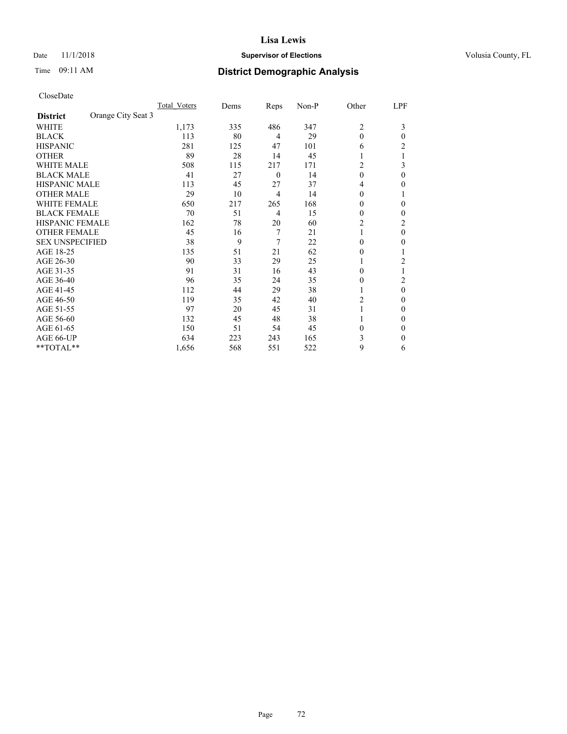# Lisa Lewis

Date 11/1/2018 **Supervisor of Elections** Volusia County, FL

Time 09:11 AM **District Demographic Analysis**

CloseDate

| District | Orange City Seat 3 | Total_Voters | Dems | Reps | Non-P | Other | LPF |
|---|---|---|---|---|---|---|---|
| WHITE | | 1,173 | 335 | 486 | 347 | 2 | 3 |
| BLACK | | 113 | 80 | 4 | 29 | 0 | 0 |
| HISPANIC | | 281 | 125 | 47 | 101 | 6 | 2 |
| OTHER | | 89 | 28 | 14 | 45 | 1 | 1 |
| WHITE MALE | | 508 | 115 | 217 | 171 | 2 | 3 |
| BLACK MALE | | 41 | 27 | 0 | 14 | 0 | 0 |
| HISPANIC MALE | | 113 | 45 | 27 | 37 | 4 | 0 |
| OTHER MALE | | 29 | 10 | 4 | 14 | 0 | 1 |
| WHITE FEMALE | | 650 | 217 | 265 | 168 | 0 | 0 |
| BLACK FEMALE | | 70 | 51 | 4 | 15 | 0 | 0 |
| HISPANIC FEMALE | | 162 | 78 | 20 | 60 | 2 | 2 |
| OTHER FEMALE | | 45 | 16 | 7 | 21 | 1 | 0 |
| SEX UNSPECIFIED | | 38 | 9 | 7 | 22 | 0 | 0 |
| AGE 18-25 | | 135 | 51 | 21 | 62 | 0 | 1 |
| AGE 26-30 | | 90 | 33 | 29 | 25 | 1 | 2 |
| AGE 31-35 | | 91 | 31 | 16 | 43 | 0 | 1 |
| AGE 36-40 | | 96 | 35 | 24 | 35 | 0 | 2 |
| AGE 41-45 | | 112 | 44 | 29 | 38 | 1 | 0 |
| AGE 46-50 | | 119 | 35 | 42 | 40 | 2 | 0 |
| AGE 51-55 | | 97 | 20 | 45 | 31 | 1 | 0 |
| AGE 56-60 | | 132 | 45 | 48 | 38 | 1 | 0 |
| AGE 61-65 | | 150 | 51 | 54 | 45 | 0 | 0 |
| AGE 66-UP | | 634 | 223 | 243 | 165 | 3 | 0 |
| **TOTAL** | | 1,656 | 568 | 551 | 522 | 9 | 6 |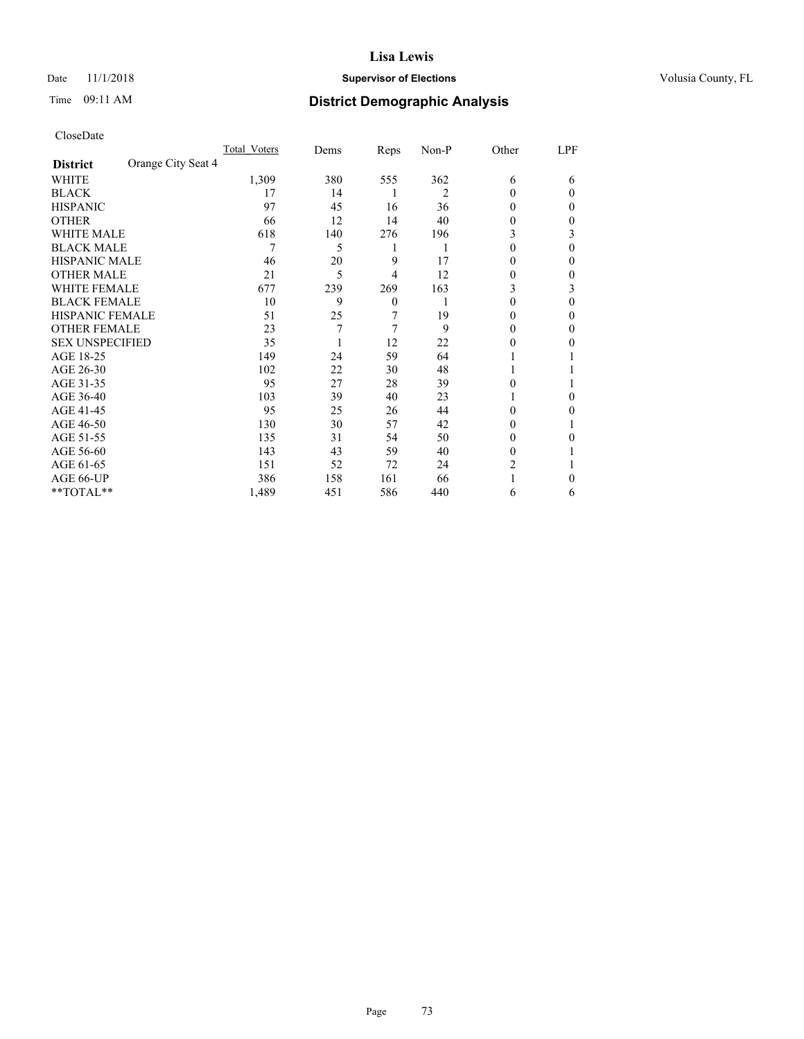# Lisa Lewis

Date 11/1/2018 **Supervisor of Elections** Volusia County, FL

Time 09:11 AM **District Demographic Analysis**

CloseDate

| | Total_Voters | Dems | Reps | Non-P | Other | LPF |
|---|---|---|---|---|---|---|
| **District** Orange City Seat 4 | | | | | | |
| WHITE | 1,309 | 380 | 555 | 362 | 6 | 6 |
| BLACK | 17 | 14 | 1 | 2 | 0 | 0 |
| HISPANIC | 97 | 45 | 16 | 36 | 0 | 0 |
| OTHER | 66 | 12 | 14 | 40 | 0 | 0 |
| WHITE MALE | 618 | 140 | 276 | 196 | 3 | 3 |
| BLACK MALE | 7 | 5 | 1 | 1 | 0 | 0 |
| HISPANIC MALE | 46 | 20 | 9 | 17 | 0 | 0 |
| OTHER MALE | 21 | 5 | 4 | 12 | 0 | 0 |
| WHITE FEMALE | 677 | 239 | 269 | 163 | 3 | 3 |
| BLACK FEMALE | 10 | 9 | 0 | 1 | 0 | 0 |
| HISPANIC FEMALE | 51 | 25 | 7 | 19 | 0 | 0 |
| OTHER FEMALE | 23 | 7 | 7 | 9 | 0 | 0 |
| SEX UNSPECIFIED | 35 | 1 | 12 | 22 | 0 | 0 |
| AGE 18-25 | 149 | 24 | 59 | 64 | 1 | 1 |
| AGE 26-30 | 102 | 22 | 30 | 48 | 1 | 1 |
| AGE 31-35 | 95 | 27 | 28 | 39 | 0 | 1 |
| AGE 36-40 | 103 | 39 | 40 | 23 | 1 | 0 |
| AGE 41-45 | 95 | 25 | 26 | 44 | 0 | 0 |
| AGE 46-50 | 130 | 30 | 57 | 42 | 0 | 1 |
| AGE 51-55 | 135 | 31 | 54 | 50 | 0 | 0 |
| AGE 56-60 | 143 | 43 | 59 | 40 | 0 | 1 |
| AGE 61-65 | 151 | 52 | 72 | 24 | 2 | 1 |
| AGE 66-UP | 386 | 158 | 161 | 66 | 1 | 0 |
| **TOTAL** | 1,489 | 451 | 586 | 440 | 6 | 6 |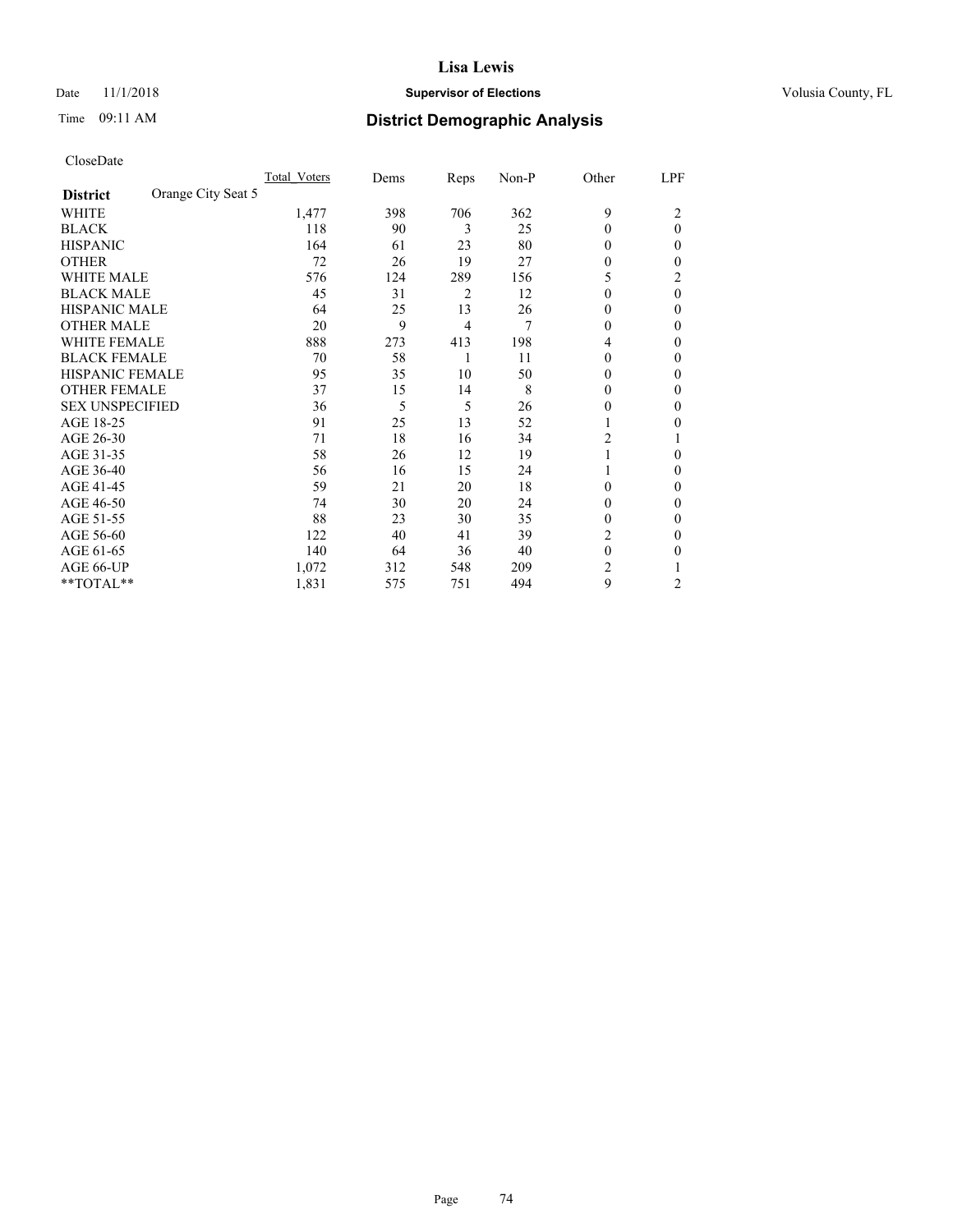# Lisa Lewis

Date 11/1/2018 **Supervisor of Elections** Volusia County, FL

Time 09:11 AM **District Demographic Analysis**

CloseDate

| **District** Orange City Seat 5 | Total_Voters | Dems | Reps | Non-P | Other | LPF |
|---|---|---|---|---|---|---|
| WHITE | 1,477 | 398 | 706 | 362 | 9 | 2 |
| BLACK | 118 | 90 | 3 | 25 | 0 | 0 |
| HISPANIC | 164 | 61 | 23 | 80 | 0 | 0 |
| OTHER | 72 | 26 | 19 | 27 | 0 | 0 |
| WHITE MALE | 576 | 124 | 289 | 156 | 5 | 2 |
| BLACK MALE | 45 | 31 | 2 | 12 | 0 | 0 |
| HISPANIC MALE | 64 | 25 | 13 | 26 | 0 | 0 |
| OTHER MALE | 20 | 9 | 4 | 7 | 0 | 0 |
| WHITE FEMALE | 888 | 273 | 413 | 198 | 4 | 0 |
| BLACK FEMALE | 70 | 58 | 1 | 11 | 0 | 0 |
| HISPANIC FEMALE | 95 | 35 | 10 | 50 | 0 | 0 |
| OTHER FEMALE | 37 | 15 | 14 | 8 | 0 | 0 |
| SEX UNSPECIFIED | 36 | 5 | 5 | 26 | 0 | 0 |
| AGE 18-25 | 91 | 25 | 13 | 52 | 1 | 0 |
| AGE 26-30 | 71 | 18 | 16 | 34 | 2 | 1 |
| AGE 31-35 | 58 | 26 | 12 | 19 | 1 | 0 |
| AGE 36-40 | 56 | 16 | 15 | 24 | 1 | 0 |
| AGE 41-45 | 59 | 21 | 20 | 18 | 0 | 0 |
| AGE 46-50 | 74 | 30 | 20 | 24 | 0 | 0 |
| AGE 51-55 | 88 | 23 | 30 | 35 | 0 | 0 |
| AGE 56-60 | 122 | 40 | 41 | 39 | 2 | 0 |
| AGE 61-65 | 140 | 64 | 36 | 40 | 0 | 0 |
| AGE 66-UP | 1,072 | 312 | 548 | 209 | 2 | 1 |
| **TOTAL** | 1,831 | 575 | 751 | 494 | 9 | 2 |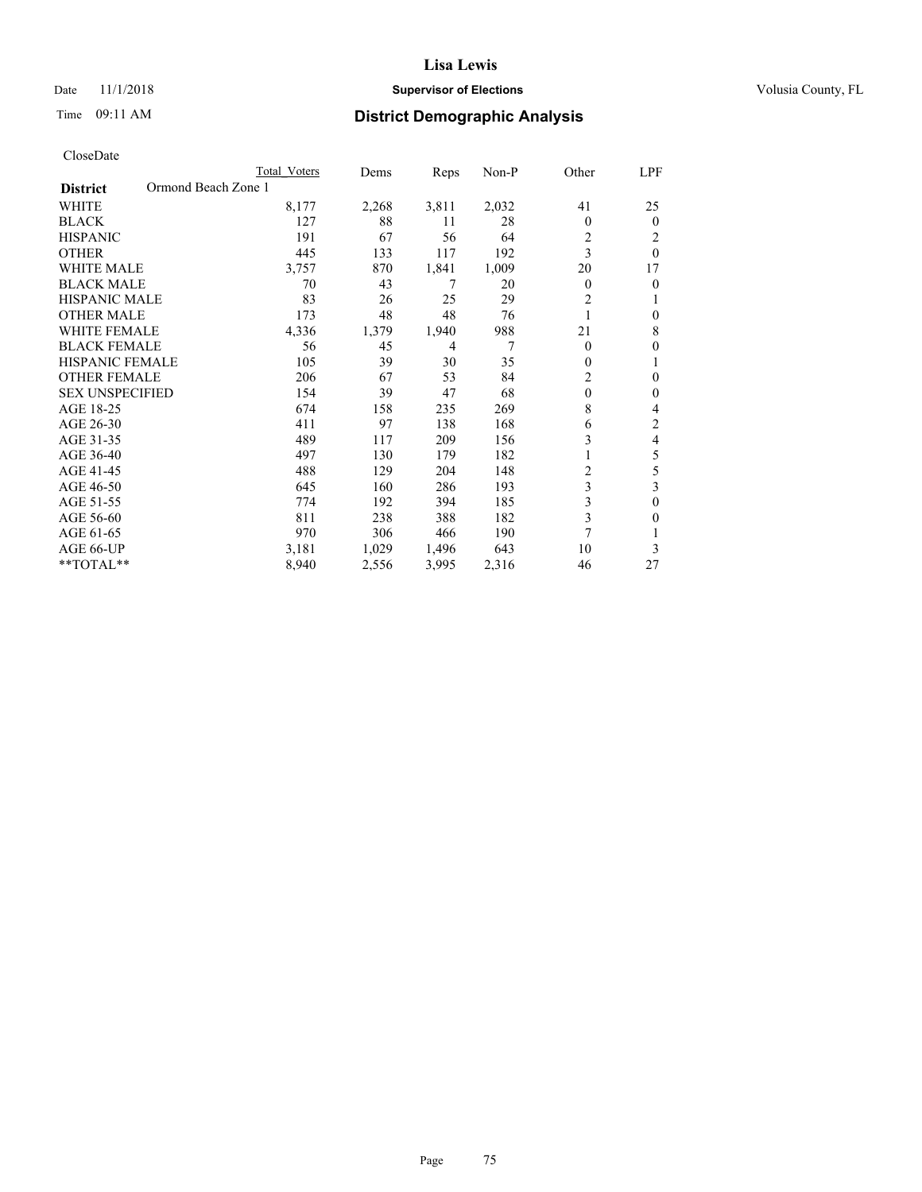# Lisa Lewis

Date 11/1/2018 **Supervisor of Elections** Volusia County, FL

Time 09:11 AM **District Demographic Analysis**

CloseDate

| **District** Ormond Beach Zone 1 | Total Voters | Dems | Reps | Non-P | Other | LPF |
|---|---|---|---|---|---|---|
| WHITE | 8,177 | 2,268 | 3,811 | 2,032 | 41 | 25 |
| BLACK | 127 | 88 | 11 | 28 | 0 | 0 |
| HISPANIC | 191 | 67 | 56 | 64 | 2 | 2 |
| OTHER | 445 | 133 | 117 | 192 | 3 | 0 |
| WHITE MALE | 3,757 | 870 | 1,841 | 1,009 | 20 | 17 |
| BLACK MALE | 70 | 43 | 7 | 20 | 0 | 0 |
| HISPANIC MALE | 83 | 26 | 25 | 29 | 2 | 1 |
| OTHER MALE | 173 | 48 | 48 | 76 | 1 | 0 |
| WHITE FEMALE | 4,336 | 1,379 | 1,940 | 988 | 21 | 8 |
| BLACK FEMALE | 56 | 45 | 4 | 7 | 0 | 0 |
| HISPANIC FEMALE | 105 | 39 | 30 | 35 | 0 | 1 |
| OTHER FEMALE | 206 | 67 | 53 | 84 | 2 | 0 |
| SEX UNSPECIFIED | 154 | 39 | 47 | 68 | 0 | 0 |
| AGE 18-25 | 674 | 158 | 235 | 269 | 8 | 4 |
| AGE 26-30 | 411 | 97 | 138 | 168 | 6 | 2 |
| AGE 31-35 | 489 | 117 | 209 | 156 | 3 | 4 |
| AGE 36-40 | 497 | 130 | 179 | 182 | 1 | 5 |
| AGE 41-45 | 488 | 129 | 204 | 148 | 2 | 5 |
| AGE 46-50 | 645 | 160 | 286 | 193 | 3 | 3 |
| AGE 51-55 | 774 | 192 | 394 | 185 | 3 | 0 |
| AGE 56-60 | 811 | 238 | 388 | 182 | 3 | 0 |
| AGE 61-65 | 970 | 306 | 466 | 190 | 7 | 1 |
| AGE 66-UP | 3,181 | 1,029 | 1,496 | 643 | 10 | 3 |
| **TOTAL** | 8,940 | 2,556 | 3,995 | 2,316 | 46 | 27 |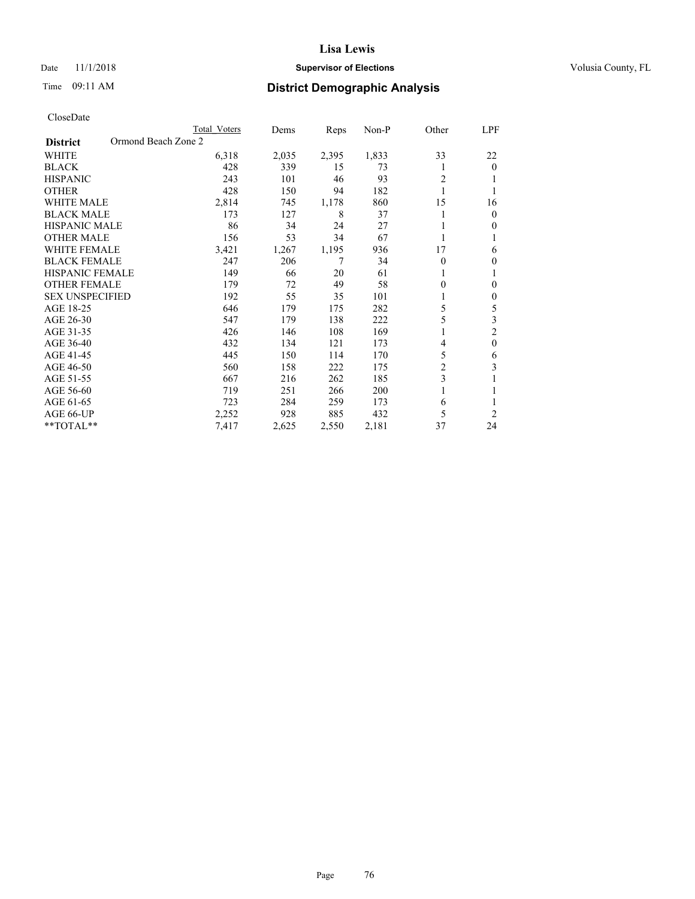# Lisa Lewis

Date 11/1/2018 **Supervisor of Elections** Volusia County, FL

Time 09:11 AM **District Demographic Analysis**

CloseDate

| District: Ormond Beach Zone 2 | Total Voters | Dems | Reps | Non-P | Other | LPF |
|---|---|---|---|---|---|---|
| WHITE | 6,318 | 2,035 | 2,395 | 1,833 | 33 | 22 |
| BLACK | 428 | 339 | 15 | 73 | 1 | 0 |
| HISPANIC | 243 | 101 | 46 | 93 | 2 | 1 |
| OTHER | 428 | 150 | 94 | 182 | 1 | 1 |
| WHITE MALE | 2,814 | 745 | 1,178 | 860 | 15 | 16 |
| BLACK MALE | 173 | 127 | 8 | 37 | 1 | 0 |
| HISPANIC MALE | 86 | 34 | 24 | 27 | 1 | 0 |
| OTHER MALE | 156 | 53 | 34 | 67 | 1 | 1 |
| WHITE FEMALE | 3,421 | 1,267 | 1,195 | 936 | 17 | 6 |
| BLACK FEMALE | 247 | 206 | 7 | 34 | 0 | 0 |
| HISPANIC FEMALE | 149 | 66 | 20 | 61 | 1 | 1 |
| OTHER FEMALE | 179 | 72 | 49 | 58 | 0 | 0 |
| SEX UNSPECIFIED | 192 | 55 | 35 | 101 | 1 | 0 |
| AGE 18-25 | 646 | 179 | 175 | 282 | 5 | 5 |
| AGE 26-30 | 547 | 179 | 138 | 222 | 5 | 3 |
| AGE 31-35 | 426 | 146 | 108 | 169 | 1 | 2 |
| AGE 36-40 | 432 | 134 | 121 | 173 | 4 | 0 |
| AGE 41-45 | 445 | 150 | 114 | 170 | 5 | 6 |
| AGE 46-50 | 560 | 158 | 222 | 175 | 2 | 3 |
| AGE 51-55 | 667 | 216 | 262 | 185 | 3 | 1 |
| AGE 56-60 | 719 | 251 | 266 | 200 | 1 | 1 |
| AGE 61-65 | 723 | 284 | 259 | 173 | 6 | 1 |
| AGE 66-UP | 2,252 | 928 | 885 | 432 | 5 | 2 |
| **TOTAL** | 7,417 | 2,625 | 2,550 | 2,181 | 37 | 24 |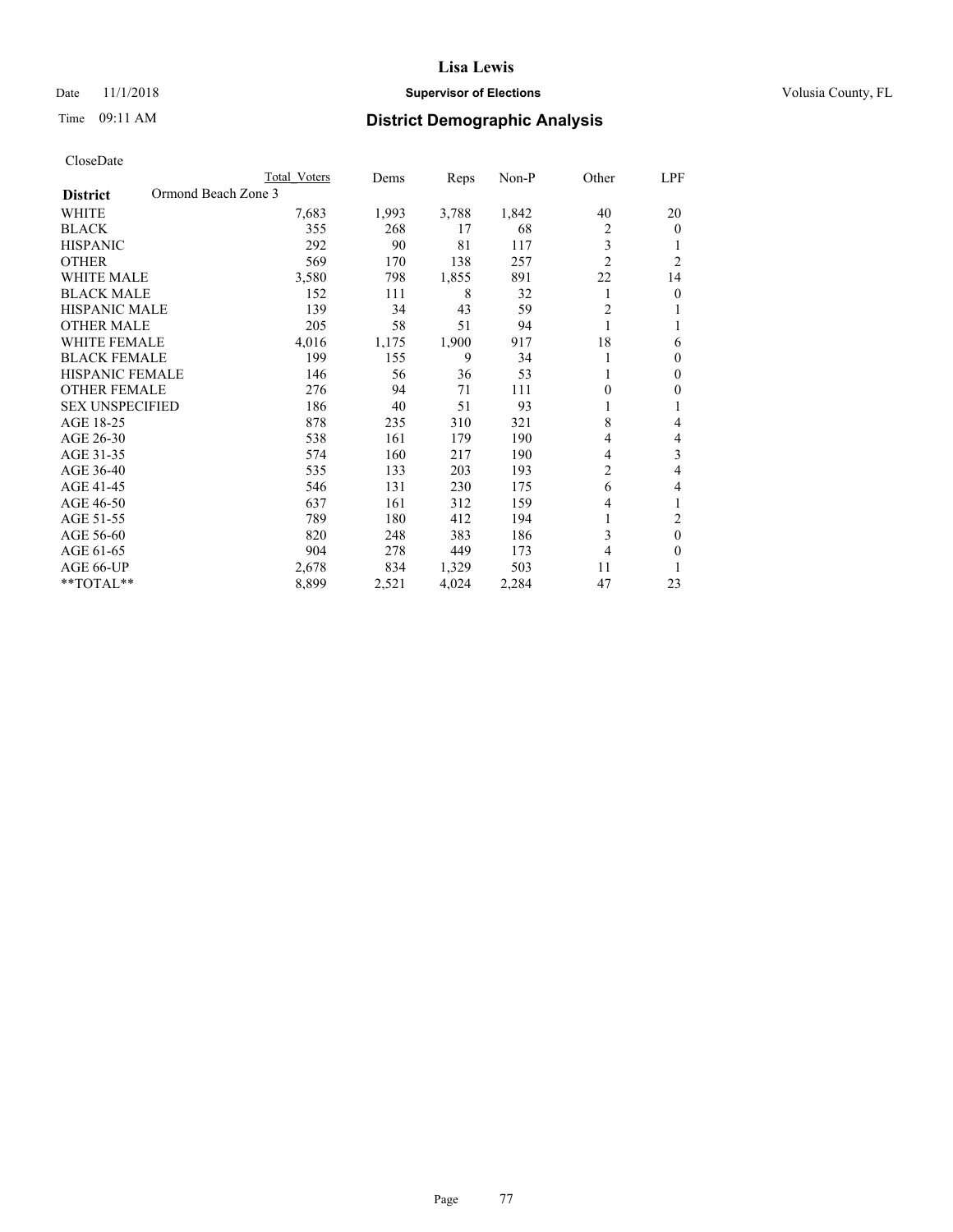Lisa Lewis

Date 11/1/2018 **Supervisor of Elections** Volusia County, FL

Time 09:11 AM **District Demographic Analysis**

CloseDate

| **District** Ormond Beach Zone 3 | Total Voters | Dems | Reps | Non-P | Other | LPF |
|---|---|---|---|---|---|---|
| WHITE | 7,683 | 1,993 | 3,788 | 1,842 | 40 | 20 |
| BLACK | 355 | 268 | 17 | 68 | 2 | 0 |
| HISPANIC | 292 | 90 | 81 | 117 | 3 | 1 |
| OTHER | 569 | 170 | 138 | 257 | 2 | 2 |
| WHITE MALE | 3,580 | 798 | 1,855 | 891 | 22 | 14 |
| BLACK MALE | 152 | 111 | 8 | 32 | 1 | 0 |
| HISPANIC MALE | 139 | 34 | 43 | 59 | 2 | 1 |
| OTHER MALE | 205 | 58 | 51 | 94 | 1 | 1 |
| WHITE FEMALE | 4,016 | 1,175 | 1,900 | 917 | 18 | 6 |
| BLACK FEMALE | 199 | 155 | 9 | 34 | 1 | 0 |
| HISPANIC FEMALE | 146 | 56 | 36 | 53 | 1 | 0 |
| OTHER FEMALE | 276 | 94 | 71 | 111 | 0 | 0 |
| SEX UNSPECIFIED | 186 | 40 | 51 | 93 | 1 | 1 |
| AGE 18-25 | 878 | 235 | 310 | 321 | 8 | 4 |
| AGE 26-30 | 538 | 161 | 179 | 190 | 4 | 4 |
| AGE 31-35 | 574 | 160 | 217 | 190 | 4 | 3 |
| AGE 36-40 | 535 | 133 | 203 | 193 | 2 | 4 |
| AGE 41-45 | 546 | 131 | 230 | 175 | 6 | 4 |
| AGE 46-50 | 637 | 161 | 312 | 159 | 4 | 1 |
| AGE 51-55 | 789 | 180 | 412 | 194 | 1 | 2 |
| AGE 56-60 | 820 | 248 | 383 | 186 | 3 | 0 |
| AGE 61-65 | 904 | 278 | 449 | 173 | 4 | 0 |
| AGE 66-UP | 2,678 | 834 | 1,329 | 503 | 11 | 1 |
| **TOTAL** | 8,899 | 2,521 | 4,024 | 2,284 | 47 | 23 |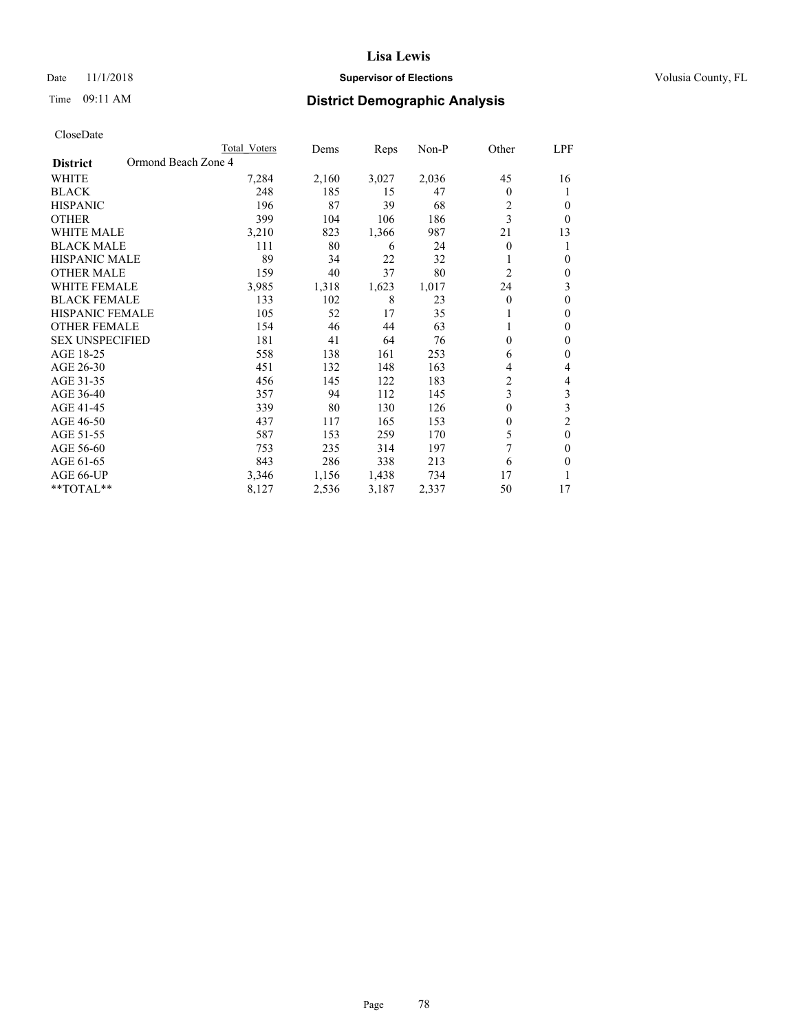# Lisa Lewis

Date 11/1/2018 **Supervisor of Elections** Volusia County, FL

Time 09:11 AM **District Demographic Analysis**

CloseDate

| District | Ormond Beach Zone 4 | Total Voters | Dems | Reps | Non-P | Other | LPF |
|---|---|---|---|---|---|---|---|
| WHITE | | 7,284 | 2,160 | 3,027 | 2,036 | 45 | 16 |
| BLACK | | 248 | 185 | 15 | 47 | 0 | 1 |
| HISPANIC | | 196 | 87 | 39 | 68 | 2 | 0 |
| OTHER | | 399 | 104 | 106 | 186 | 3 | 0 |
| WHITE MALE | | 3,210 | 823 | 1,366 | 987 | 21 | 13 |
| BLACK MALE | | 111 | 80 | 6 | 24 | 0 | 1 |
| HISPANIC MALE | | 89 | 34 | 22 | 32 | 1 | 0 |
| OTHER MALE | | 159 | 40 | 37 | 80 | 2 | 0 |
| WHITE FEMALE | | 3,985 | 1,318 | 1,623 | 1,017 | 24 | 3 |
| BLACK FEMALE | | 133 | 102 | 8 | 23 | 0 | 0 |
| HISPANIC FEMALE | | 105 | 52 | 17 | 35 | 1 | 0 |
| OTHER FEMALE | | 154 | 46 | 44 | 63 | 1 | 0 |
| SEX UNSPECIFIED | | 181 | 41 | 64 | 76 | 0 | 0 |
| AGE 18-25 | | 558 | 138 | 161 | 253 | 6 | 0 |
| AGE 26-30 | | 451 | 132 | 148 | 163 | 4 | 4 |
| AGE 31-35 | | 456 | 145 | 122 | 183 | 2 | 4 |
| AGE 36-40 | | 357 | 94 | 112 | 145 | 3 | 3 |
| AGE 41-45 | | 339 | 80 | 130 | 126 | 0 | 3 |
| AGE 46-50 | | 437 | 117 | 165 | 153 | 0 | 2 |
| AGE 51-55 | | 587 | 153 | 259 | 170 | 5 | 0 |
| AGE 56-60 | | 753 | 235 | 314 | 197 | 7 | 0 |
| AGE 61-65 | | 843 | 286 | 338 | 213 | 6 | 0 |
| AGE 66-UP | | 3,346 | 1,156 | 1,438 | 734 | 17 | 1 |
| **TOTAL** | | 8,127 | 2,536 | 3,187 | 2,337 | 50 | 17 |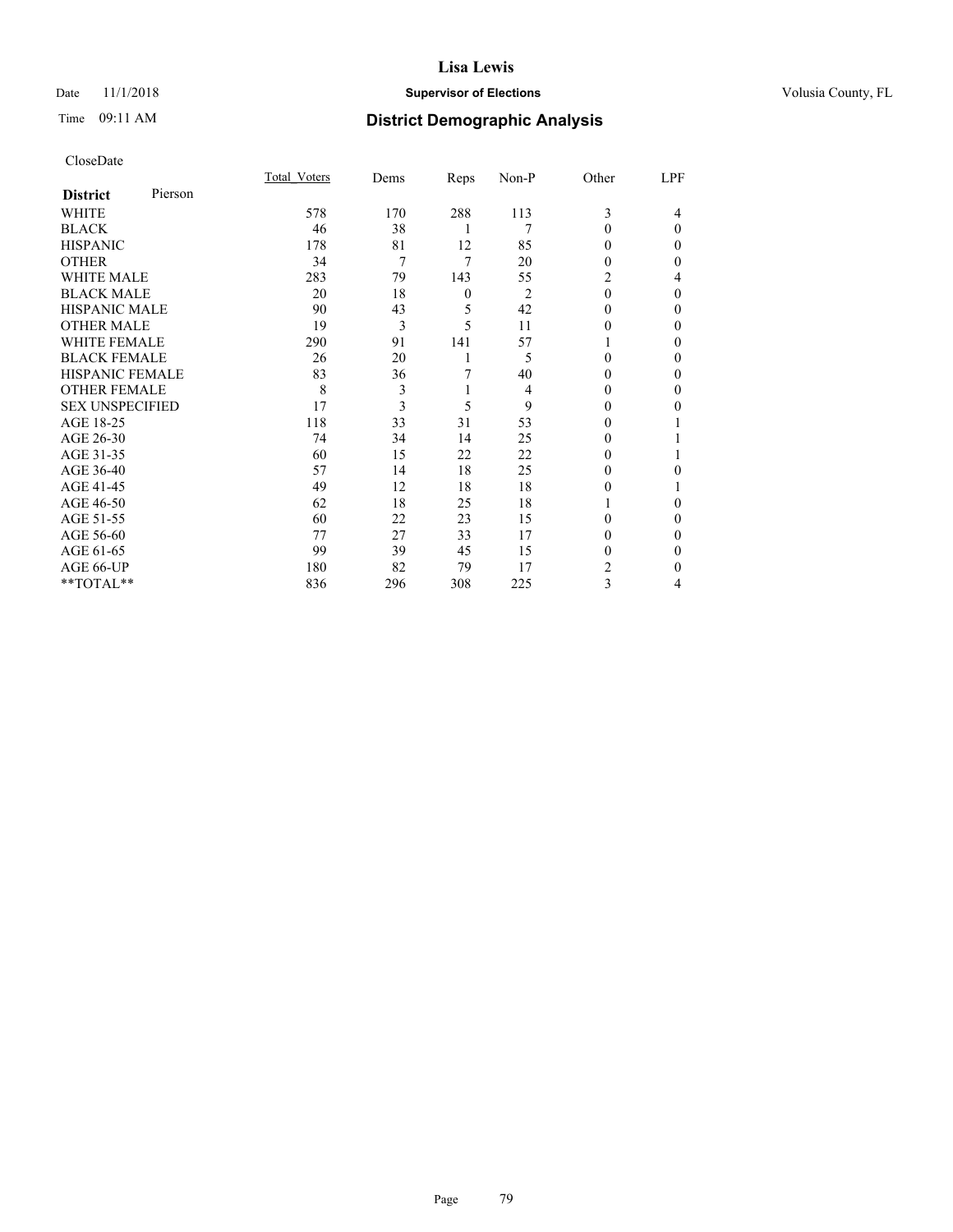# Lisa Lewis

Date 11/1/2018 **Supervisor of Elections** Volusia County, FL

Time 09:11 AM **District Demographic Analysis**

CloseDate

| **District** Pierson | Total_Voters | Dems | Reps | Non-P | Other | LPF |
|---|---|---|---|---|---|---|
| WHITE | 578 | 170 | 288 | 113 | 3 | 4 |
| BLACK | 46 | 38 | 1 | 7 | 0 | 0 |
| HISPANIC | 178 | 81 | 12 | 85 | 0 | 0 |
| OTHER | 34 | 7 | 7 | 20 | 0 | 0 |
| WHITE MALE | 283 | 79 | 143 | 55 | 2 | 4 |
| BLACK MALE | 20 | 18 | 0 | 2 | 0 | 0 |
| HISPANIC MALE | 90 | 43 | 5 | 42 | 0 | 0 |
| OTHER MALE | 19 | 3 | 5 | 11 | 0 | 0 |
| WHITE FEMALE | 290 | 91 | 141 | 57 | 1 | 0 |
| BLACK FEMALE | 26 | 20 | 1 | 5 | 0 | 0 |
| HISPANIC FEMALE | 83 | 36 | 7 | 40 | 0 | 0 |
| OTHER FEMALE | 8 | 3 | 1 | 4 | 0 | 0 |
| SEX UNSPECIFIED | 17 | 3 | 5 | 9 | 0 | 0 |
| AGE 18-25 | 118 | 33 | 31 | 53 | 0 | 1 |
| AGE 26-30 | 74 | 34 | 14 | 25 | 0 | 1 |
| AGE 31-35 | 60 | 15 | 22 | 22 | 0 | 1 |
| AGE 36-40 | 57 | 14 | 18 | 25 | 0 | 0 |
| AGE 41-45 | 49 | 12 | 18 | 18 | 0 | 1 |
| AGE 46-50 | 62 | 18 | 25 | 18 | 1 | 0 |
| AGE 51-55 | 60 | 22 | 23 | 15 | 0 | 0 |
| AGE 56-60 | 77 | 27 | 33 | 17 | 0 | 0 |
| AGE 61-65 | 99 | 39 | 45 | 15 | 0 | 0 |
| AGE 66-UP | 180 | 82 | 79 | 17 | 2 | 0 |
| **TOTAL** | 836 | 296 | 308 | 225 | 3 | 4 |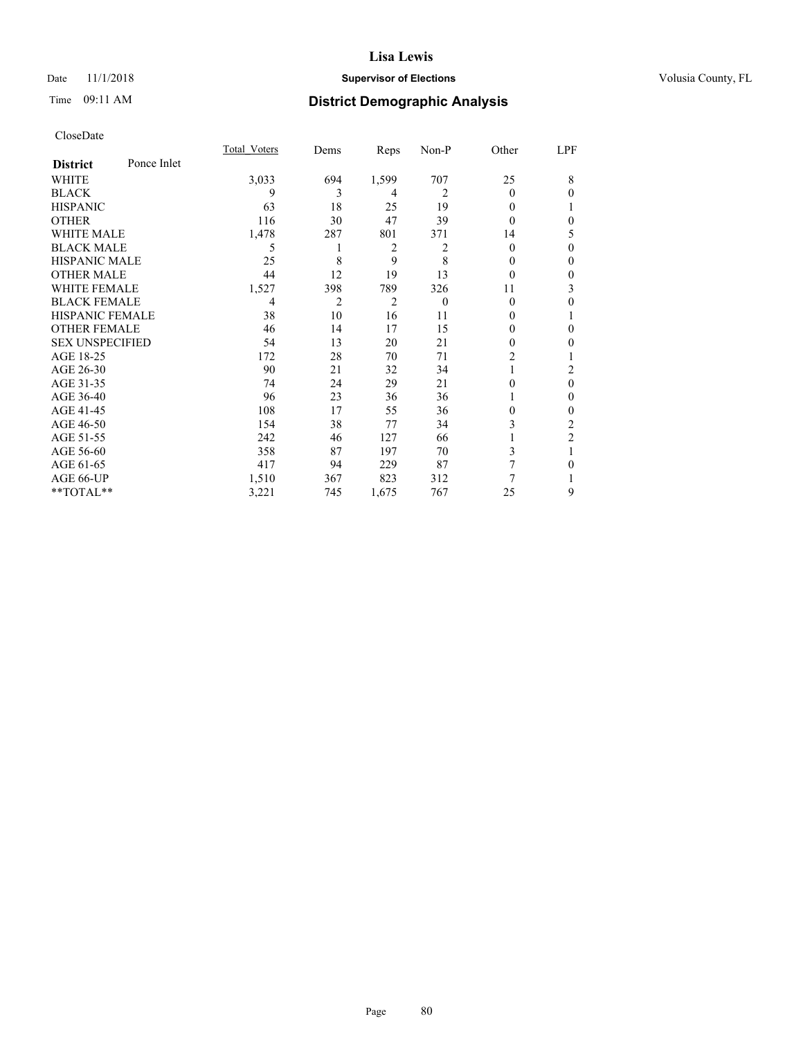Date 11/1/2018

Time 09:11 AM

# Lisa Lewis

## Supervisor of Elections

Volusia County, FL

## District Demographic Analysis

CloseDate

| District: Ponce Inlet | Total_Voters | Dems | Reps | Non-P | Other | LPF |
|---|---|---|---|---|---|---|
| WHITE | 3,033 | 694 | 1,599 | 707 | 25 | 8 |
| BLACK | 9 | 3 | 4 | 2 | 0 | 0 |
| HISPANIC | 63 | 18 | 25 | 19 | 0 | 1 |
| OTHER | 116 | 30 | 47 | 39 | 0 | 0 |
| WHITE MALE | 1,478 | 287 | 801 | 371 | 14 | 5 |
| BLACK MALE | 5 | 1 | 2 | 2 | 0 | 0 |
| HISPANIC MALE | 25 | 8 | 9 | 8 | 0 | 0 |
| OTHER MALE | 44 | 12 | 19 | 13 | 0 | 0 |
| WHITE FEMALE | 1,527 | 398 | 789 | 326 | 11 | 3 |
| BLACK FEMALE | 4 | 2 | 2 | 0 | 0 | 0 |
| HISPANIC FEMALE | 38 | 10 | 16 | 11 | 0 | 1 |
| OTHER FEMALE | 46 | 14 | 17 | 15 | 0 | 0 |
| SEX UNSPECIFIED | 54 | 13 | 20 | 21 | 0 | 0 |
| AGE 18-25 | 172 | 28 | 70 | 71 | 2 | 1 |
| AGE 26-30 | 90 | 21 | 32 | 34 | 1 | 2 |
| AGE 31-35 | 74 | 24 | 29 | 21 | 0 | 0 |
| AGE 36-40 | 96 | 23 | 36 | 36 | 1 | 0 |
| AGE 41-45 | 108 | 17 | 55 | 36 | 0 | 0 |
| AGE 46-50 | 154 | 38 | 77 | 34 | 3 | 2 |
| AGE 51-55 | 242 | 46 | 127 | 66 | 1 | 2 |
| AGE 56-60 | 358 | 87 | 197 | 70 | 3 | 1 |
| AGE 61-65 | 417 | 94 | 229 | 87 | 7 | 0 |
| AGE 66-UP | 1,510 | 367 | 823 | 312 | 7 | 1 |
| **TOTAL** | 3,221 | 745 | 1,675 | 767 | 25 | 9 |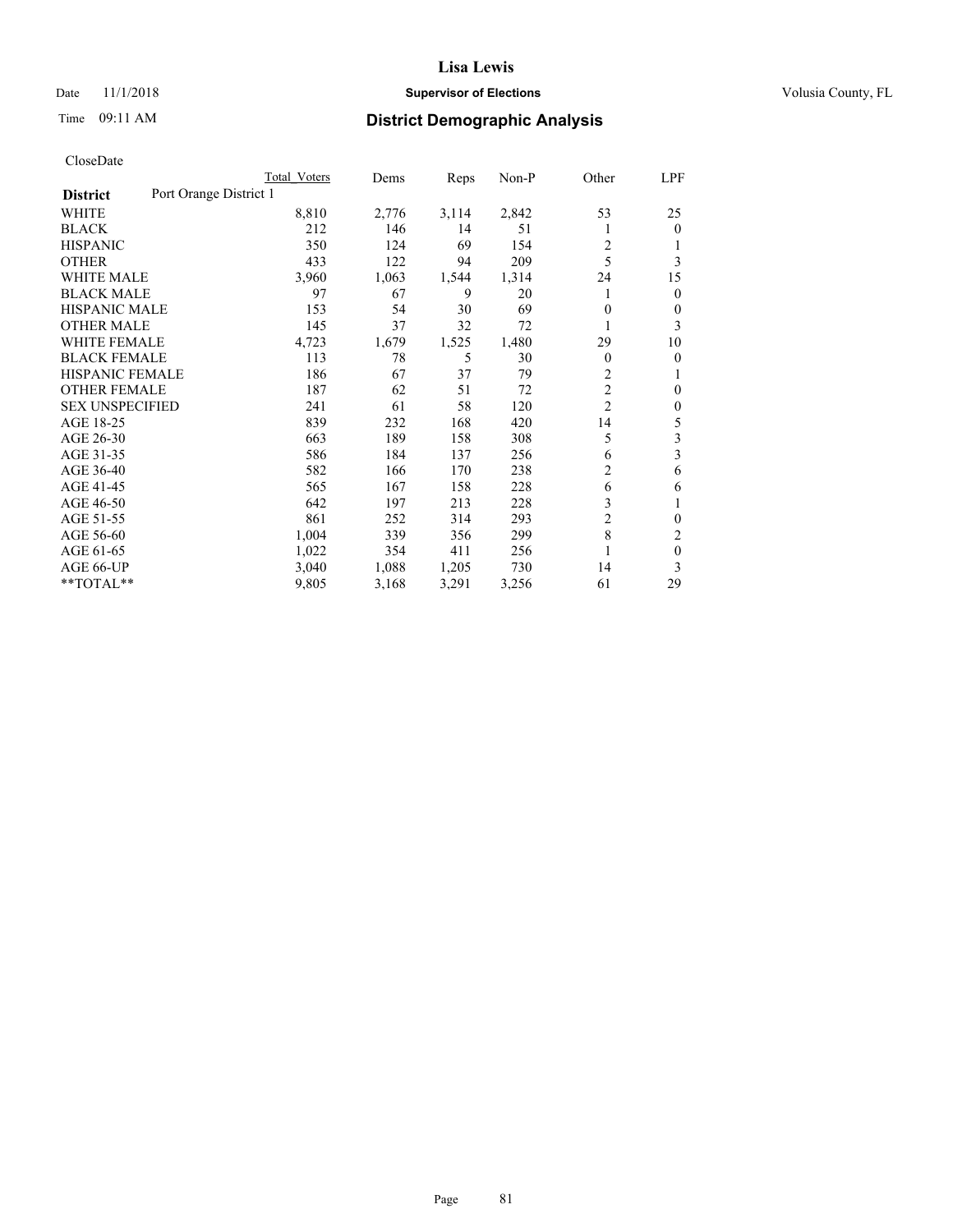CloseDate

| District | Port Orange District 1 | Total Voters | Dems | Reps | Non-P | Other | LPF |
|---|---|---|---|---|---|---|---|
| WHITE | | 8,810 | 2,776 | 3,114 | 2,842 | 53 | 25 |
| BLACK | | 212 | 146 | 14 | 51 | 1 | 0 |
| HISPANIC | | 350 | 124 | 69 | 154 | 2 | 1 |
| OTHER | | 433 | 122 | 94 | 209 | 5 | 3 |
| WHITE MALE | | 3,960 | 1,063 | 1,544 | 1,314 | 24 | 15 |
| BLACK MALE | | 97 | 67 | 9 | 20 | 1 | 0 |
| HISPANIC MALE | | 153 | 54 | 30 | 69 | 0 | 0 |
| OTHER MALE | | 145 | 37 | 32 | 72 | 1 | 3 |
| WHITE FEMALE | | 4,723 | 1,679 | 1,525 | 1,480 | 29 | 10 |
| BLACK FEMALE | | 113 | 78 | 5 | 30 | 0 | 0 |
| HISPANIC FEMALE | | 186 | 67 | 37 | 79 | 2 | 1 |
| OTHER FEMALE | | 187 | 62 | 51 | 72 | 2 | 0 |
| SEX UNSPECIFIED | | 241 | 61 | 58 | 120 | 2 | 0 |
| AGE 18-25 | | 839 | 232 | 168 | 420 | 14 | 5 |
| AGE 26-30 | | 663 | 189 | 158 | 308 | 5 | 3 |
| AGE 31-35 | | 586 | 184 | 137 | 256 | 6 | 3 |
| AGE 36-40 | | 582 | 166 | 170 | 238 | 2 | 6 |
| AGE 41-45 | | 565 | 167 | 158 | 228 | 6 | 6 |
| AGE 46-50 | | 642 | 197 | 213 | 228 | 3 | 1 |
| AGE 51-55 | | 861 | 252 | 314 | 293 | 2 | 0 |
| AGE 56-60 | | 1,004 | 339 | 356 | 299 | 8 | 2 |
| AGE 61-65 | | 1,022 | 354 | 411 | 256 | 1 | 0 |
| AGE 66-UP | | 3,040 | 1,088 | 1,205 | 730 | 14 | 3 |
| **TOTAL** | | 9,805 | 3,168 | 3,291 | 3,256 | 61 | 29 |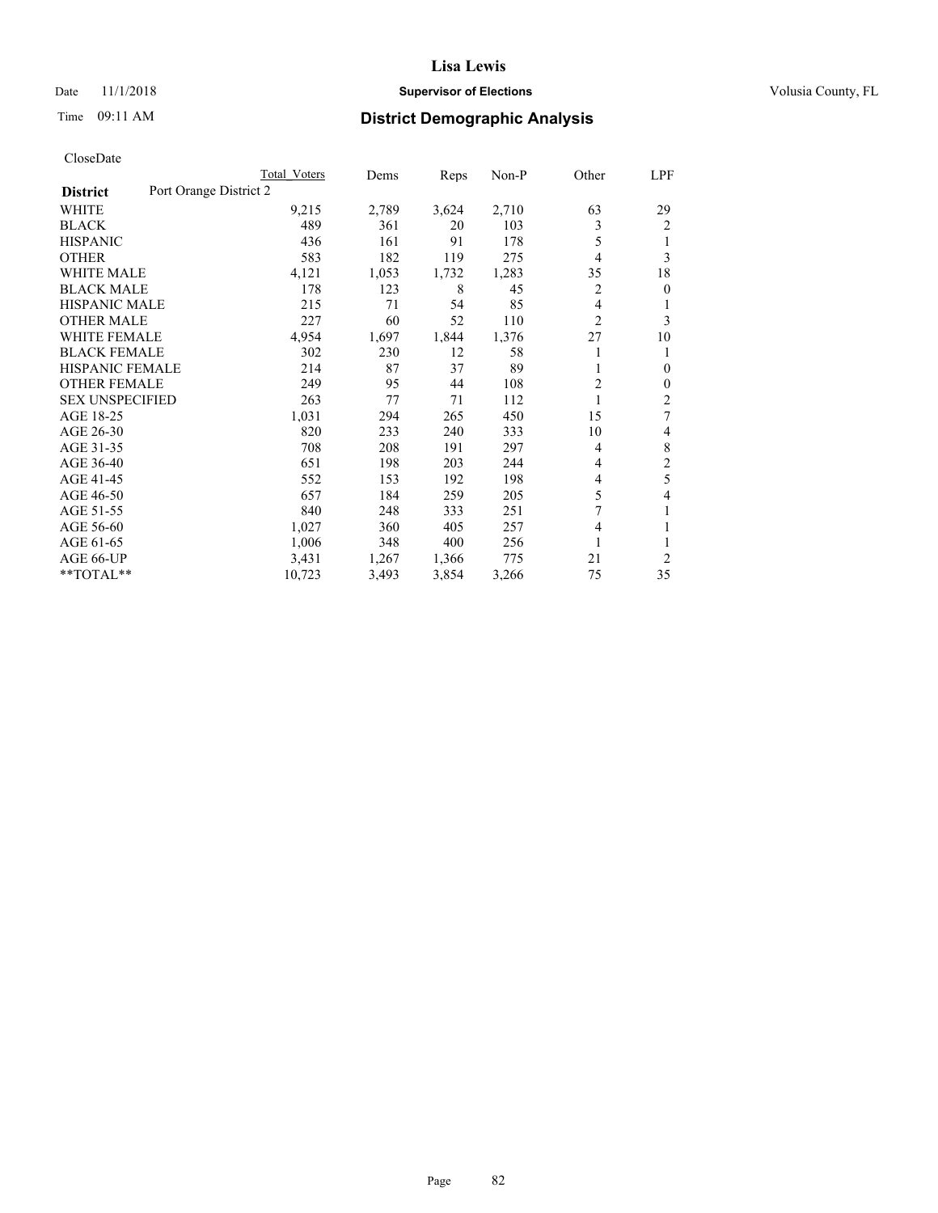# Lisa Lewis

Date 11/1/2018 **Supervisor of Elections** Volusia County, FL

Time 09:11 AM **District Demographic Analysis**

CloseDate

| District | Port Orange District 2 | Total Voters | Dems | Reps | Non-P | Other | LPF |
|---|---|---|---|---|---|---|---|
| WHITE | | 9,215 | 2,789 | 3,624 | 2,710 | 63 | 29 |
| BLACK | | 489 | 361 | 20 | 103 | 3 | 2 |
| HISPANIC | | 436 | 161 | 91 | 178 | 5 | 1 |
| OTHER | | 583 | 182 | 119 | 275 | 4 | 3 |
| WHITE MALE | | 4,121 | 1,053 | 1,732 | 1,283 | 35 | 18 |
| BLACK MALE | | 178 | 123 | 8 | 45 | 2 | 0 |
| HISPANIC MALE | | 215 | 71 | 54 | 85 | 4 | 1 |
| OTHER MALE | | 227 | 60 | 52 | 110 | 2 | 3 |
| WHITE FEMALE | | 4,954 | 1,697 | 1,844 | 1,376 | 27 | 10 |
| BLACK FEMALE | | 302 | 230 | 12 | 58 | 1 | 1 |
| HISPANIC FEMALE | | 214 | 87 | 37 | 89 | 1 | 0 |
| OTHER FEMALE | | 249 | 95 | 44 | 108 | 2 | 0 |
| SEX UNSPECIFIED | | 263 | 77 | 71 | 112 | 1 | 2 |
| AGE 18-25 | | 1,031 | 294 | 265 | 450 | 15 | 7 |
| AGE 26-30 | | 820 | 233 | 240 | 333 | 10 | 4 |
| AGE 31-35 | | 708 | 208 | 191 | 297 | 4 | 8 |
| AGE 36-40 | | 651 | 198 | 203 | 244 | 4 | 2 |
| AGE 41-45 | | 552 | 153 | 192 | 198 | 4 | 5 |
| AGE 46-50 | | 657 | 184 | 259 | 205 | 5 | 4 |
| AGE 51-55 | | 840 | 248 | 333 | 251 | 7 | 1 |
| AGE 56-60 | | 1,027 | 360 | 405 | 257 | 4 | 1 |
| AGE 61-65 | | 1,006 | 348 | 400 | 256 | 1 | 1 |
| AGE 66-UP | | 3,431 | 1,267 | 1,366 | 775 | 21 | 2 |
| **TOTAL** | | 10,723 | 3,493 | 3,854 | 3,266 | 75 | 35 |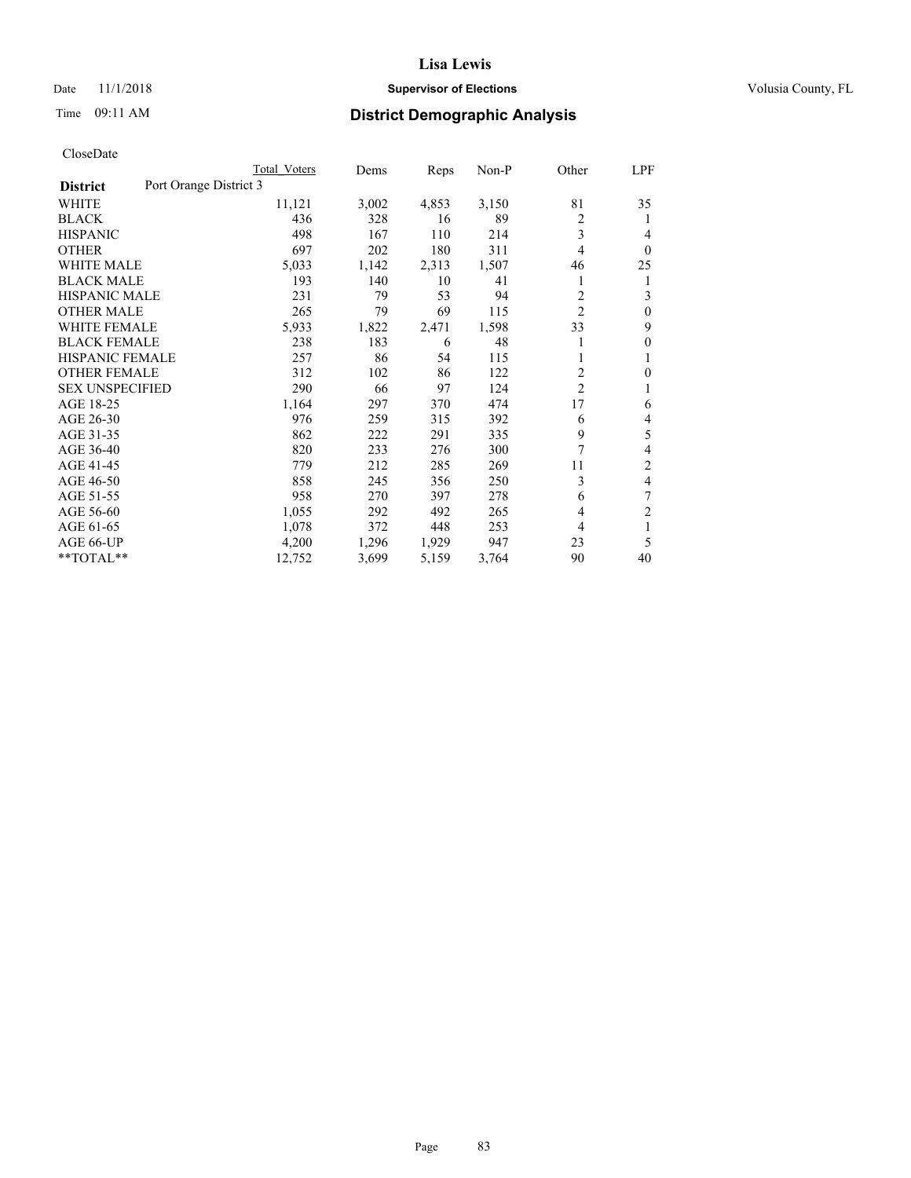# Lisa Lewis

Date 11/1/2018 **Supervisor of Elections** Volusia County, FL

Time 09:11 AM **District Demographic Analysis**

CloseDate

| District | Port Orange District 3 | Total Voters | Dems | Reps | Non-P | Other | LPF |
|---|---|---|---|---|---|---|---|
| WHITE | | 11,121 | 3,002 | 4,853 | 3,150 | 81 | 35 |
| BLACK | | 436 | 328 | 16 | 89 | 2 | 1 |
| HISPANIC | | 498 | 167 | 110 | 214 | 3 | 4 |
| OTHER | | 697 | 202 | 180 | 311 | 4 | 0 |
| WHITE MALE | | 5,033 | 1,142 | 2,313 | 1,507 | 46 | 25 |
| BLACK MALE | | 193 | 140 | 10 | 41 | 1 | 1 |
| HISPANIC MALE | | 231 | 79 | 53 | 94 | 2 | 3 |
| OTHER MALE | | 265 | 79 | 69 | 115 | 2 | 0 |
| WHITE FEMALE | | 5,933 | 1,822 | 2,471 | 1,598 | 33 | 9 |
| BLACK FEMALE | | 238 | 183 | 6 | 48 | 1 | 0 |
| HISPANIC FEMALE | | 257 | 86 | 54 | 115 | 1 | 1 |
| OTHER FEMALE | | 312 | 102 | 86 | 122 | 2 | 0 |
| SEX UNSPECIFIED | | 290 | 66 | 97 | 124 | 2 | 1 |
| AGE 18-25 | | 1,164 | 297 | 370 | 474 | 17 | 6 |
| AGE 26-30 | | 976 | 259 | 315 | 392 | 6 | 4 |
| AGE 31-35 | | 862 | 222 | 291 | 335 | 9 | 5 |
| AGE 36-40 | | 820 | 233 | 276 | 300 | 7 | 4 |
| AGE 41-45 | | 779 | 212 | 285 | 269 | 11 | 2 |
| AGE 46-50 | | 858 | 245 | 356 | 250 | 3 | 4 |
| AGE 51-55 | | 958 | 270 | 397 | 278 | 6 | 7 |
| AGE 56-60 | | 1,055 | 292 | 492 | 265 | 4 | 2 |
| AGE 61-65 | | 1,078 | 372 | 448 | 253 | 4 | 1 |
| AGE 66-UP | | 4,200 | 1,296 | 1,929 | 947 | 23 | 5 |
| **TOTAL** | | 12,752 | 3,699 | 5,159 | 3,764 | 90 | 40 |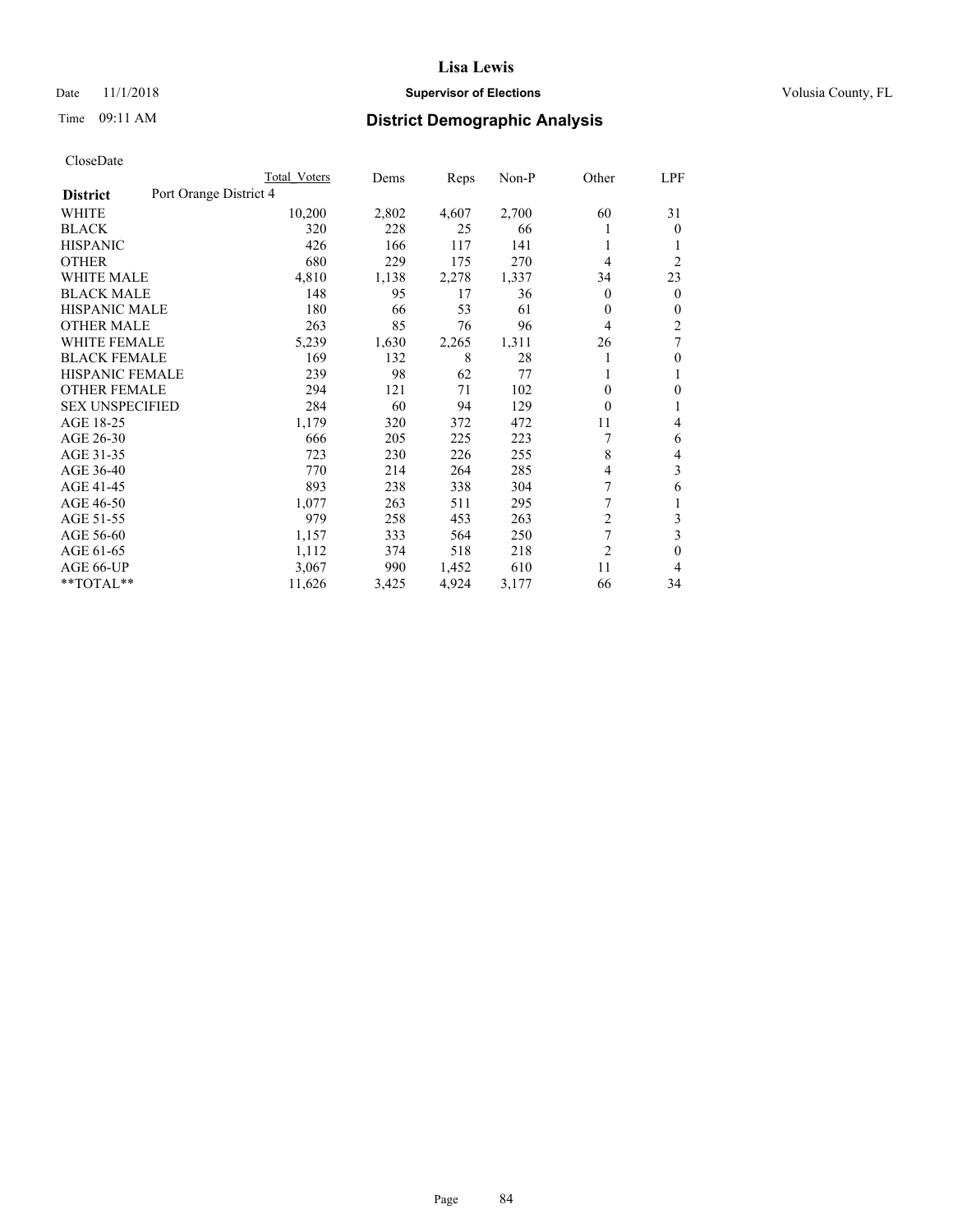CloseDate

| District | Port Orange District 4 | Total Voters | Dems | Reps | Non-P | Other | LPF |
|---|---|---|---|---|---|---|---|
| WHITE | | 10,200 | 2,802 | 4,607 | 2,700 | 60 | 31 |
| BLACK | | 320 | 228 | 25 | 66 | 1 | 0 |
| HISPANIC | | 426 | 166 | 117 | 141 | 1 | 1 |
| OTHER | | 680 | 229 | 175 | 270 | 4 | 2 |
| WHITE MALE | | 4,810 | 1,138 | 2,278 | 1,337 | 34 | 23 |
| BLACK MALE | | 148 | 95 | 17 | 36 | 0 | 0 |
| HISPANIC MALE | | 180 | 66 | 53 | 61 | 0 | 0 |
| OTHER MALE | | 263 | 85 | 76 | 96 | 4 | 2 |
| WHITE FEMALE | | 5,239 | 1,630 | 2,265 | 1,311 | 26 | 7 |
| BLACK FEMALE | | 169 | 132 | 8 | 28 | 1 | 0 |
| HISPANIC FEMALE | | 239 | 98 | 62 | 77 | 1 | 1 |
| OTHER FEMALE | | 294 | 121 | 71 | 102 | 0 | 0 |
| SEX UNSPECIFIED | | 284 | 60 | 94 | 129 | 0 | 1 |
| AGE 18-25 | | 1,179 | 320 | 372 | 472 | 11 | 4 |
| AGE 26-30 | | 666 | 205 | 225 | 223 | 7 | 6 |
| AGE 31-35 | | 723 | 230 | 226 | 255 | 8 | 4 |
| AGE 36-40 | | 770 | 214 | 264 | 285 | 4 | 3 |
| AGE 41-45 | | 893 | 238 | 338 | 304 | 7 | 6 |
| AGE 46-50 | | 1,077 | 263 | 511 | 295 | 7 | 1 |
| AGE 51-55 | | 979 | 258 | 453 | 263 | 2 | 3 |
| AGE 56-60 | | 1,157 | 333 | 564 | 250 | 7 | 3 |
| AGE 61-65 | | 1,112 | 374 | 518 | 218 | 2 | 0 |
| AGE 66-UP | | 3,067 | 990 | 1,452 | 610 | 11 | 4 |
| **TOTAL** | | 11,626 | 3,425 | 4,924 | 3,177 | 66 | 34 |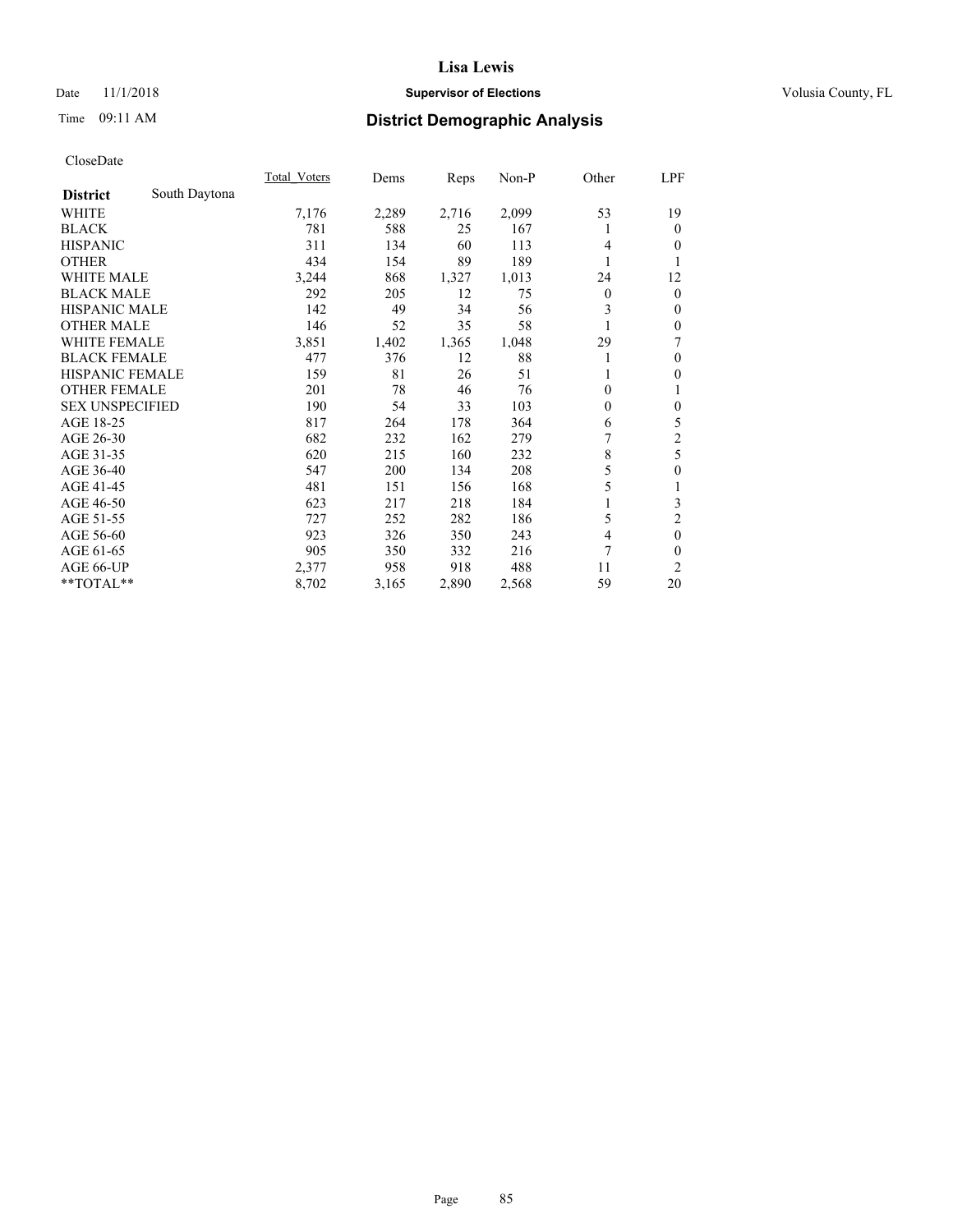# Lisa Lewis

Date 11/1/2018 **Supervisor of Elections** Volusia County, FL

Time 09:11 AM **District Demographic Analysis**

CloseDate

| District | South Daytona | Total_Voters | Dems | Reps | Non-P | Other | LPF |
|---|---|---|---|---|---|---|---|
| WHITE | | 7,176 | 2,289 | 2,716 | 2,099 | 53 | 19 |
| BLACK | | 781 | 588 | 25 | 167 | 1 | 0 |
| HISPANIC | | 311 | 134 | 60 | 113 | 4 | 0 |
| OTHER | | 434 | 154 | 89 | 189 | 1 | 1 |
| WHITE MALE | | 3,244 | 868 | 1,327 | 1,013 | 24 | 12 |
| BLACK MALE | | 292 | 205 | 12 | 75 | 0 | 0 |
| HISPANIC MALE | | 142 | 49 | 34 | 56 | 3 | 0 |
| OTHER MALE | | 146 | 52 | 35 | 58 | 1 | 0 |
| WHITE FEMALE | | 3,851 | 1,402 | 1,365 | 1,048 | 29 | 7 |
| BLACK FEMALE | | 477 | 376 | 12 | 88 | 1 | 0 |
| HISPANIC FEMALE | | 159 | 81 | 26 | 51 | 1 | 0 |
| OTHER FEMALE | | 201 | 78 | 46 | 76 | 0 | 1 |
| SEX UNSPECIFIED | | 190 | 54 | 33 | 103 | 0 | 0 |
| AGE 18-25 | | 817 | 264 | 178 | 364 | 6 | 5 |
| AGE 26-30 | | 682 | 232 | 162 | 279 | 7 | 2 |
| AGE 31-35 | | 620 | 215 | 160 | 232 | 8 | 5 |
| AGE 36-40 | | 547 | 200 | 134 | 208 | 5 | 0 |
| AGE 41-45 | | 481 | 151 | 156 | 168 | 5 | 1 |
| AGE 46-50 | | 623 | 217 | 218 | 184 | 1 | 3 |
| AGE 51-55 | | 727 | 252 | 282 | 186 | 5 | 2 |
| AGE 56-60 | | 923 | 326 | 350 | 243 | 4 | 0 |
| AGE 61-65 | | 905 | 350 | 332 | 216 | 7 | 0 |
| AGE 66-UP | | 2,377 | 958 | 918 | 488 | 11 | 2 |
| **TOTAL** | | 8,702 | 3,165 | 2,890 | 2,568 | 59 | 20 |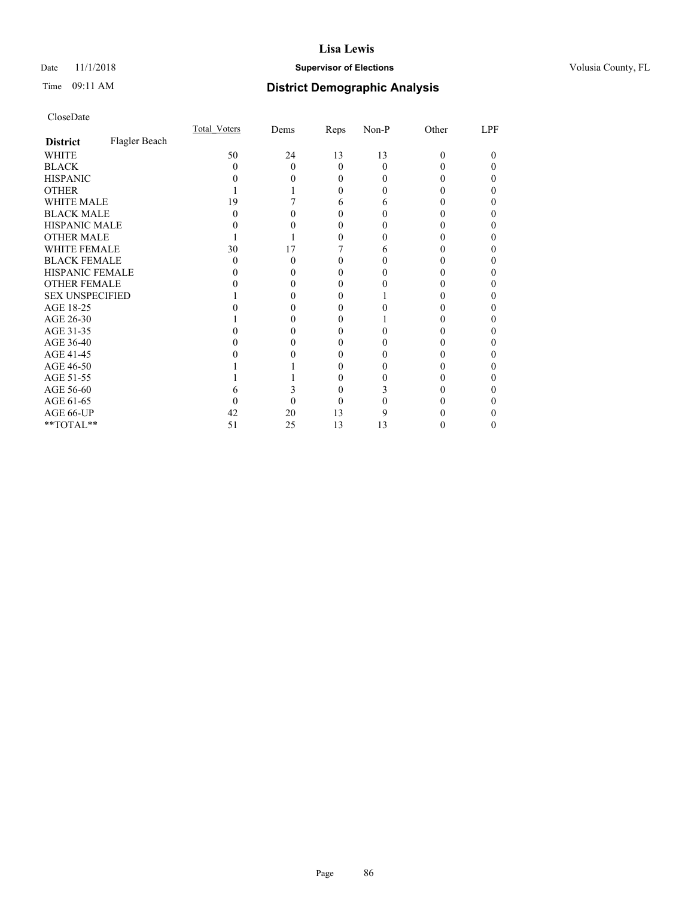# Lisa Lewis

Date 11/1/2018 **Supervisor of Elections** Volusia County, FL

Time 09:11 AM **District Demographic Analysis**

CloseDate

| | Total_Voters | Dems | Reps | Non-P | Other | LPF |
|---|---|---|---|---|---|---|
| **District** Flagler Beach | | | | | | |
| WHITE | 50 | 24 | 13 | 13 | 0 | 0 |
| BLACK | 0 | 0 | 0 | 0 | 0 | 0 |
| HISPANIC | 0 | 0 | 0 | 0 | 0 | 0 |
| OTHER | 1 | 1 | 0 | 0 | 0 | 0 |
| WHITE MALE | 19 | 7 | 6 | 6 | 0 | 0 |
| BLACK MALE | 0 | 0 | 0 | 0 | 0 | 0 |
| HISPANIC MALE | 0 | 0 | 0 | 0 | 0 | 0 |
| OTHER MALE | 1 | 1 | 0 | 0 | 0 | 0 |
| WHITE FEMALE | 30 | 17 | 7 | 6 | 0 | 0 |
| BLACK FEMALE | 0 | 0 | 0 | 0 | 0 | 0 |
| HISPANIC FEMALE | 0 | 0 | 0 | 0 | 0 | 0 |
| OTHER FEMALE | 0 | 0 | 0 | 0 | 0 | 0 |
| SEX UNSPECIFIED | 1 | 0 | 0 | 1 | 0 | 0 |
| AGE 18-25 | 0 | 0 | 0 | 0 | 0 | 0 |
| AGE 26-30 | 1 | 0 | 0 | 1 | 0 | 0 |
| AGE 31-35 | 0 | 0 | 0 | 0 | 0 | 0 |
| AGE 36-40 | 0 | 0 | 0 | 0 | 0 | 0 |
| AGE 41-45 | 0 | 0 | 0 | 0 | 0 | 0 |
| AGE 46-50 | 1 | 1 | 0 | 0 | 0 | 0 |
| AGE 51-55 | 1 | 1 | 0 | 0 | 0 | 0 |
| AGE 56-60 | 6 | 3 | 0 | 3 | 0 | 0 |
| AGE 61-65 | 0 | 0 | 0 | 0 | 0 | 0 |
| AGE 66-UP | 42 | 20 | 13 | 9 | 0 | 0 |
| **TOTAL** | 51 | 25 | 13 | 13 | 0 | 0 |